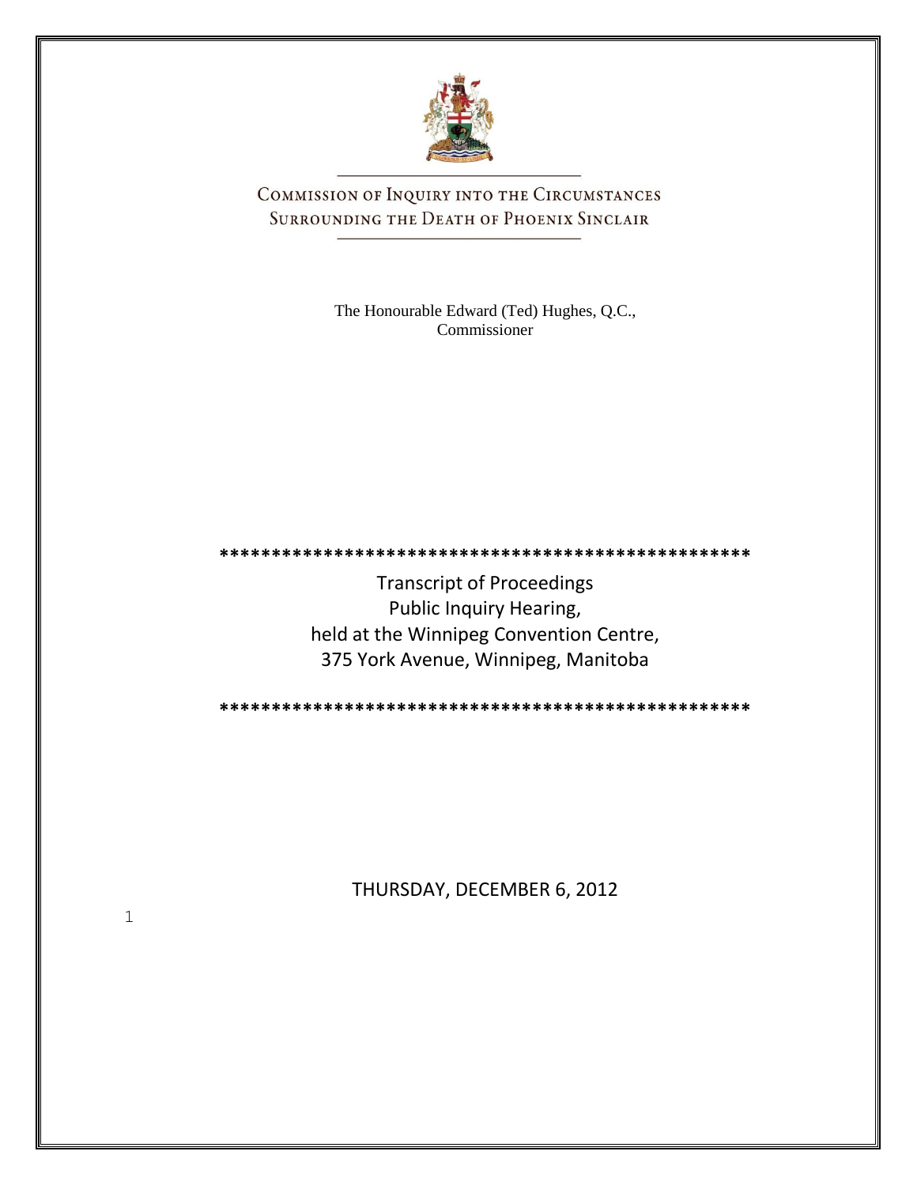# Commission of Inquiry into the Circumstances Surrounding the Death of Phoenix Sinclair

The Honourable Edward (Ted) Hughes, Q.C., Commissioner

***************************************************

Transcript of Proceedings
Public Inquiry Hearing,
held at the Winnipeg Convention Centre,
375 York Avenue, Winnipeg, Manitoba

***************************************************

THURSDAY, DECEMBER 6, 2012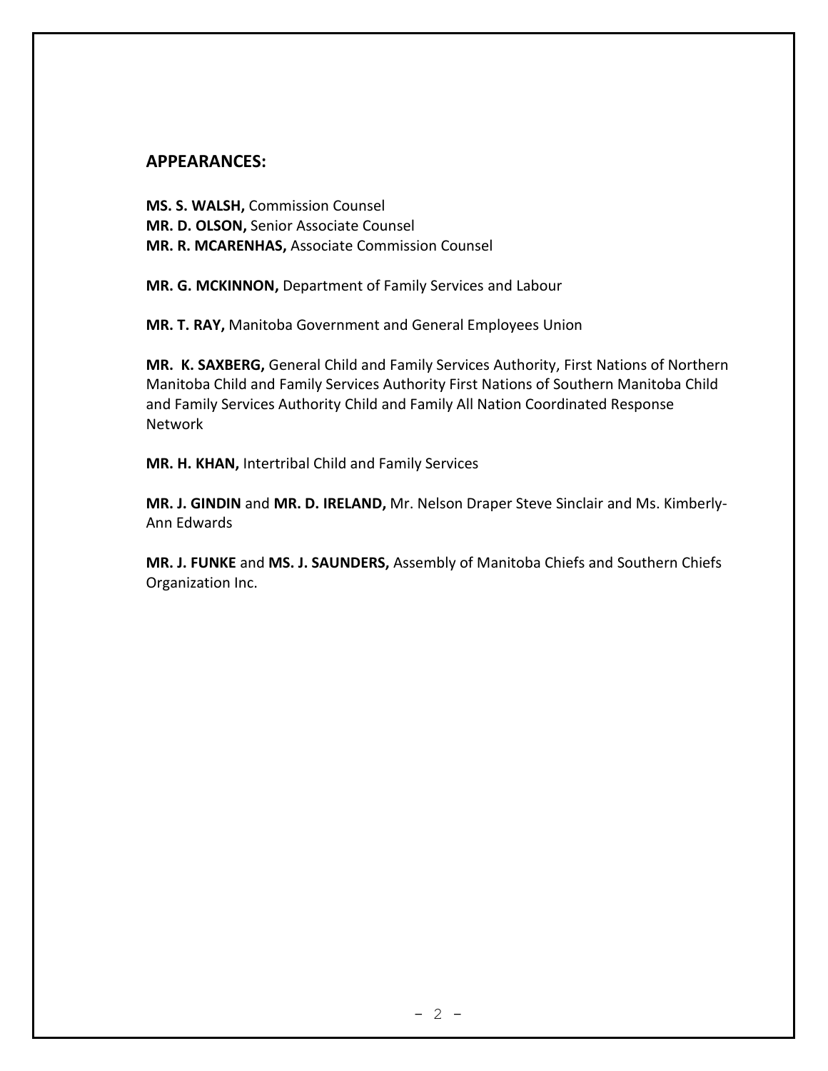## APPEARANCES:

**MS. S. WALSH,** Commission Counsel
**MR. D. OLSON,** Senior Associate Counsel
**MR. R. MCARENHAS,** Associate Commission Counsel

**MR. G. MCKINNON,** Department of Family Services and Labour

**MR. T. RAY,** Manitoba Government and General Employees Union

**MR. K. SAXBERG,** General Child and Family Services Authority, First Nations of Northern Manitoba Child and Family Services Authority First Nations of Southern Manitoba Child and Family Services Authority Child and Family All Nation Coordinated Response Network

**MR. H. KHAN,** Intertribal Child and Family Services

**MR. J. GINDIN** and **MR. D. IRELAND,** Mr. Nelson Draper Steve Sinclair and Ms. Kimberly-Ann Edwards

**MR. J. FUNKE** and **MS. J. SAUNDERS,** Assembly of Manitoba Chiefs and Southern Chiefs Organization Inc.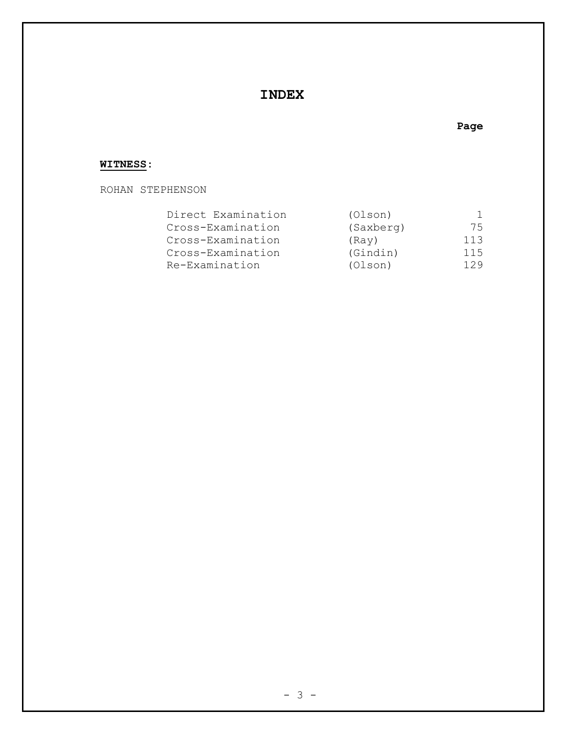# INDEX

| | | Page |
|---|---|---|
| **WITNESS**: | | |
| ROHAN STEPHENSON | | |
| Direct Examination | (Olson) | 1 |
| Cross-Examination | (Saxberg) | 75 |
| Cross-Examination | (Ray) | 113 |
| Cross-Examination | (Gindin) | 115 |
| Re-Examination | (Olson) | 129 |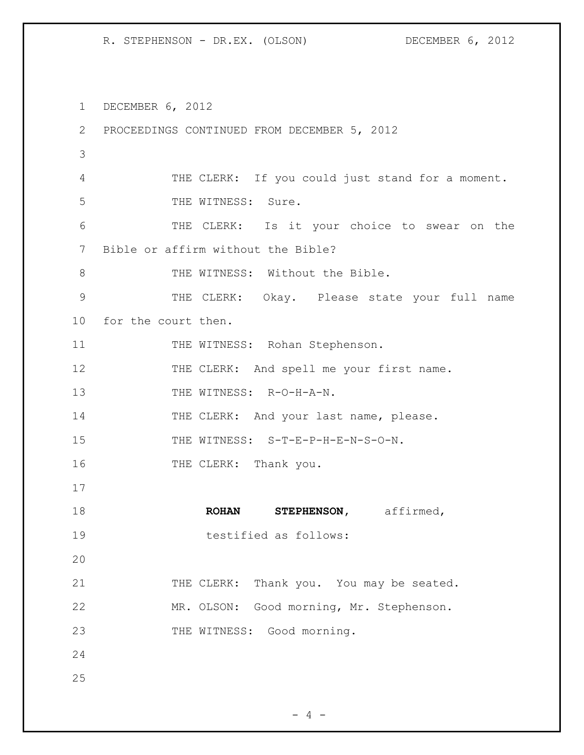DECEMBER 6, 2012

PROCEEDINGS CONTINUED FROM DECEMBER 5, 2012

THE CLERK: If you could just stand for a moment.

THE WITNESS: Sure.

THE CLERK: Is it your choice to swear on the Bible or affirm without the Bible?

THE WITNESS: Without the Bible.

THE CLERK: Okay. Please state your full name for the court then.

THE WITNESS: Rohan Stephenson.

THE CLERK: And spell me your first name.

THE WITNESS: R-O-H-A-N.

THE CLERK: And your last name, please.

THE WITNESS: S-T-E-P-H-E-N-S-O-N.

THE CLERK: Thank you.

**ROHAN STEPHENSON,** affirmed, testified as follows:

THE CLERK: Thank you. You may be seated.

MR. OLSON: Good morning, Mr. Stephenson.

THE WITNESS: Good morning.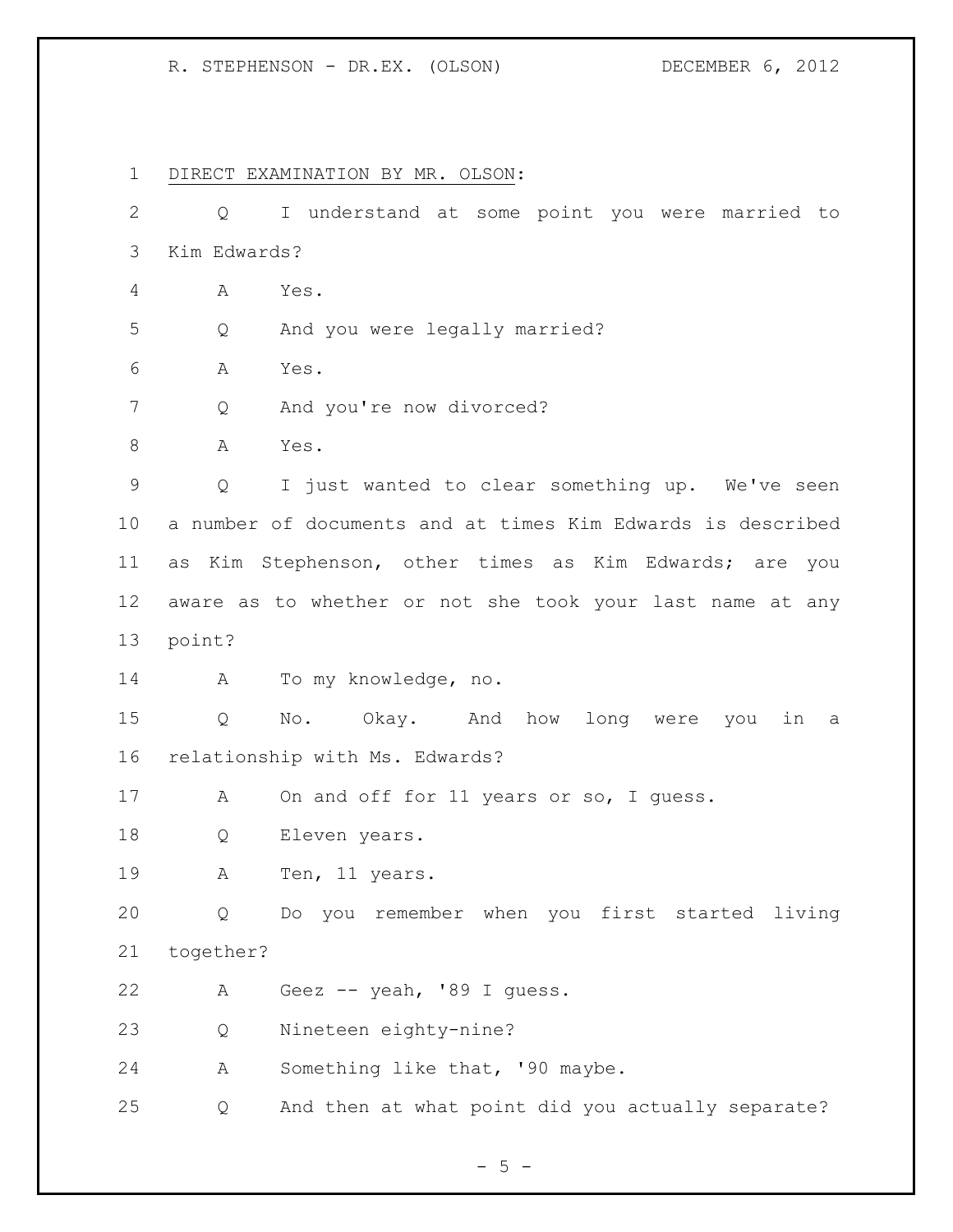DIRECT EXAMINATION BY MR. OLSON:

Q I understand at some point you were married to Kim Edwards?

A Yes.

Q And you were legally married?

A Yes.

Q And you're now divorced?

A Yes.

Q I just wanted to clear something up. We've seen a number of documents and at times Kim Edwards is described as Kim Stephenson, other times as Kim Edwards; are you aware as to whether or not she took your last name at any point?

A To my knowledge, no.

Q No. Okay. And how long were you in a relationship with Ms. Edwards?

A On and off for 11 years or so, I guess.

Q Eleven years.

A Ten, 11 years.

Q Do you remember when you first started living together?

A Geez -- yeah, '89 I guess.

Q Nineteen eighty-nine?

A Something like that, '90 maybe.

Q And then at what point did you actually separate?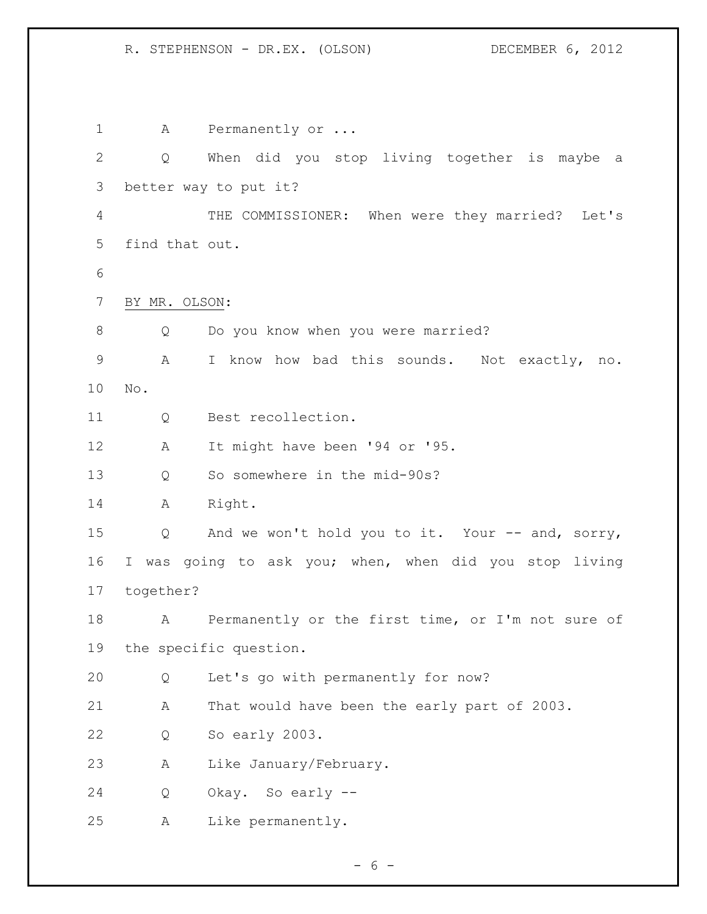A Permanently or ...

Q When did you stop living together is maybe a better way to put it?

THE COMMISSIONER: When were they married? Let's find that out.

BY MR. OLSON:

Q Do you know when you were married?

A I know how bad this sounds. Not exactly, no. No.

Q Best recollection.

A It might have been '94 or '95.

Q So somewhere in the mid-90s?

A Right.

Q And we won't hold you to it. Your -- and, sorry, I was going to ask you; when, when did you stop living together?

A Permanently or the first time, or I'm not sure of the specific question.

Q Let's go with permanently for now?

A That would have been the early part of 2003.

Q So early 2003.

A Like January/February.

Q Okay. So early --

A Like permanently.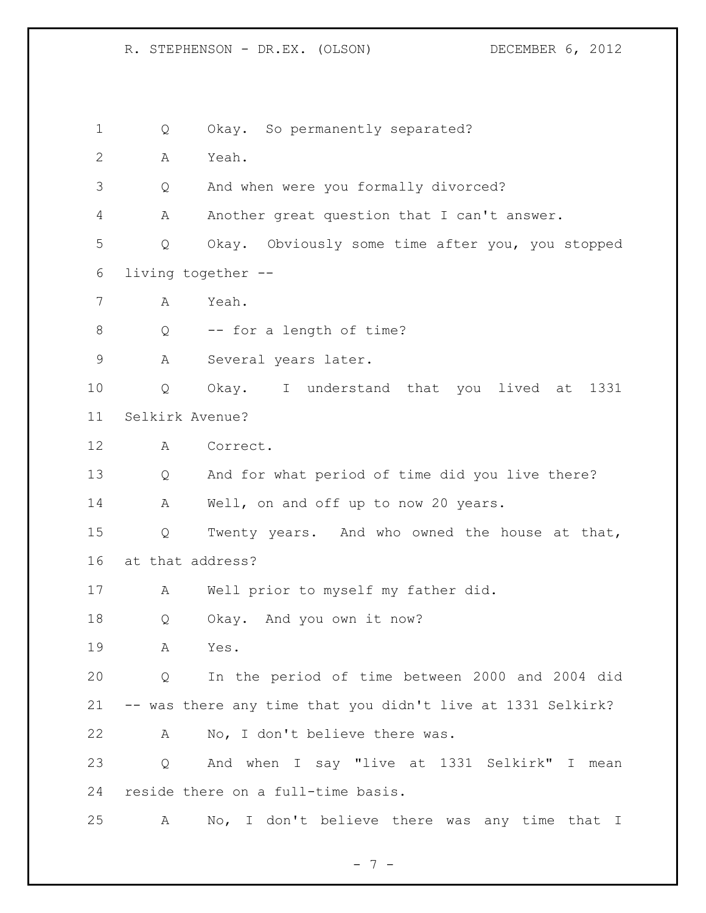Q Okay. So permanently separated?

A Yeah.

Q And when were you formally divorced?

A Another great question that I can't answer.

Q Okay. Obviously some time after you, you stopped living together --

A Yeah.

Q -- for a length of time?

A Several years later.

Q Okay. I understand that you lived at 1331 Selkirk Avenue?

A Correct.

Q And for what period of time did you live there?

A Well, on and off up to now 20 years.

Q Twenty years. And who owned the house at that, at that address?

A Well prior to myself my father did.

Q Okay. And you own it now?

A Yes.

Q In the period of time between 2000 and 2004 did -- was there any time that you didn't live at 1331 Selkirk?

A No, I don't believe there was.

Q And when I say "live at 1331 Selkirk" I mean reside there on a full-time basis.

A No, I don't believe there was any time that I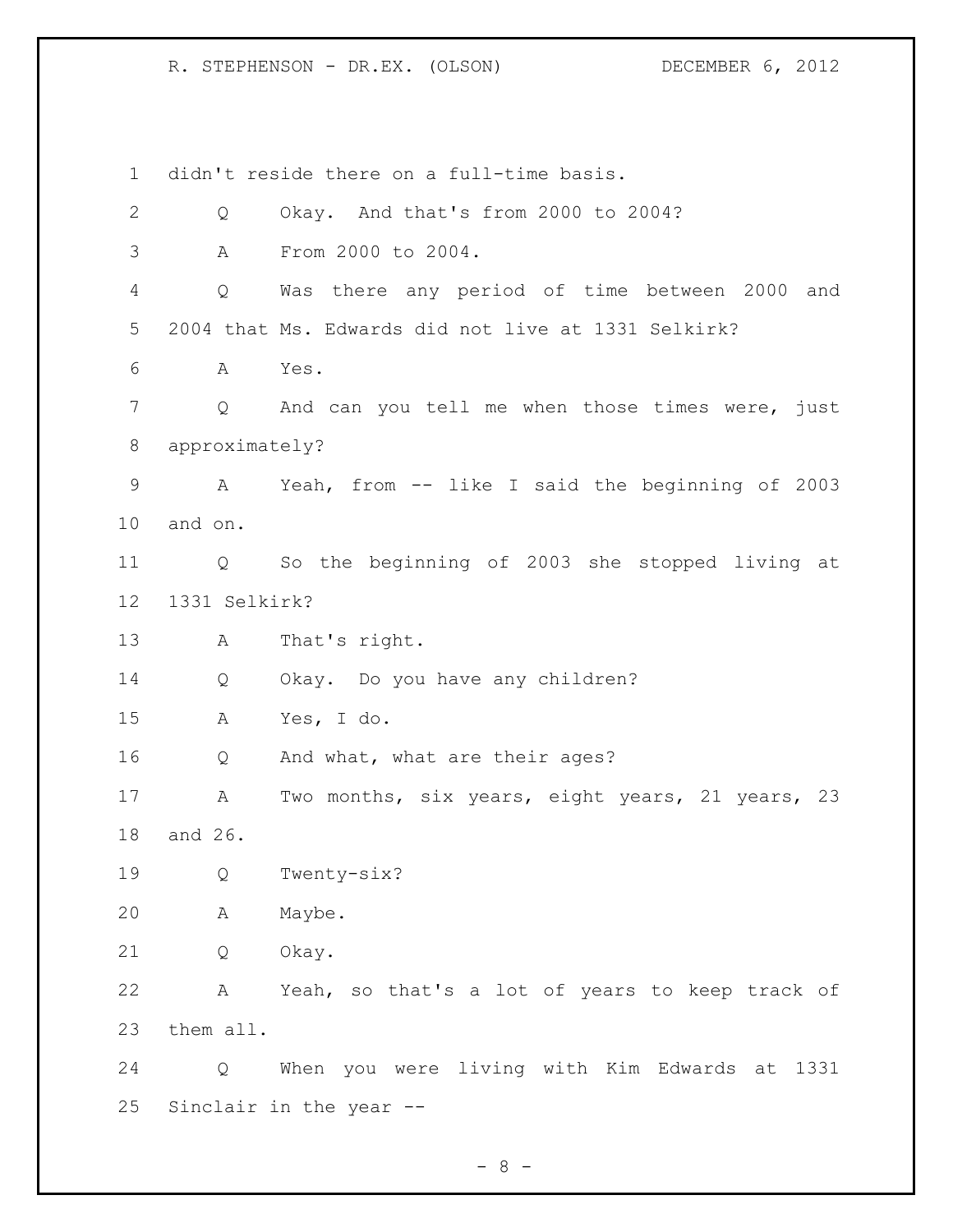didn't reside there on a full-time basis.

Q Okay. And that's from 2000 to 2004?

A From 2000 to 2004.

Q Was there any period of time between 2000 and 2004 that Ms. Edwards did not live at 1331 Selkirk?

A Yes.

Q And can you tell me when those times were, just approximately?

A Yeah, from -- like I said the beginning of 2003 and on.

Q So the beginning of 2003 she stopped living at 1331 Selkirk?

A That's right.

Q Okay. Do you have any children?

A Yes, I do.

Q And what, what are their ages?

A Two months, six years, eight years, 21 years, 23 and 26.

Q Twenty-six?

A Maybe.

Q Okay.

A Yeah, so that's a lot of years to keep track of them all.

Q When you were living with Kim Edwards at 1331 Sinclair in the year --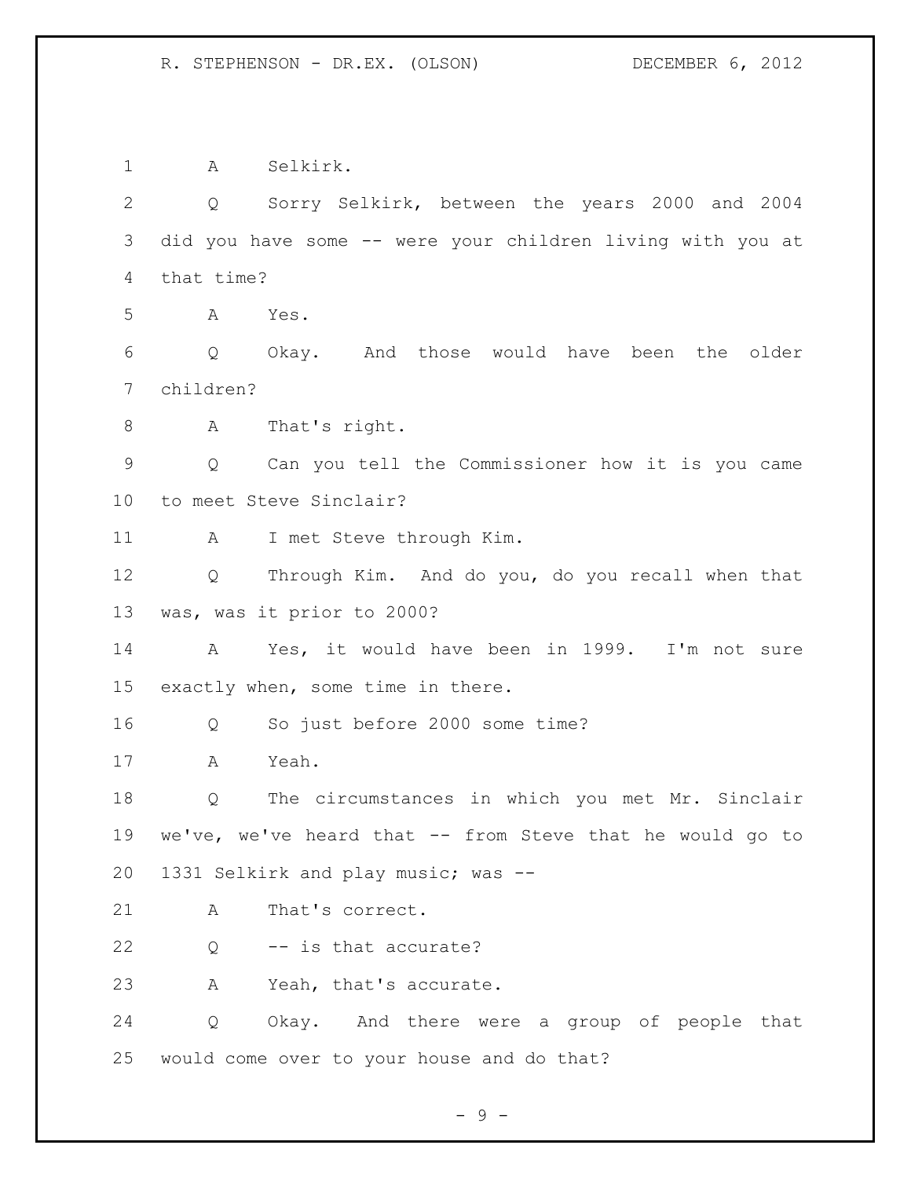1 A Selkirk.

2 Q Sorry Selkirk, between the years 2000 and 2004

3 did you have some -- were your children living with you at

4 that time?

5 A Yes.

6 Q Okay. And those would have been the older

7 children?

8 A That's right.

9 Q Can you tell the Commissioner how it is you came

10 to meet Steve Sinclair?

11 A I met Steve through Kim.

12 Q Through Kim. And do you, do you recall when that

13 was, was it prior to 2000?

14 A Yes, it would have been in 1999. I'm not sure

15 exactly when, some time in there.

16 Q So just before 2000 some time?

17 A Yeah.

18 Q The circumstances in which you met Mr. Sinclair

19 we've, we've heard that -- from Steve that he would go to

20 1331 Selkirk and play music; was --

21 A That's correct.

22 Q -- is that accurate?

23 A Yeah, that's accurate.

24 Q Okay. And there were a group of people that

25 would come over to your house and do that?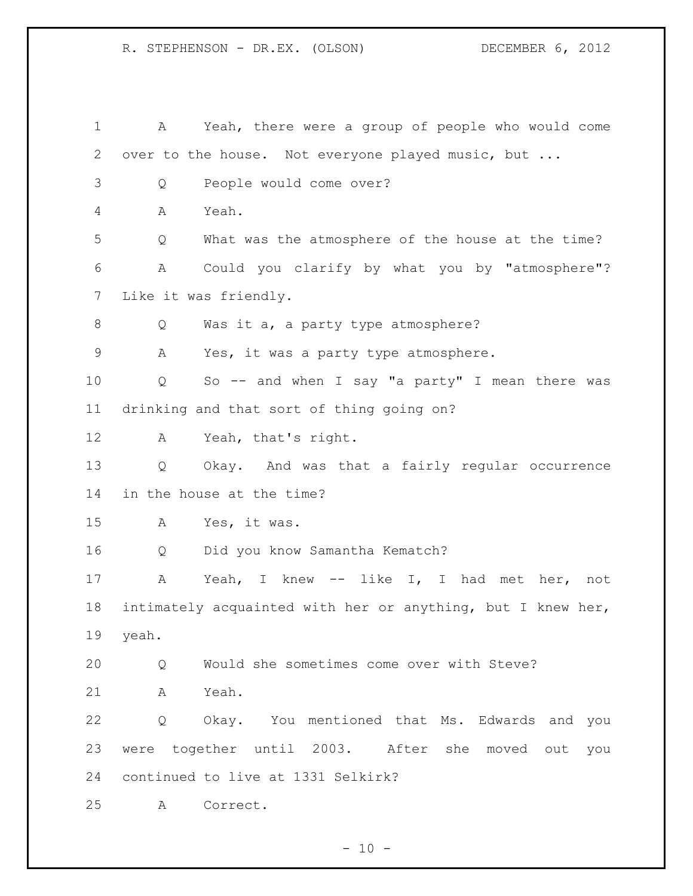A Yeah, there were a group of people who would come over to the house. Not everyone played music, but ...

Q People would come over?

A Yeah.

Q What was the atmosphere of the house at the time?

A Could you clarify by what you by "atmosphere"? Like it was friendly.

Q Was it a, a party type atmosphere?

A Yes, it was a party type atmosphere.

Q So -- and when I say "a party" I mean there was drinking and that sort of thing going on?

A Yeah, that's right.

Q Okay. And was that a fairly regular occurrence in the house at the time?

A Yes, it was.

Q Did you know Samantha Kematch?

A Yeah, I knew -- like I, I had met her, not intimately acquainted with her or anything, but I knew her, yeah.

Q Would she sometimes come over with Steve?

A Yeah.

Q Okay. You mentioned that Ms. Edwards and you were together until 2003. After she moved out you continued to live at 1331 Selkirk?

A Correct.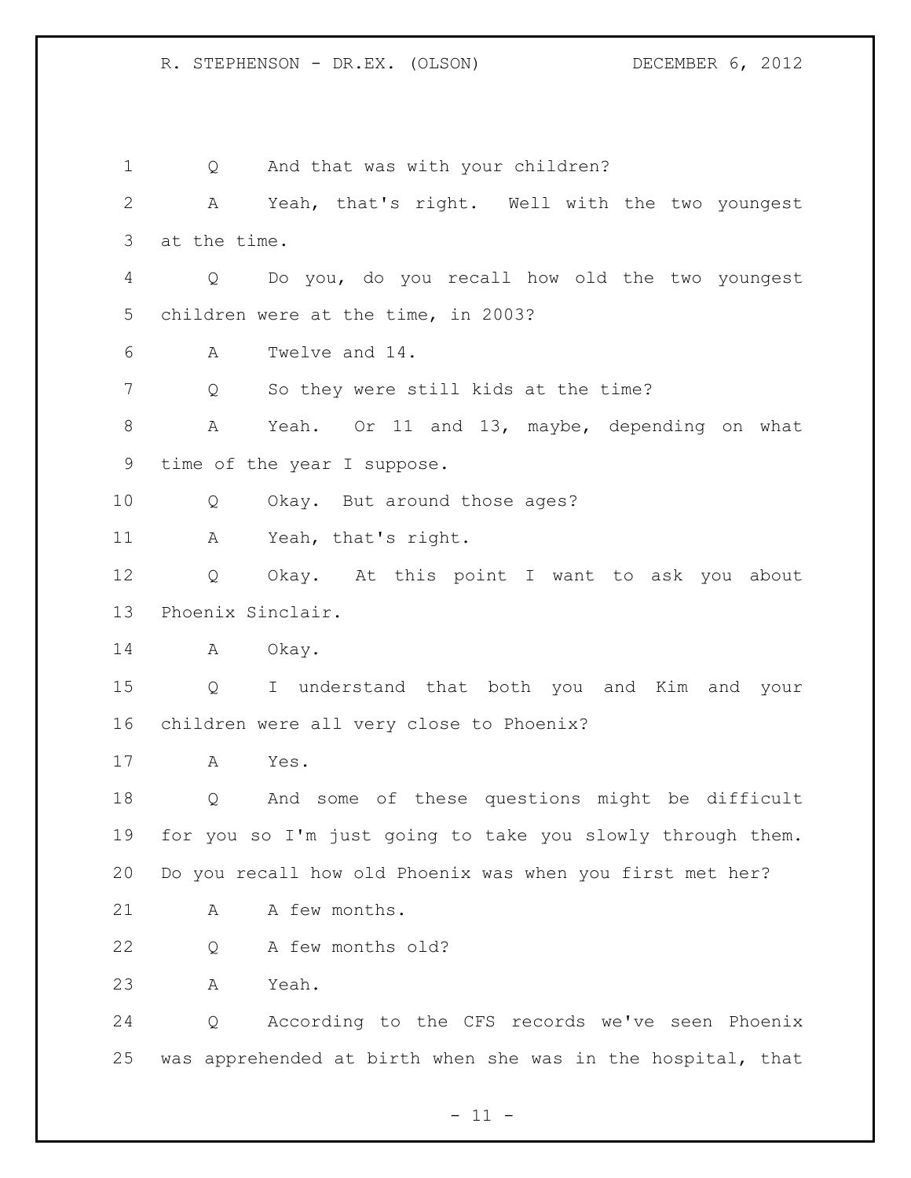Q And that was with your children?

A Yeah, that's right. Well with the two youngest at the time.

Q Do you, do you recall how old the two youngest children were at the time, in 2003?

A Twelve and 14.

Q So they were still kids at the time?

A Yeah. Or 11 and 13, maybe, depending on what time of the year I suppose.

Q Okay. But around those ages?

A Yeah, that's right.

Q Okay. At this point I want to ask you about Phoenix Sinclair.

A Okay.

Q I understand that both you and Kim and your children were all very close to Phoenix?

A Yes.

Q And some of these questions might be difficult for you so I'm just going to take you slowly through them. Do you recall how old Phoenix was when you first met her?

A A few months.

Q A few months old?

A Yeah.

Q According to the CFS records we've seen Phoenix was apprehended at birth when she was in the hospital, that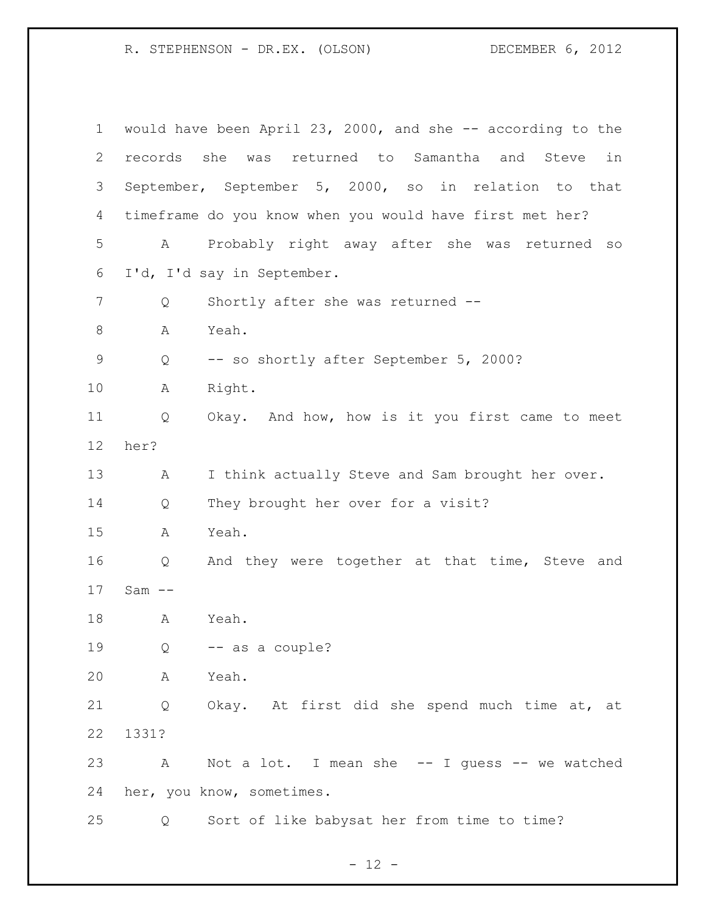would have been April 23, 2000, and she -- according to the records she was returned to Samantha and Steve in September, September 5, 2000, so in relation to that timeframe do you know when you would have first met her?

A Probably right away after she was returned so I'd, I'd say in September.

Q Shortly after she was returned --

A Yeah.

Q -- so shortly after September 5, 2000?

A Right.

Q Okay. And how, how is it you first came to meet her?

A I think actually Steve and Sam brought her over.

Q They brought her over for a visit?

A Yeah.

Q And they were together at that time, Steve and Sam --

A Yeah.

Q -- as a couple?

A Yeah.

Q Okay. At first did she spend much time at, at 1331?

A Not a lot. I mean she -- I guess -- we watched her, you know, sometimes.

Q Sort of like babysat her from time to time?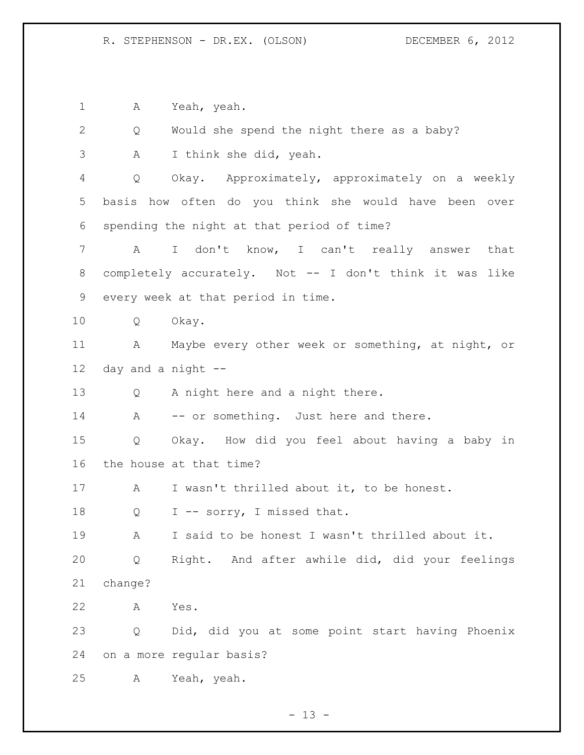1 A Yeah, yeah.

2 Q Would she spend the night there as a baby?

3 A I think she did, yeah.

4 Q Okay. Approximately, approximately on a weekly
5 basis how often do you think she would have been over
6 spending the night at that period of time?

7 A I don't know, I can't really answer that
8 completely accurately. Not -- I don't think it was like
9 every week at that period in time.

10 Q Okay.

11 A Maybe every other week or something, at night, or
12 day and a night --

13 Q A night here and a night there.

14 A -- or something. Just here and there.

15 Q Okay. How did you feel about having a baby in
16 the house at that time?

17 A I wasn't thrilled about it, to be honest.

18 Q I -- sorry, I missed that.

19 A I said to be honest I wasn't thrilled about it.

20 Q Right. And after awhile did, did your feelings
21 change?

22 A Yes.

23 Q Did, did you at some point start having Phoenix
24 on a more regular basis?

25 A Yeah, yeah.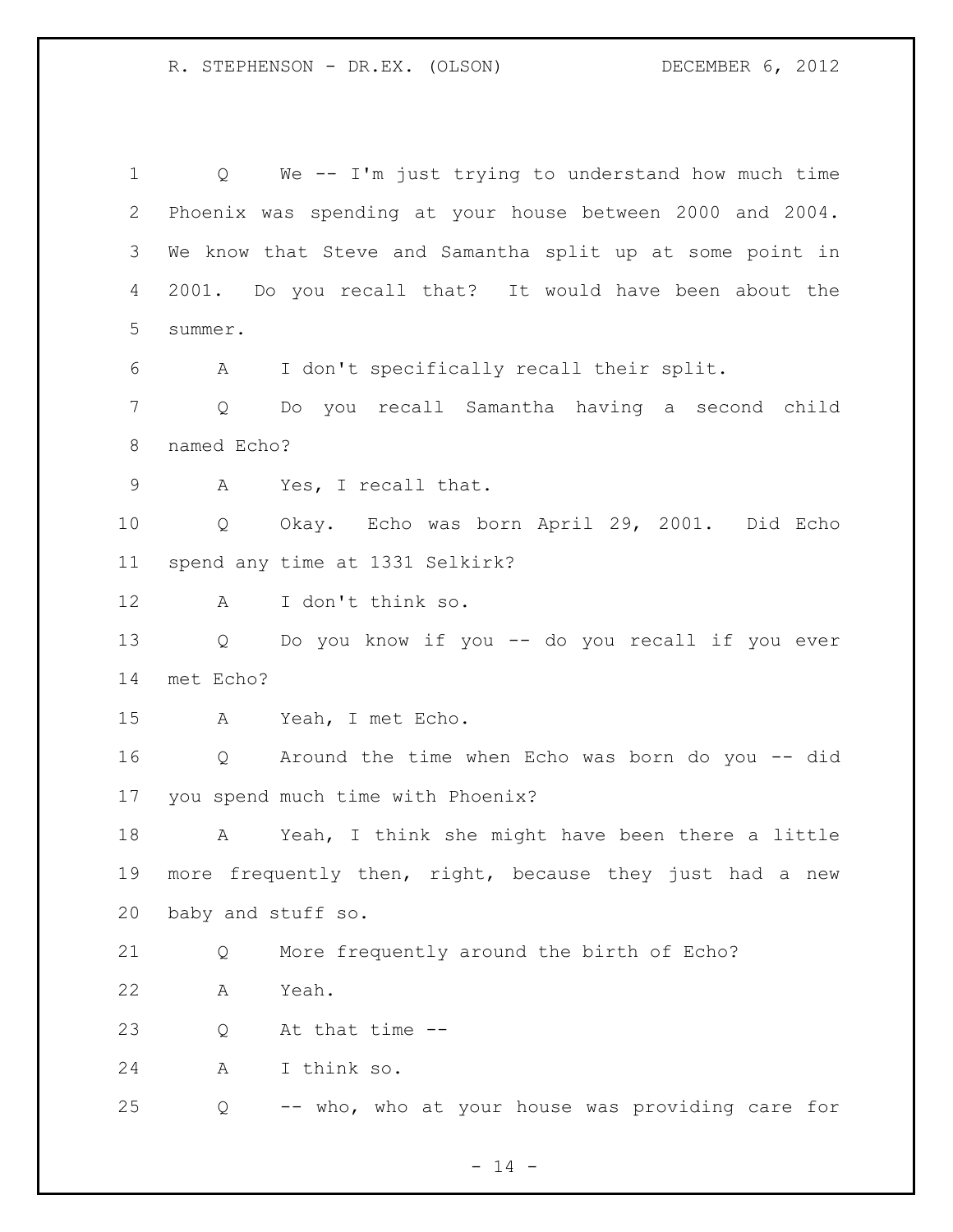Q We -- I'm just trying to understand how much time Phoenix was spending at your house between 2000 and 2004. We know that Steve and Samantha split up at some point in 2001. Do you recall that? It would have been about the summer.

A I don't specifically recall their split.

Q Do you recall Samantha having a second child named Echo?

A Yes, I recall that.

Q Okay. Echo was born April 29, 2001. Did Echo spend any time at 1331 Selkirk?

A I don't think so.

Q Do you know if you -- do you recall if you ever met Echo?

A Yeah, I met Echo.

Q Around the time when Echo was born do you -- did you spend much time with Phoenix?

A Yeah, I think she might have been there a little more frequently then, right, because they just had a new baby and stuff so.

Q More frequently around the birth of Echo?

A Yeah.

Q At that time --

A I think so.

Q -- who, who at your house was providing care for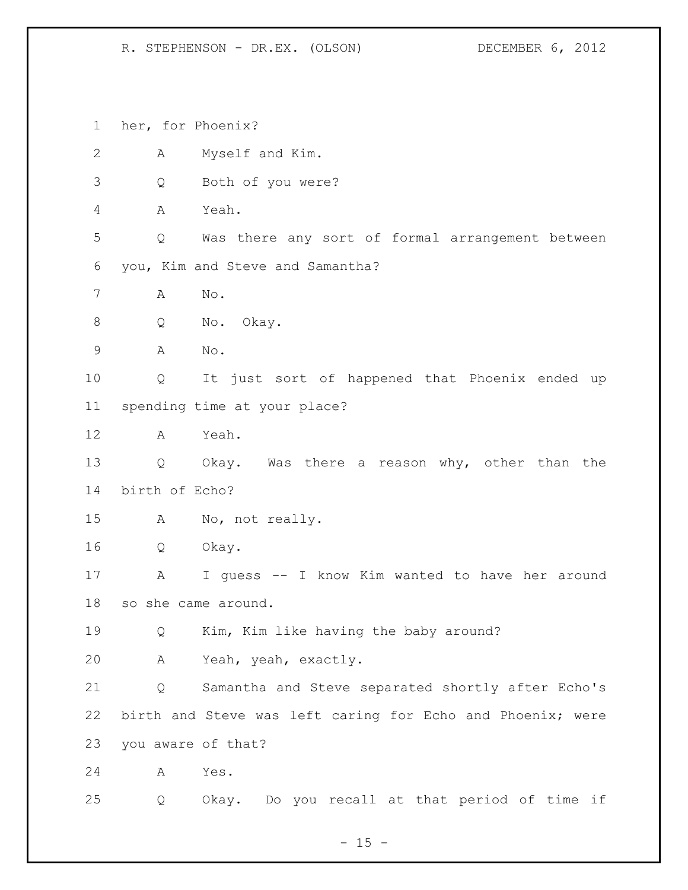her, for Phoenix?

A Myself and Kim.

Q Both of you were?

A Yeah.

Q Was there any sort of formal arrangement between you, Kim and Steve and Samantha?

A No.

Q No. Okay.

A No.

Q It just sort of happened that Phoenix ended up spending time at your place?

A Yeah.

Q Okay. Was there a reason why, other than the birth of Echo?

A No, not really.

Q Okay.

A I guess -- I know Kim wanted to have her around so she came around.

Q Kim, Kim like having the baby around?

A Yeah, yeah, exactly.

Q Samantha and Steve separated shortly after Echo's birth and Steve was left caring for Echo and Phoenix; were you aware of that?

A Yes.

Q Okay. Do you recall at that period of time if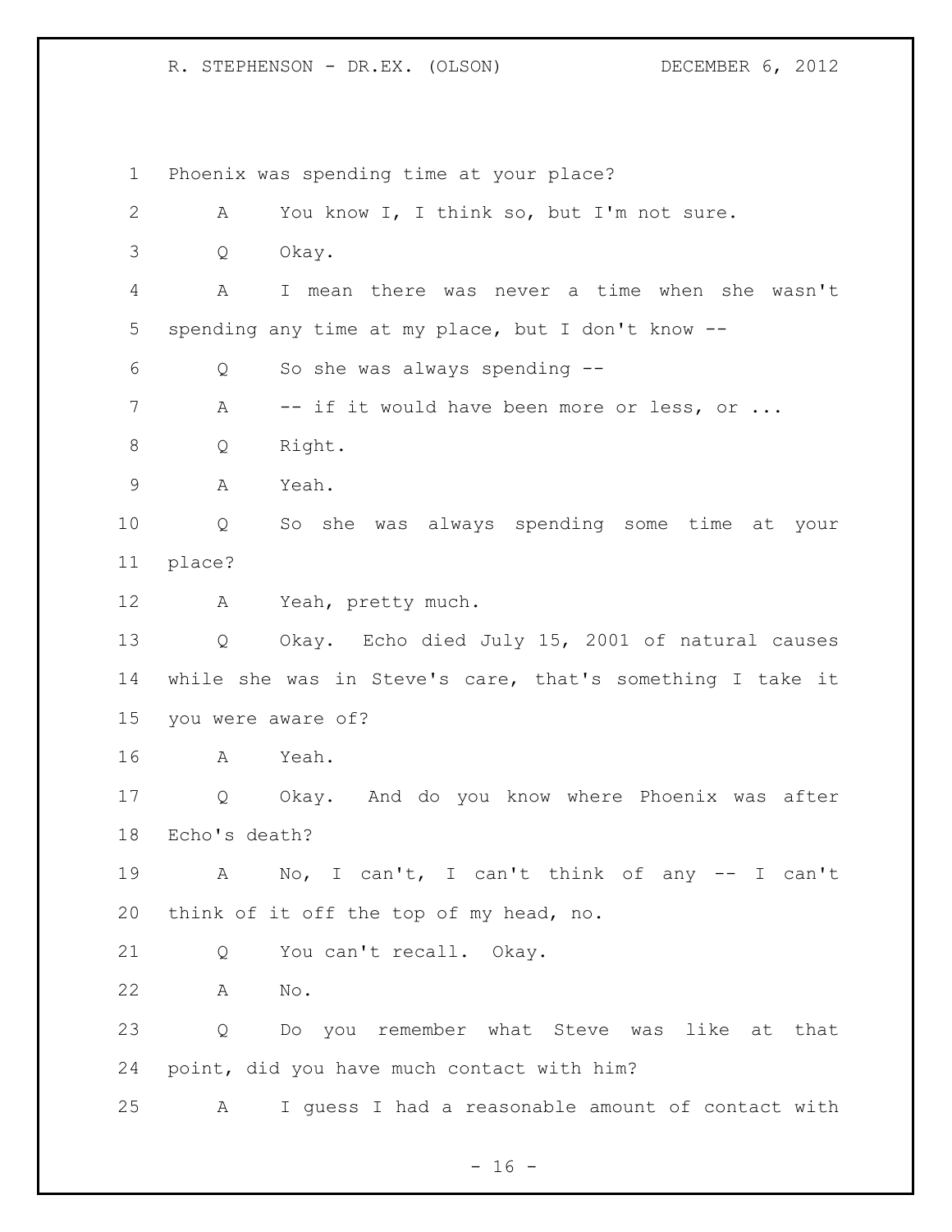Phoenix was spending time at your place?

A You know I, I think so, but I'm not sure.

Q Okay.

A I mean there was never a time when she wasn't spending any time at my place, but I don't know --

Q So she was always spending --

A -- if it would have been more or less, or ...

Q Right.

A Yeah.

Q So she was always spending some time at your place?

A Yeah, pretty much.

Q Okay. Echo died July 15, 2001 of natural causes while she was in Steve's care, that's something I take it you were aware of?

A Yeah.

Q Okay. And do you know where Phoenix was after Echo's death?

A No, I can't, I can't think of any -- I can't think of it off the top of my head, no.

Q You can't recall. Okay.

A No.

Q Do you remember what Steve was like at that point, did you have much contact with him?

A I guess I had a reasonable amount of contact with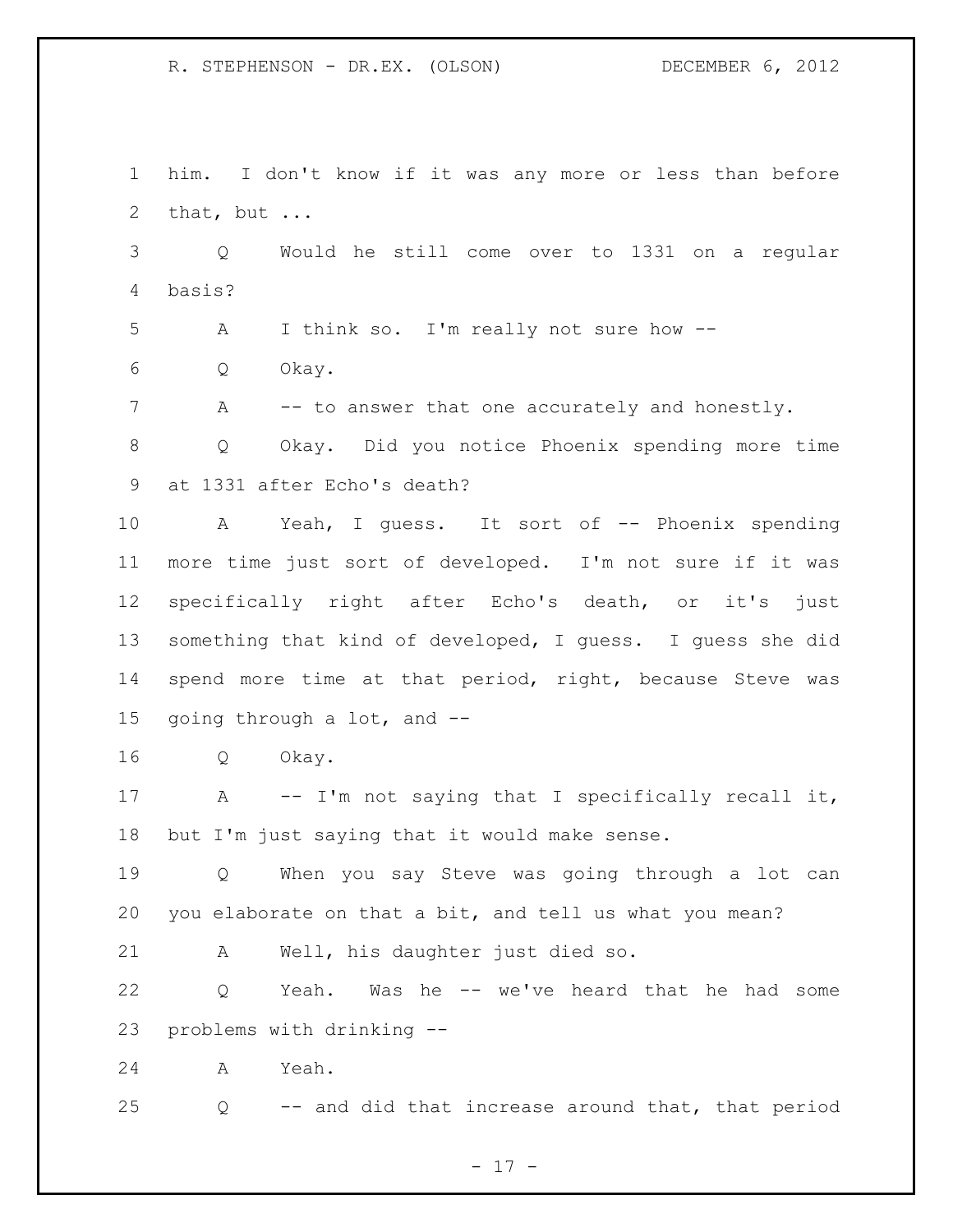him. I don't know if it was any more or less than before that, but ...

Q Would he still come over to 1331 on a regular basis?

A I think so. I'm really not sure how --

Q Okay.

A -- to answer that one accurately and honestly.

Q Okay. Did you notice Phoenix spending more time at 1331 after Echo's death?

A Yeah, I guess. It sort of -- Phoenix spending more time just sort of developed. I'm not sure if it was specifically right after Echo's death, or it's just something that kind of developed, I guess. I guess she did spend more time at that period, right, because Steve was going through a lot, and --

Q Okay.

A -- I'm not saying that I specifically recall it, but I'm just saying that it would make sense.

Q When you say Steve was going through a lot can you elaborate on that a bit, and tell us what you mean?

A Well, his daughter just died so.

Q Yeah. Was he -- we've heard that he had some problems with drinking --

A Yeah.

Q -- and did that increase around that, that period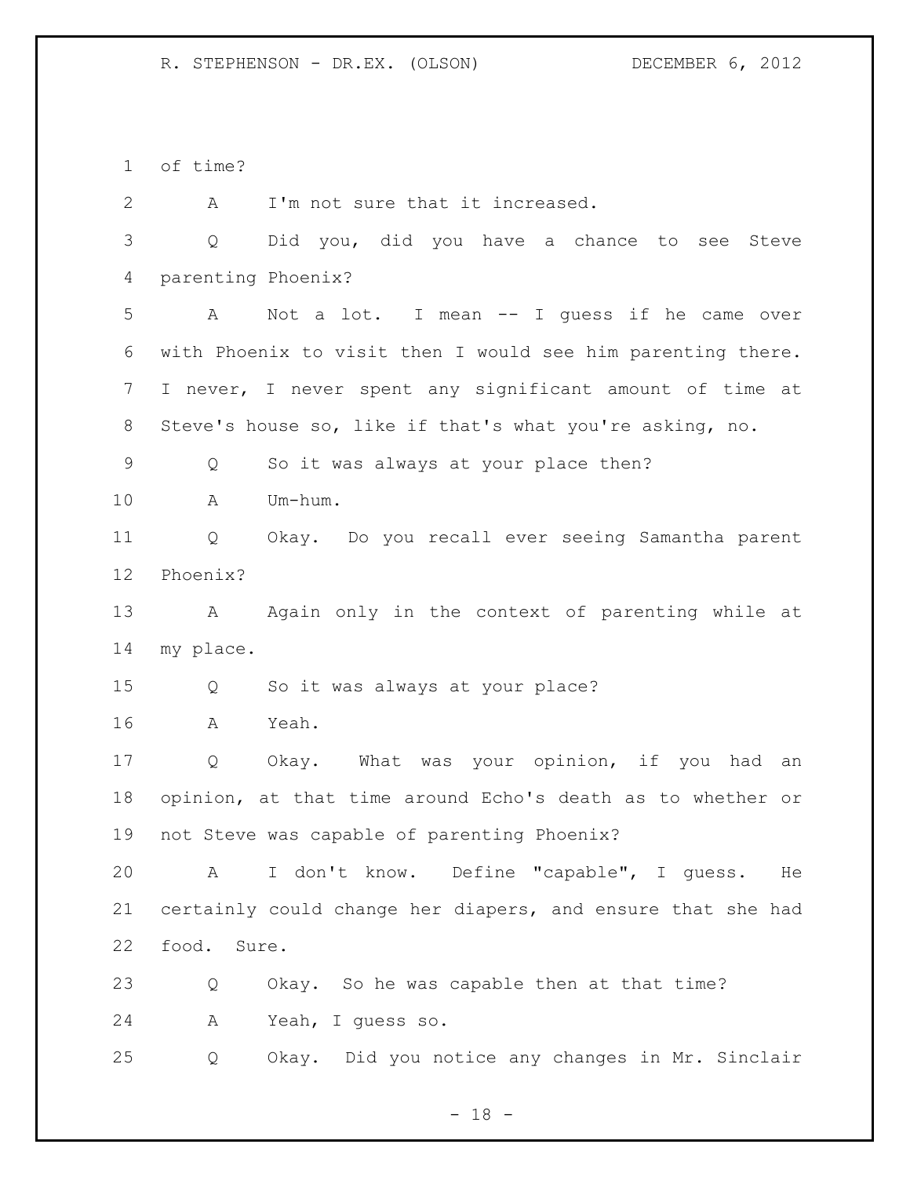of time?

A I'm not sure that it increased.

Q Did you, did you have a chance to see Steve parenting Phoenix?

A Not a lot. I mean -- I guess if he came over with Phoenix to visit then I would see him parenting there. I never, I never spent any significant amount of time at Steve's house so, like if that's what you're asking, no.

Q So it was always at your place then?

A Um-hum.

Q Okay. Do you recall ever seeing Samantha parent Phoenix?

A Again only in the context of parenting while at my place.

Q So it was always at your place?

A Yeah.

Q Okay. What was your opinion, if you had an opinion, at that time around Echo's death as to whether or not Steve was capable of parenting Phoenix?

A I don't know. Define "capable", I guess. He certainly could change her diapers, and ensure that she had food. Sure.

Q Okay. So he was capable then at that time?

A Yeah, I guess so.

Q Okay. Did you notice any changes in Mr. Sinclair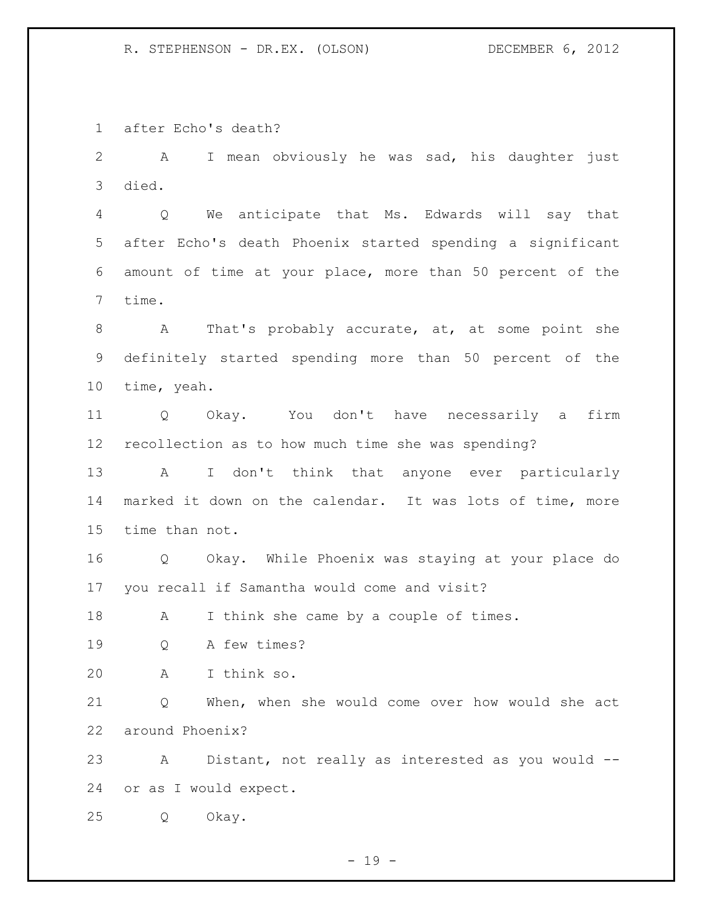after Echo's death?

A I mean obviously he was sad, his daughter just died.

Q We anticipate that Ms. Edwards will say that after Echo's death Phoenix started spending a significant amount of time at your place, more than 50 percent of the time.

A That's probably accurate, at, at some point she definitely started spending more than 50 percent of the time, yeah.

Q Okay. You don't have necessarily a firm recollection as to how much time she was spending?

A I don't think that anyone ever particularly marked it down on the calendar. It was lots of time, more time than not.

Q Okay. While Phoenix was staying at your place do you recall if Samantha would come and visit?

A I think she came by a couple of times.

Q A few times?

A I think so.

Q When, when she would come over how would she act around Phoenix?

A Distant, not really as interested as you would -- or as I would expect.

Q Okay.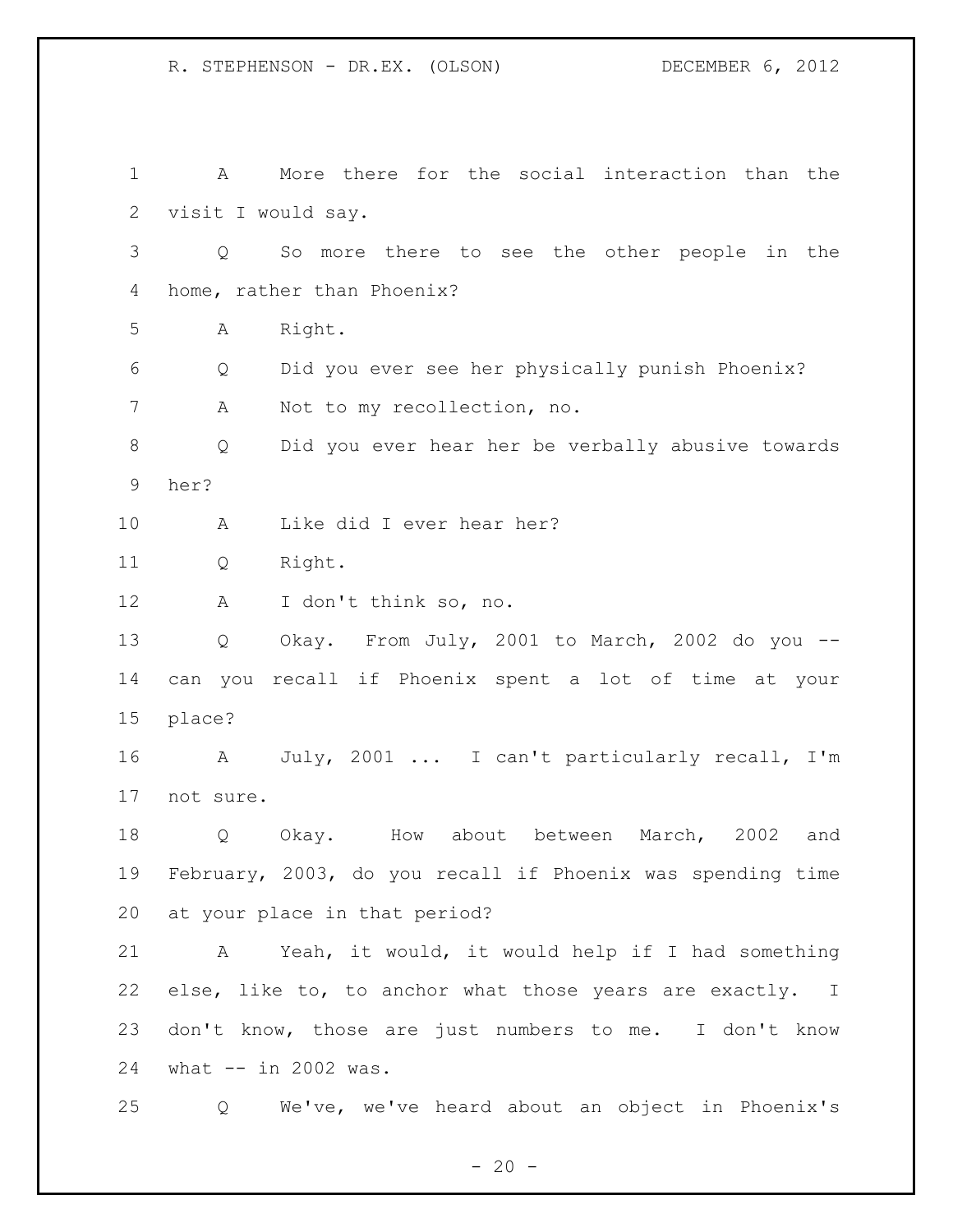1 A More there for the social interaction than the
2 visit I would say.
3 Q So more there to see the other people in the
4 home, rather than Phoenix?
5 A Right.
6 Q Did you ever see her physically punish Phoenix?
7 A Not to my recollection, no.
8 Q Did you ever hear her be verbally abusive towards
9 her?
10 A Like did I ever hear her?
11 Q Right.
12 A I don't think so, no.
13 Q Okay. From July, 2001 to March, 2002 do you --
14 can you recall if Phoenix spent a lot of time at your
15 place?
16 A July, 2001 ... I can't particularly recall, I'm
17 not sure.
18 Q Okay. How about between March, 2002 and
19 February, 2003, do you recall if Phoenix was spending time
20 at your place in that period?
21 A Yeah, it would, it would help if I had something
22 else, like to, to anchor what those years are exactly. I
23 don't know, those are just numbers to me. I don't know
24 what -- in 2002 was.
25 Q We've, we've heard about an object in Phoenix's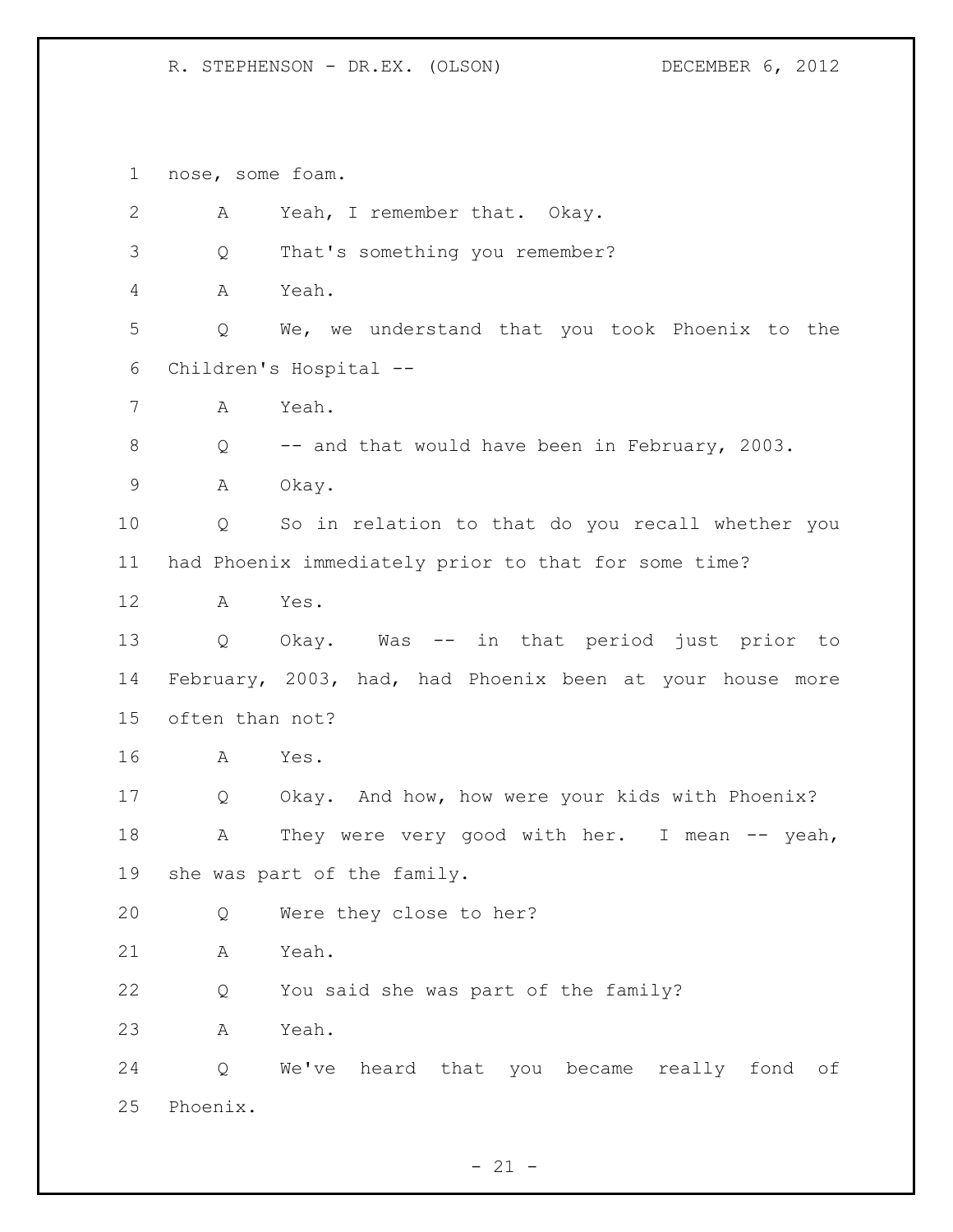nose, some foam.

A Yeah, I remember that. Okay.

Q That's something you remember?

A Yeah.

Q We, we understand that you took Phoenix to the Children's Hospital --

A Yeah.

Q -- and that would have been in February, 2003.

A Okay.

Q So in relation to that do you recall whether you had Phoenix immediately prior to that for some time?

A Yes.

Q Okay. Was -- in that period just prior to February, 2003, had, had Phoenix been at your house more often than not?

A Yes.

Q Okay. And how, how were your kids with Phoenix?

A They were very good with her. I mean -- yeah, she was part of the family.

Q Were they close to her?

A Yeah.

Q You said she was part of the family?

A Yeah.

Q We've heard that you became really fond of Phoenix.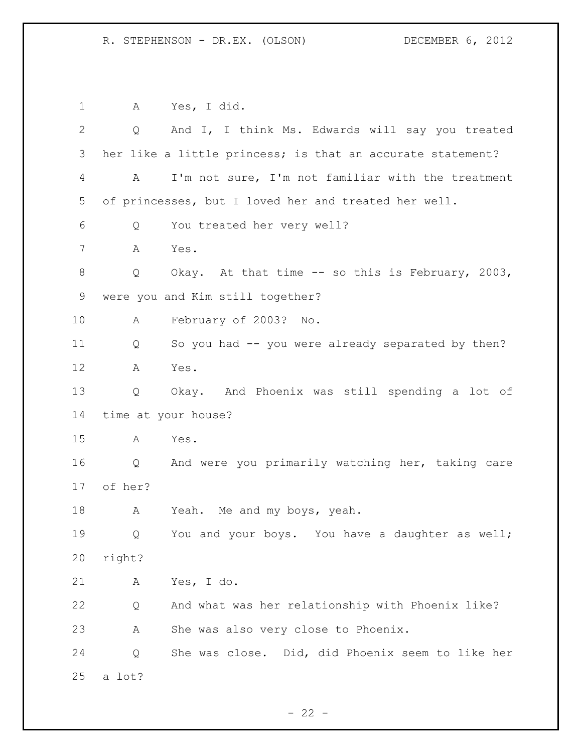A Yes, I did.

Q And I, I think Ms. Edwards will say you treated her like a little princess; is that an accurate statement?

A I'm not sure, I'm not familiar with the treatment of princesses, but I loved her and treated her well.

Q You treated her very well?

A Yes.

Q Okay. At that time -- so this is February, 2003, were you and Kim still together?

A February of 2003? No.

Q So you had -- you were already separated by then?

A Yes.

Q Okay. And Phoenix was still spending a lot of time at your house?

A Yes.

Q And were you primarily watching her, taking care of her?

A Yeah. Me and my boys, yeah.

Q You and your boys. You have a daughter as well; right?

A Yes, I do.

Q And what was her relationship with Phoenix like?

A She was also very close to Phoenix.

Q She was close. Did, did Phoenix seem to like her a lot?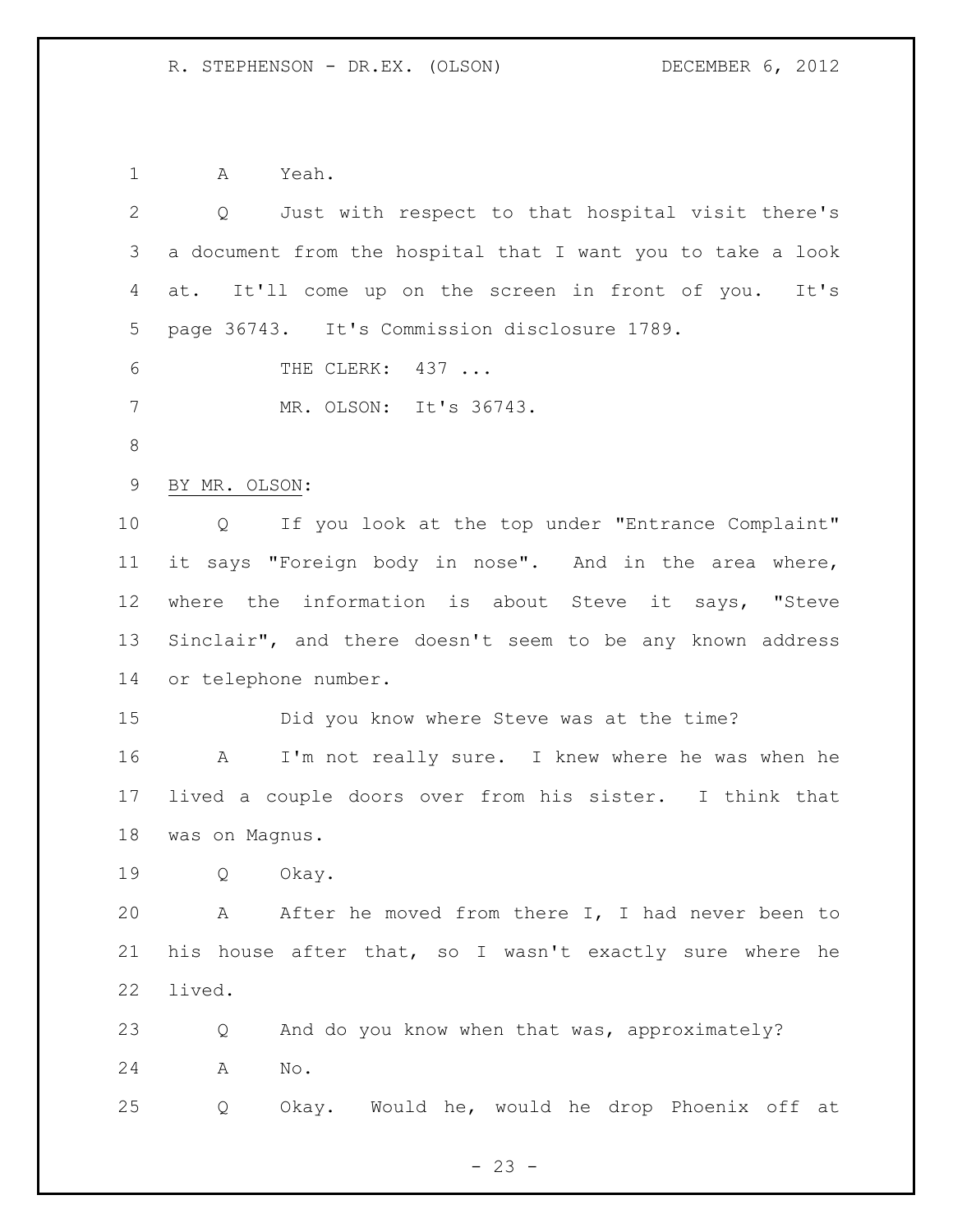A Yeah.

Q Just with respect to that hospital visit there's a document from the hospital that I want you to take a look at. It'll come up on the screen in front of you. It's page 36743. It's Commission disclosure 1789.

THE CLERK: 437 ...

MR. OLSON: It's 36743.

BY MR. OLSON:

Q If you look at the top under "Entrance Complaint" it says "Foreign body in nose". And in the area where, where the information is about Steve it says, "Steve Sinclair", and there doesn't seem to be any known address or telephone number.

Did you know where Steve was at the time?

A I'm not really sure. I knew where he was when he lived a couple doors over from his sister. I think that was on Magnus.

Q Okay.

A After he moved from there I, I had never been to his house after that, so I wasn't exactly sure where he lived.

Q And do you know when that was, approximately?

A No.

Q Okay. Would he, would he drop Phoenix off at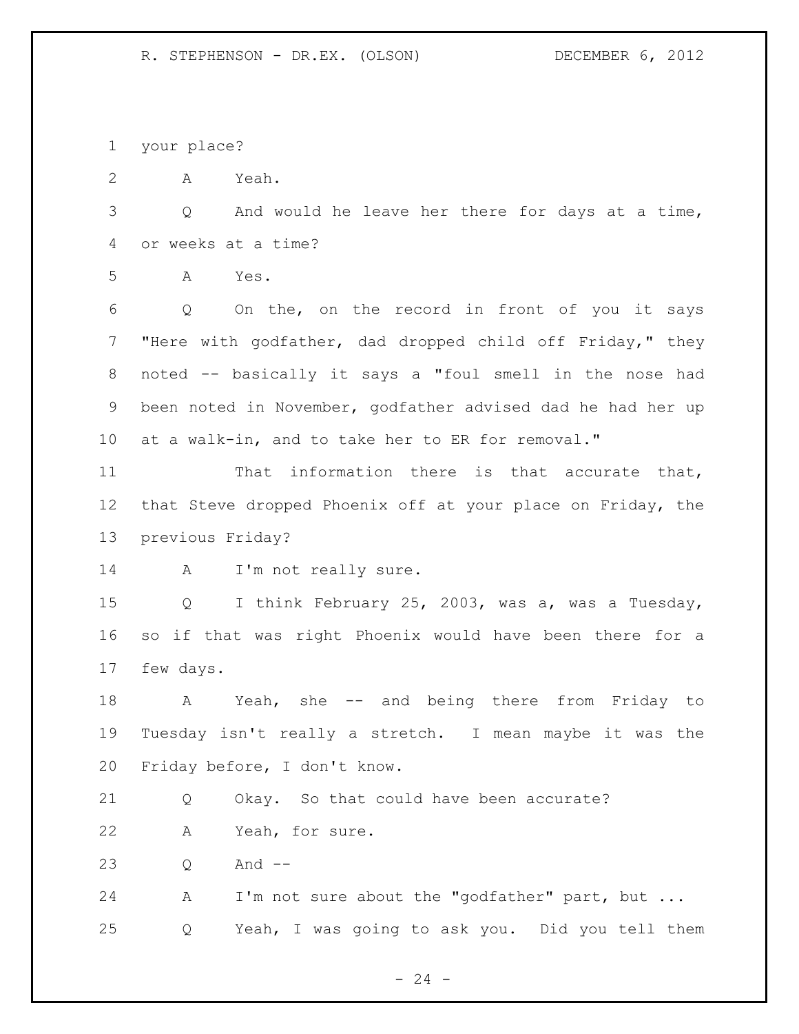your place?

A Yeah.

Q And would he leave her there for days at a time, or weeks at a time?

A Yes.

Q On the, on the record in front of you it says "Here with godfather, dad dropped child off Friday," they noted -- basically it says a "foul smell in the nose had been noted in November, godfather advised dad he had her up at a walk-in, and to take her to ER for removal."

That information there is that accurate that, that Steve dropped Phoenix off at your place on Friday, the previous Friday?

A I'm not really sure.

Q I think February 25, 2003, was a, was a Tuesday, so if that was right Phoenix would have been there for a few days.

A Yeah, she -- and being there from Friday to Tuesday isn't really a stretch. I mean maybe it was the Friday before, I don't know.

Q Okay. So that could have been accurate?

A Yeah, for sure.

Q And --

A I'm not sure about the "godfather" part, but ...

Q Yeah, I was going to ask you. Did you tell them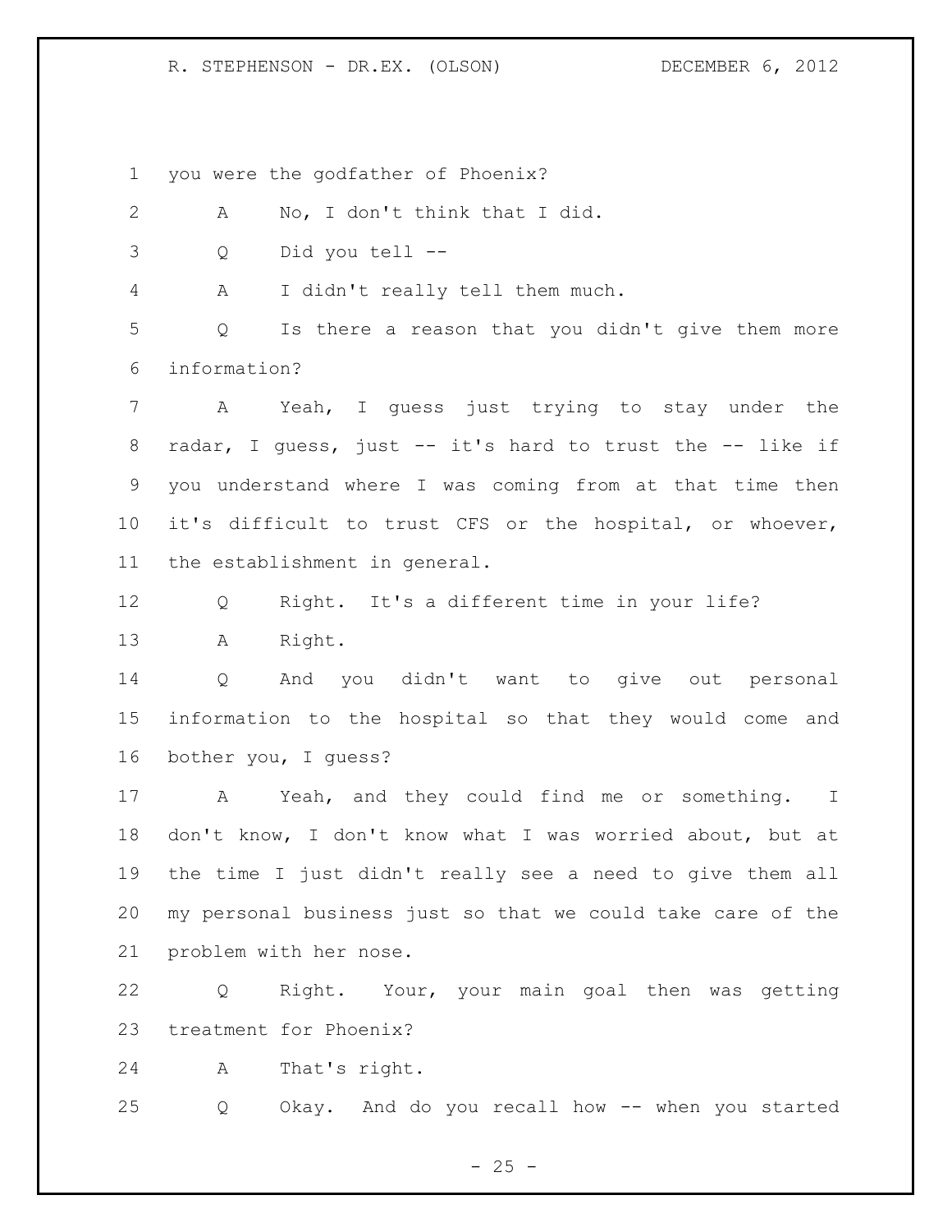you were the godfather of Phoenix?

A No, I don't think that I did.

Q Did you tell --

A I didn't really tell them much.

Q Is there a reason that you didn't give them more information?

A Yeah, I guess just trying to stay under the radar, I guess, just -- it's hard to trust the -- like if you understand where I was coming from at that time then it's difficult to trust CFS or the hospital, or whoever, the establishment in general.

Q Right. It's a different time in your life?

A Right.

Q And you didn't want to give out personal information to the hospital so that they would come and bother you, I guess?

A Yeah, and they could find me or something. I don't know, I don't know what I was worried about, but at the time I just didn't really see a need to give them all my personal business just so that we could take care of the problem with her nose.

Q Right. Your, your main goal then was getting treatment for Phoenix?

A That's right.

Q Okay. And do you recall how -- when you started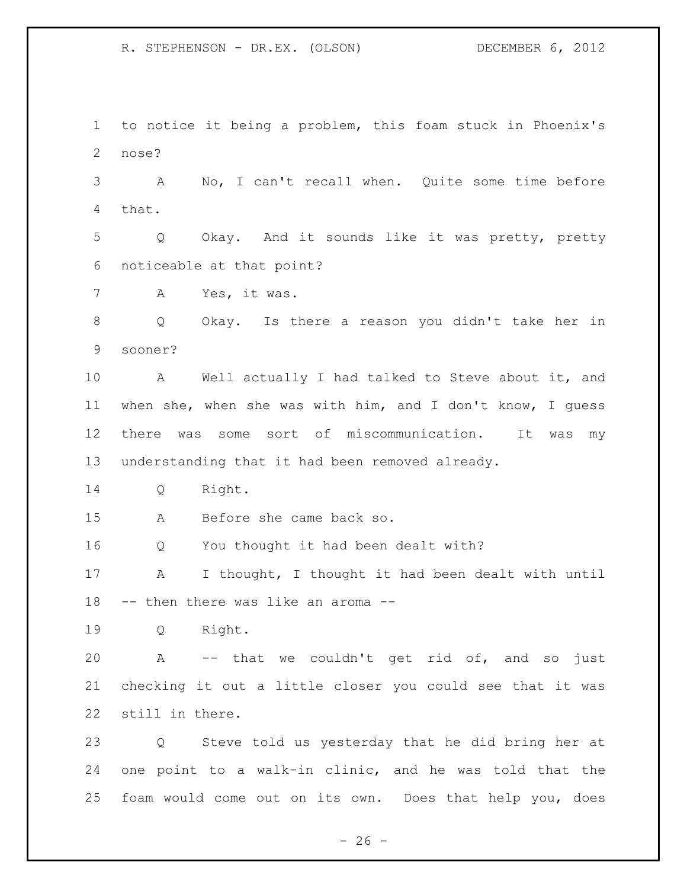to notice it being a problem, this foam stuck in Phoenix's nose?

A No, I can't recall when. Quite some time before that.

Q Okay. And it sounds like it was pretty, pretty noticeable at that point?

A Yes, it was.

Q Okay. Is there a reason you didn't take her in sooner?

A Well actually I had talked to Steve about it, and when she, when she was with him, and I don't know, I guess there was some sort of miscommunication. It was my understanding that it had been removed already.

Q Right.

A Before she came back so.

Q You thought it had been dealt with?

A I thought, I thought it had been dealt with until -- then there was like an aroma --

Q Right.

A -- that we couldn't get rid of, and so just checking it out a little closer you could see that it was still in there.

Q Steve told us yesterday that he did bring her at one point to a walk-in clinic, and he was told that the foam would come out on its own. Does that help you, does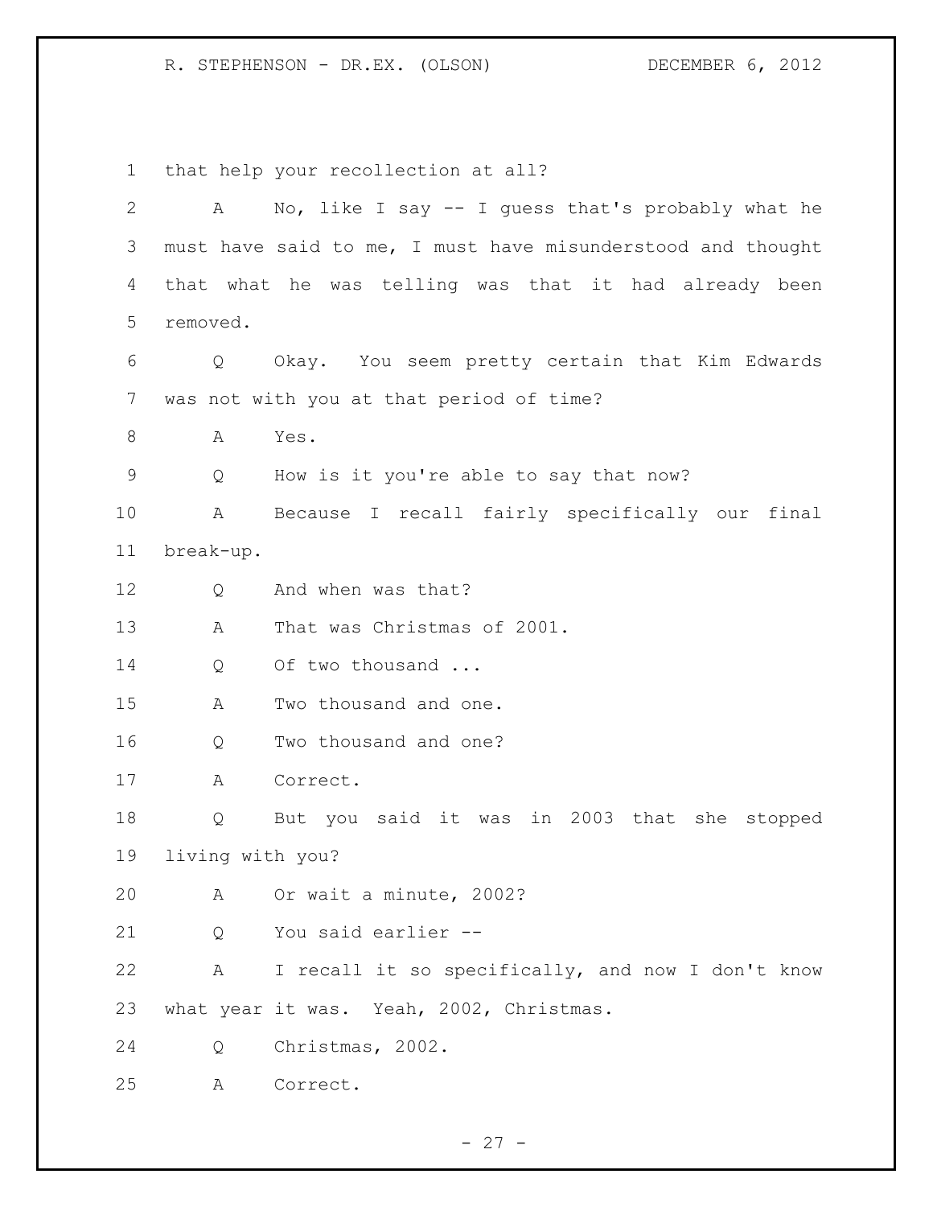that help your recollection at all?

A No, like I say -- I guess that's probably what he must have said to me, I must have misunderstood and thought that what he was telling was that it had already been removed.

Q Okay. You seem pretty certain that Kim Edwards was not with you at that period of time?

A Yes.

Q How is it you're able to say that now?

A Because I recall fairly specifically our final break-up.

Q And when was that?

A That was Christmas of 2001.

Q Of two thousand ...

A Two thousand and one.

Q Two thousand and one?

A Correct.

Q But you said it was in 2003 that she stopped living with you?

A Or wait a minute, 2002?

Q You said earlier --

A I recall it so specifically, and now I don't know what year it was. Yeah, 2002, Christmas.

Q Christmas, 2002.

A Correct.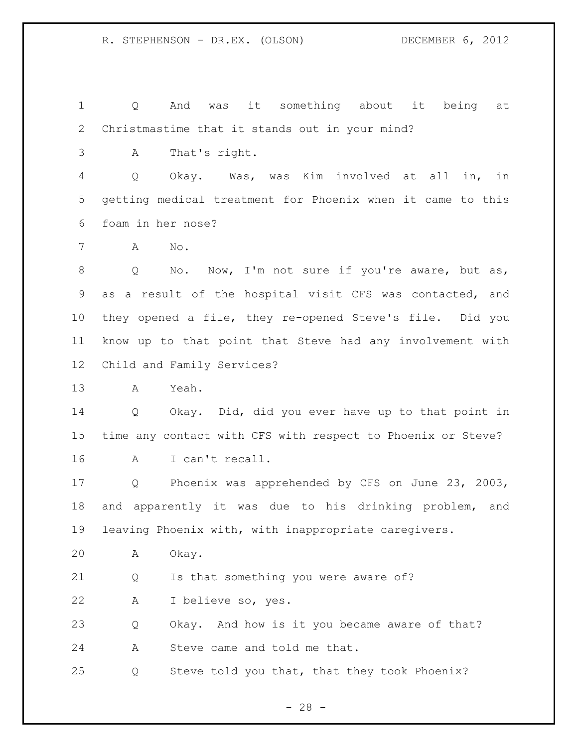Q And was it something about it being at Christmastime that it stands out in your mind?

A That's right.

Q Okay. Was, was Kim involved at all in, in getting medical treatment for Phoenix when it came to this foam in her nose?

A No.

Q No. Now, I'm not sure if you're aware, but as, as a result of the hospital visit CFS was contacted, and they opened a file, they re-opened Steve's file. Did you know up to that point that Steve had any involvement with Child and Family Services?

A Yeah.

Q Okay. Did, did you ever have up to that point in time any contact with CFS with respect to Phoenix or Steve?

A I can't recall.

Q Phoenix was apprehended by CFS on June 23, 2003, and apparently it was due to his drinking problem, and leaving Phoenix with, with inappropriate caregivers.

A Okay.

Q Is that something you were aware of?

A I believe so, yes.

Q Okay. And how is it you became aware of that?

A Steve came and told me that.

Q Steve told you that, that they took Phoenix?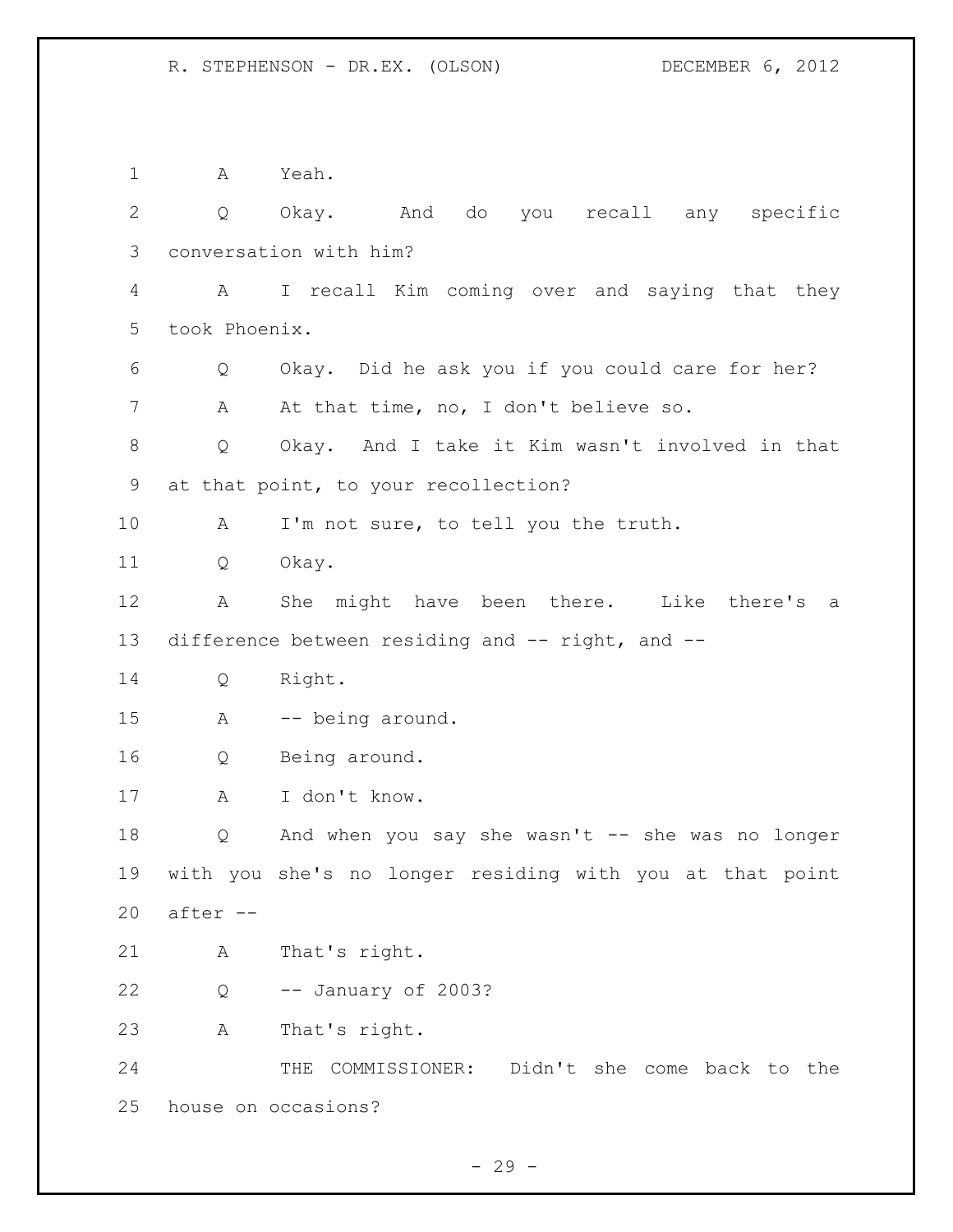A Yeah.

Q Okay. And do you recall any specific conversation with him?

A I recall Kim coming over and saying that they took Phoenix.

Q Okay. Did he ask you if you could care for her?

A At that time, no, I don't believe so.

Q Okay. And I take it Kim wasn't involved in that at that point, to your recollection?

A I'm not sure, to tell you the truth.

Q Okay.

A She might have been there. Like there's a difference between residing and -- right, and --

Q Right.

A -- being around.

Q Being around.

A I don't know.

Q And when you say she wasn't -- she was no longer with you she's no longer residing with you at that point after --

A That's right.

Q -- January of 2003?

A That's right.

THE COMMISSIONER: Didn't she come back to the house on occasions?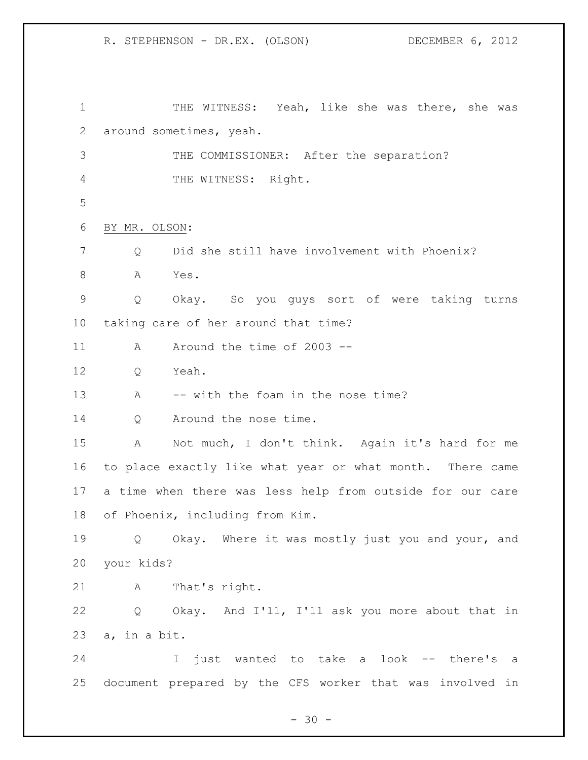THE WITNESS: Yeah, like she was there, she was around sometimes, yeah.

THE COMMISSIONER: After the separation?

THE WITNESS: Right.

BY MR. OLSON:

Q Did she still have involvement with Phoenix?

A Yes.

Q Okay. So you guys sort of were taking turns taking care of her around that time?

A Around the time of 2003 --

Q Yeah.

A -- with the foam in the nose time?

Q Around the nose time.

A Not much, I don't think. Again it's hard for me to place exactly like what year or what month. There came a time when there was less help from outside for our care of Phoenix, including from Kim.

Q Okay. Where it was mostly just you and your, and your kids?

A That's right.

Q Okay. And I'll, I'll ask you more about that in a, in a bit.

I just wanted to take a look -- there's a document prepared by the CFS worker that was involved in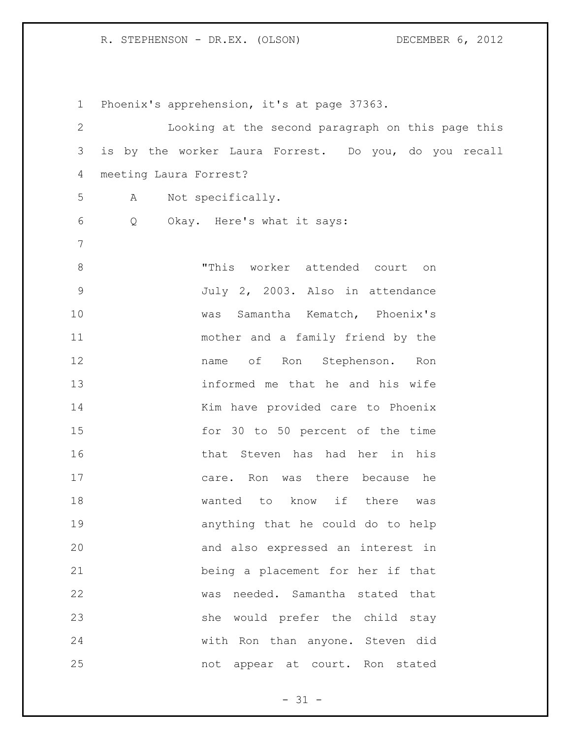Phoenix's apprehension, it's at page 37363.

Looking at the second paragraph on this page this is by the worker Laura Forrest. Do you, do you recall meeting Laura Forrest?

A Not specifically.

Q Okay. Here's what it says:

> "This worker attended court on July 2, 2003. Also in attendance was Samantha Kematch, Phoenix's mother and a family friend by the name of Ron Stephenson. Ron informed me that he and his wife Kim have provided care to Phoenix for 30 to 50 percent of the time that Steven has had her in his care. Ron was there because he wanted to know if there was anything that he could do to help and also expressed an interest in being a placement for her if that was needed. Samantha stated that she would prefer the child stay with Ron than anyone. Steven did not appear at court. Ron stated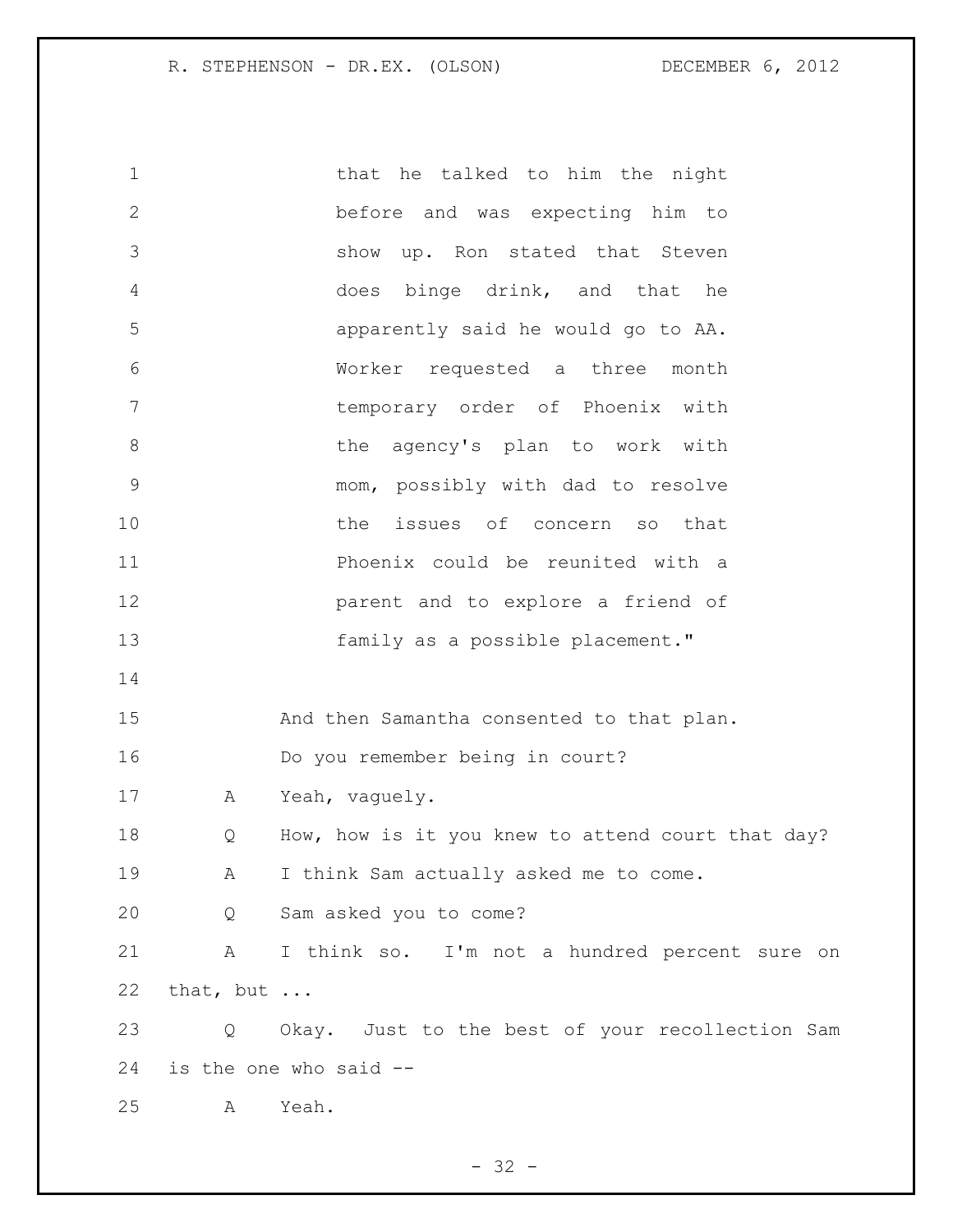that he talked to him the night before and was expecting him to show up. Ron stated that Steven does binge drink, and that he apparently said he would go to AA. Worker requested a three month temporary order of Phoenix with the agency's plan to work with mom, possibly with dad to resolve the issues of concern so that Phoenix could be reunited with a parent and to explore a friend of family as a possible placement."

And then Samantha consented to that plan. Do you remember being in court?

A Yeah, vaguely.

Q How, how is it you knew to attend court that day?

A I think Sam actually asked me to come.

Q Sam asked you to come?

A I think so. I'm not a hundred percent sure on that, but ...

Q Okay. Just to the best of your recollection Sam is the one who said --

A Yeah.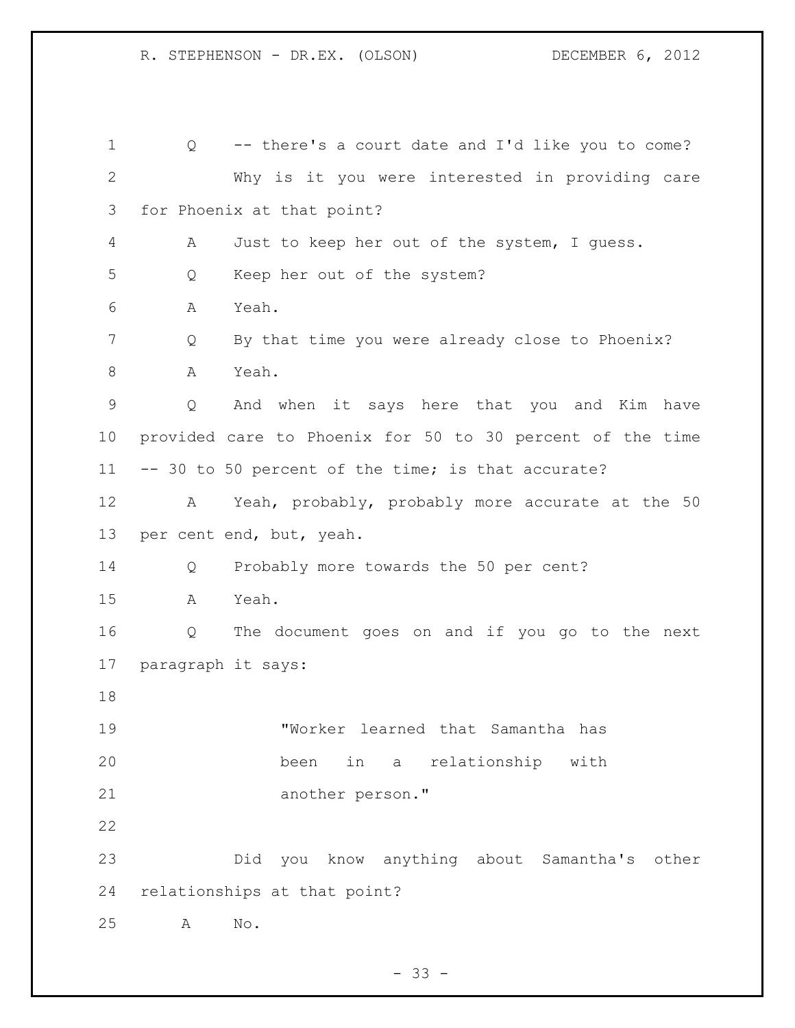Q -- there's a court date and I'd like you to come?

Why is it you were interested in providing care for Phoenix at that point?

A Just to keep her out of the system, I guess.

Q Keep her out of the system?

A Yeah.

Q By that time you were already close to Phoenix?

A Yeah.

Q And when it says here that you and Kim have provided care to Phoenix for 50 to 30 percent of the time -- 30 to 50 percent of the time; is that accurate?

A Yeah, probably, probably more accurate at the 50 per cent end, but, yeah.

Q Probably more towards the 50 per cent?

A Yeah.

Q The document goes on and if you go to the next paragraph it says:

> "Worker learned that Samantha has been in a relationship with another person."

Did you know anything about Samantha's other relationships at that point?

A No.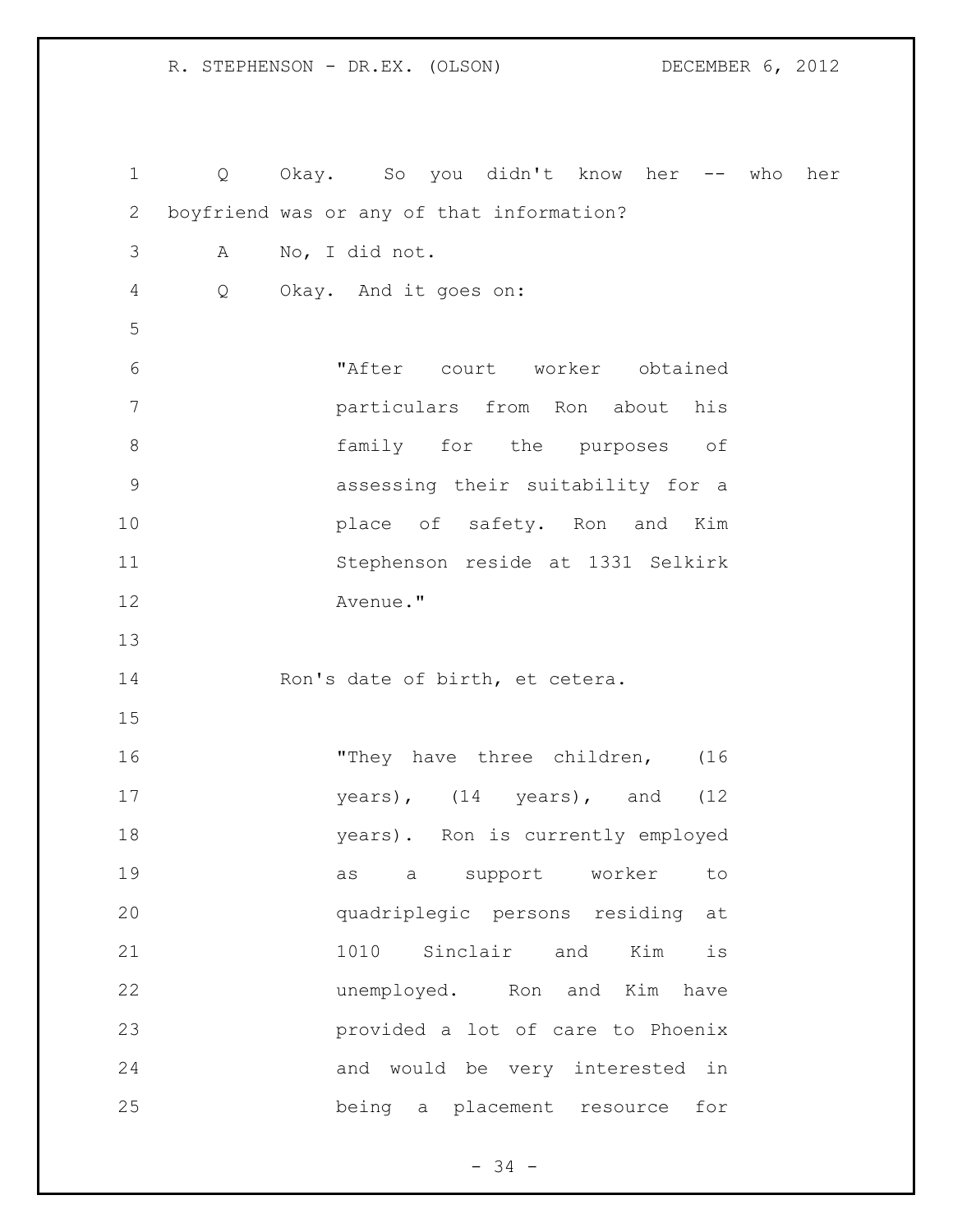Q Okay. So you didn't know her -- who her boyfriend was or any of that information?

A No, I did not.

Q Okay. And it goes on:

> "After court worker obtained particulars from Ron about his family for the purposes of assessing their suitability for a place of safety. Ron and Kim Stephenson reside at 1331 Selkirk Avenue."

Ron's date of birth, et cetera.

> "They have three children, (16 years), (14 years), and (12 years). Ron is currently employed as a support worker to quadriplegic persons residing at 1010 Sinclair and Kim is unemployed. Ron and Kim have provided a lot of care to Phoenix and would be very interested in being a placement resource for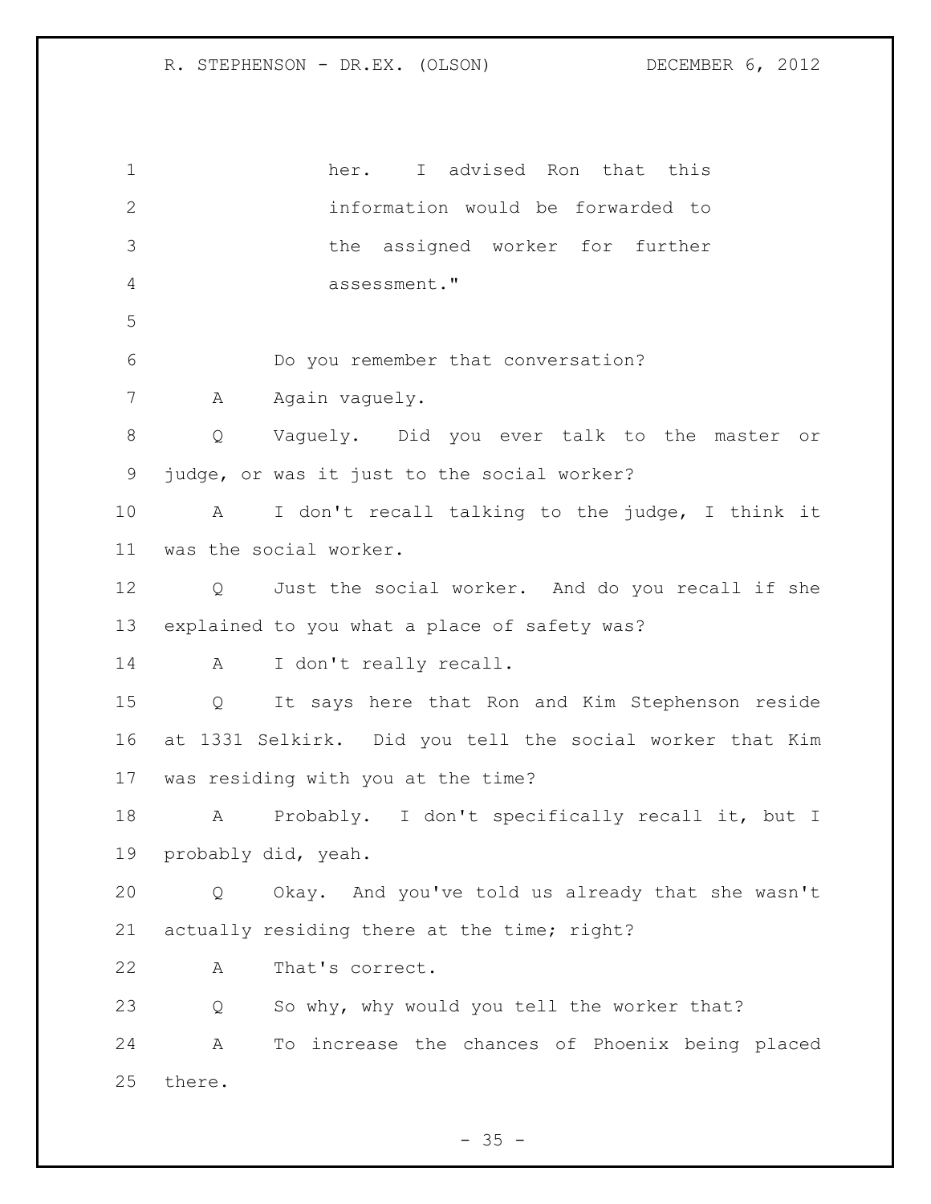her. I advised Ron that this information would be forwarded to the assigned worker for further assessment."

Do you remember that conversation?

A Again vaguely.

Q Vaguely. Did you ever talk to the master or judge, or was it just to the social worker?

A I don't recall talking to the judge, I think it was the social worker.

Q Just the social worker. And do you recall if she explained to you what a place of safety was?

A I don't really recall.

Q It says here that Ron and Kim Stephenson reside at 1331 Selkirk. Did you tell the social worker that Kim was residing with you at the time?

A Probably. I don't specifically recall it, but I probably did, yeah.

Q Okay. And you've told us already that she wasn't actually residing there at the time; right?

A That's correct.

Q So why, why would you tell the worker that?

A To increase the chances of Phoenix being placed there.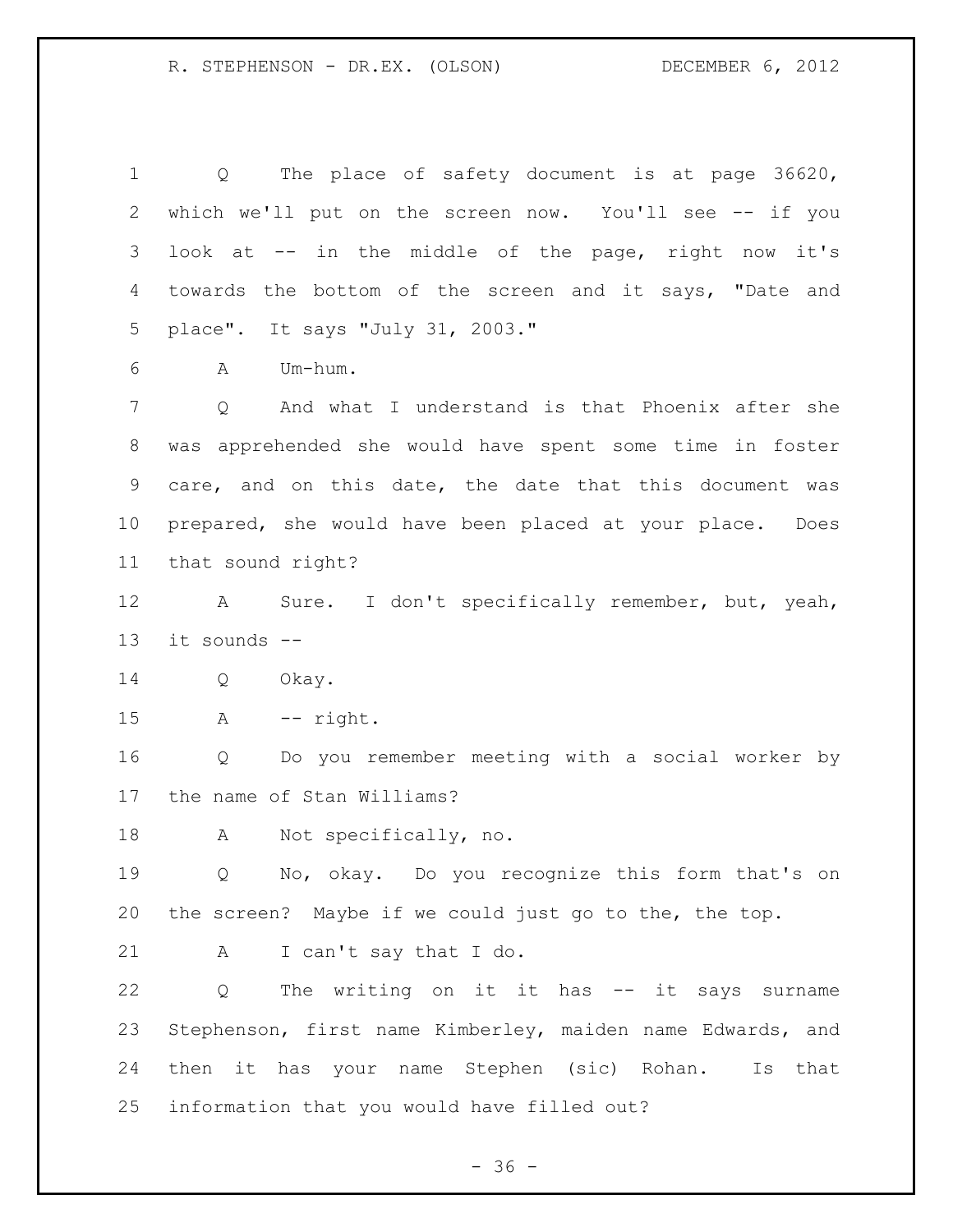Q The place of safety document is at page 36620, which we'll put on the screen now. You'll see -- if you look at -- in the middle of the page, right now it's towards the bottom of the screen and it says, "Date and place". It says "July 31, 2003."

A Um-hum.

Q And what I understand is that Phoenix after she was apprehended she would have spent some time in foster care, and on this date, the date that this document was prepared, she would have been placed at your place. Does that sound right?

A Sure. I don't specifically remember, but, yeah, it sounds --

Q Okay.

A -- right.

Q Do you remember meeting with a social worker by the name of Stan Williams?

A Not specifically, no.

Q No, okay. Do you recognize this form that's on the screen? Maybe if we could just go to the, the top.

A I can't say that I do.

Q The writing on it it has -- it says surname Stephenson, first name Kimberley, maiden name Edwards, and then it has your name Stephen (sic) Rohan. Is that information that you would have filled out?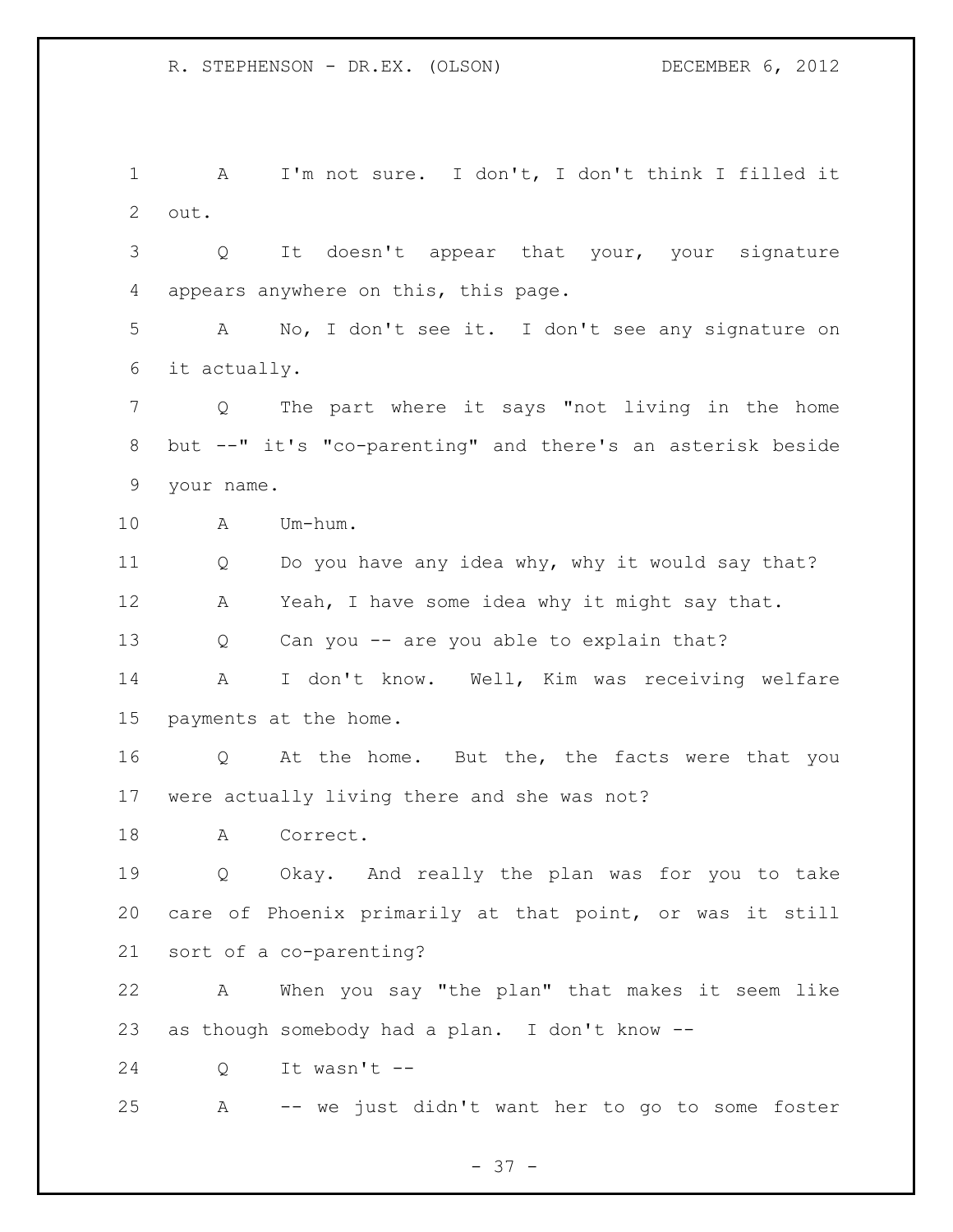A I'm not sure. I don't, I don't think I filled it out.

Q It doesn't appear that your, your signature appears anywhere on this, this page.

A No, I don't see it. I don't see any signature on it actually.

Q The part where it says "not living in the home but --" it's "co-parenting" and there's an asterisk beside your name.

A Um-hum.

Q Do you have any idea why, why it would say that?

A Yeah, I have some idea why it might say that.

Q Can you -- are you able to explain that?

A I don't know. Well, Kim was receiving welfare payments at the home.

Q At the home. But the, the facts were that you were actually living there and she was not?

A Correct.

Q Okay. And really the plan was for you to take care of Phoenix primarily at that point, or was it still sort of a co-parenting?

A When you say "the plan" that makes it seem like as though somebody had a plan. I don't know --

Q It wasn't --

A -- we just didn't want her to go to some foster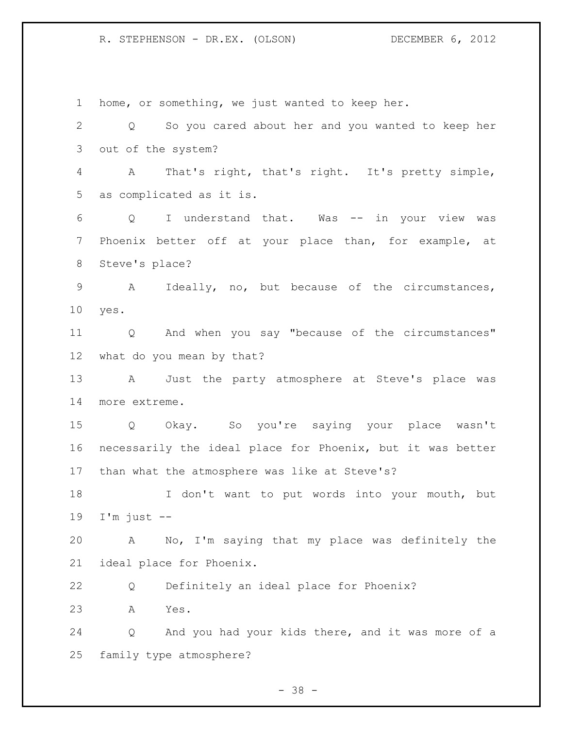home, or something, we just wanted to keep her.

Q So you cared about her and you wanted to keep her out of the system?

A That's right, that's right. It's pretty simple, as complicated as it is.

Q I understand that. Was -- in your view was Phoenix better off at your place than, for example, at Steve's place?

A Ideally, no, but because of the circumstances, yes.

Q And when you say "because of the circumstances" what do you mean by that?

A Just the party atmosphere at Steve's place was more extreme.

Q Okay. So you're saying your place wasn't necessarily the ideal place for Phoenix, but it was better than what the atmosphere was like at Steve's?

I don't want to put words into your mouth, but I'm just --

A No, I'm saying that my place was definitely the ideal place for Phoenix.

Q Definitely an ideal place for Phoenix?

A Yes.

Q And you had your kids there, and it was more of a family type atmosphere?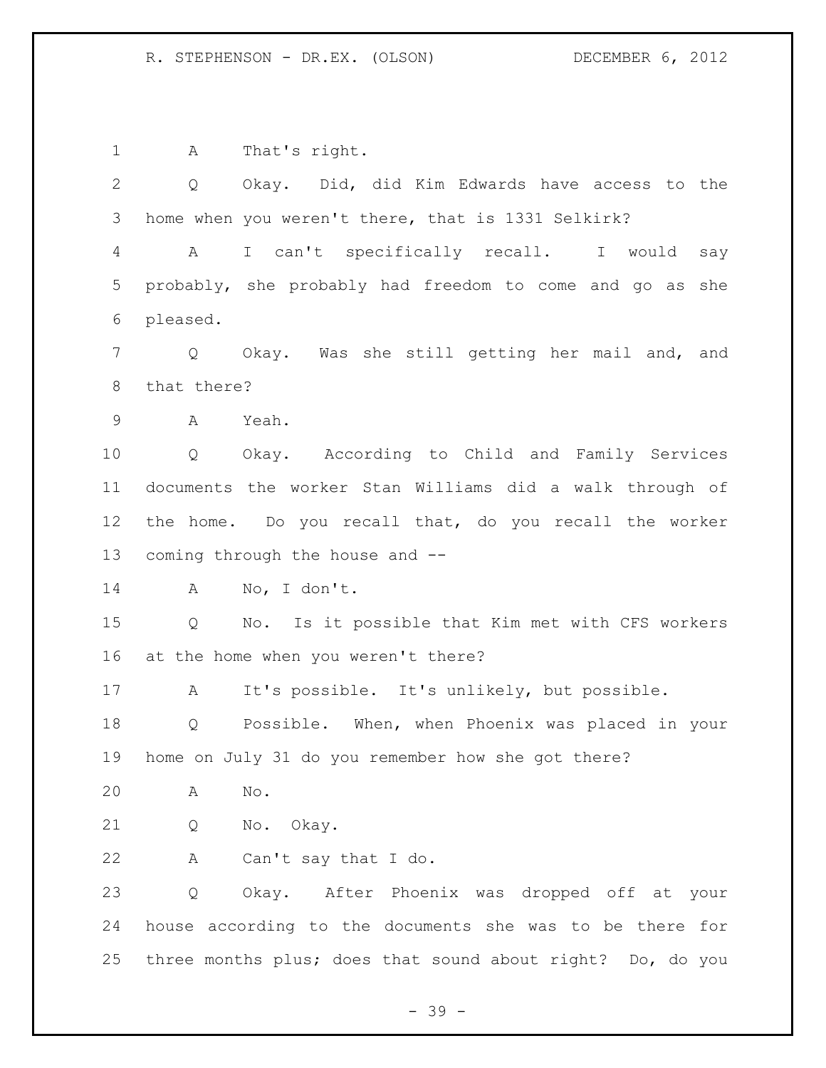A That's right.

Q Okay. Did, did Kim Edwards have access to the home when you weren't there, that is 1331 Selkirk?

A I can't specifically recall. I would say probably, she probably had freedom to come and go as she pleased.

Q Okay. Was she still getting her mail and, and that there?

A Yeah.

Q Okay. According to Child and Family Services documents the worker Stan Williams did a walk through of the home. Do you recall that, do you recall the worker coming through the house and --

A No, I don't.

Q No. Is it possible that Kim met with CFS workers at the home when you weren't there?

A It's possible. It's unlikely, but possible.

Q Possible. When, when Phoenix was placed in your home on July 31 do you remember how she got there?

A No.

Q No. Okay.

A Can't say that I do.

Q Okay. After Phoenix was dropped off at your house according to the documents she was to be there for three months plus; does that sound about right? Do, do you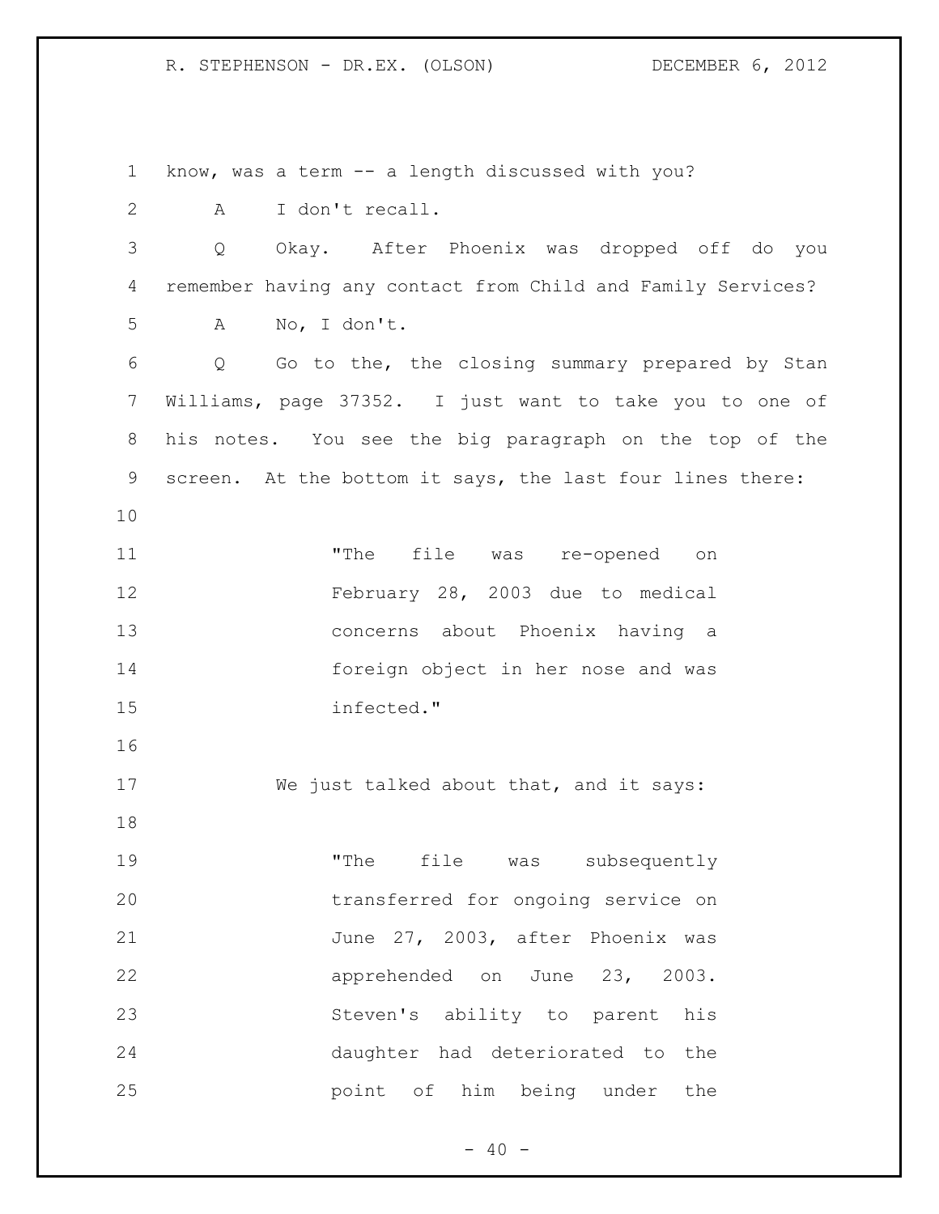know, was a term -- a length discussed with you?

A I don't recall.

Q Okay. After Phoenix was dropped off do you remember having any contact from Child and Family Services?

A No, I don't.

Q Go to the, the closing summary prepared by Stan Williams, page 37352. I just want to take you to one of his notes. You see the big paragraph on the top of the screen. At the bottom it says, the last four lines there:

> "The file was re-opened on February 28, 2003 due to medical concerns about Phoenix having a foreign object in her nose and was infected."

We just talked about that, and it says:

> "The file was subsequently transferred for ongoing service on June 27, 2003, after Phoenix was apprehended on June 23, 2003. Steven's ability to parent his daughter had deteriorated to the point of him being under the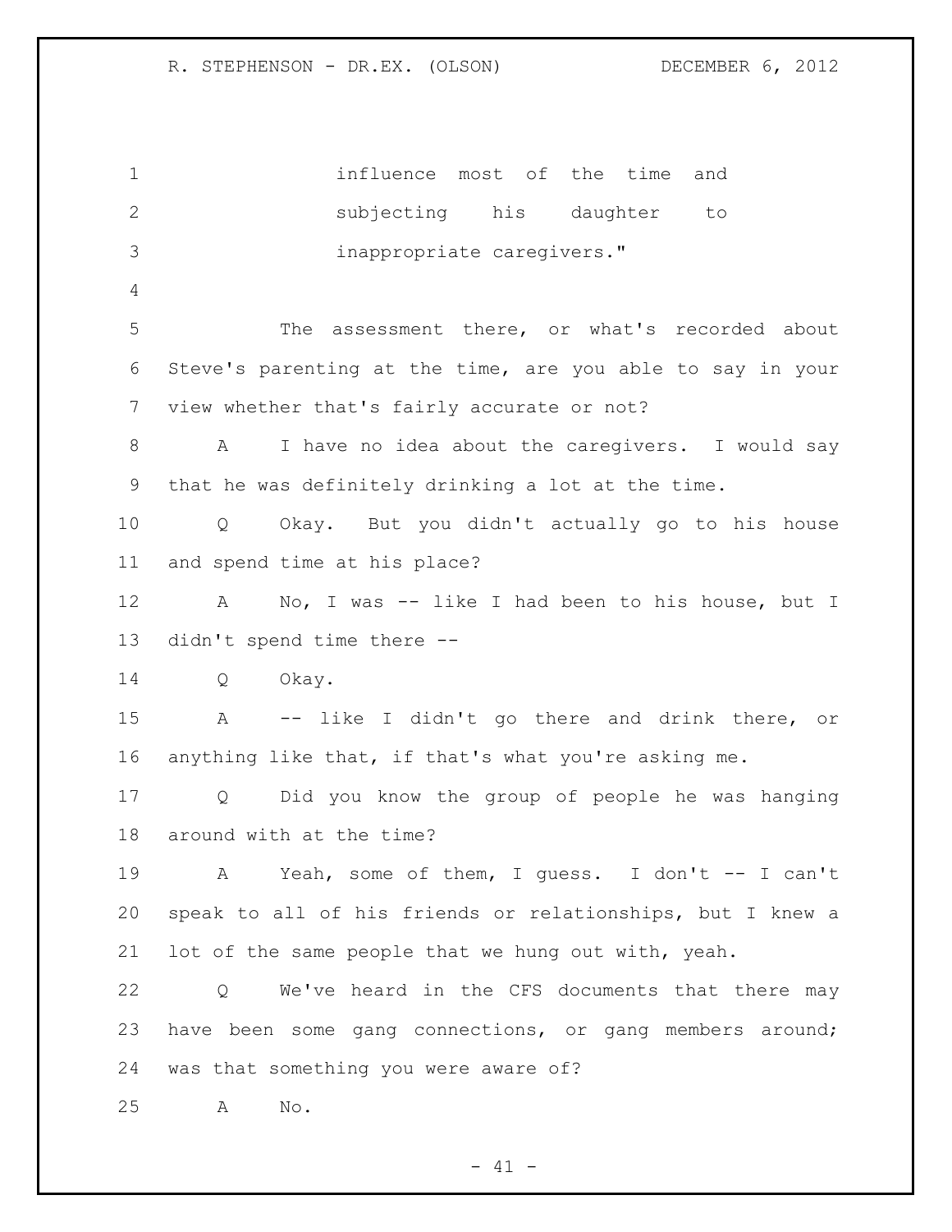influence most of the time and subjecting his daughter to inappropriate caregivers."

The assessment there, or what's recorded about Steve's parenting at the time, are you able to say in your view whether that's fairly accurate or not?

A I have no idea about the caregivers. I would say that he was definitely drinking a lot at the time.

Q Okay. But you didn't actually go to his house and spend time at his place?

A No, I was -- like I had been to his house, but I didn't spend time there --

Q Okay.

A -- like I didn't go there and drink there, or anything like that, if that's what you're asking me.

Q Did you know the group of people he was hanging around with at the time?

A Yeah, some of them, I guess. I don't -- I can't speak to all of his friends or relationships, but I knew a lot of the same people that we hung out with, yeah.

Q We've heard in the CFS documents that there may have been some gang connections, or gang members around; was that something you were aware of?

A No.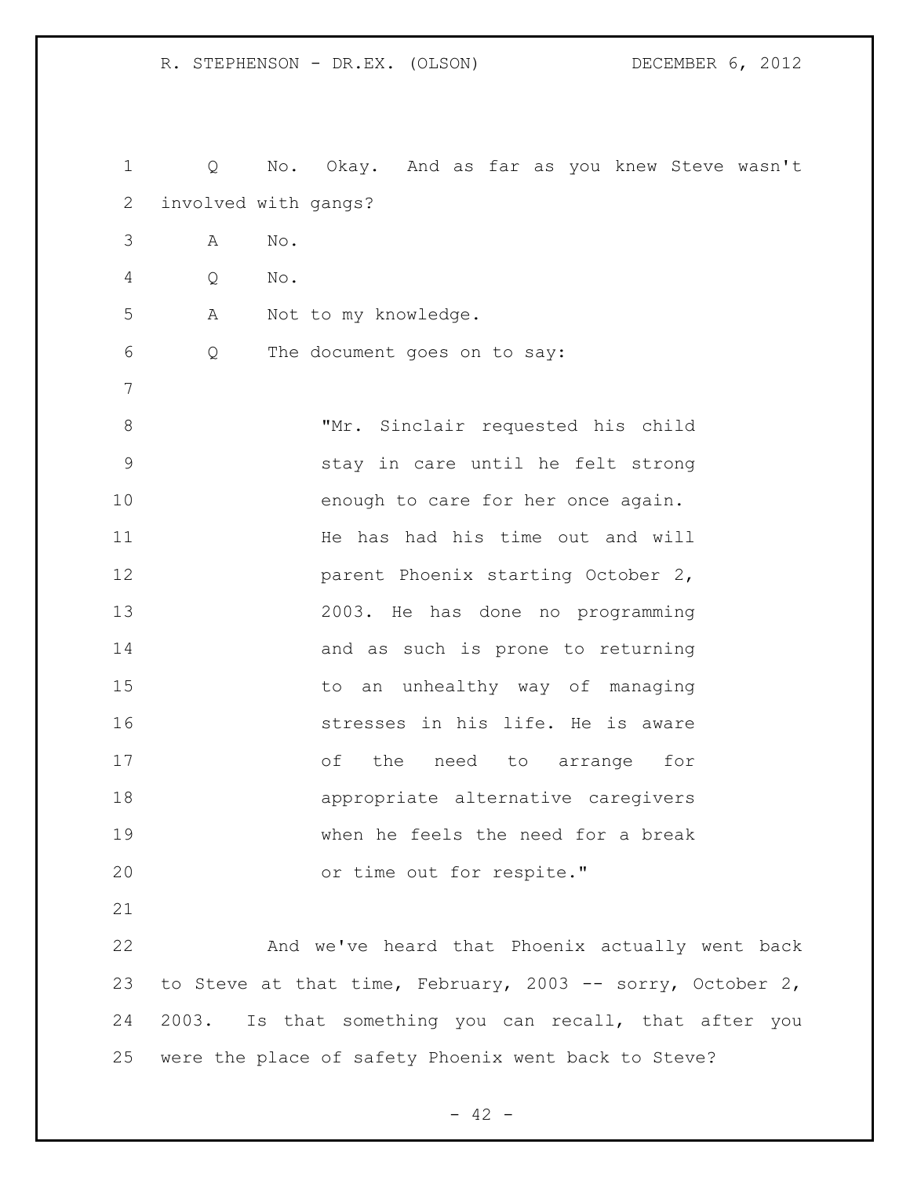Q No. Okay. And as far as you knew Steve wasn't involved with gangs?

A No.

Q No.

A Not to my knowledge.

Q The document goes on to say:

> "Mr. Sinclair requested his child stay in care until he felt strong enough to care for her once again. He has had his time out and will parent Phoenix starting October 2, 2003. He has done no programming and as such is prone to returning to an unhealthy way of managing stresses in his life. He is aware of the need to arrange for appropriate alternative caregivers when he feels the need for a break or time out for respite."

And we've heard that Phoenix actually went back to Steve at that time, February, 2003 -- sorry, October 2, 2003. Is that something you can recall, that after you were the place of safety Phoenix went back to Steve?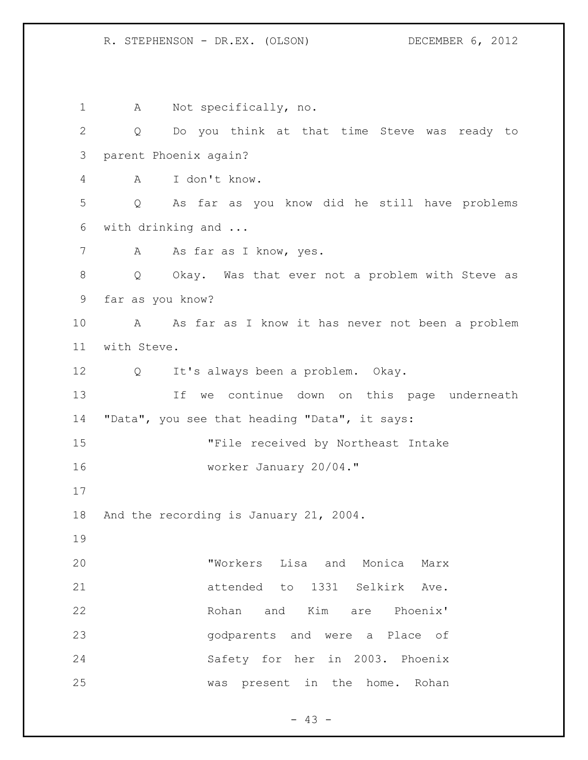A Not specifically, no.

Q Do you think at that time Steve was ready to parent Phoenix again?

A I don't know.

Q As far as you know did he still have problems with drinking and ...

A As far as I know, yes.

Q Okay. Was that ever not a problem with Steve as far as you know?

A As far as I know it has never not been a problem with Steve.

Q It's always been a problem. Okay.

If we continue down on this page underneath "Data", you see that heading "Data", it says:

> "File received by Northeast Intake worker January 20/04."

And the recording is January 21, 2004.

> "Workers Lisa and Monica Marx attended to 1331 Selkirk Ave. Rohan and Kim are Phoenix' godparents and were a Place of Safety for her in 2003. Phoenix was present in the home. Rohan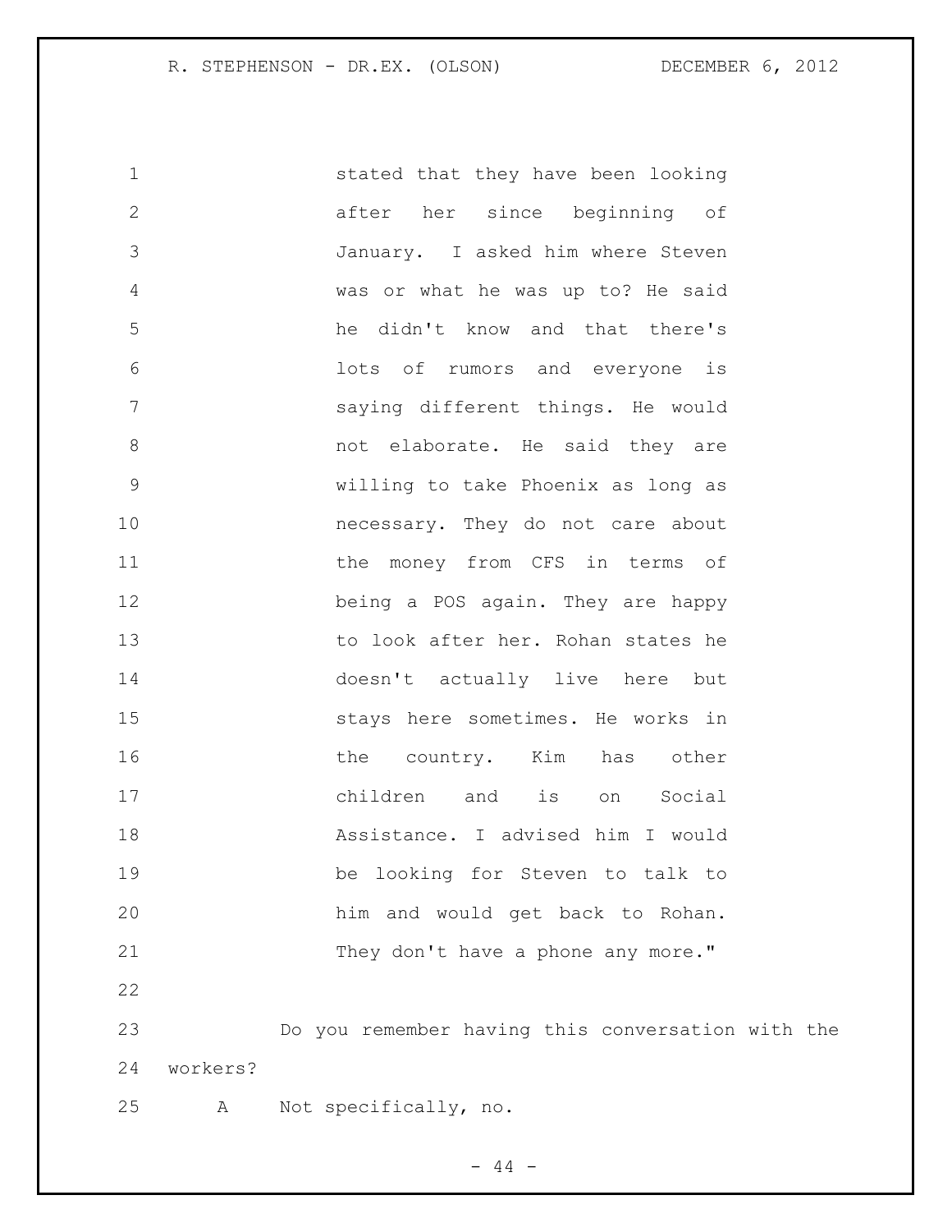stated that they have been looking after her since beginning of January. I asked him where Steven was or what he was up to? He said he didn't know and that there's lots of rumors and everyone is saying different things. He would not elaborate. He said they are willing to take Phoenix as long as necessary. They do not care about the money from CFS in terms of being a POS again. They are happy to look after her. Rohan states he doesn't actually live here but stays here sometimes. He works in the country. Kim has other children and is on Social Assistance. I advised him I would be looking for Steven to talk to him and would get back to Rohan. They don't have a phone any more."

Do you remember having this conversation with the workers?

A Not specifically, no.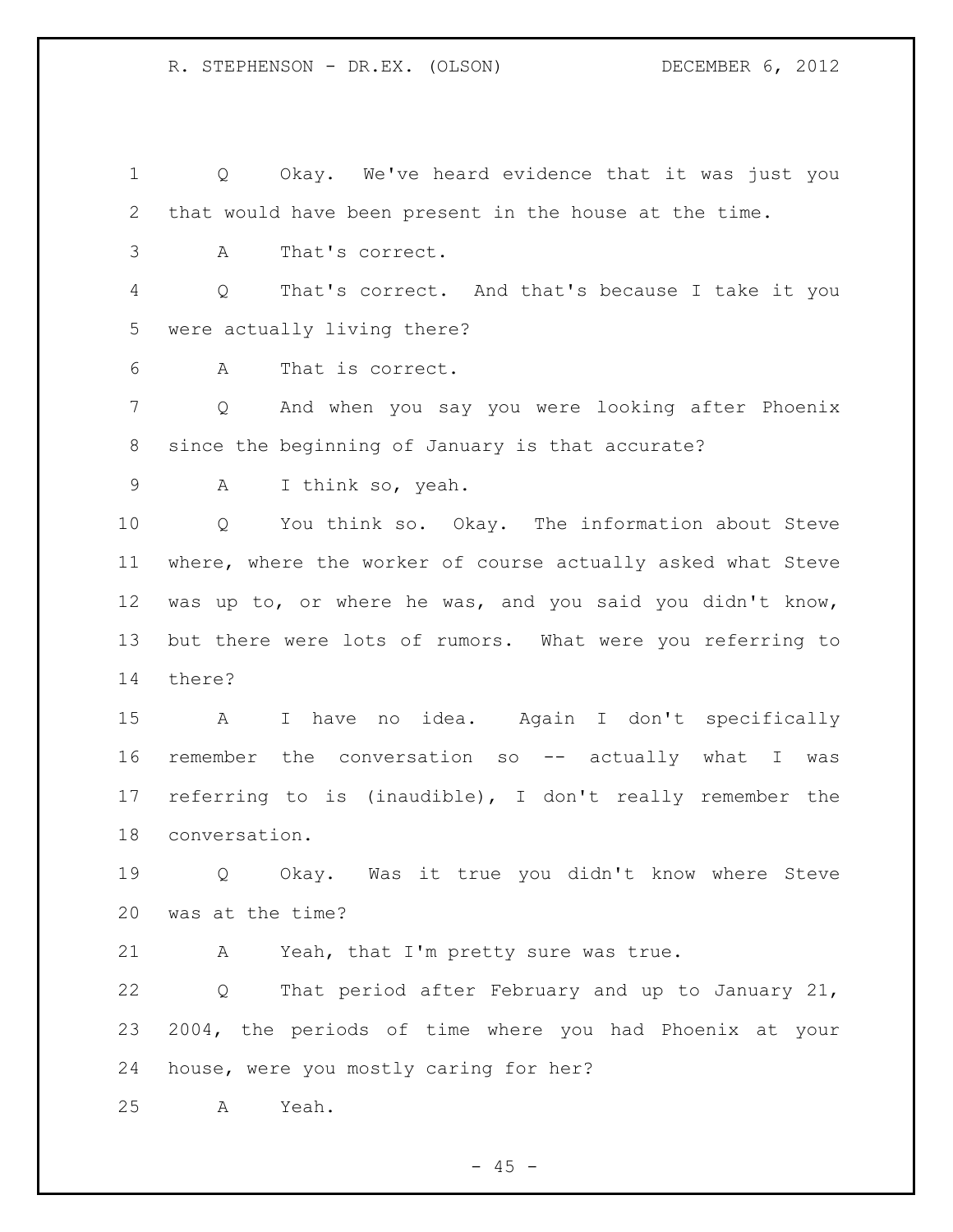Q Okay. We've heard evidence that it was just you that would have been present in the house at the time.

A That's correct.

Q That's correct. And that's because I take it you were actually living there?

A That is correct.

Q And when you say you were looking after Phoenix since the beginning of January is that accurate?

A I think so, yeah.

Q You think so. Okay. The information about Steve where, where the worker of course actually asked what Steve was up to, or where he was, and you said you didn't know, but there were lots of rumors. What were you referring to there?

A I have no idea. Again I don't specifically remember the conversation so -- actually what I was referring to is (inaudible), I don't really remember the conversation.

Q Okay. Was it true you didn't know where Steve was at the time?

A Yeah, that I'm pretty sure was true.

Q That period after February and up to January 21, 2004, the periods of time where you had Phoenix at your house, were you mostly caring for her?

A Yeah.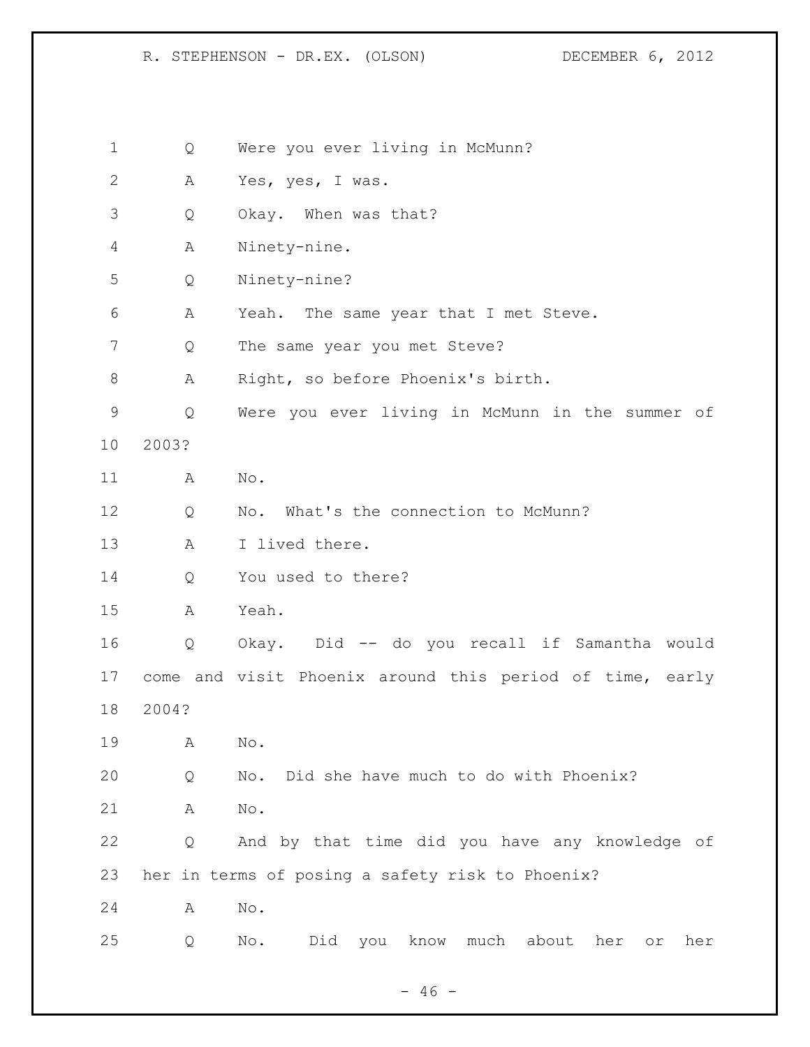1 Q Were you ever living in McMunn?

2 A Yes, yes, I was.

3 Q Okay. When was that?

4 A Ninety-nine.

5 Q Ninety-nine?

6 A Yeah. The same year that I met Steve.

7 Q The same year you met Steve?

8 A Right, so before Phoenix's birth.

9 Q Were you ever living in McMunn in the summer of

10 2003?

11 A No.

12 Q No. What's the connection to McMunn?

13 A I lived there.

14 Q You used to there?

15 A Yeah.

16 Q Okay. Did -- do you recall if Samantha would

17 come and visit Phoenix around this period of time, early

18 2004?

19 A No.

20 Q No. Did she have much to do with Phoenix?

21 A No.

22 Q And by that time did you have any knowledge of

23 her in terms of posing a safety risk to Phoenix?

24 A No.

25 Q No. Did you know much about her or her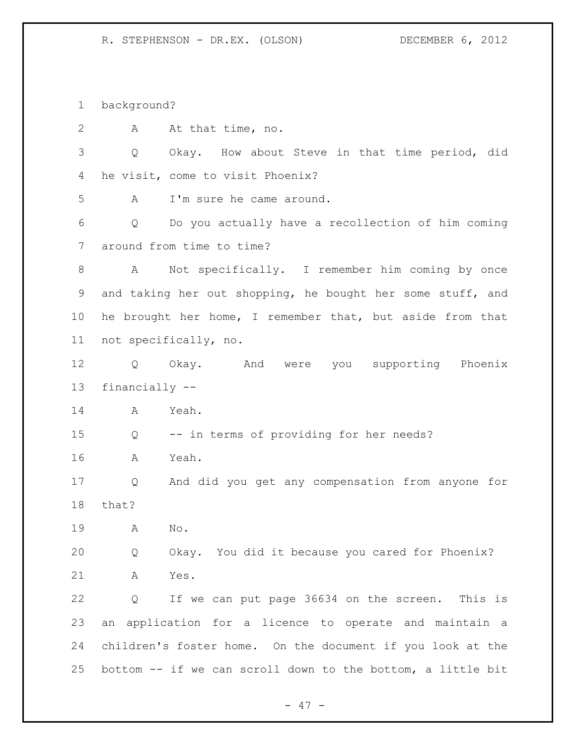background?

A At that time, no.

Q Okay. How about Steve in that time period, did he visit, come to visit Phoenix?

A I'm sure he came around.

Q Do you actually have a recollection of him coming around from time to time?

A Not specifically. I remember him coming by once and taking her out shopping, he bought her some stuff, and he brought her home, I remember that, but aside from that not specifically, no.

Q Okay. And were you supporting Phoenix financially --

A Yeah.

Q -- in terms of providing for her needs?

A Yeah.

Q And did you get any compensation from anyone for that?

A No.

Q Okay. You did it because you cared for Phoenix?

A Yes.

Q If we can put page 36634 on the screen. This is an application for a licence to operate and maintain a children's foster home. On the document if you look at the bottom -- if we can scroll down to the bottom, a little bit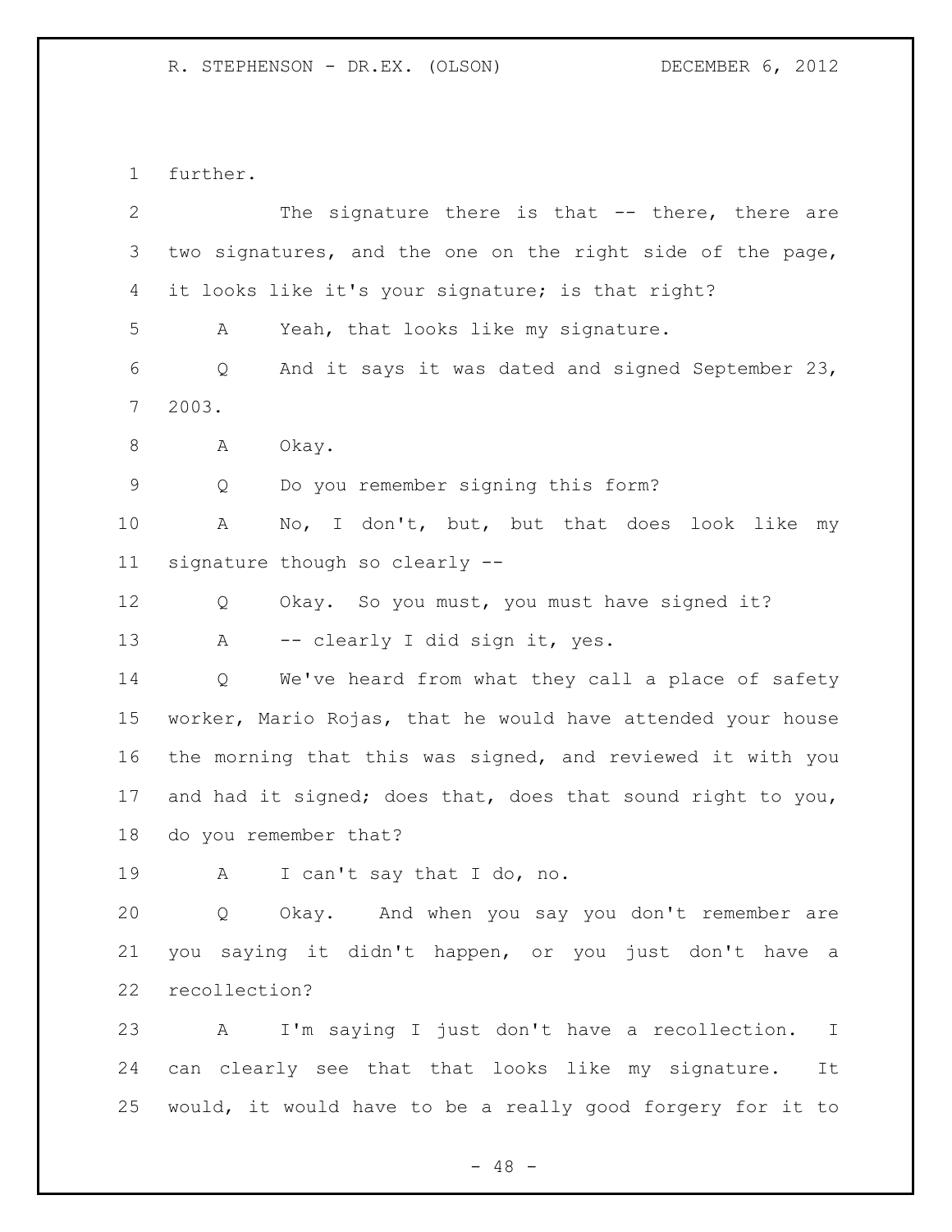further.

The signature there is that -- there, there are two signatures, and the one on the right side of the page, it looks like it's your signature; is that right?

A Yeah, that looks like my signature.

Q And it says it was dated and signed September 23, 2003.

A Okay.

Q Do you remember signing this form?

A No, I don't, but, but that does look like my signature though so clearly --

Q Okay. So you must, you must have signed it?

A -- clearly I did sign it, yes.

Q We've heard from what they call a place of safety worker, Mario Rojas, that he would have attended your house the morning that this was signed, and reviewed it with you and had it signed; does that, does that sound right to you, do you remember that?

A I can't say that I do, no.

Q Okay. And when you say you don't remember are you saying it didn't happen, or you just don't have a recollection?

A I'm saying I just don't have a recollection. I can clearly see that that looks like my signature. It would, it would have to be a really good forgery for it to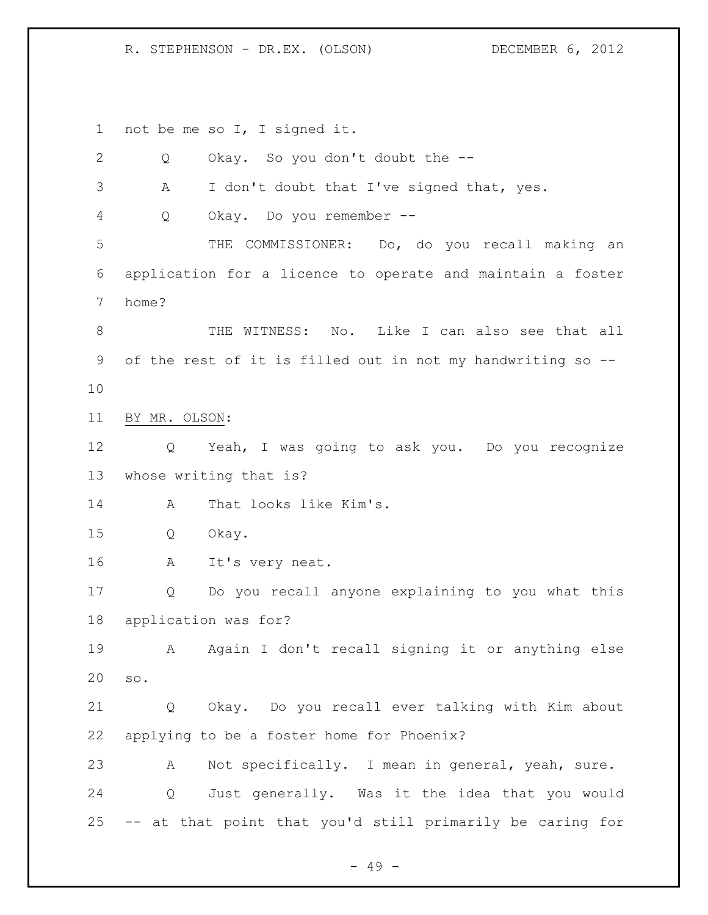not be me so I, I signed it.

Q Okay. So you don't doubt the --

A I don't doubt that I've signed that, yes.

Q Okay. Do you remember --

THE COMMISSIONER: Do, do you recall making an application for a licence to operate and maintain a foster home?

THE WITNESS: No. Like I can also see that all of the rest of it is filled out in not my handwriting so --

BY MR. OLSON:

Q Yeah, I was going to ask you. Do you recognize whose writing that is?

A That looks like Kim's.

Q Okay.

A It's very neat.

Q Do you recall anyone explaining to you what this application was for?

A Again I don't recall signing it or anything else so.

Q Okay. Do you recall ever talking with Kim about applying to be a foster home for Phoenix?

A Not specifically. I mean in general, yeah, sure.

Q Just generally. Was it the idea that you would -- at that point that you'd still primarily be caring for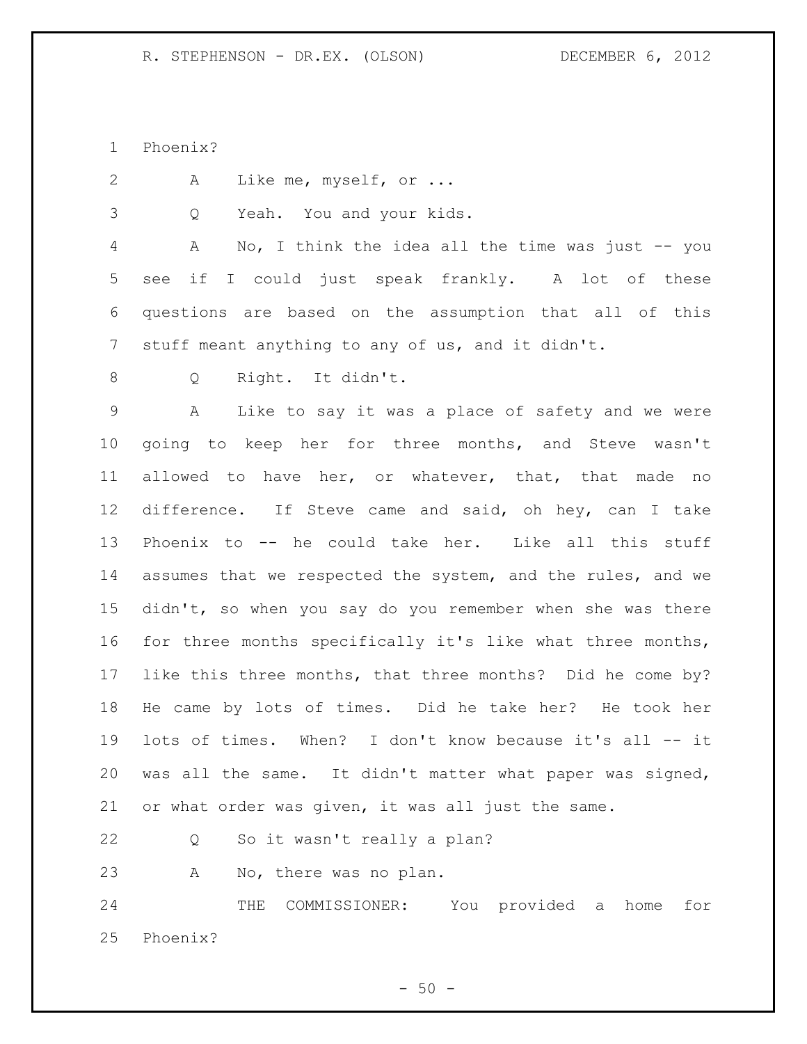Phoenix?

A Like me, myself, or ...

Q Yeah. You and your kids.

A No, I think the idea all the time was just -- you see if I could just speak frankly. A lot of these questions are based on the assumption that all of this stuff meant anything to any of us, and it didn't.

Q Right. It didn't.

A Like to say it was a place of safety and we were going to keep her for three months, and Steve wasn't allowed to have her, or whatever, that, that made no difference. If Steve came and said, oh hey, can I take Phoenix to -- he could take her. Like all this stuff assumes that we respected the system, and the rules, and we didn't, so when you say do you remember when she was there for three months specifically it's like what three months, like this three months, that three months? Did he come by? He came by lots of times. Did he take her? He took her lots of times. When? I don't know because it's all -- it was all the same. It didn't matter what paper was signed, or what order was given, it was all just the same.

Q So it wasn't really a plan?

A No, there was no plan.

THE COMMISSIONER: You provided a home for Phoenix?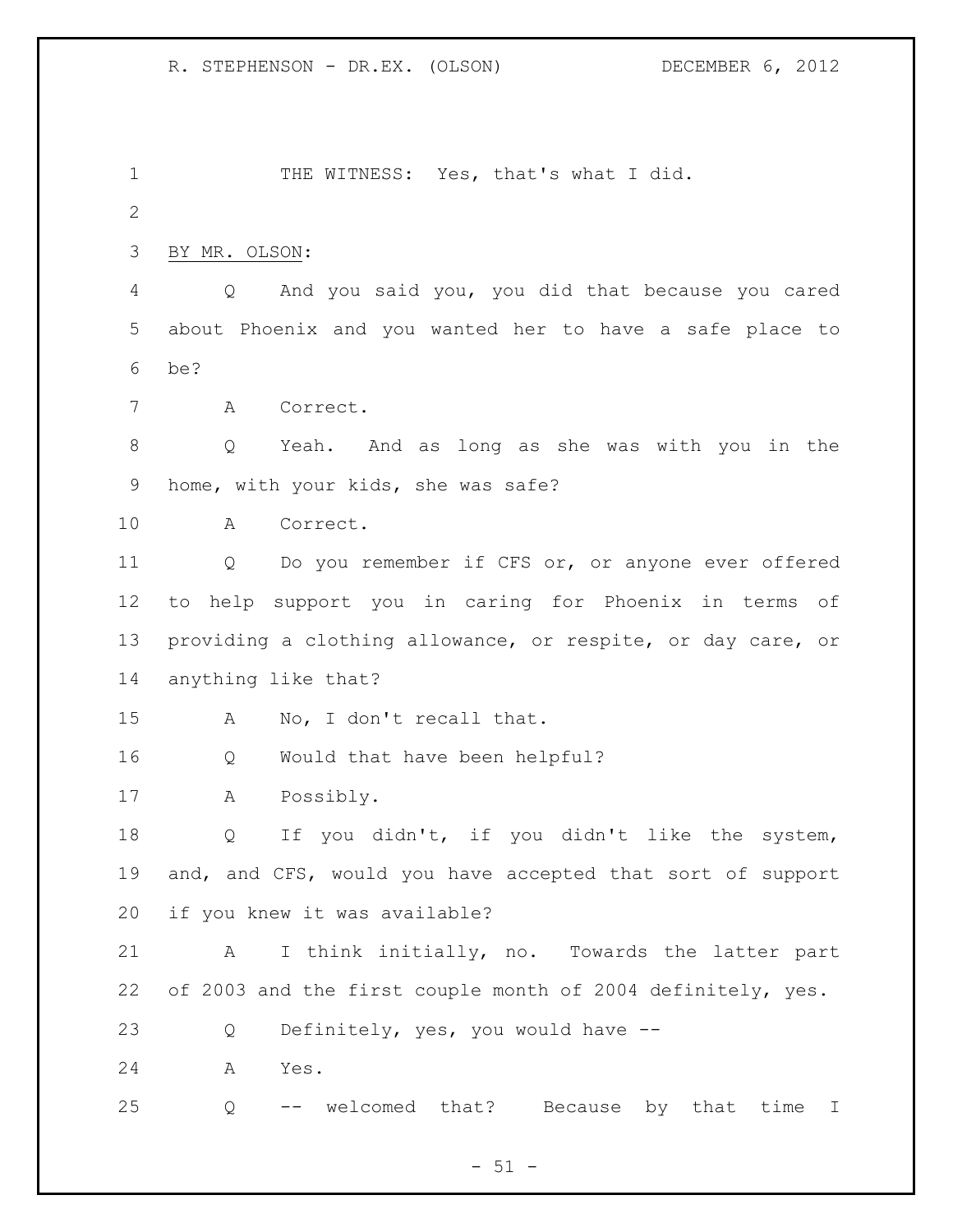THE WITNESS: Yes, that's what I did.

BY MR. OLSON:

Q And you said you, you did that because you cared about Phoenix and you wanted her to have a safe place to be?

A Correct.

Q Yeah. And as long as she was with you in the home, with your kids, she was safe?

A Correct.

Q Do you remember if CFS or, or anyone ever offered to help support you in caring for Phoenix in terms of providing a clothing allowance, or respite, or day care, or anything like that?

A No, I don't recall that.

Q Would that have been helpful?

A Possibly.

Q If you didn't, if you didn't like the system, and, and CFS, would you have accepted that sort of support if you knew it was available?

A I think initially, no. Towards the latter part of 2003 and the first couple month of 2004 definitely, yes.

Q Definitely, yes, you would have --

A Yes.

Q -- welcomed that? Because by that time I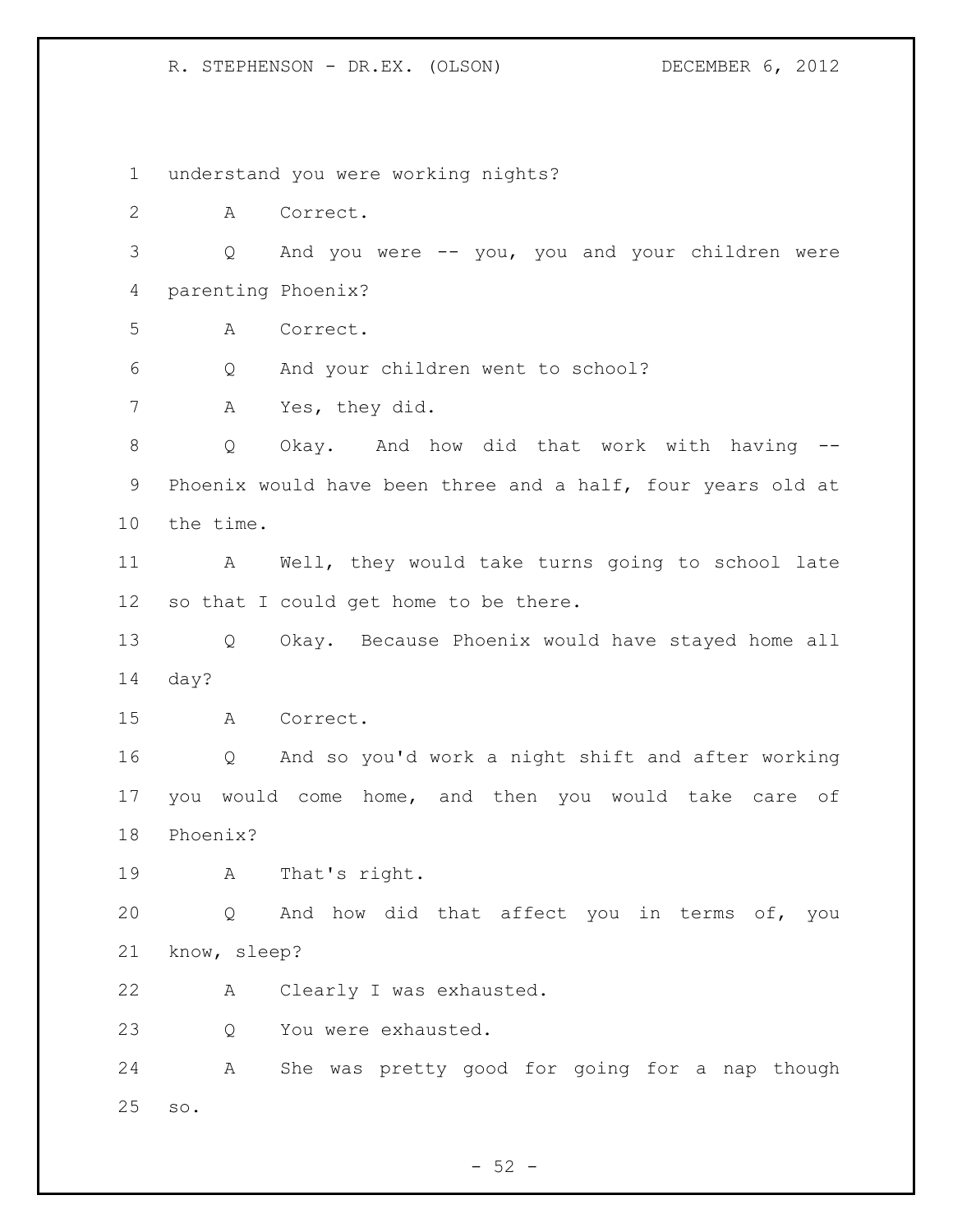understand you were working nights?

A Correct.

Q And you were -- you, you and your children were parenting Phoenix?

A Correct.

Q And your children went to school?

A Yes, they did.

Q Okay. And how did that work with having -- Phoenix would have been three and a half, four years old at the time.

A Well, they would take turns going to school late so that I could get home to be there.

Q Okay. Because Phoenix would have stayed home all day?

A Correct.

Q And so you'd work a night shift and after working you would come home, and then you would take care of Phoenix?

A That's right.

Q And how did that affect you in terms of, you know, sleep?

A Clearly I was exhausted.

Q You were exhausted.

A She was pretty good for going for a nap though so.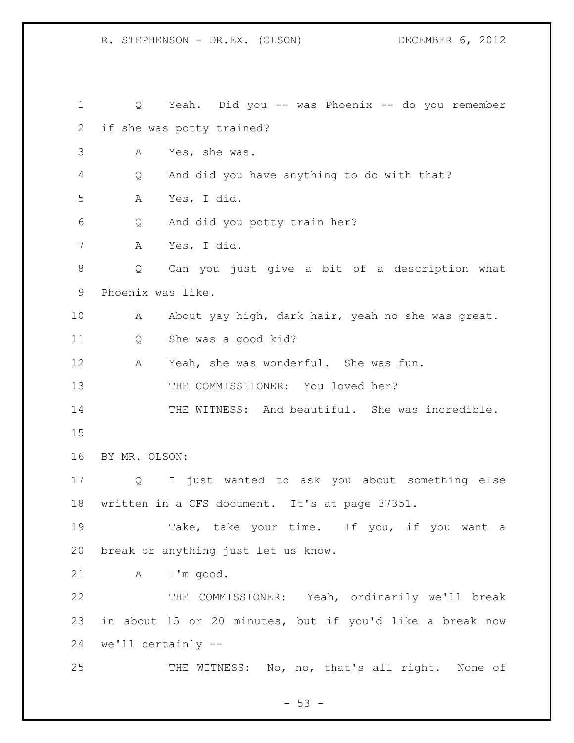Q Yeah. Did you -- was Phoenix -- do you remember if she was potty trained?

A Yes, she was.

Q And did you have anything to do with that?

A Yes, I did.

Q And did you potty train her?

A Yes, I did.

Q Can you just give a bit of a description what Phoenix was like.

A About yay high, dark hair, yeah no she was great.

Q She was a good kid?

A Yeah, she was wonderful. She was fun.

THE COMMISSIIONER: You loved her?

THE WITNESS: And beautiful. She was incredible.

BY MR. OLSON:

Q I just wanted to ask you about something else written in a CFS document. It's at page 37351.

Take, take your time. If you, if you want a break or anything just let us know.

A I'm good.

THE COMMISSIONER: Yeah, ordinarily we'll break in about 15 or 20 minutes, but if you'd like a break now we'll certainly --

THE WITNESS: No, no, that's all right. None of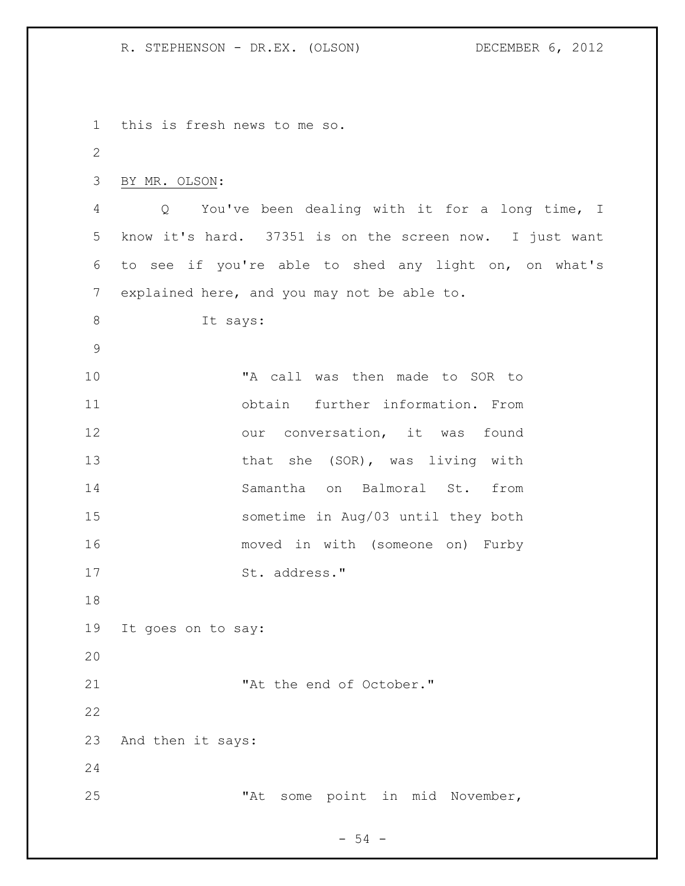this is fresh news to me so.

BY MR. OLSON:

Q You've been dealing with it for a long time, I know it's hard. 37351 is on the screen now. I just want to see if you're able to shed any light on, on what's explained here, and you may not be able to.

It says:

> "A call was then made to SOR to obtain further information. From our conversation, it was found that she (SOR), was living with Samantha on Balmoral St. from sometime in Aug/03 until they both moved in with (someone on) Furby St. address."

It goes on to say:

> "At the end of October."

And then it says:

> "At some point in mid November,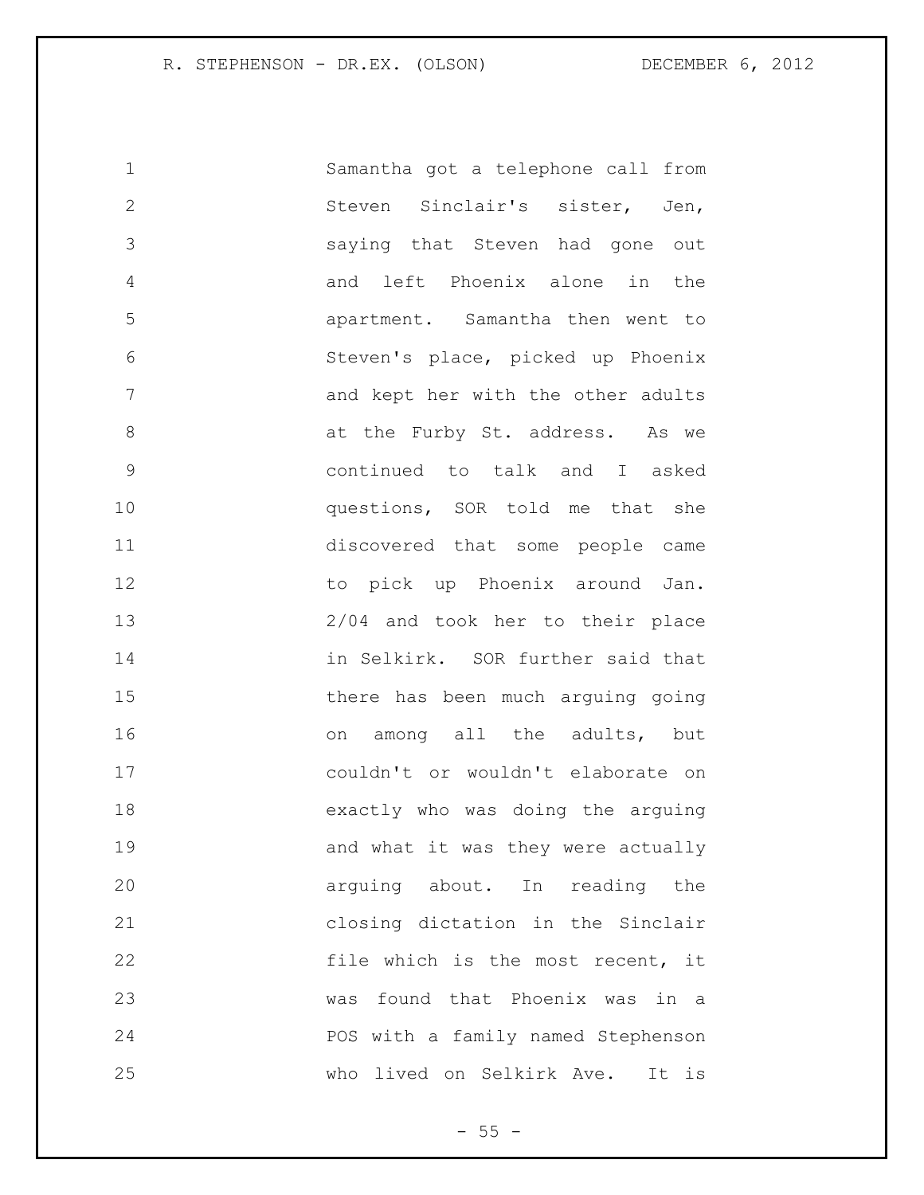Samantha got a telephone call from Steven Sinclair's sister, Jen, saying that Steven had gone out and left Phoenix alone in the apartment. Samantha then went to Steven's place, picked up Phoenix and kept her with the other adults at the Furby St. address. As we continued to talk and I asked questions, SOR told me that she discovered that some people came to pick up Phoenix around Jan. 2/04 and took her to their place in Selkirk. SOR further said that there has been much arguing going on among all the adults, but couldn't or wouldn't elaborate on exactly who was doing the arguing and what it was they were actually arguing about. In reading the closing dictation in the Sinclair file which is the most recent, it was found that Phoenix was in a POS with a family named Stephenson who lived on Selkirk Ave. It is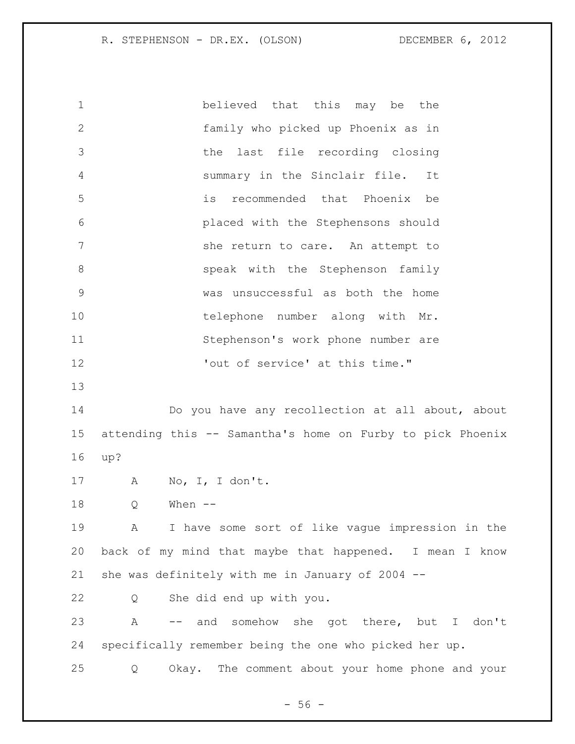believed that this may be the family who picked up Phoenix as in the last file recording closing summary in the Sinclair file. It is recommended that Phoenix be placed with the Stephensons should she return to care. An attempt to speak with the Stephenson family was unsuccessful as both the home telephone number along with Mr. Stephenson's work phone number are 'out of service' at this time."

Do you have any recollection at all about, about attending this -- Samantha's home on Furby to pick Phoenix up?

A No, I, I don't.

Q When --

A I have some sort of like vague impression in the back of my mind that maybe that happened. I mean I know she was definitely with me in January of 2004 --

Q She did end up with you.

A -- and somehow she got there, but I don't specifically remember being the one who picked her up.

Q Okay. The comment about your home phone and your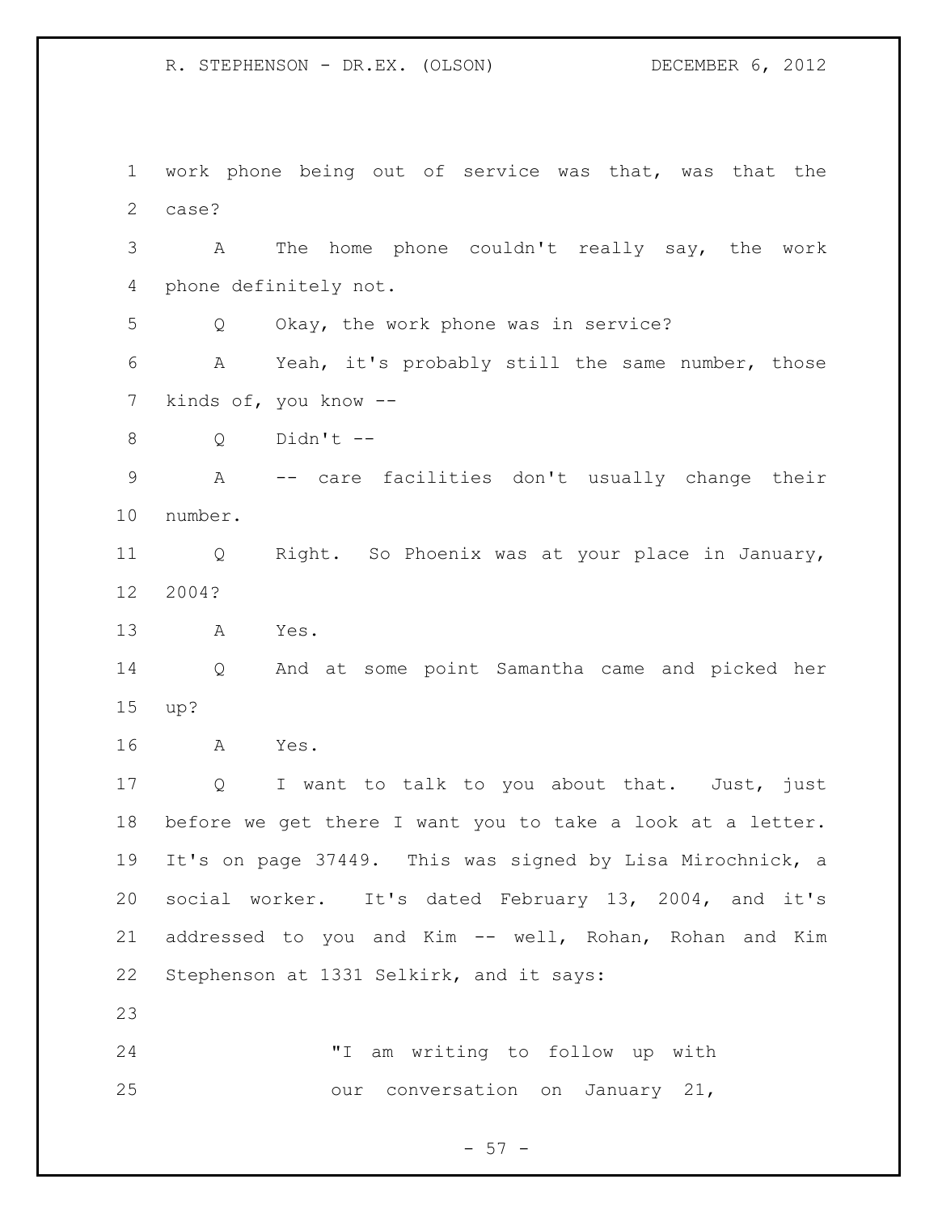work phone being out of service was that, was that the case?

A The home phone couldn't really say, the work phone definitely not.

Q Okay, the work phone was in service?

A Yeah, it's probably still the same number, those kinds of, you know --

Q Didn't --

A -- care facilities don't usually change their number.

Q Right. So Phoenix was at your place in January, 2004?

A Yes.

Q And at some point Samantha came and picked her up?

A Yes.

Q I want to talk to you about that. Just, just before we get there I want you to take a look at a letter. It's on page 37449. This was signed by Lisa Mirochnick, a social worker. It's dated February 13, 2004, and it's addressed to you and Kim -- well, Rohan, Rohan and Kim Stephenson at 1331 Selkirk, and it says:

> "I am writing to follow up with our conversation on January 21,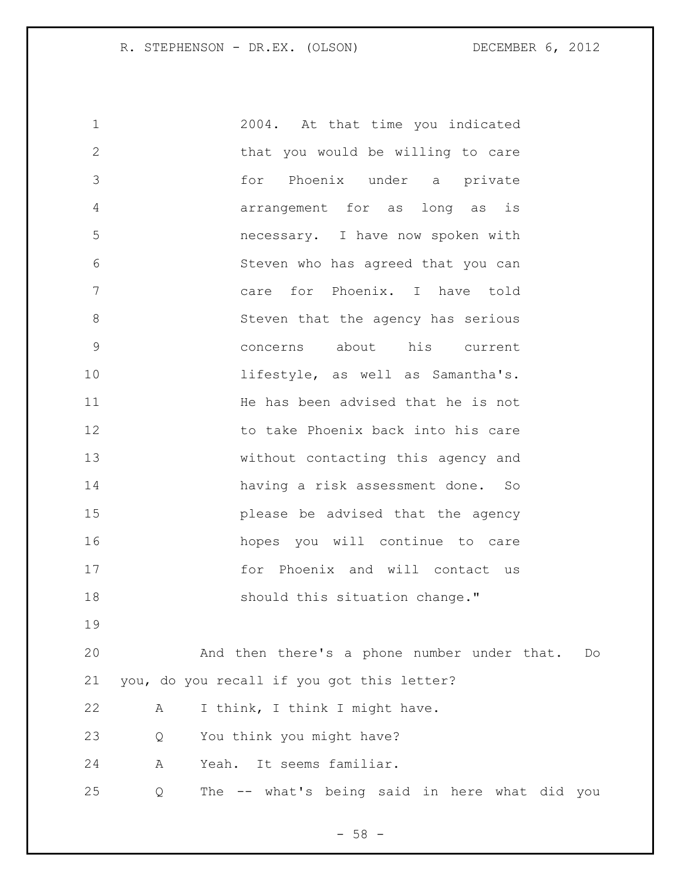2004. At that time you indicated that you would be willing to care for Phoenix under a private arrangement for as long as is necessary. I have now spoken with Steven who has agreed that you can care for Phoenix. I have told Steven that the agency has serious concerns about his current lifestyle, as well as Samantha's. He has been advised that he is not to take Phoenix back into his care without contacting this agency and having a risk assessment done. So please be advised that the agency hopes you will continue to care for Phoenix and will contact us should this situation change."

And then there's a phone number under that. Do you, do you recall if you got this letter?

A I think, I think I might have.

Q You think you might have?

A Yeah. It seems familiar.

Q The -- what's being said in here what did you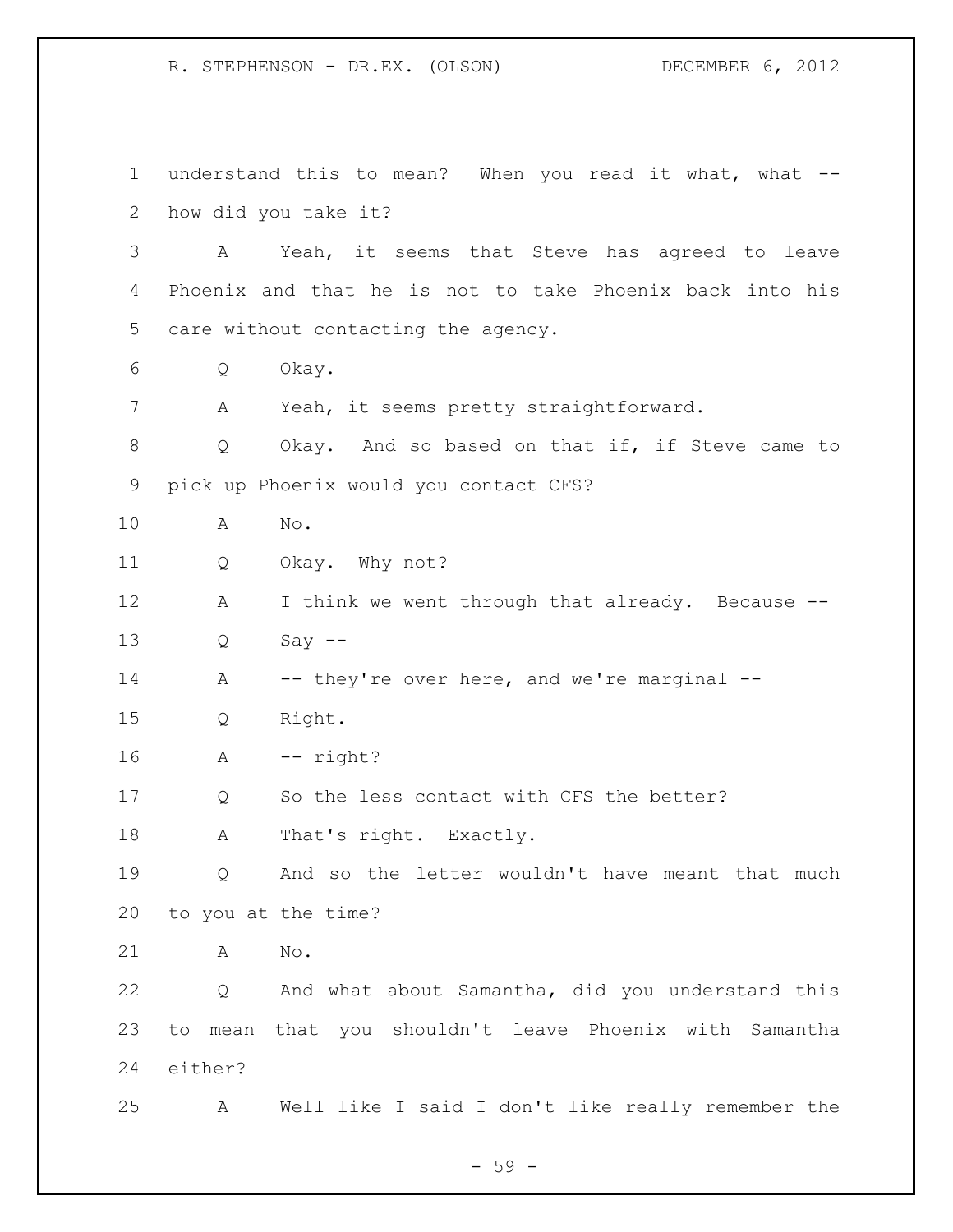understand this to mean? When you read it what, what -- how did you take it?

A Yeah, it seems that Steve has agreed to leave Phoenix and that he is not to take Phoenix back into his care without contacting the agency.

Q Okay.

A Yeah, it seems pretty straightforward.

Q Okay. And so based on that if, if Steve came to pick up Phoenix would you contact CFS?

A No.

Q Okay. Why not?

A I think we went through that already. Because --

Q Say --

A -- they're over here, and we're marginal --

Q Right.

A -- right?

Q So the less contact with CFS the better?

A That's right. Exactly.

Q And so the letter wouldn't have meant that much to you at the time?

A No.

Q And what about Samantha, did you understand this to mean that you shouldn't leave Phoenix with Samantha either?

A Well like I said I don't like really remember the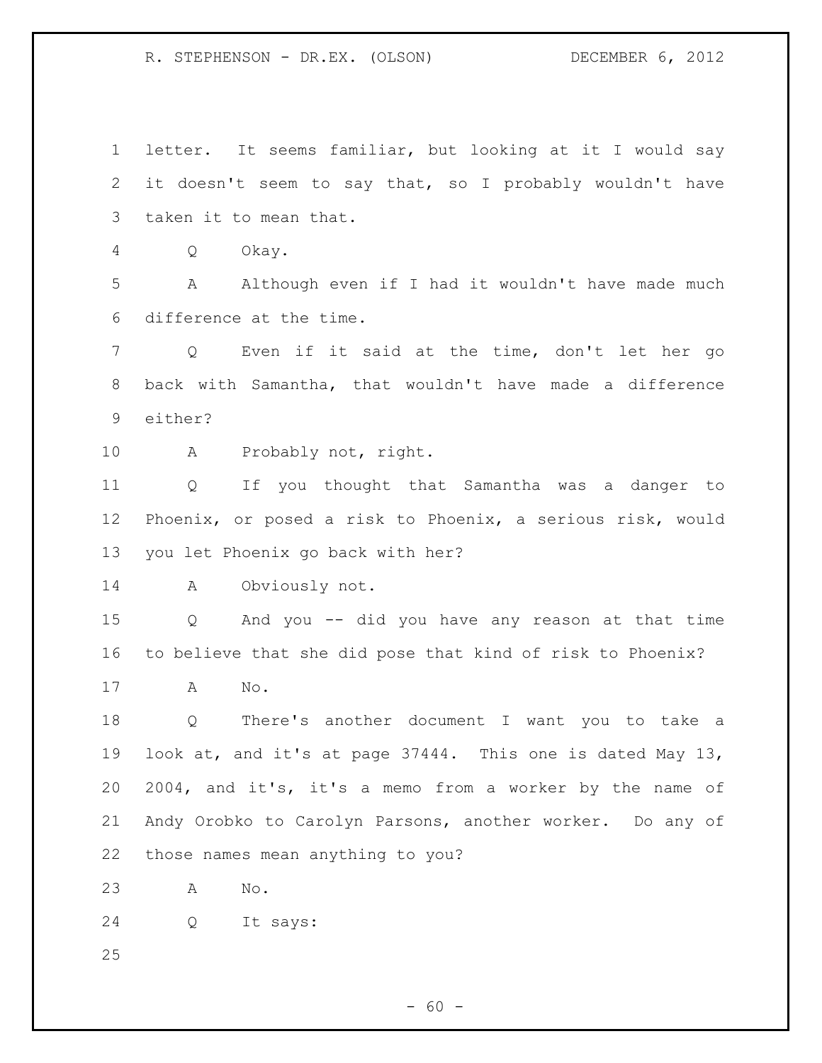letter. It seems familiar, but looking at it I would say it doesn't seem to say that, so I probably wouldn't have taken it to mean that.

Q Okay.

A Although even if I had it wouldn't have made much difference at the time.

Q Even if it said at the time, don't let her go back with Samantha, that wouldn't have made a difference either?

A Probably not, right.

Q If you thought that Samantha was a danger to Phoenix, or posed a risk to Phoenix, a serious risk, would you let Phoenix go back with her?

A Obviously not.

Q And you -- did you have any reason at that time to believe that she did pose that kind of risk to Phoenix?

A No.

Q There's another document I want you to take a look at, and it's at page 37444. This one is dated May 13, 2004, and it's, it's a memo from a worker by the name of Andy Orobko to Carolyn Parsons, another worker. Do any of those names mean anything to you?

A No.

Q It says: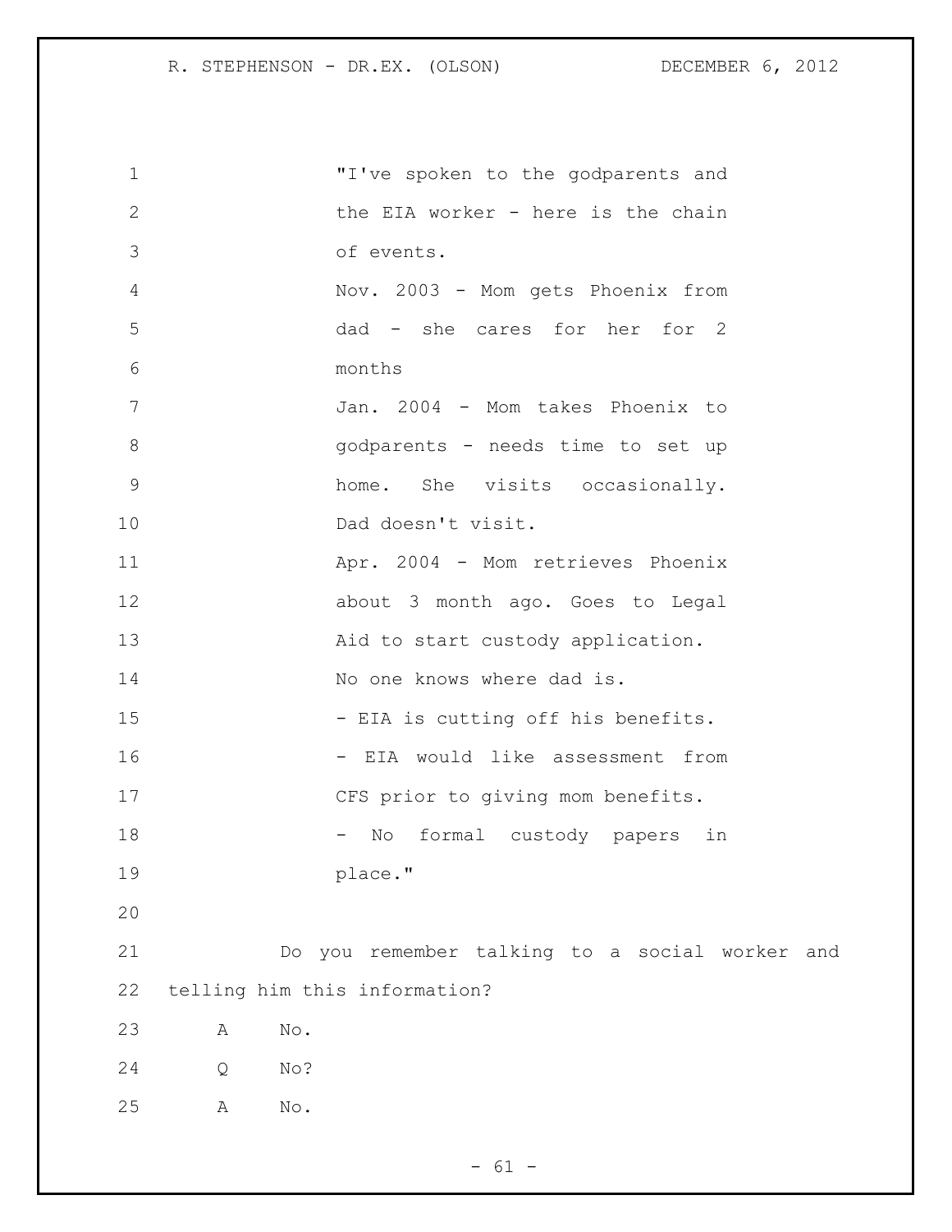"I've spoken to the godparents and the EIA worker - here is the chain of events.

Nov. 2003 - Mom gets Phoenix from dad - she cares for her for 2 months

Jan. 2004 - Mom takes Phoenix to godparents - needs time to set up home. She visits occasionally. Dad doesn't visit.

Apr. 2004 - Mom retrieves Phoenix about 3 month ago. Goes to Legal Aid to start custody application.

No one knows where dad is.

- EIA is cutting off his benefits.
- EIA would like assessment from CFS prior to giving mom benefits.
- No formal custody papers in place."

Do you remember talking to a social worker and telling him this information?

A No.

Q No?

A No.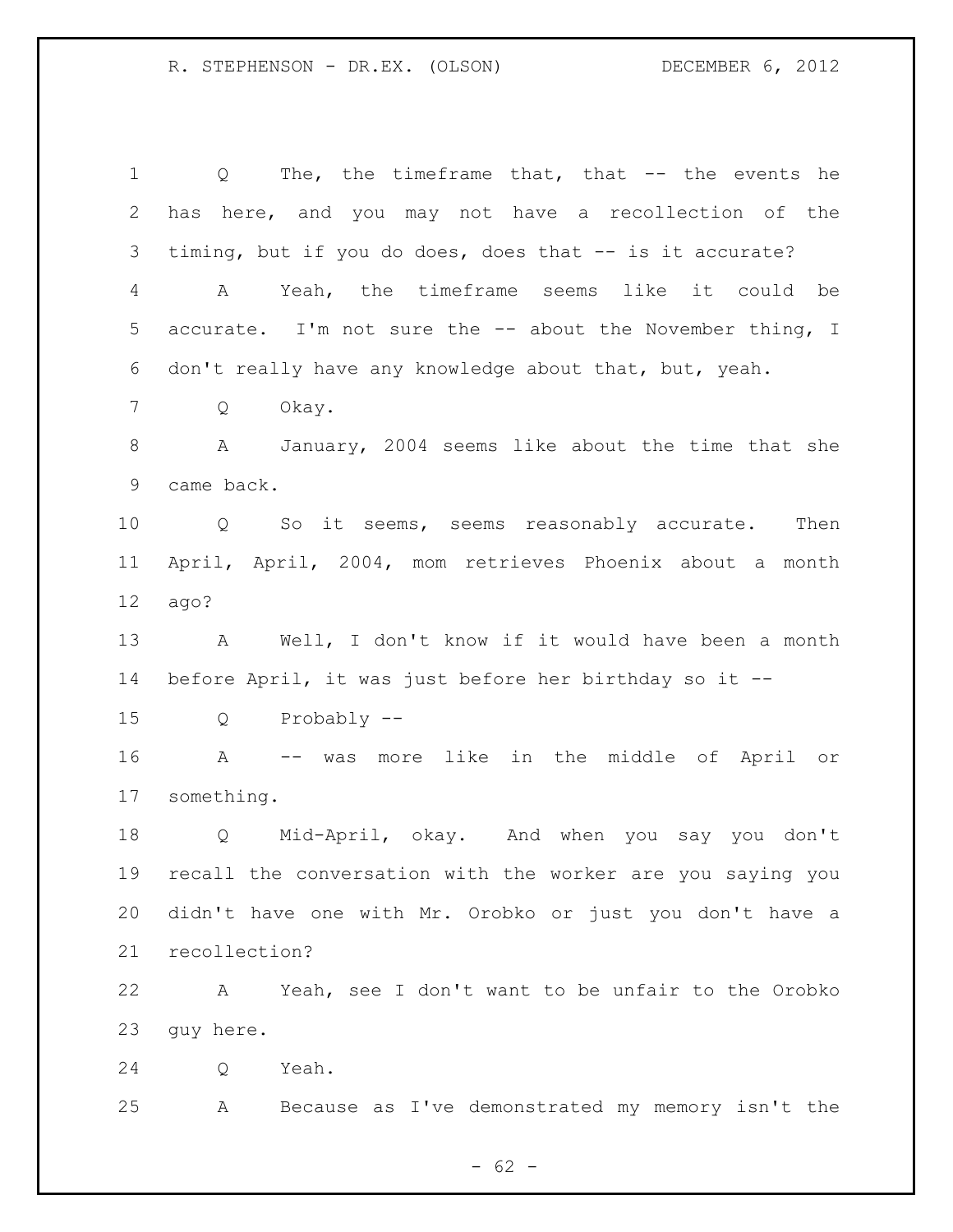Q The, the timeframe that, that -- the events he has here, and you may not have a recollection of the timing, but if you do does, does that -- is it accurate?

A Yeah, the timeframe seems like it could be accurate. I'm not sure the -- about the November thing, I don't really have any knowledge about that, but, yeah.

Q Okay.

A January, 2004 seems like about the time that she came back.

Q So it seems, seems reasonably accurate. Then April, April, 2004, mom retrieves Phoenix about a month ago?

A Well, I don't know if it would have been a month before April, it was just before her birthday so it --

Q Probably --

A -- was more like in the middle of April or something.

Q Mid-April, okay. And when you say you don't recall the conversation with the worker are you saying you didn't have one with Mr. Orobko or just you don't have a recollection?

A Yeah, see I don't want to be unfair to the Orobko guy here.

Q Yeah.

A Because as I've demonstrated my memory isn't the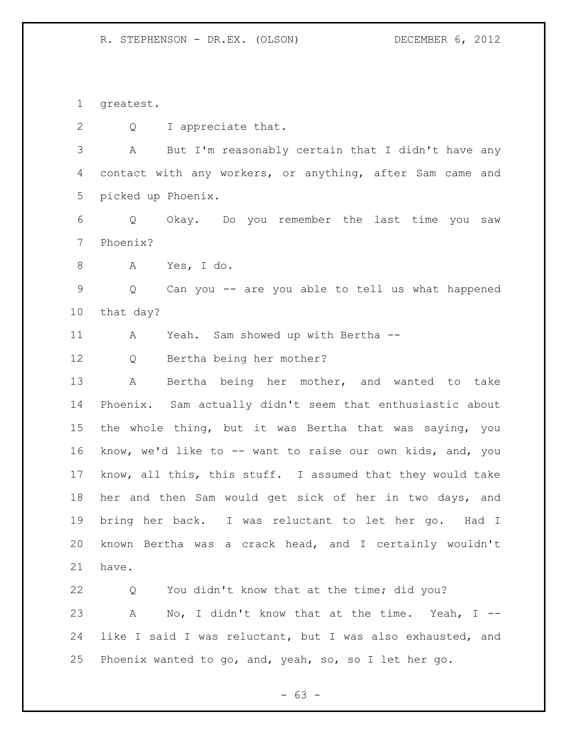greatest.

Q I appreciate that.

A But I'm reasonably certain that I didn't have any contact with any workers, or anything, after Sam came and picked up Phoenix.

Q Okay. Do you remember the last time you saw Phoenix?

A Yes, I do.

Q Can you -- are you able to tell us what happened that day?

A Yeah. Sam showed up with Bertha --

Q Bertha being her mother?

A Bertha being her mother, and wanted to take Phoenix. Sam actually didn't seem that enthusiastic about the whole thing, but it was Bertha that was saying, you know, we'd like to -- want to raise our own kids, and, you know, all this, this stuff. I assumed that they would take her and then Sam would get sick of her in two days, and bring her back. I was reluctant to let her go. Had I known Bertha was a crack head, and I certainly wouldn't have.

Q You didn't know that at the time; did you?

A No, I didn't know that at the time. Yeah, I -- like I said I was reluctant, but I was also exhausted, and Phoenix wanted to go, and, yeah, so, so I let her go.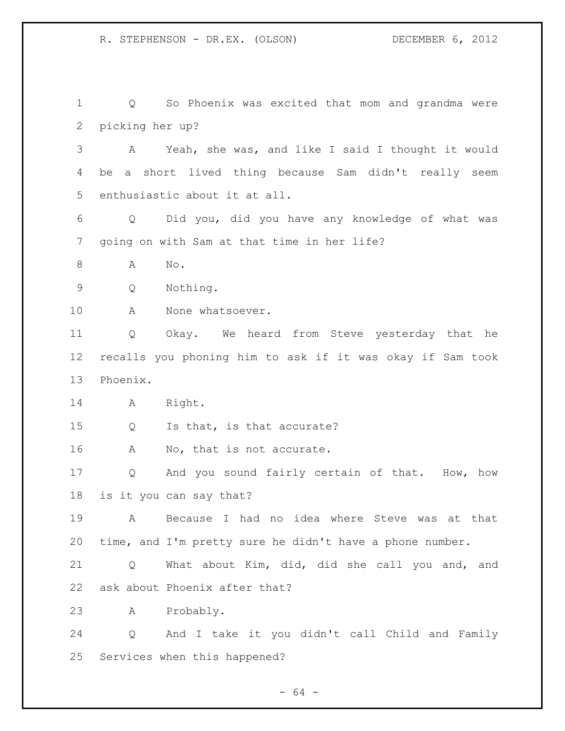Q So Phoenix was excited that mom and grandma were picking her up?

A Yeah, she was, and like I said I thought it would be a short lived thing because Sam didn't really seem enthusiastic about it at all.

Q Did you, did you have any knowledge of what was going on with Sam at that time in her life?

A No.

Q Nothing.

A None whatsoever.

Q Okay. We heard from Steve yesterday that he recalls you phoning him to ask if it was okay if Sam took Phoenix.

A Right.

Q Is that, is that accurate?

A No, that is not accurate.

Q And you sound fairly certain of that. How, how is it you can say that?

A Because I had no idea where Steve was at that time, and I'm pretty sure he didn't have a phone number.

Q What about Kim, did, did she call you and, and ask about Phoenix after that?

A Probably.

Q And I take it you didn't call Child and Family Services when this happened?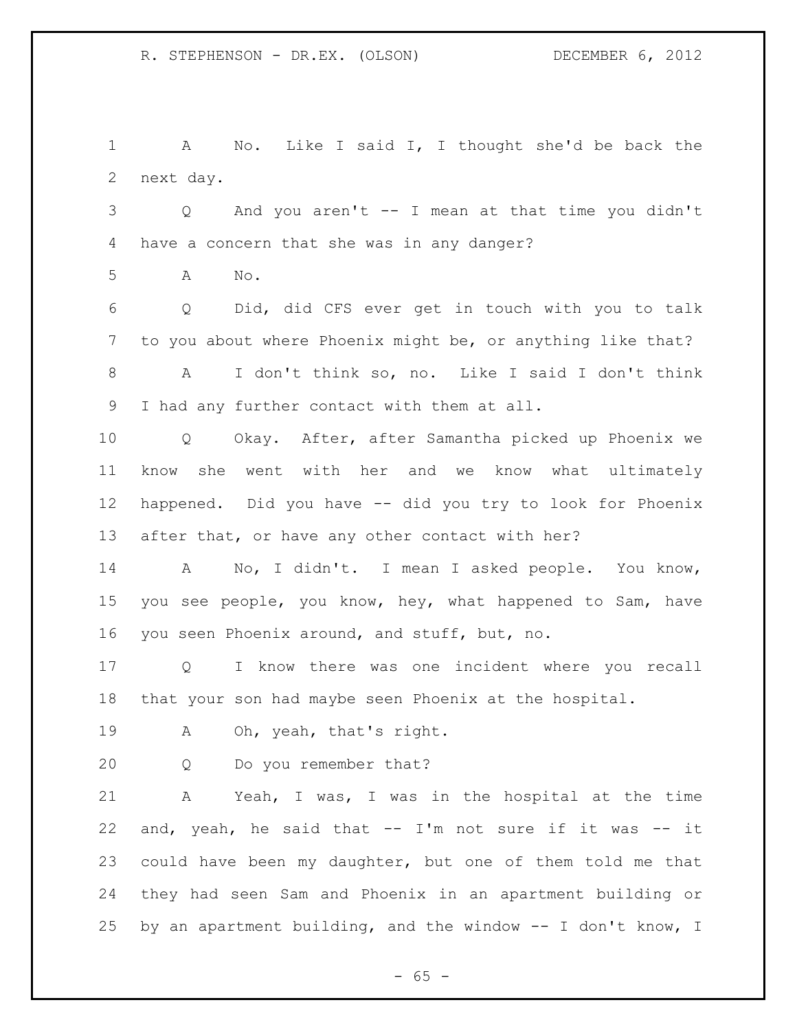A No. Like I said I, I thought she'd be back the next day.

Q And you aren't -- I mean at that time you didn't have a concern that she was in any danger?

A No.

Q Did, did CFS ever get in touch with you to talk to you about where Phoenix might be, or anything like that?

A I don't think so, no. Like I said I don't think I had any further contact with them at all.

Q Okay. After, after Samantha picked up Phoenix we know she went with her and we know what ultimately happened. Did you have -- did you try to look for Phoenix after that, or have any other contact with her?

A No, I didn't. I mean I asked people. You know, you see people, you know, hey, what happened to Sam, have you seen Phoenix around, and stuff, but, no.

Q I know there was one incident where you recall that your son had maybe seen Phoenix at the hospital.

A Oh, yeah, that's right.

Q Do you remember that?

A Yeah, I was, I was in the hospital at the time and, yeah, he said that -- I'm not sure if it was -- it could have been my daughter, but one of them told me that they had seen Sam and Phoenix in an apartment building or by an apartment building, and the window -- I don't know, I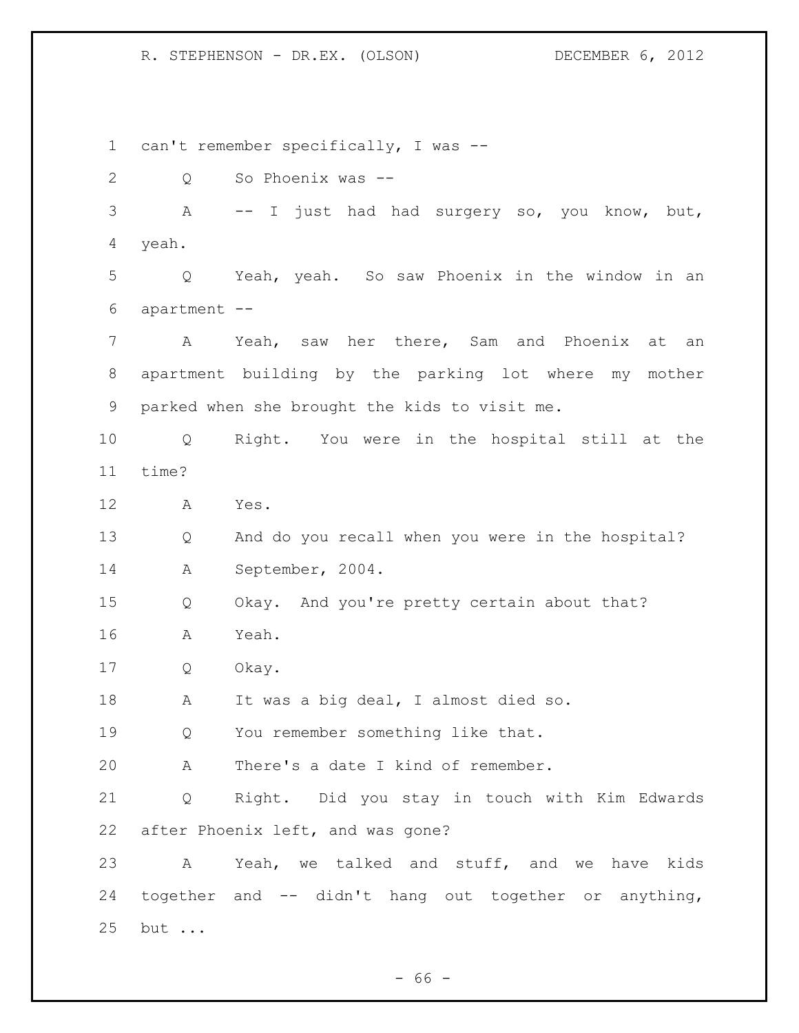can't remember specifically, I was --

Q So Phoenix was --

A -- I just had had surgery so, you know, but, yeah.

Q Yeah, yeah. So saw Phoenix in the window in an apartment --

A Yeah, saw her there, Sam and Phoenix at an apartment building by the parking lot where my mother parked when she brought the kids to visit me.

Q Right. You were in the hospital still at the time?

A Yes.

Q And do you recall when you were in the hospital?

A September, 2004.

Q Okay. And you're pretty certain about that?

A Yeah.

Q Okay.

A It was a big deal, I almost died so.

Q You remember something like that.

A There's a date I kind of remember.

Q Right. Did you stay in touch with Kim Edwards after Phoenix left, and was gone?

A Yeah, we talked and stuff, and we have kids together and -- didn't hang out together or anything, but ...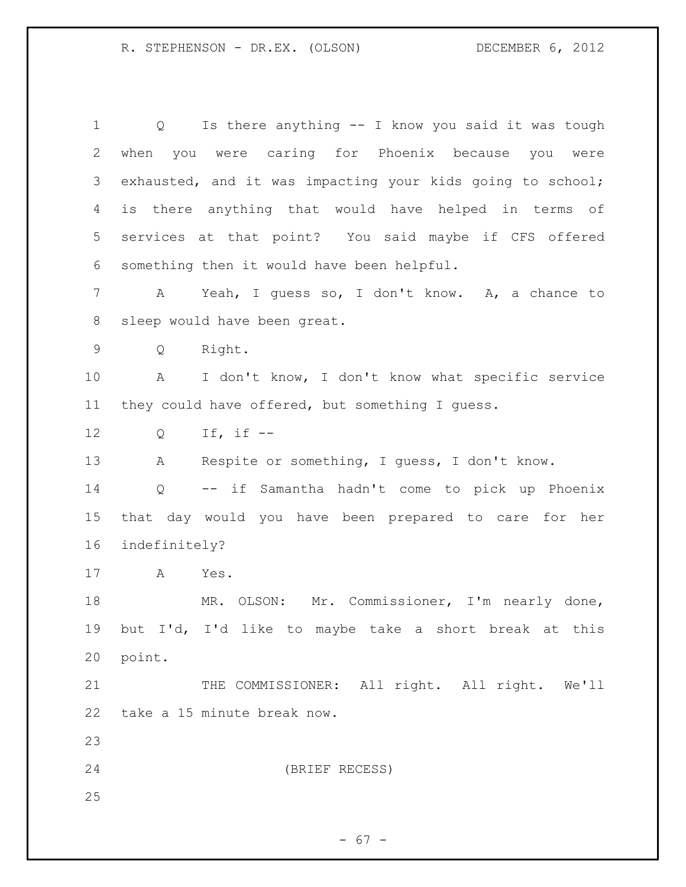Q Is there anything -- I know you said it was tough when you were caring for Phoenix because you were exhausted, and it was impacting your kids going to school; is there anything that would have helped in terms of services at that point? You said maybe if CFS offered something then it would have been helpful.

A Yeah, I guess so, I don't know. A, a chance to sleep would have been great.

Q Right.

A I don't know, I don't know what specific service they could have offered, but something I guess.

Q If, if --

A Respite or something, I guess, I don't know.

Q -- if Samantha hadn't come to pick up Phoenix that day would you have been prepared to care for her indefinitely?

A Yes.

MR. OLSON: Mr. Commissioner, I'm nearly done, but I'd, I'd like to maybe take a short break at this point.

THE COMMISSIONER: All right. All right. We'll take a 15 minute break now.

(BRIEF RECESS)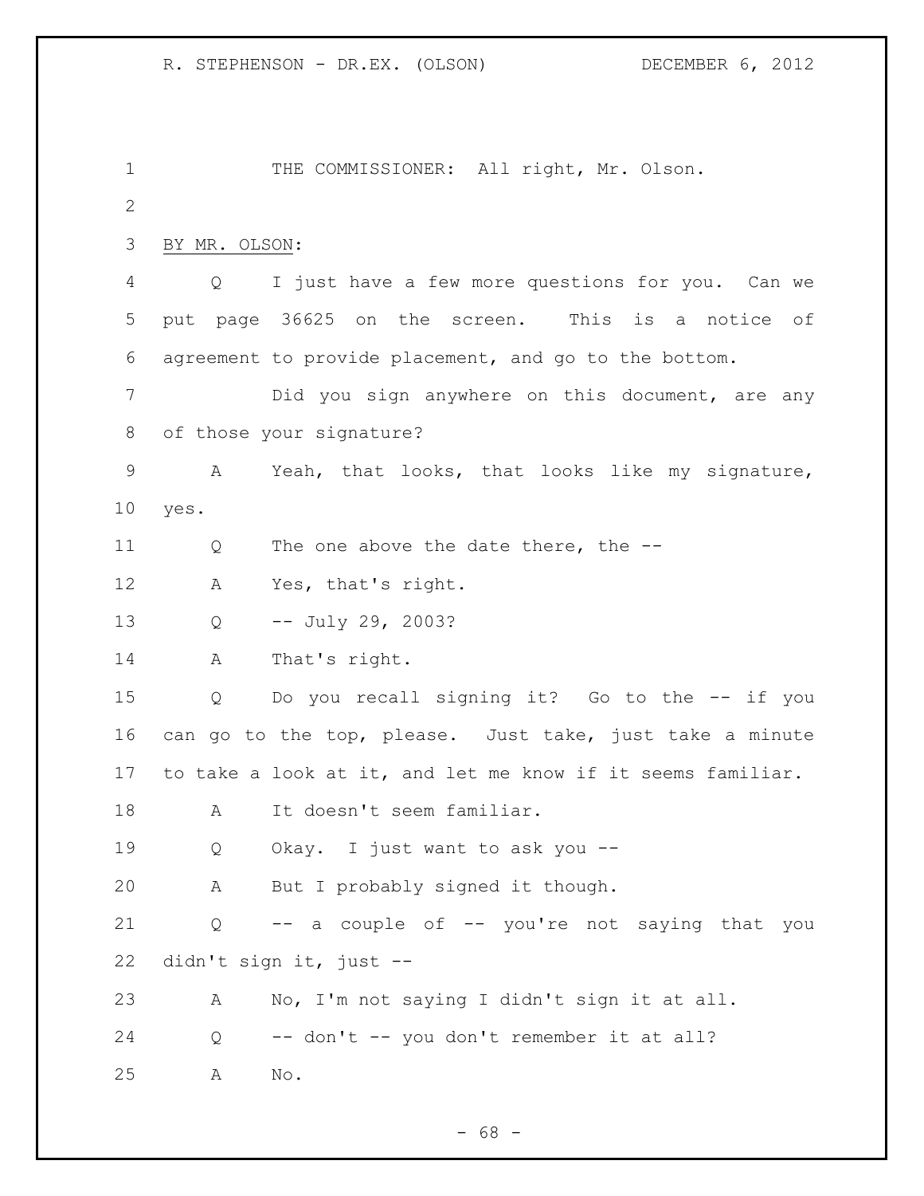THE COMMISSIONER: All right, Mr. Olson.

BY MR. OLSON:

Q I just have a few more questions for you. Can we put page 36625 on the screen. This is a notice of agreement to provide placement, and go to the bottom.

Did you sign anywhere on this document, are any of those your signature?

A Yeah, that looks, that looks like my signature, yes.

Q The one above the date there, the --

A Yes, that's right.

Q -- July 29, 2003?

A That's right.

Q Do you recall signing it? Go to the -- if you can go to the top, please. Just take, just take a minute to take a look at it, and let me know if it seems familiar.

A It doesn't seem familiar.

Q Okay. I just want to ask you --

A But I probably signed it though.

Q -- a couple of -- you're not saying that you didn't sign it, just --

A No, I'm not saying I didn't sign it at all.

Q -- don't -- you don't remember it at all?

A No.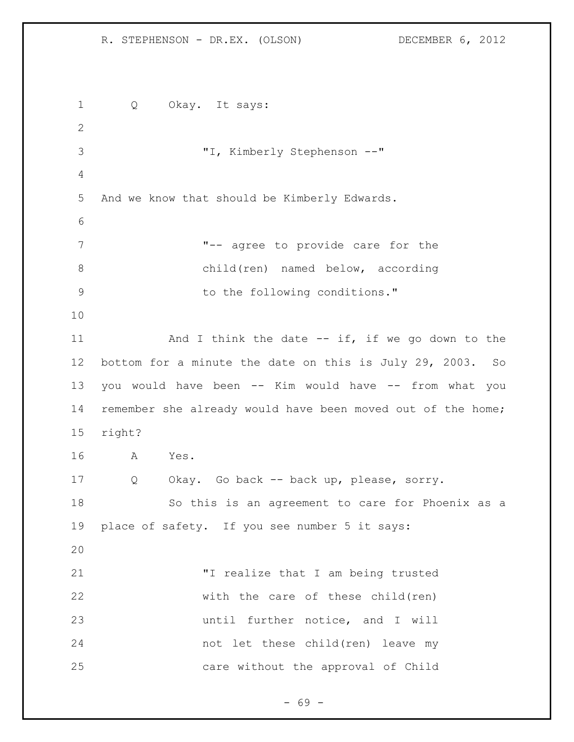Q     Okay.  It says:

> "I, Kimberly Stephenson --"

And we know that should be Kimberly Edwards.

> "-- agree to provide care for the child(ren) named below, according to the following conditions."

And I think the date -- if, if we go down to the bottom for a minute the date on this is July 29, 2003.  So you would have been -- Kim would have -- from what you remember she already would have been moved out of the home; right?

A     Yes.

Q     Okay.  Go back -- back up, please, sorry.

So this is an agreement to care for Phoenix as a place of safety.  If you see number 5 it says:

> "I realize that I am being trusted with the care of these child(ren) until further notice, and I will not let these child(ren) leave my care without the approval of Child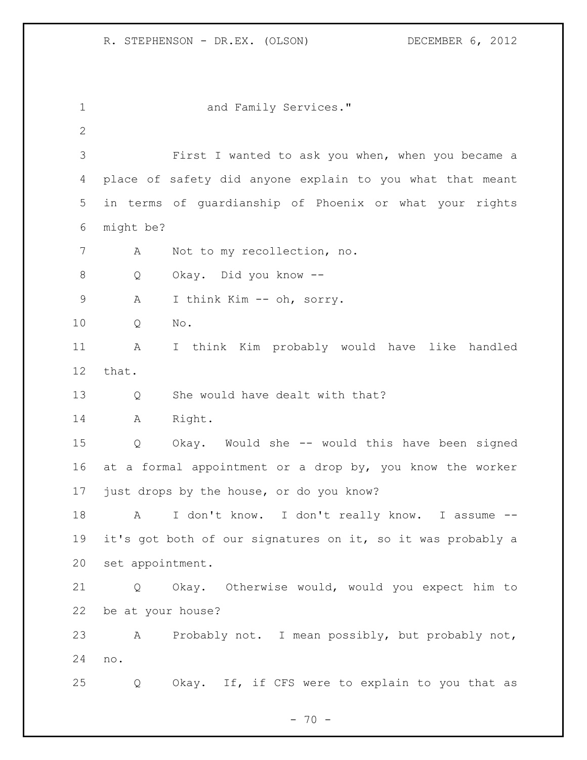and Family Services."

First I wanted to ask you when, when you became a place of safety did anyone explain to you what that meant in terms of guardianship of Phoenix or what your rights might be?

A Not to my recollection, no.

Q Okay. Did you know --

A I think Kim -- oh, sorry.

Q No.

A I think Kim probably would have like handled that.

Q She would have dealt with that?

A Right.

Q Okay. Would she -- would this have been signed at a formal appointment or a drop by, you know the worker just drops by the house, or do you know?

A I don't know. I don't really know. I assume -- it's got both of our signatures on it, so it was probably a set appointment.

Q Okay. Otherwise would, would you expect him to be at your house?

A Probably not. I mean possibly, but probably not, no.

Q Okay. If, if CFS were to explain to you that as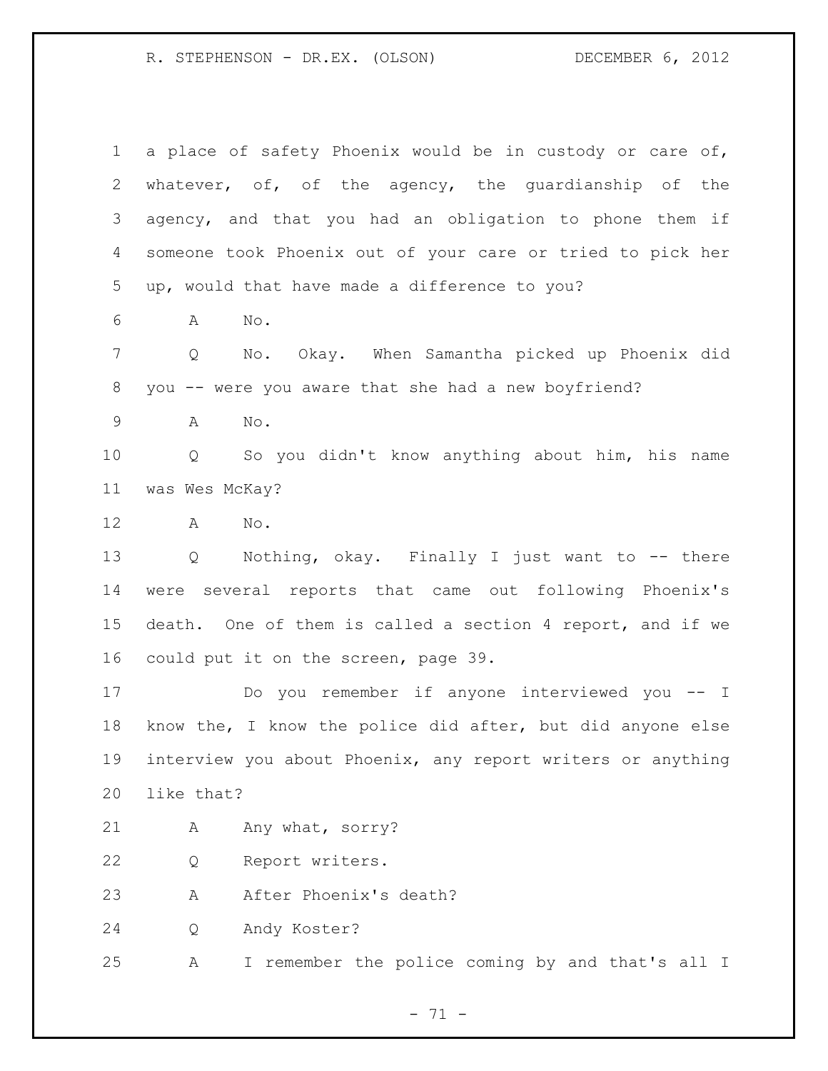a place of safety Phoenix would be in custody or care of, whatever, of, of the agency, the guardianship of the agency, and that you had an obligation to phone them if someone took Phoenix out of your care or tried to pick her up, would that have made a difference to you?

A No.

Q No. Okay. When Samantha picked up Phoenix did you -- were you aware that she had a new boyfriend?

A No.

Q So you didn't know anything about him, his name was Wes McKay?

A No.

Q Nothing, okay. Finally I just want to -- there were several reports that came out following Phoenix's death. One of them is called a section 4 report, and if we could put it on the screen, page 39.

Do you remember if anyone interviewed you -- I know the, I know the police did after, but did anyone else interview you about Phoenix, any report writers or anything like that?

A Any what, sorry?

Q Report writers.

A After Phoenix's death?

Q Andy Koster?

A I remember the police coming by and that's all I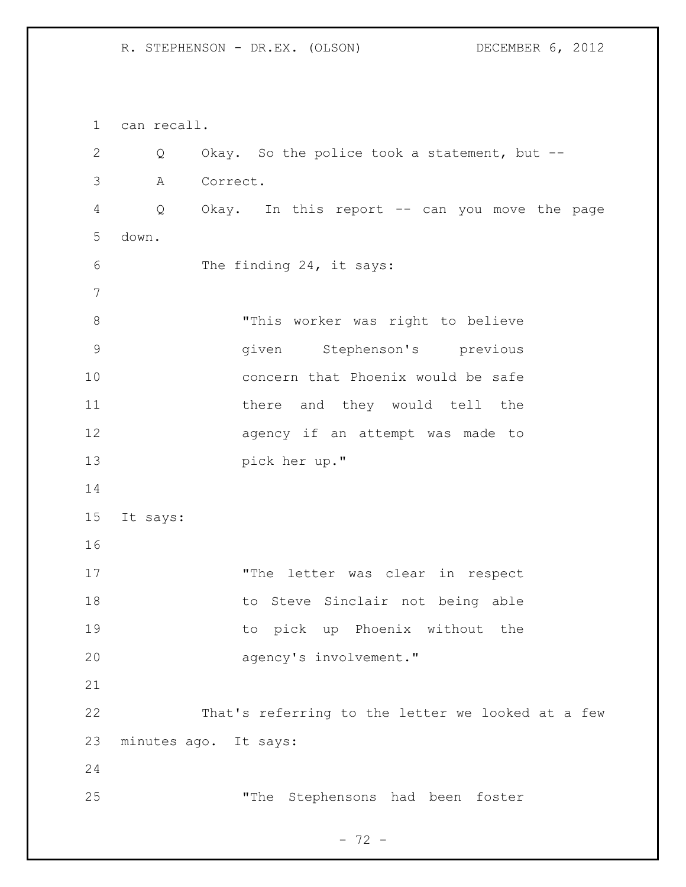can recall.

Q Okay. So the police took a statement, but --

A Correct.

Q Okay. In this report -- can you move the page down.

The finding 24, it says:

> "This worker was right to believe given Stephenson's previous concern that Phoenix would be safe there and they would tell the agency if an attempt was made to pick her up."

It says:

> "The letter was clear in respect to Steve Sinclair not being able to pick up Phoenix without the agency's involvement."

That's referring to the letter we looked at a few minutes ago. It says:

> "The Stephensons had been foster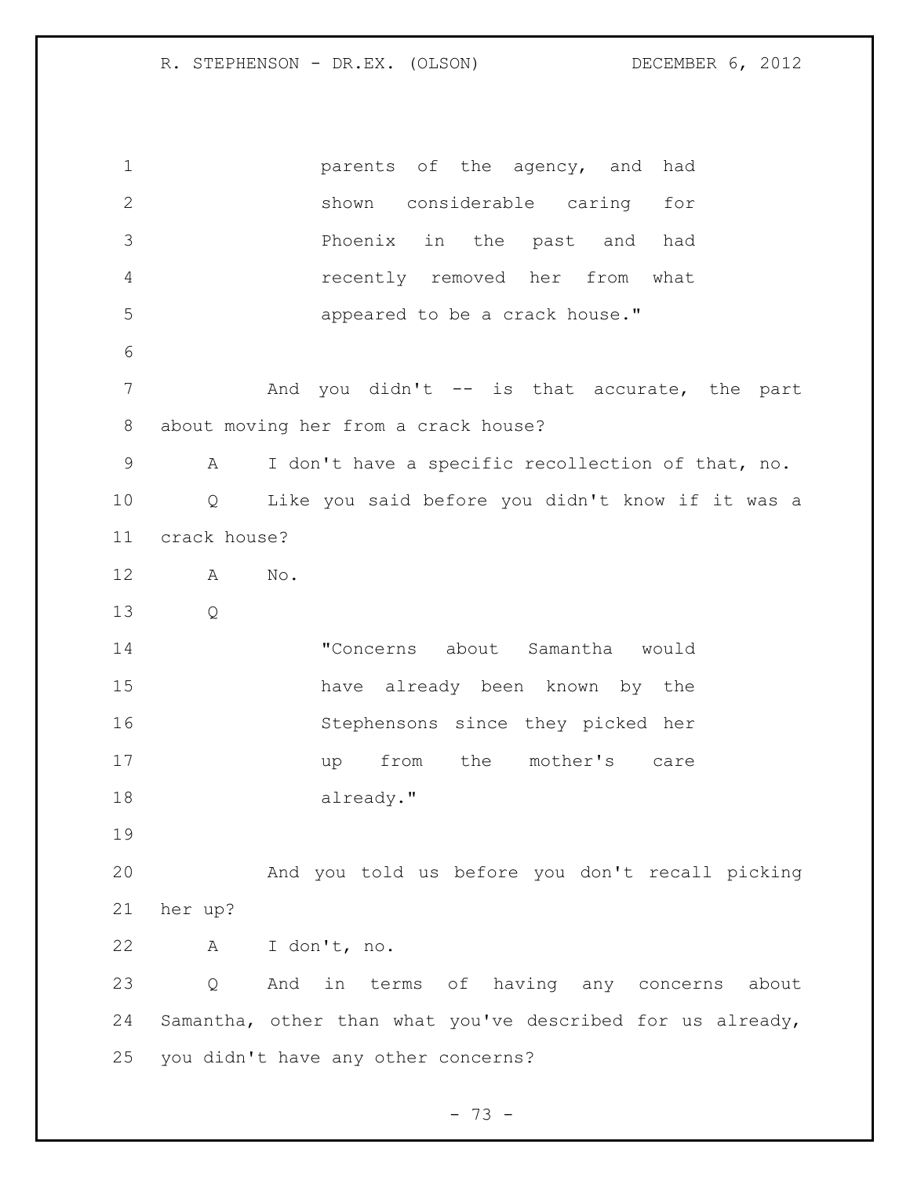parents of the agency, and had shown considerable caring for Phoenix in the past and had recently removed her from what appeared to be a crack house."

And you didn't -- is that accurate, the part about moving her from a crack house?

A I don't have a specific recollection of that, no.

Q Like you said before you didn't know if it was a crack house?

A No.

Q

"Concerns about Samantha would have already been known by the Stephensons since they picked her up from the mother's care already."

And you told us before you don't recall picking her up?

A I don't, no.

Q And in terms of having any concerns about Samantha, other than what you've described for us already, you didn't have any other concerns?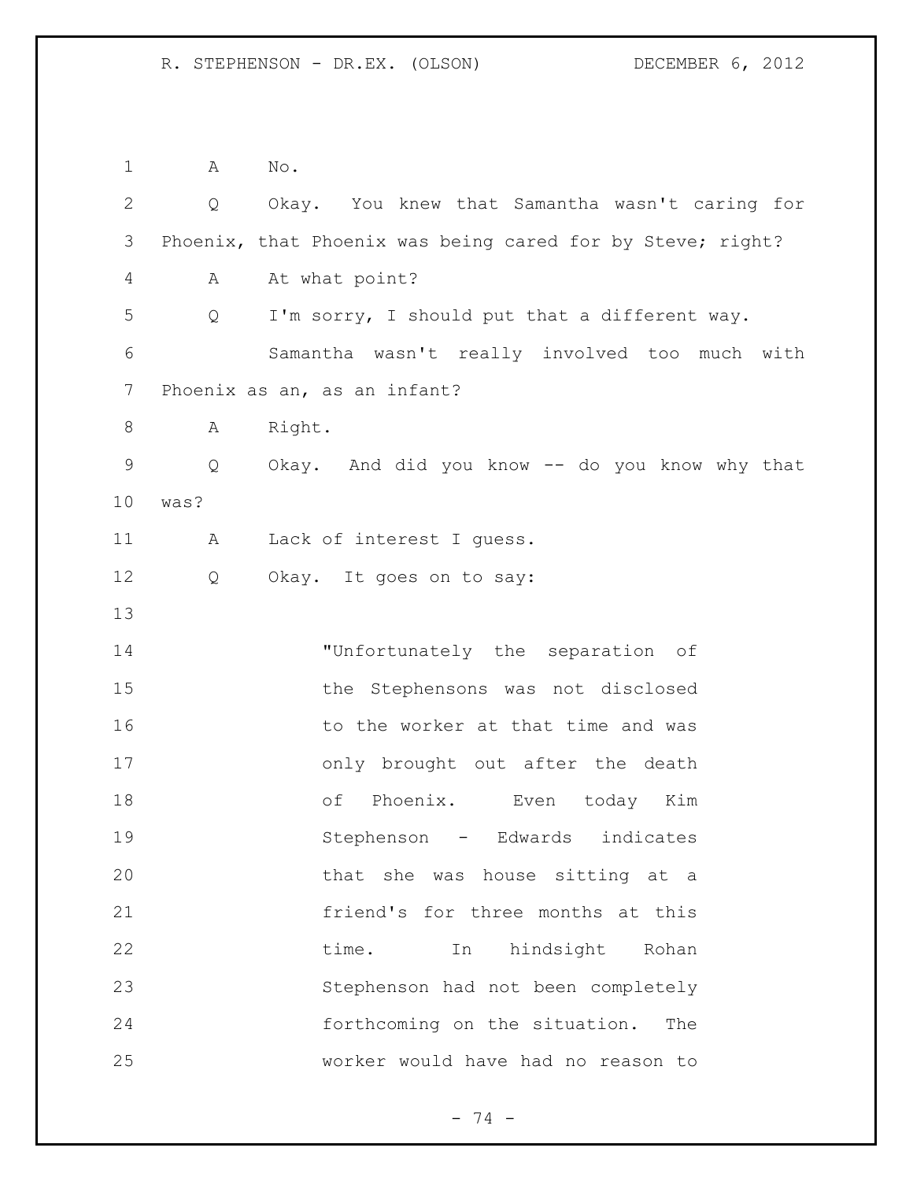A No.

Q Okay. You knew that Samantha wasn't caring for Phoenix, that Phoenix was being cared for by Steve; right?

A At what point?

Q I'm sorry, I should put that a different way.

Samantha wasn't really involved too much with Phoenix as an, as an infant?

A Right.

Q Okay. And did you know -- do you know why that was?

A Lack of interest I guess.

Q Okay. It goes on to say:

> "Unfortunately the separation of the Stephensons was not disclosed to the worker at that time and was only brought out after the death of Phoenix. Even today Kim Stephenson - Edwards indicates that she was house sitting at a friend's for three months at this time. In hindsight Rohan Stephenson had not been completely forthcoming on the situation. The worker would have had no reason to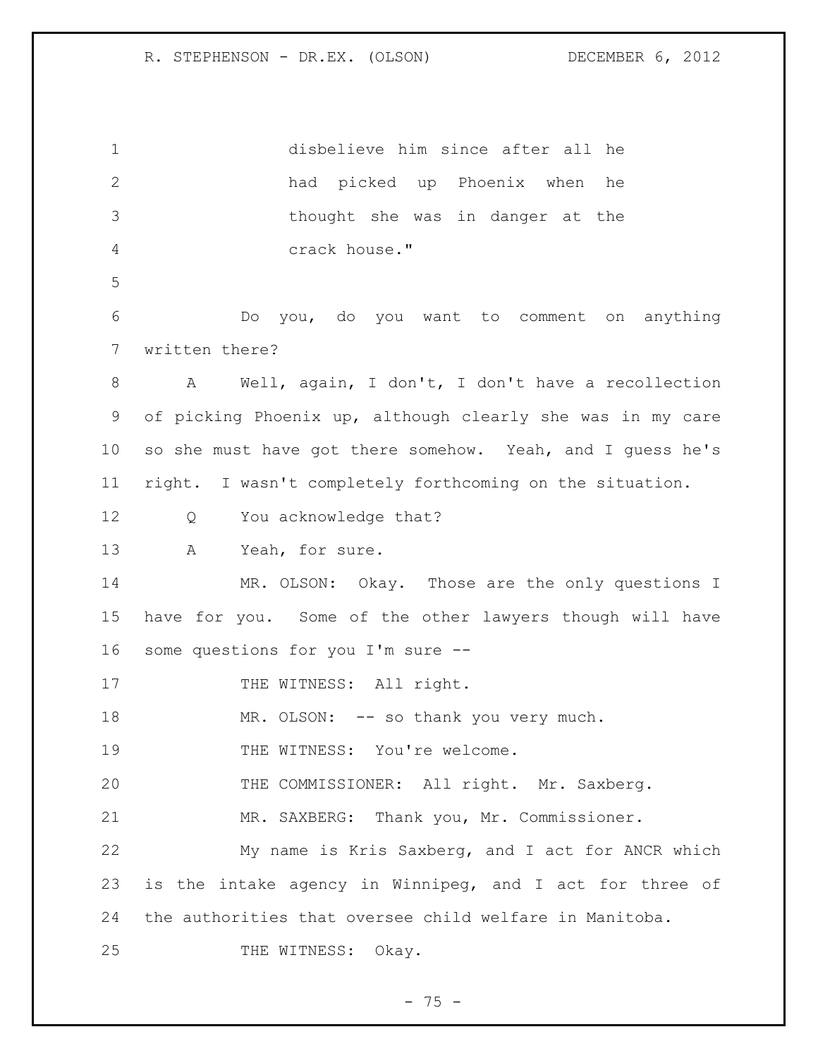disbelieve him since after all he had picked up Phoenix when he thought she was in danger at the crack house."

Do you, do you want to comment on anything written there?

A Well, again, I don't, I don't have a recollection of picking Phoenix up, although clearly she was in my care so she must have got there somehow. Yeah, and I guess he's right. I wasn't completely forthcoming on the situation.

Q You acknowledge that?

A Yeah, for sure.

MR. OLSON: Okay. Those are the only questions I have for you. Some of the other lawyers though will have some questions for you I'm sure --

THE WITNESS: All right.

MR. OLSON: -- so thank you very much.

THE WITNESS: You're welcome.

THE COMMISSIONER: All right. Mr. Saxberg.

MR. SAXBERG: Thank you, Mr. Commissioner.

My name is Kris Saxberg, and I act for ANCR which is the intake agency in Winnipeg, and I act for three of the authorities that oversee child welfare in Manitoba.

THE WITNESS: Okay.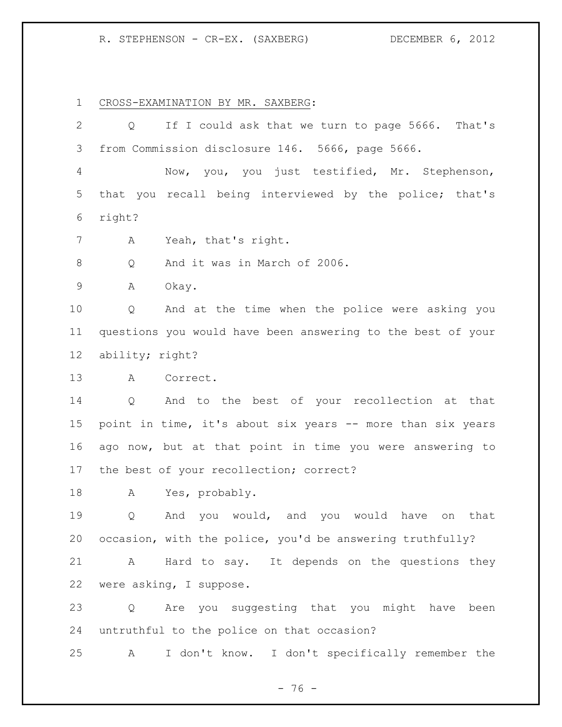CROSS-EXAMINATION BY MR. SAXBERG:

Q If I could ask that we turn to page 5666. That's from Commission disclosure 146. 5666, page 5666.

Now, you, you just testified, Mr. Stephenson, that you recall being interviewed by the police; that's right?

A Yeah, that's right.

Q And it was in March of 2006.

A Okay.

Q And at the time when the police were asking you questions you would have been answering to the best of your ability; right?

A Correct.

Q And to the best of your recollection at that point in time, it's about six years -- more than six years ago now, but at that point in time you were answering to the best of your recollection; correct?

A Yes, probably.

Q And you would, and you would have on that occasion, with the police, you'd be answering truthfully?

A Hard to say. It depends on the questions they were asking, I suppose.

Q Are you suggesting that you might have been untruthful to the police on that occasion?

A I don't know. I don't specifically remember the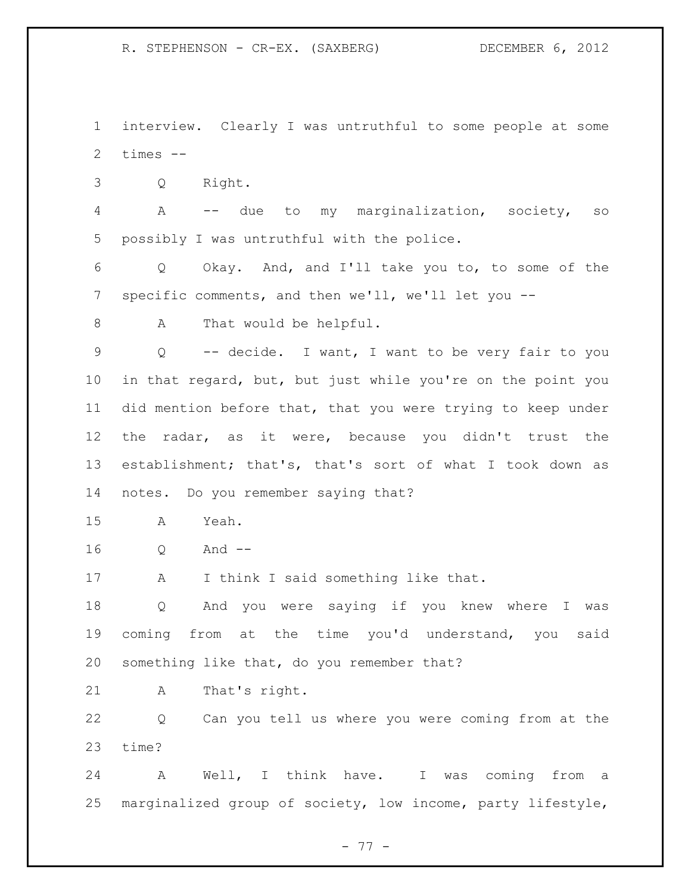interview. Clearly I was untruthful to some people at some times --

Q Right.

A -- due to my marginalization, society, so possibly I was untruthful with the police.

Q Okay. And, and I'll take you to, to some of the specific comments, and then we'll, we'll let you --

A That would be helpful.

Q -- decide. I want, I want to be very fair to you in that regard, but, but just while you're on the point you did mention before that, that you were trying to keep under the radar, as it were, because you didn't trust the establishment; that's, that's sort of what I took down as notes. Do you remember saying that?

A Yeah.

Q And --

A I think I said something like that.

Q And you were saying if you knew where I was coming from at the time you'd understand, you said something like that, do you remember that?

A That's right.

Q Can you tell us where you were coming from at the time?

A Well, I think have. I was coming from a marginalized group of society, low income, party lifestyle,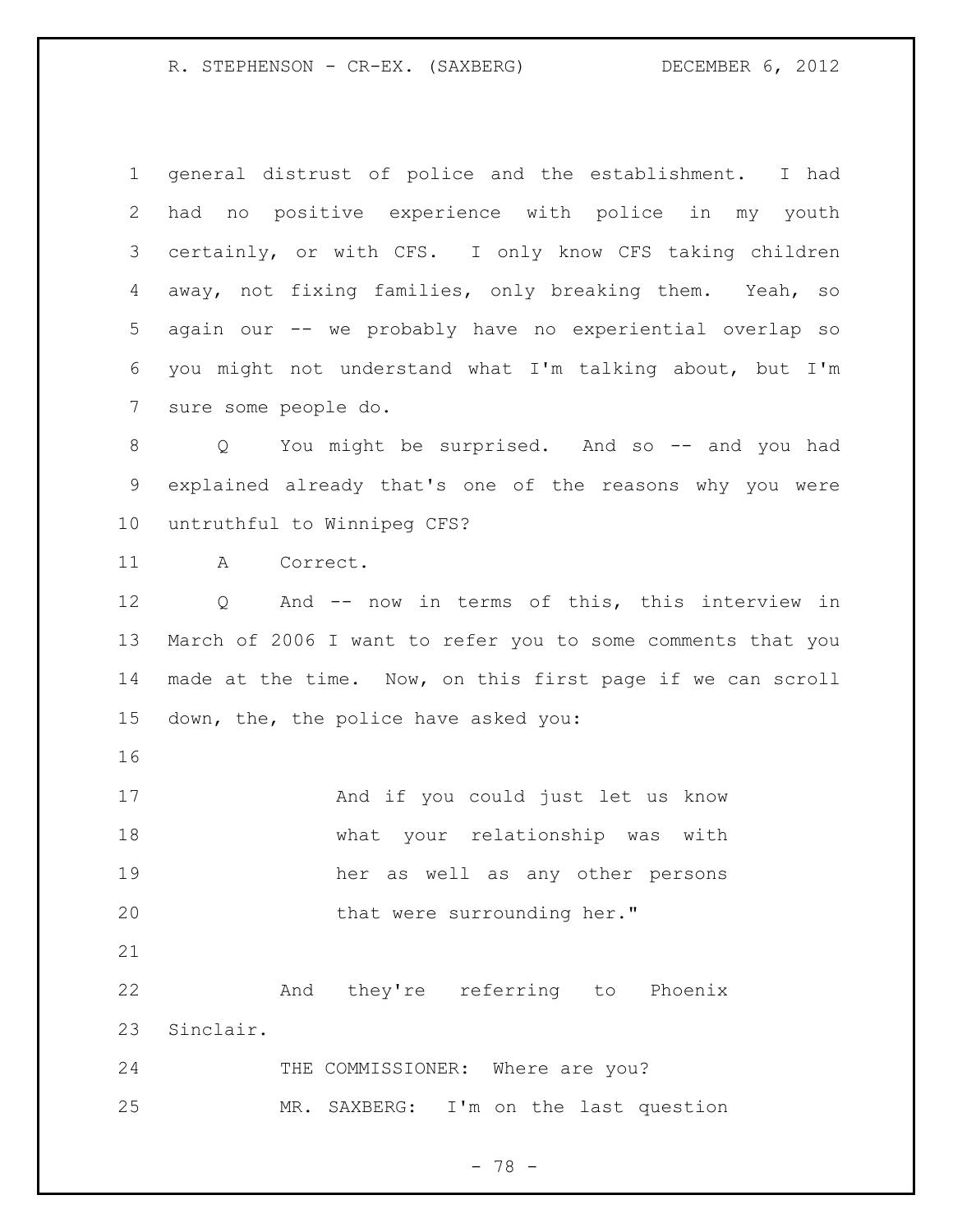general distrust of police and the establishment. I had had no positive experience with police in my youth certainly, or with CFS. I only know CFS taking children away, not fixing families, only breaking them. Yeah, so again our -- we probably have no experiential overlap so you might not understand what I'm talking about, but I'm sure some people do.

Q You might be surprised. And so -- and you had explained already that's one of the reasons why you were untruthful to Winnipeg CFS?

A Correct.

Q And -- now in terms of this, this interview in March of 2006 I want to refer you to some comments that you made at the time. Now, on this first page if we can scroll down, the, the police have asked you:

> And if you could just let us know what your relationship was with her as well as any other persons that were surrounding her."

And they're referring to Phoenix Sinclair.

THE COMMISSIONER: Where are you?

MR. SAXBERG: I'm on the last question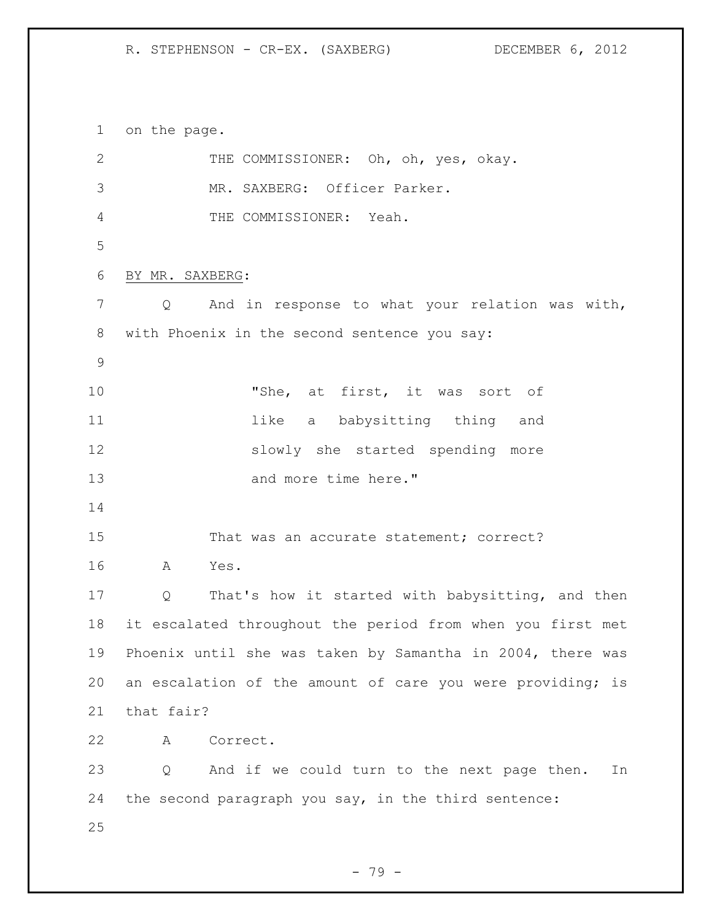on the page.

THE COMMISSIONER: Oh, oh, yes, okay.

MR. SAXBERG: Officer Parker.

THE COMMISSIONER: Yeah.

BY MR. SAXBERG:

Q And in response to what your relation was with, with Phoenix in the second sentence you say:

> "She, at first, it was sort of like a babysitting thing and slowly she started spending more and more time here."

That was an accurate statement; correct?

A Yes.

Q That's how it started with babysitting, and then it escalated throughout the period from when you first met Phoenix until she was taken by Samantha in 2004, there was an escalation of the amount of care you were providing; is that fair?

A Correct.

Q And if we could turn to the next page then. In the second paragraph you say, in the third sentence: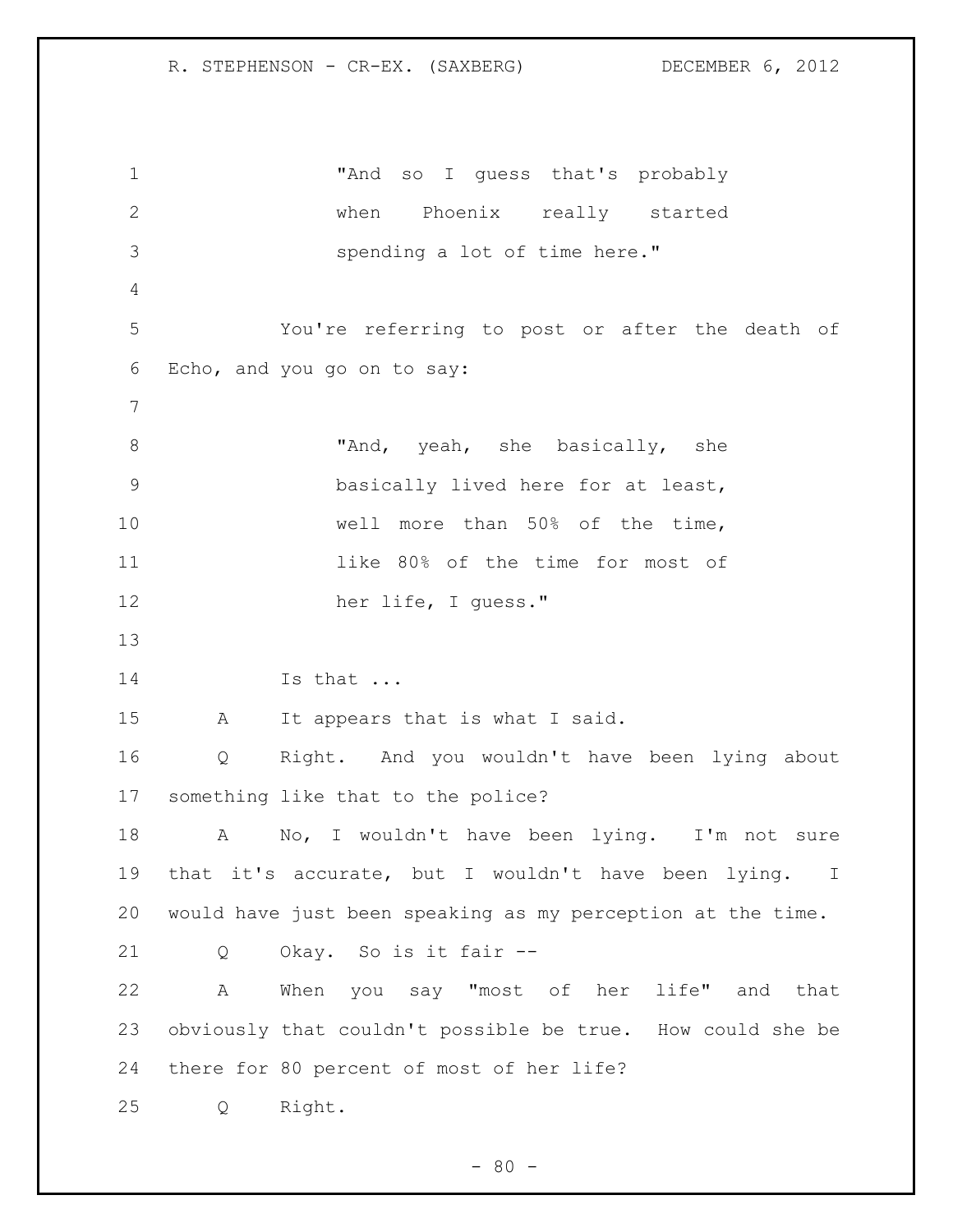"And so I guess that's probably when Phoenix really started spending a lot of time here."

You're referring to post or after the death of Echo, and you go on to say:

"And, yeah, she basically, she basically lived here for at least, well more than 50% of the time, like 80% of the time for most of her life, I guess."

Is that ...

A It appears that is what I said.

Q Right. And you wouldn't have been lying about something like that to the police?

A No, I wouldn't have been lying. I'm not sure that it's accurate, but I wouldn't have been lying. I would have just been speaking as my perception at the time.

Q Okay. So is it fair --

A When you say "most of her life" and that obviously that couldn't possible be true. How could she be there for 80 percent of most of her life?

Q Right.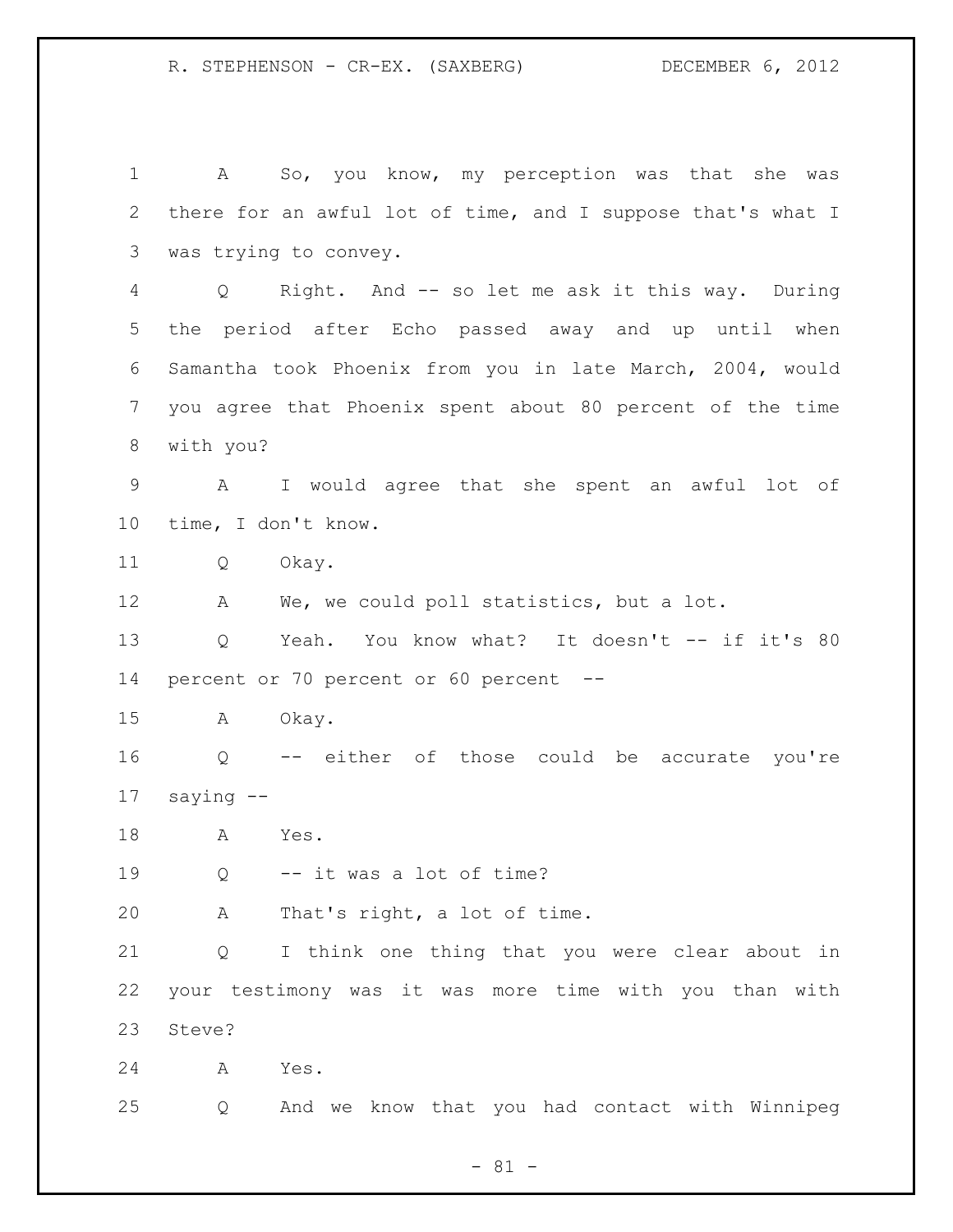A So, you know, my perception was that she was there for an awful lot of time, and I suppose that's what I was trying to convey.

Q Right. And -- so let me ask it this way. During the period after Echo passed away and up until when Samantha took Phoenix from you in late March, 2004, would you agree that Phoenix spent about 80 percent of the time with you?

A I would agree that she spent an awful lot of time, I don't know.

Q Okay.

A We, we could poll statistics, but a lot.

Q Yeah. You know what? It doesn't -- if it's 80 percent or 70 percent or 60 percent --

A Okay.

Q -- either of those could be accurate you're saying --

A Yes.

Q -- it was a lot of time?

A That's right, a lot of time.

Q I think one thing that you were clear about in your testimony was it was more time with you than with Steve?

A Yes.

Q And we know that you had contact with Winnipeg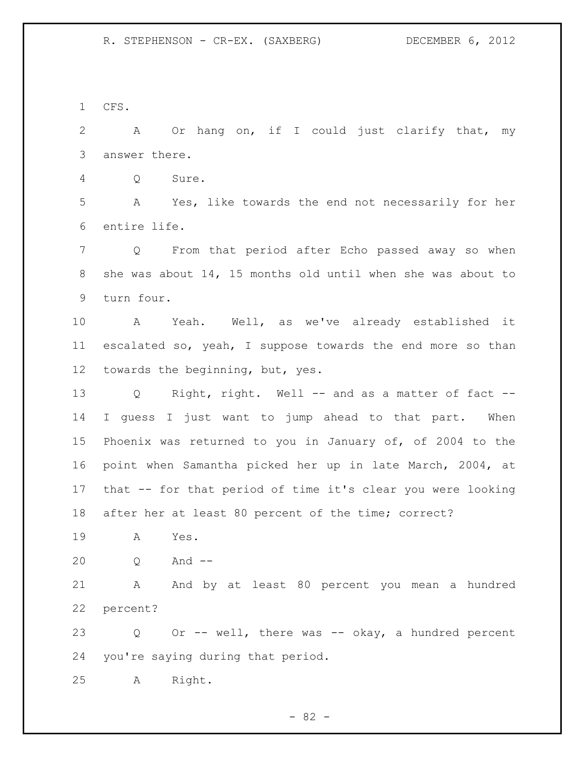CFS.

A Or hang on, if I could just clarify that, my answer there.

Q Sure.

A Yes, like towards the end not necessarily for her entire life.

Q From that period after Echo passed away so when she was about 14, 15 months old until when she was about to turn four.

A Yeah. Well, as we've already established it escalated so, yeah, I suppose towards the end more so than towards the beginning, but, yes.

Q Right, right. Well -- and as a matter of fact -- I guess I just want to jump ahead to that part. When Phoenix was returned to you in January of, of 2004 to the point when Samantha picked her up in late March, 2004, at that -- for that period of time it's clear you were looking after her at least 80 percent of the time; correct?

A Yes.

Q And --

A And by at least 80 percent you mean a hundred percent?

Q Or -- well, there was -- okay, a hundred percent you're saying during that period.

A Right.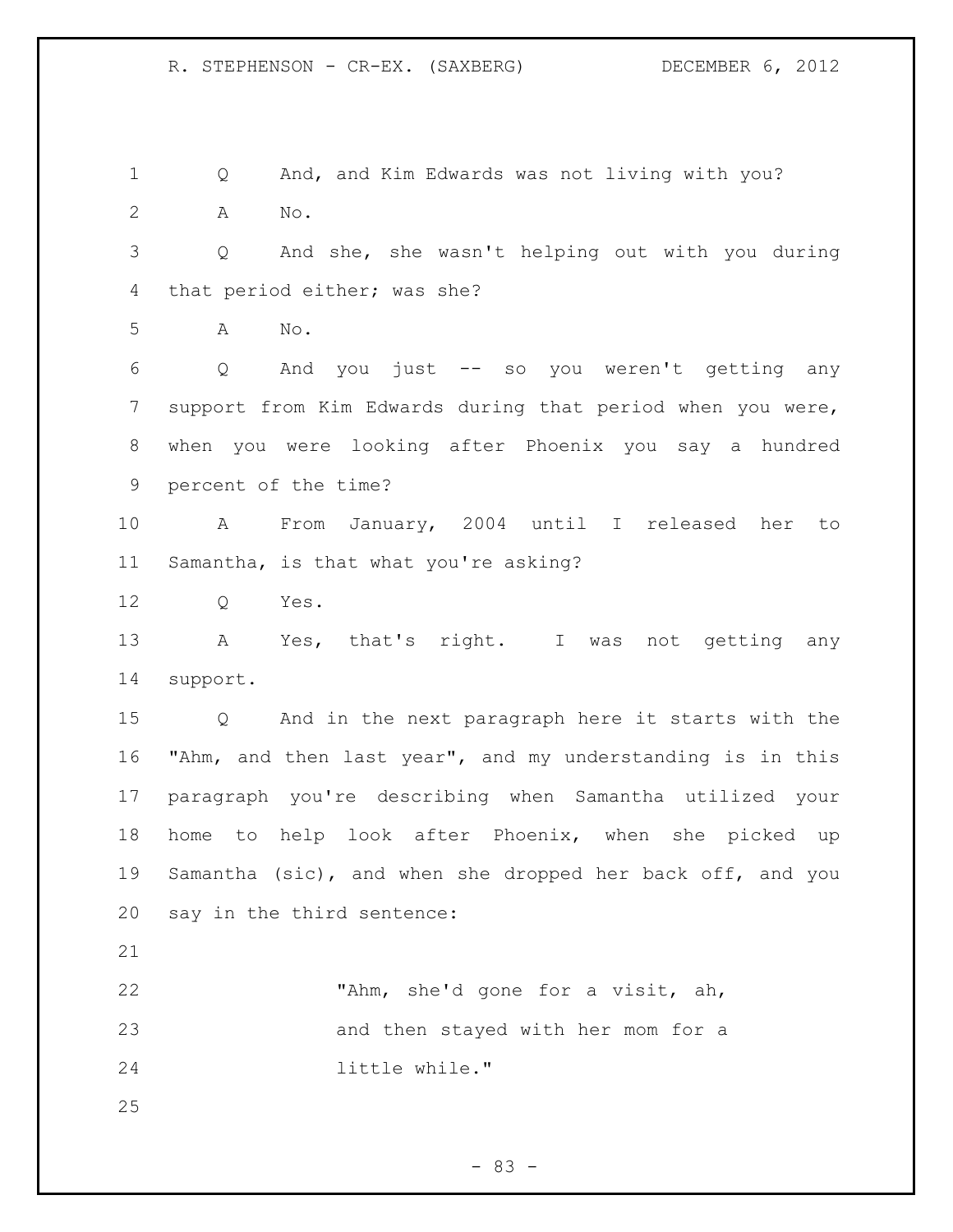Q And, and Kim Edwards was not living with you?

A No.

Q And she, she wasn't helping out with you during that period either; was she?

A No.

Q And you just -- so you weren't getting any support from Kim Edwards during that period when you were, when you were looking after Phoenix you say a hundred percent of the time?

A From January, 2004 until I released her to Samantha, is that what you're asking?

Q Yes.

A Yes, that's right. I was not getting any support.

Q And in the next paragraph here it starts with the "Ahm, and then last year", and my understanding is in this paragraph you're describing when Samantha utilized your home to help look after Phoenix, when she picked up Samantha (sic), and when she dropped her back off, and you say in the third sentence:

> "Ahm, she'd gone for a visit, ah, and then stayed with her mom for a little while."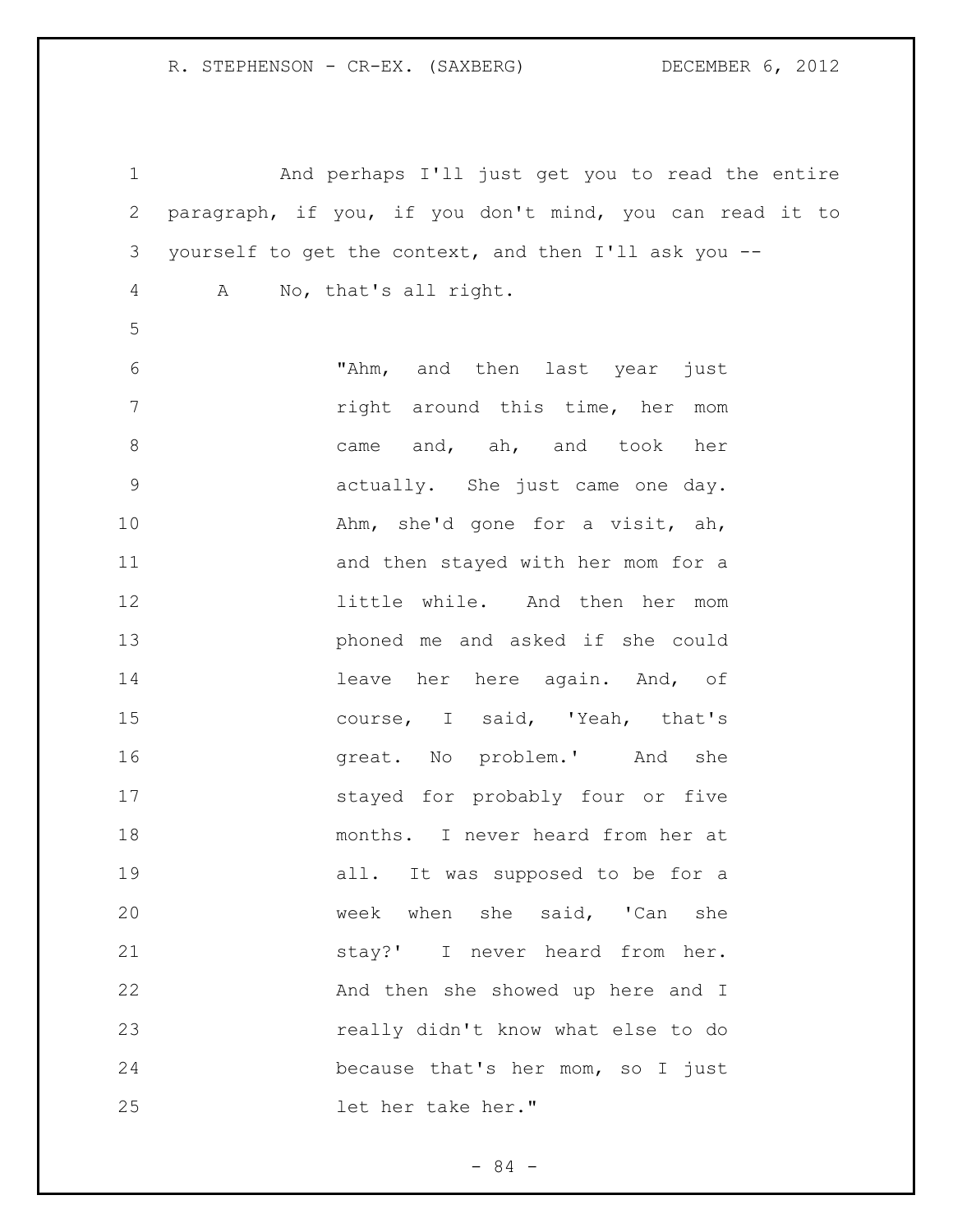And perhaps I'll just get you to read the entire paragraph, if you, if you don't mind, you can read it to yourself to get the context, and then I'll ask you --

A No, that's all right.

> "Ahm, and then last year just right around this time, her mom came and, ah, and took her actually. She just came one day. Ahm, she'd gone for a visit, ah, and then stayed with her mom for a little while. And then her mom phoned me and asked if she could leave her here again. And, of course, I said, 'Yeah, that's great. No problem.' And she stayed for probably four or five months. I never heard from her at all. It was supposed to be for a week when she said, 'Can she stay?' I never heard from her. And then she showed up here and I really didn't know what else to do because that's her mom, so I just let her take her."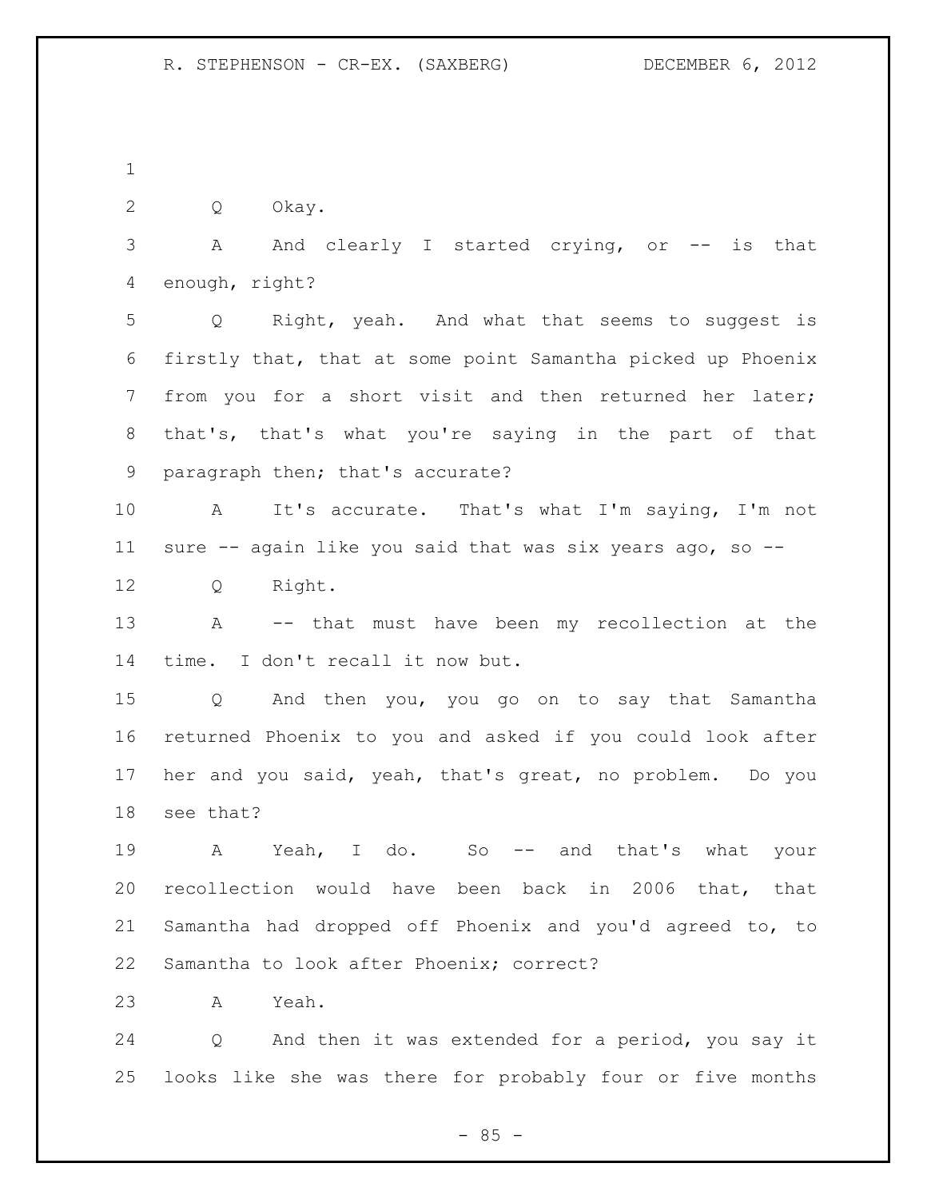Q Okay.

A And clearly I started crying, or -- is that enough, right?

Q Right, yeah. And what that seems to suggest is firstly that, that at some point Samantha picked up Phoenix from you for a short visit and then returned her later; that's, that's what you're saying in the part of that paragraph then; that's accurate?

A It's accurate. That's what I'm saying, I'm not sure -- again like you said that was six years ago, so --

Q Right.

A -- that must have been my recollection at the time. I don't recall it now but.

Q And then you, you go on to say that Samantha returned Phoenix to you and asked if you could look after her and you said, yeah, that's great, no problem. Do you see that?

A Yeah, I do. So -- and that's what your recollection would have been back in 2006 that, that Samantha had dropped off Phoenix and you'd agreed to, to Samantha to look after Phoenix; correct?

A Yeah.

Q And then it was extended for a period, you say it looks like she was there for probably four or five months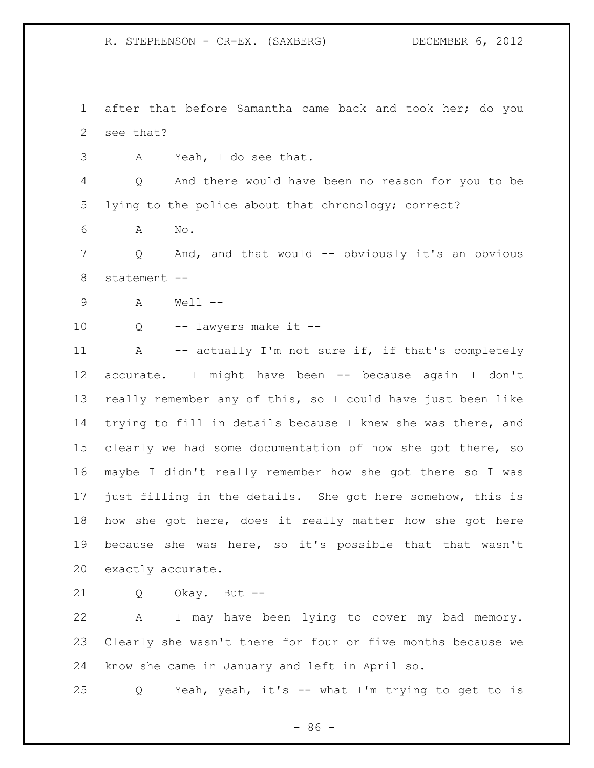after that before Samantha came back and took her; do you see that?

A Yeah, I do see that.

Q And there would have been no reason for you to be lying to the police about that chronology; correct?

A No.

Q And, and that would -- obviously it's an obvious statement --

A Well --

Q -- lawyers make it --

A -- actually I'm not sure if, if that's completely accurate. I might have been -- because again I don't really remember any of this, so I could have just been like trying to fill in details because I knew she was there, and clearly we had some documentation of how she got there, so maybe I didn't really remember how she got there so I was just filling in the details. She got here somehow, this is how she got here, does it really matter how she got here because she was here, so it's possible that that wasn't exactly accurate.

Q Okay. But --

A I may have been lying to cover my bad memory. Clearly she wasn't there for four or five months because we know she came in January and left in April so.

Q Yeah, yeah, it's -- what I'm trying to get to is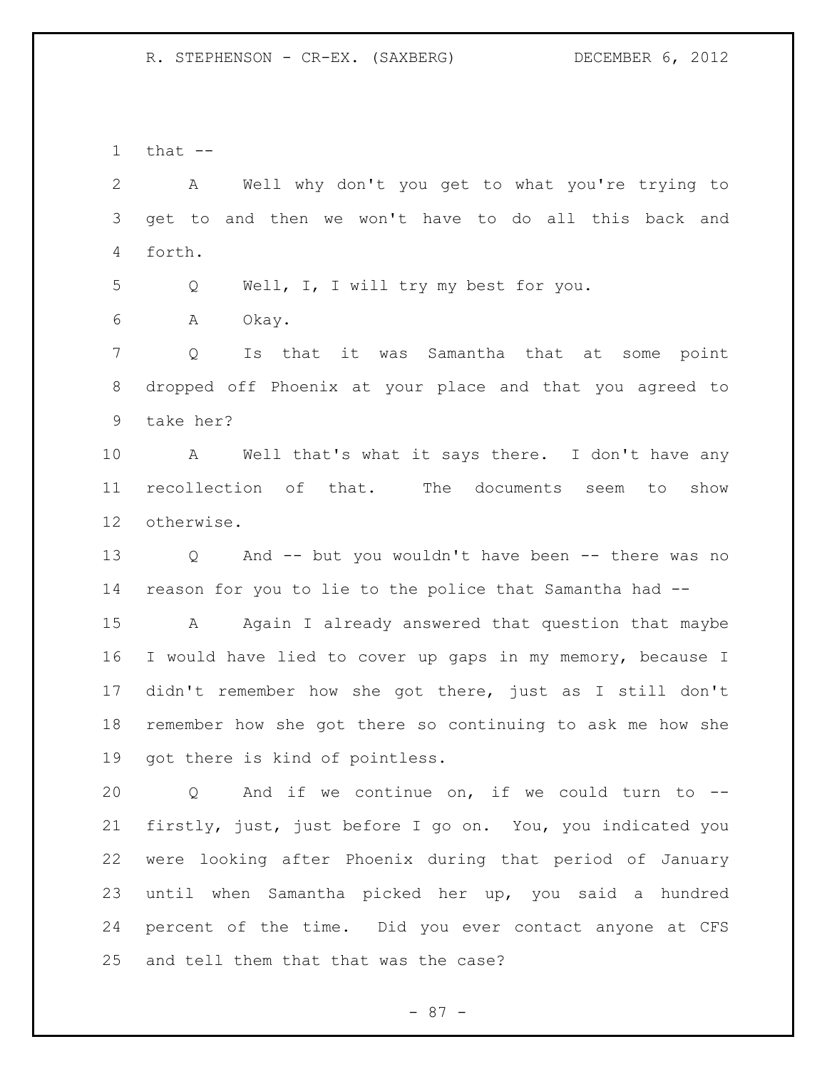that --

A Well why don't you get to what you're trying to get to and then we won't have to do all this back and forth.

Q Well, I, I will try my best for you.

A Okay.

Q Is that it was Samantha that at some point dropped off Phoenix at your place and that you agreed to take her?

A Well that's what it says there. I don't have any recollection of that. The documents seem to show otherwise.

Q And -- but you wouldn't have been -- there was no reason for you to lie to the police that Samantha had --

A Again I already answered that question that maybe I would have lied to cover up gaps in my memory, because I didn't remember how she got there, just as I still don't remember how she got there so continuing to ask me how she got there is kind of pointless.

Q And if we continue on, if we could turn to -- firstly, just, just before I go on. You, you indicated you were looking after Phoenix during that period of January until when Samantha picked her up, you said a hundred percent of the time. Did you ever contact anyone at CFS and tell them that that was the case?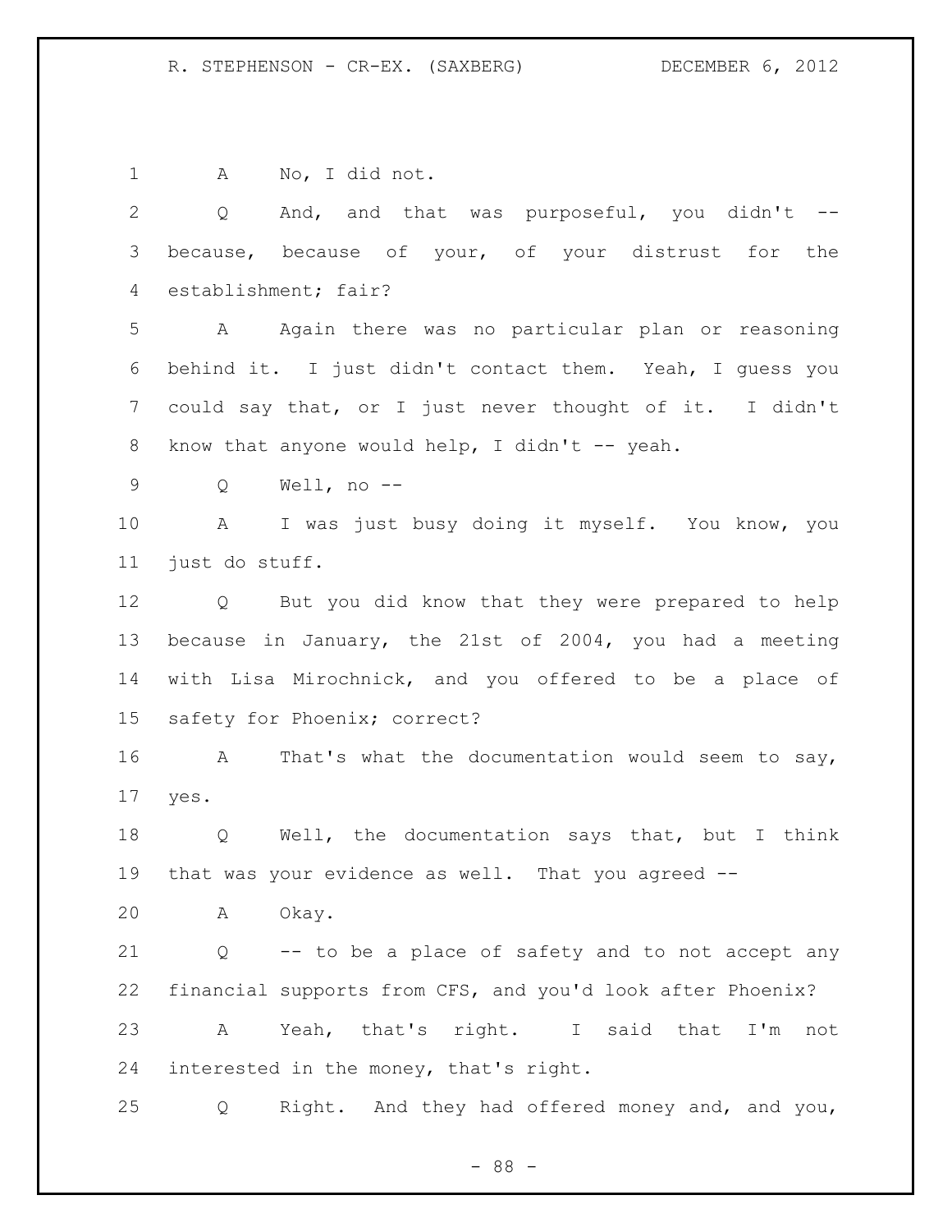A No, I did not.

Q And, and that was purposeful, you didn't -- because, because of your, of your distrust for the establishment; fair?

A Again there was no particular plan or reasoning behind it. I just didn't contact them. Yeah, I guess you could say that, or I just never thought of it. I didn't know that anyone would help, I didn't -- yeah.

Q Well, no --

A I was just busy doing it myself. You know, you just do stuff.

Q But you did know that they were prepared to help because in January, the 21st of 2004, you had a meeting with Lisa Mirochnick, and you offered to be a place of safety for Phoenix; correct?

A That's what the documentation would seem to say, yes.

Q Well, the documentation says that, but I think that was your evidence as well. That you agreed --

A Okay.

Q -- to be a place of safety and to not accept any financial supports from CFS, and you'd look after Phoenix?

A Yeah, that's right. I said that I'm not interested in the money, that's right.

Q Right. And they had offered money and, and you,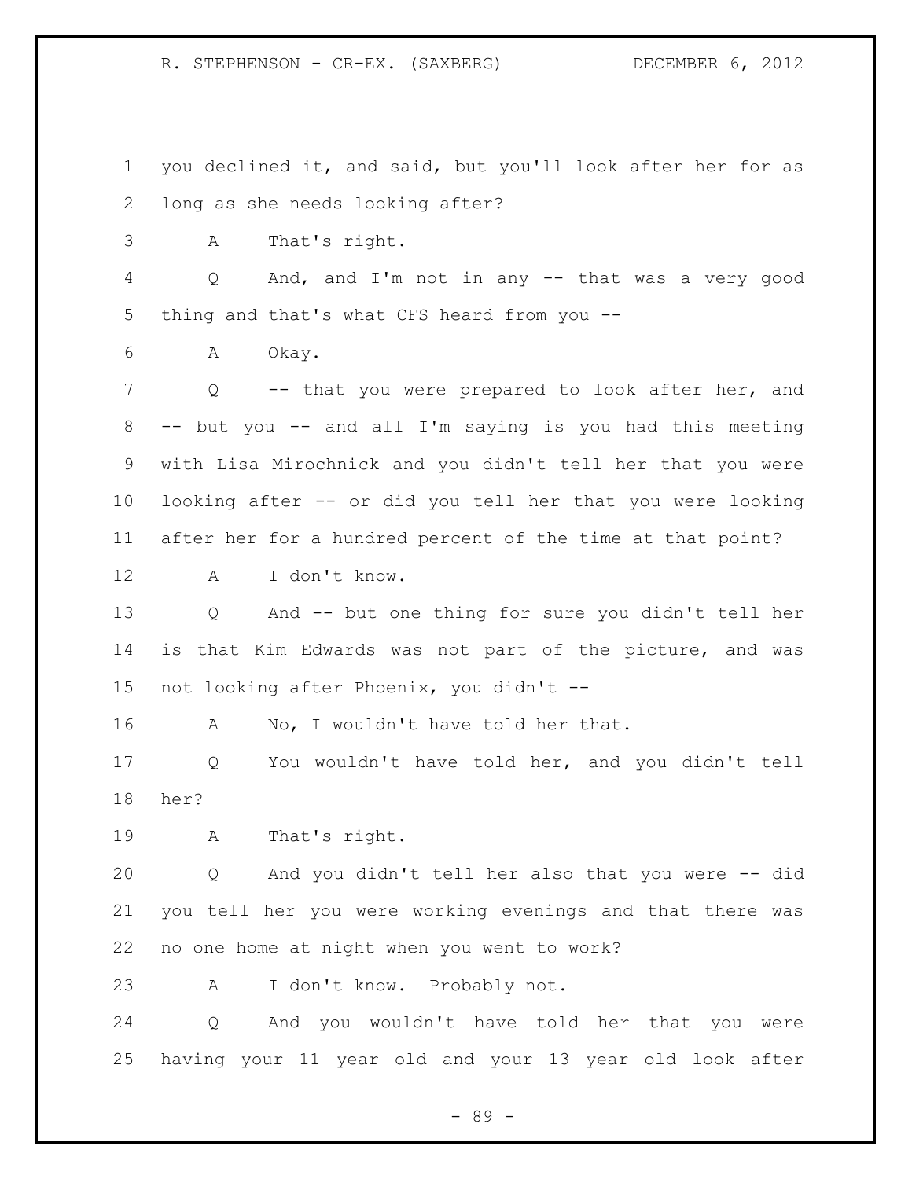you declined it, and said, but you'll look after her for as long as she needs looking after?

A That's right.

Q And, and I'm not in any -- that was a very good thing and that's what CFS heard from you --

A Okay.

Q -- that you were prepared to look after her, and -- but you -- and all I'm saying is you had this meeting with Lisa Mirochnick and you didn't tell her that you were looking after -- or did you tell her that you were looking after her for a hundred percent of the time at that point?

A I don't know.

Q And -- but one thing for sure you didn't tell her is that Kim Edwards was not part of the picture, and was not looking after Phoenix, you didn't --

A No, I wouldn't have told her that.

Q You wouldn't have told her, and you didn't tell her?

A That's right.

Q And you didn't tell her also that you were -- did you tell her you were working evenings and that there was no one home at night when you went to work?

A I don't know. Probably not.

Q And you wouldn't have told her that you were having your 11 year old and your 13 year old look after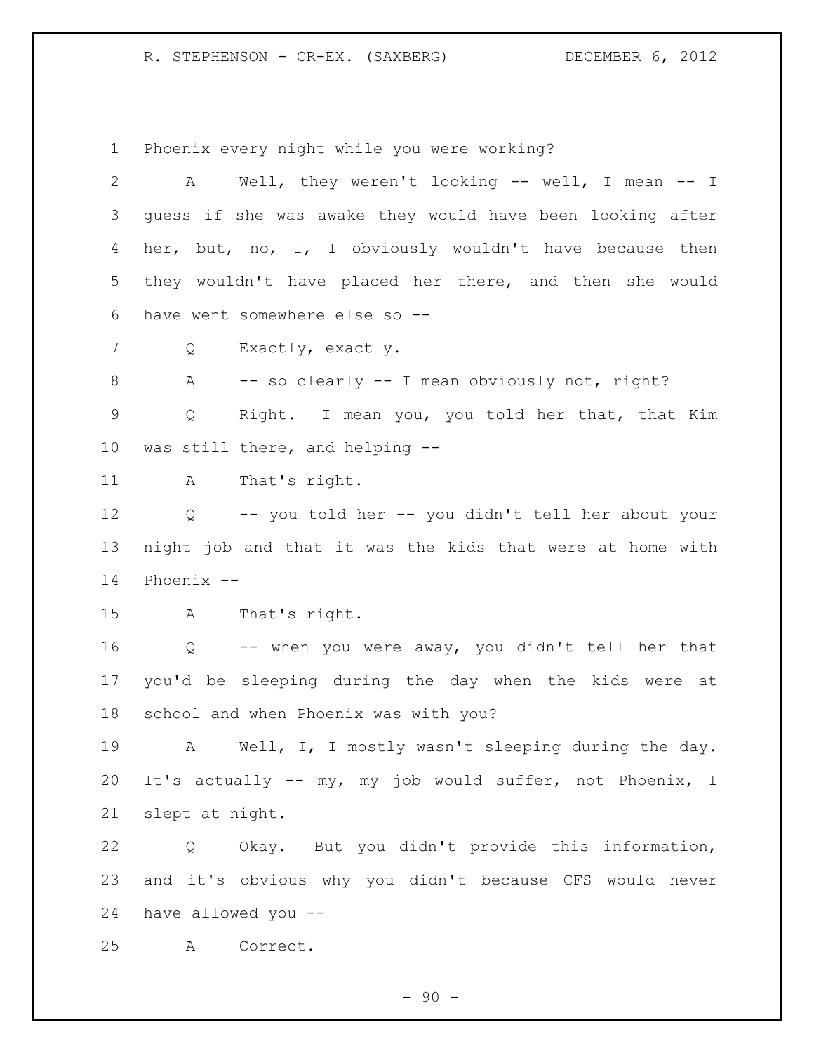Phoenix every night while you were working?

A Well, they weren't looking -- well, I mean -- I guess if she was awake they would have been looking after her, but, no, I, I obviously wouldn't have because then they wouldn't have placed her there, and then she would have went somewhere else so --

Q Exactly, exactly.

A -- so clearly -- I mean obviously not, right?

Q Right. I mean you, you told her that, that Kim was still there, and helping --

A That's right.

Q -- you told her -- you didn't tell her about your night job and that it was the kids that were at home with Phoenix --

A That's right.

Q -- when you were away, you didn't tell her that you'd be sleeping during the day when the kids were at school and when Phoenix was with you?

A Well, I, I mostly wasn't sleeping during the day. It's actually -- my, my job would suffer, not Phoenix, I slept at night.

Q Okay. But you didn't provide this information, and it's obvious why you didn't because CFS would never have allowed you --

A Correct.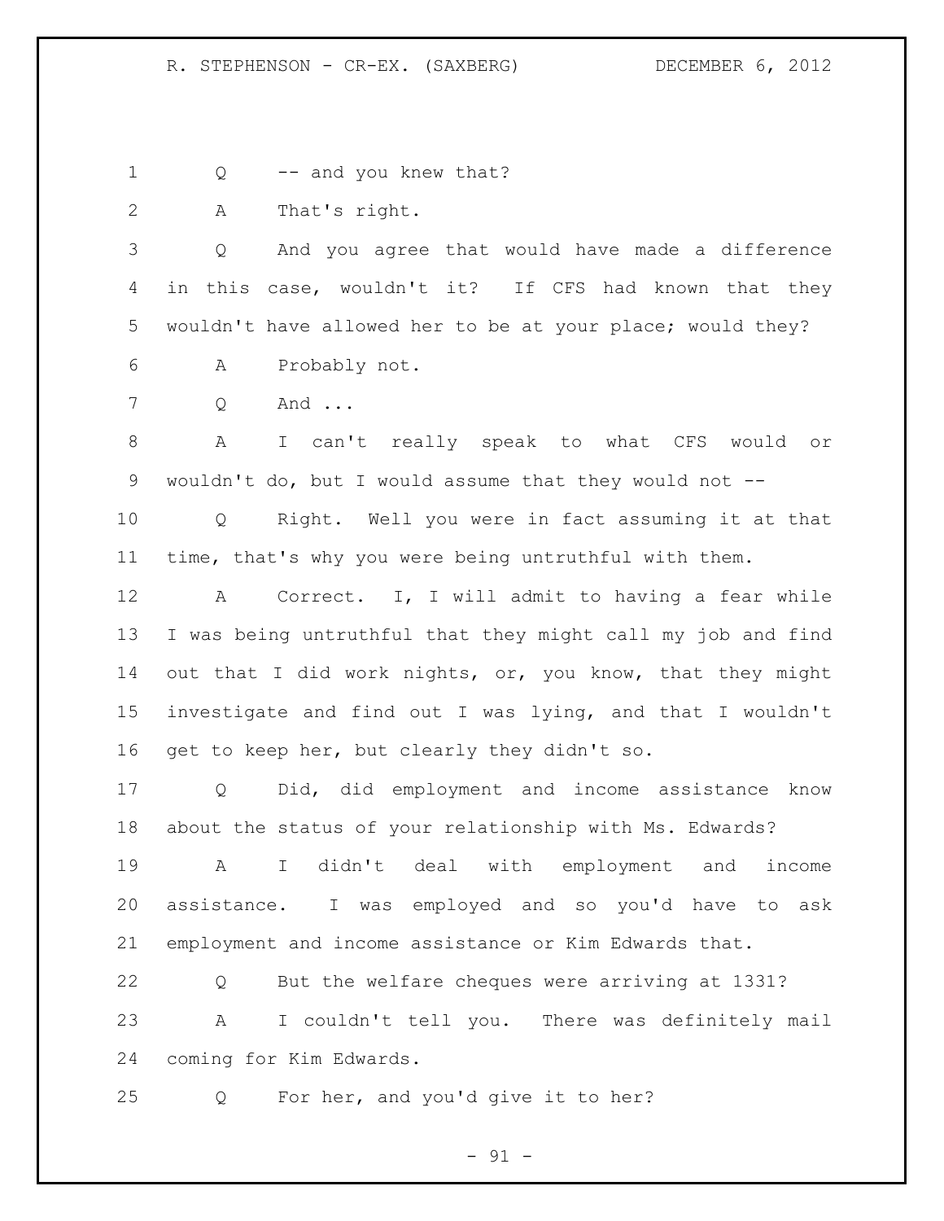Q -- and you knew that?

A That's right.

Q And you agree that would have made a difference in this case, wouldn't it? If CFS had known that they wouldn't have allowed her to be at your place; would they?

A Probably not.

Q And ...

A I can't really speak to what CFS would or wouldn't do, but I would assume that they would not --

Q Right. Well you were in fact assuming it at that time, that's why you were being untruthful with them.

A Correct. I, I will admit to having a fear while I was being untruthful that they might call my job and find out that I did work nights, or, you know, that they might investigate and find out I was lying, and that I wouldn't get to keep her, but clearly they didn't so.

Q Did, did employment and income assistance know about the status of your relationship with Ms. Edwards?

A I didn't deal with employment and income assistance. I was employed and so you'd have to ask employment and income assistance or Kim Edwards that.

Q But the welfare cheques were arriving at 1331?

A I couldn't tell you. There was definitely mail coming for Kim Edwards.

Q For her, and you'd give it to her?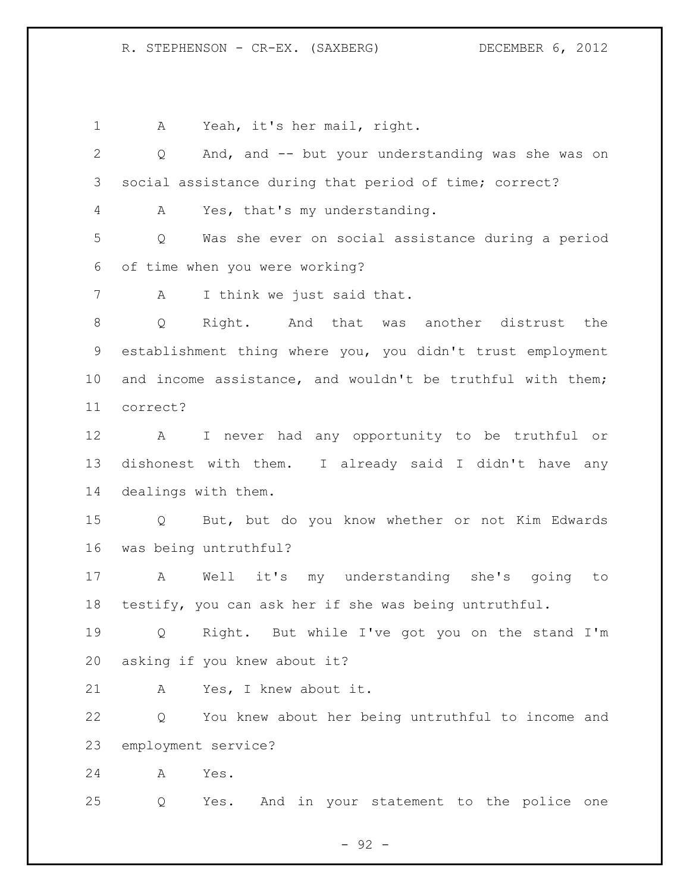A Yeah, it's her mail, right.

Q And, and -- but your understanding was she was on social assistance during that period of time; correct?

A Yes, that's my understanding.

Q Was she ever on social assistance during a period of time when you were working?

A I think we just said that.

Q Right. And that was another distrust the establishment thing where you, you didn't trust employment and income assistance, and wouldn't be truthful with them; correct?

A I never had any opportunity to be truthful or dishonest with them. I already said I didn't have any dealings with them.

Q But, but do you know whether or not Kim Edwards was being untruthful?

A Well it's my understanding she's going to testify, you can ask her if she was being untruthful.

Q Right. But while I've got you on the stand I'm asking if you knew about it?

A Yes, I knew about it.

Q You knew about her being untruthful to income and employment service?

A Yes.

Q Yes. And in your statement to the police one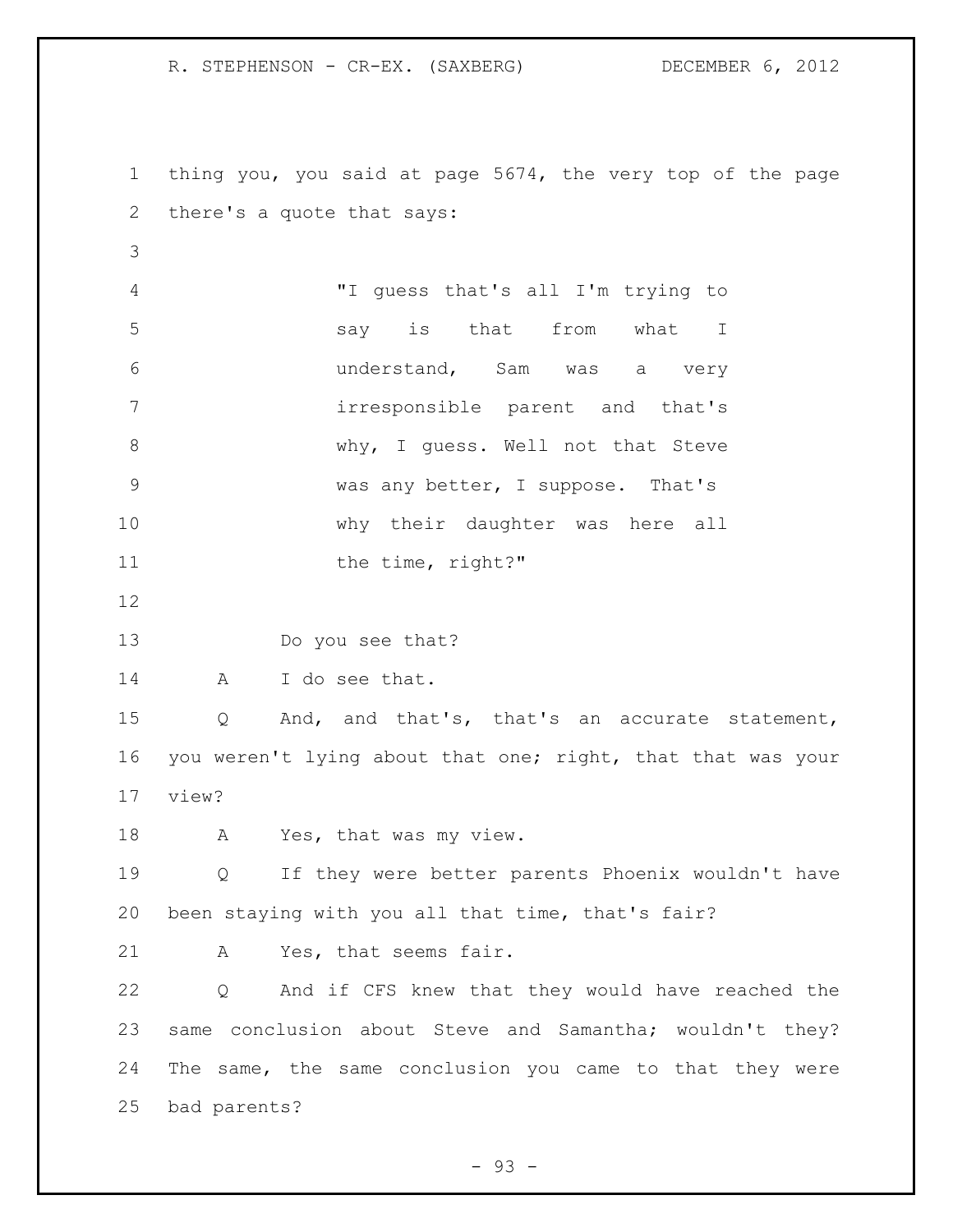thing you, you said at page 5674, the very top of the page there's a quote that says:

> "I guess that's all I'm trying to say is that from what I understand, Sam was a very irresponsible parent and that's why, I guess. Well not that Steve was any better, I suppose. That's why their daughter was here all the time, right?"

Do you see that?

A I do see that.

Q And, and that's, that's an accurate statement, you weren't lying about that one; right, that that was your view?

A Yes, that was my view.

Q If they were better parents Phoenix wouldn't have been staying with you all that time, that's fair?

A Yes, that seems fair.

Q And if CFS knew that they would have reached the same conclusion about Steve and Samantha; wouldn't they? The same, the same conclusion you came to that they were bad parents?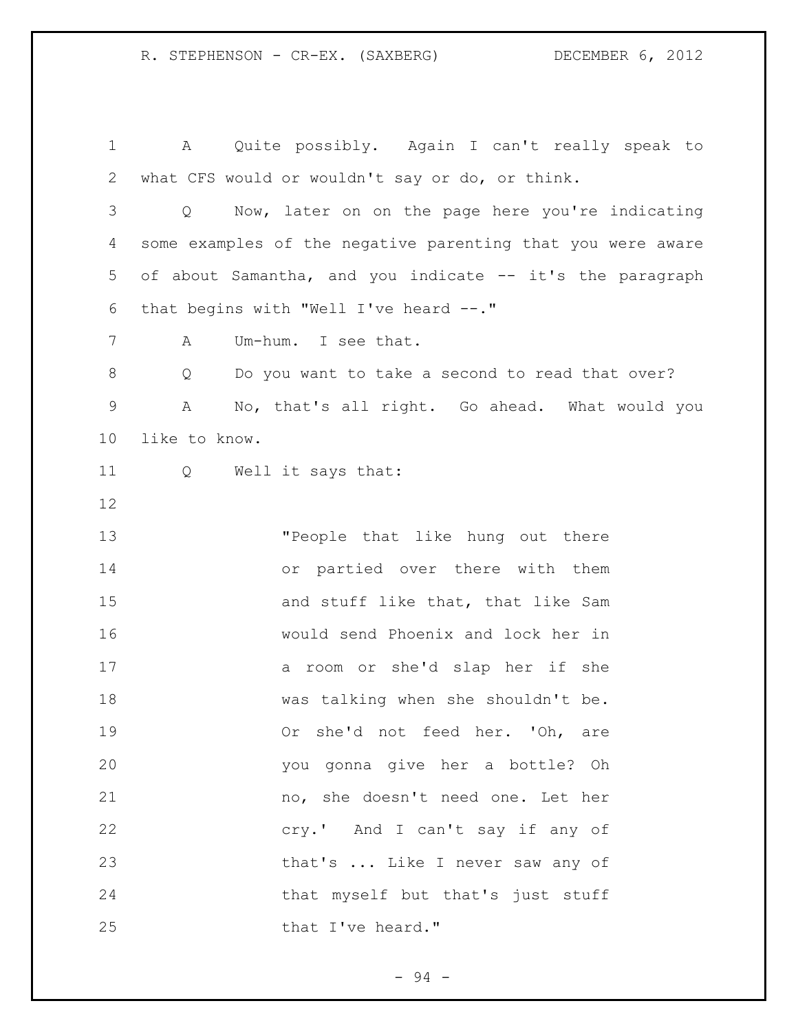A Quite possibly. Again I can't really speak to what CFS would or wouldn't say or do, or think.

Q Now, later on on the page here you're indicating some examples of the negative parenting that you were aware of about Samantha, and you indicate -- it's the paragraph that begins with "Well I've heard --."

A Um-hum. I see that.

Q Do you want to take a second to read that over?

A No, that's all right. Go ahead. What would you like to know.

Q Well it says that:

> "People that like hung out there or partied over there with them and stuff like that, that like Sam would send Phoenix and lock her in a room or she'd slap her if she was talking when she shouldn't be. Or she'd not feed her. 'Oh, are you gonna give her a bottle? Oh no, she doesn't need one. Let her cry.' And I can't say if any of that's ... Like I never saw any of that myself but that's just stuff that I've heard."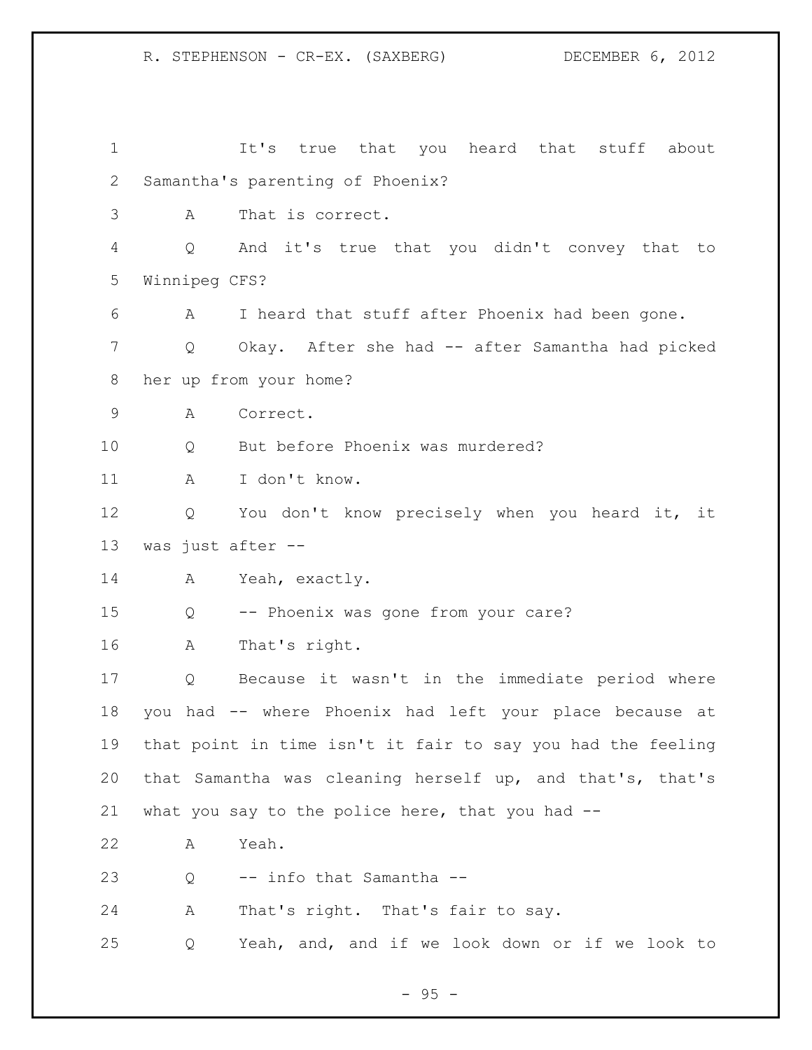It's true that you heard that stuff about Samantha's parenting of Phoenix?

A That is correct.

Q And it's true that you didn't convey that to Winnipeg CFS?

A I heard that stuff after Phoenix had been gone.

Q Okay. After she had -- after Samantha had picked her up from your home?

A Correct.

Q But before Phoenix was murdered?

A I don't know.

Q You don't know precisely when you heard it, it was just after --

A Yeah, exactly.

Q -- Phoenix was gone from your care?

A That's right.

Q Because it wasn't in the immediate period where you had -- where Phoenix had left your place because at that point in time isn't it fair to say you had the feeling that Samantha was cleaning herself up, and that's, that's what you say to the police here, that you had --

A Yeah.

Q -- info that Samantha --

A That's right. That's fair to say.

Q Yeah, and, and if we look down or if we look to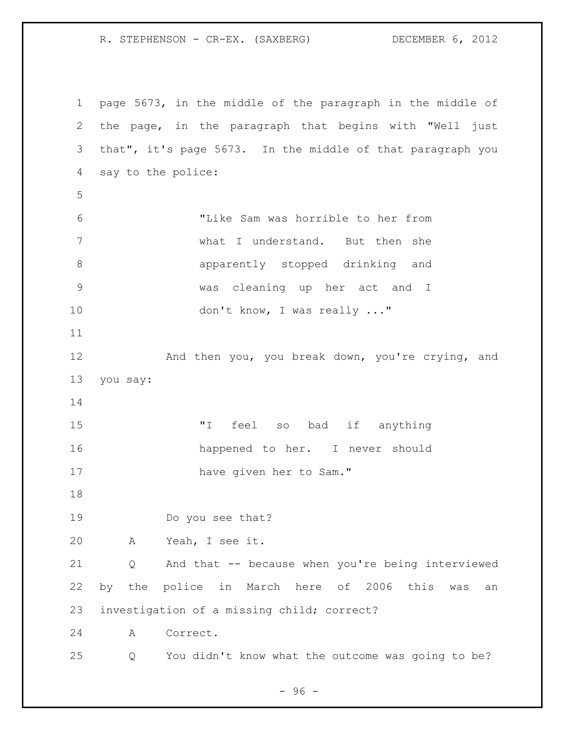page 5673, in the middle of the paragraph in the middle of the page, in the paragraph that begins with "Well just that", it's page 5673. In the middle of that paragraph you say to the police:

> "Like Sam was horrible to her from what I understand. But then she apparently stopped drinking and was cleaning up her act and I don't know, I was really ..."

And then you, you break down, you're crying, and you say:

> "I feel so bad if anything happened to her. I never should have given her to Sam."

Do you see that?

A Yeah, I see it.

Q And that -- because when you're being interviewed by the police in March here of 2006 this was an investigation of a missing child; correct?

A Correct.

Q You didn't know what the outcome was going to be?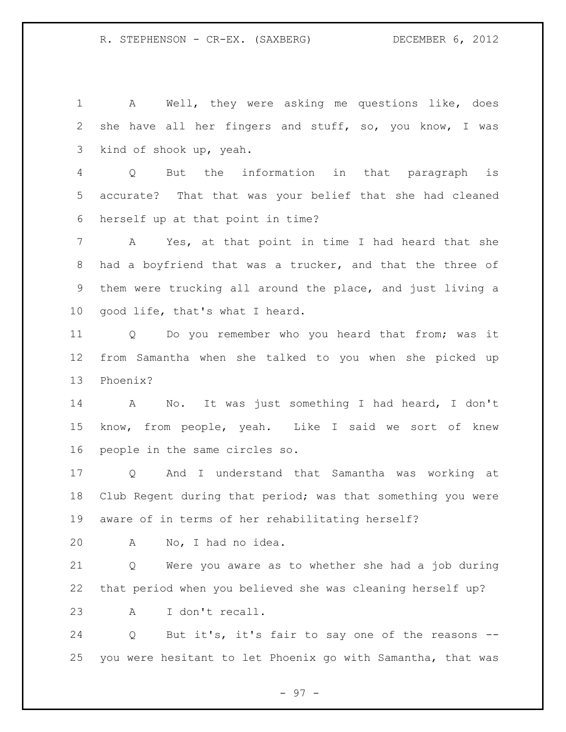A Well, they were asking me questions like, does she have all her fingers and stuff, so, you know, I was kind of shook up, yeah.

Q But the information in that paragraph is accurate? That that was your belief that she had cleaned herself up at that point in time?

A Yes, at that point in time I had heard that she had a boyfriend that was a trucker, and that the three of them were trucking all around the place, and just living a good life, that's what I heard.

Q Do you remember who you heard that from; was it from Samantha when she talked to you when she picked up Phoenix?

A No. It was just something I had heard, I don't know, from people, yeah. Like I said we sort of knew people in the same circles so.

Q And I understand that Samantha was working at Club Regent during that period; was that something you were aware of in terms of her rehabilitating herself?

A No, I had no idea.

Q Were you aware as to whether she had a job during that period when you believed she was cleaning herself up?

A I don't recall.

Q But it's, it's fair to say one of the reasons -- you were hesitant to let Phoenix go with Samantha, that was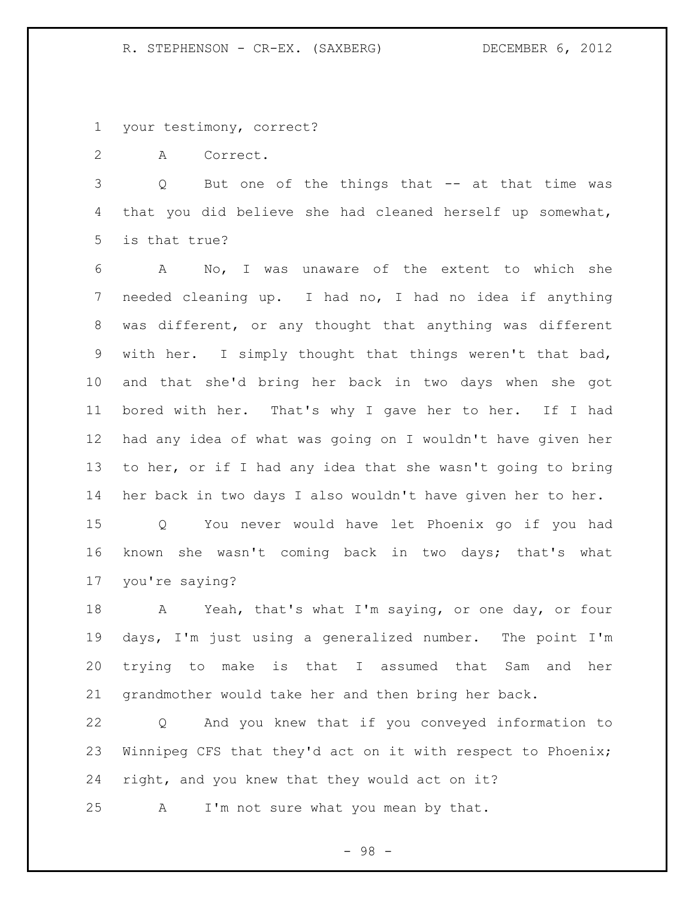your testimony, correct?

A Correct.

Q But one of the things that -- at that time was that you did believe she had cleaned herself up somewhat, is that true?

A No, I was unaware of the extent to which she needed cleaning up. I had no, I had no idea if anything was different, or any thought that anything was different with her. I simply thought that things weren't that bad, and that she'd bring her back in two days when she got bored with her. That's why I gave her to her. If I had had any idea of what was going on I wouldn't have given her to her, or if I had any idea that she wasn't going to bring her back in two days I also wouldn't have given her to her.

Q You never would have let Phoenix go if you had known she wasn't coming back in two days; that's what you're saying?

A Yeah, that's what I'm saying, or one day, or four days, I'm just using a generalized number. The point I'm trying to make is that I assumed that Sam and her grandmother would take her and then bring her back.

Q And you knew that if you conveyed information to Winnipeg CFS that they'd act on it with respect to Phoenix; right, and you knew that they would act on it?

A I'm not sure what you mean by that.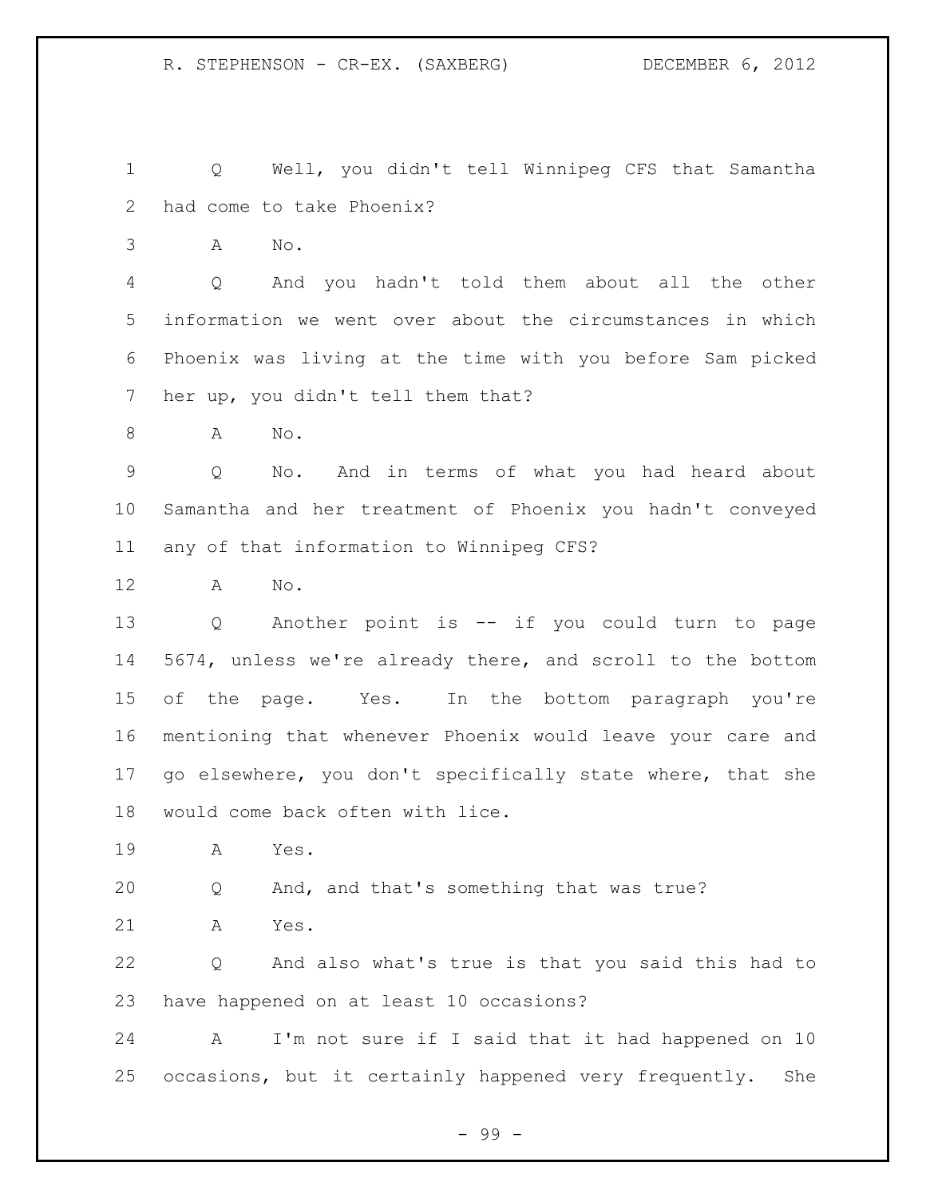Q Well, you didn't tell Winnipeg CFS that Samantha had come to take Phoenix?

A No.

Q And you hadn't told them about all the other information we went over about the circumstances in which Phoenix was living at the time with you before Sam picked her up, you didn't tell them that?

A No.

Q No. And in terms of what you had heard about Samantha and her treatment of Phoenix you hadn't conveyed any of that information to Winnipeg CFS?

A No.

Q Another point is -- if you could turn to page 5674, unless we're already there, and scroll to the bottom of the page. Yes. In the bottom paragraph you're mentioning that whenever Phoenix would leave your care and go elsewhere, you don't specifically state where, that she would come back often with lice.

A Yes.

Q And, and that's something that was true?

A Yes.

Q And also what's true is that you said this had to have happened on at least 10 occasions?

A I'm not sure if I said that it had happened on 10 occasions, but it certainly happened very frequently. She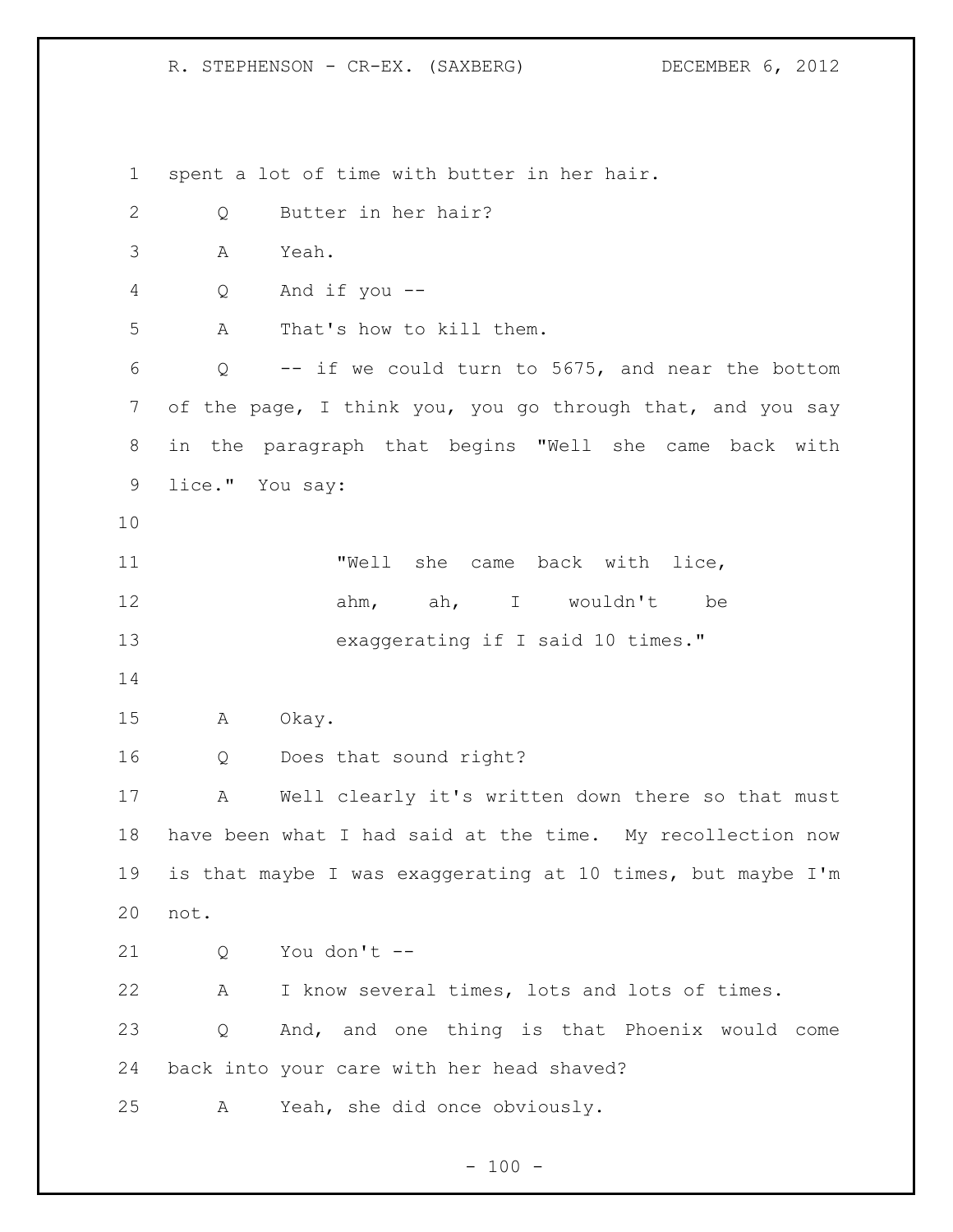spent a lot of time with butter in her hair.

Q Butter in her hair?

A Yeah.

Q And if you --

A That's how to kill them.

Q -- if we could turn to 5675, and near the bottom of the page, I think you, you go through that, and you say in the paragraph that begins "Well she came back with lice." You say:

> "Well she came back with lice, ahm, ah, I wouldn't be exaggerating if I said 10 times."

A Okay.

Q Does that sound right?

A Well clearly it's written down there so that must have been what I had said at the time. My recollection now is that maybe I was exaggerating at 10 times, but maybe I'm not.

Q You don't --

A I know several times, lots and lots of times.

Q And, and one thing is that Phoenix would come back into your care with her head shaved?

A Yeah, she did once obviously.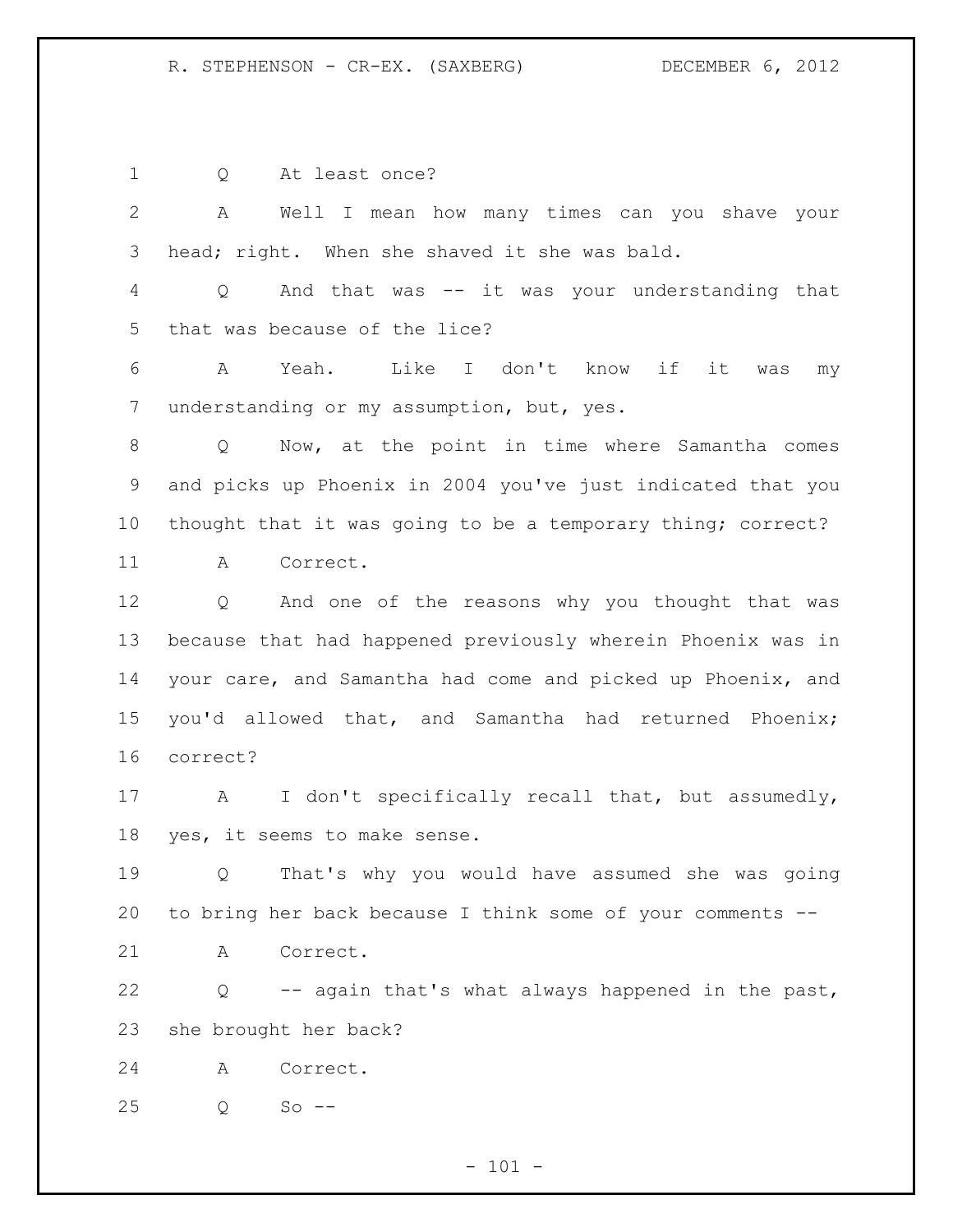Q At least once?

A Well I mean how many times can you shave your head; right. When she shaved it she was bald.

Q And that was -- it was your understanding that that was because of the lice?

A Yeah. Like I don't know if it was my understanding or my assumption, but, yes.

Q Now, at the point in time where Samantha comes and picks up Phoenix in 2004 you've just indicated that you thought that it was going to be a temporary thing; correct?

A Correct.

Q And one of the reasons why you thought that was because that had happened previously wherein Phoenix was in your care, and Samantha had come and picked up Phoenix, and you'd allowed that, and Samantha had returned Phoenix; correct?

A I don't specifically recall that, but assumedly, yes, it seems to make sense.

Q That's why you would have assumed she was going to bring her back because I think some of your comments --

A Correct.

Q -- again that's what always happened in the past, she brought her back?

A Correct.

Q So --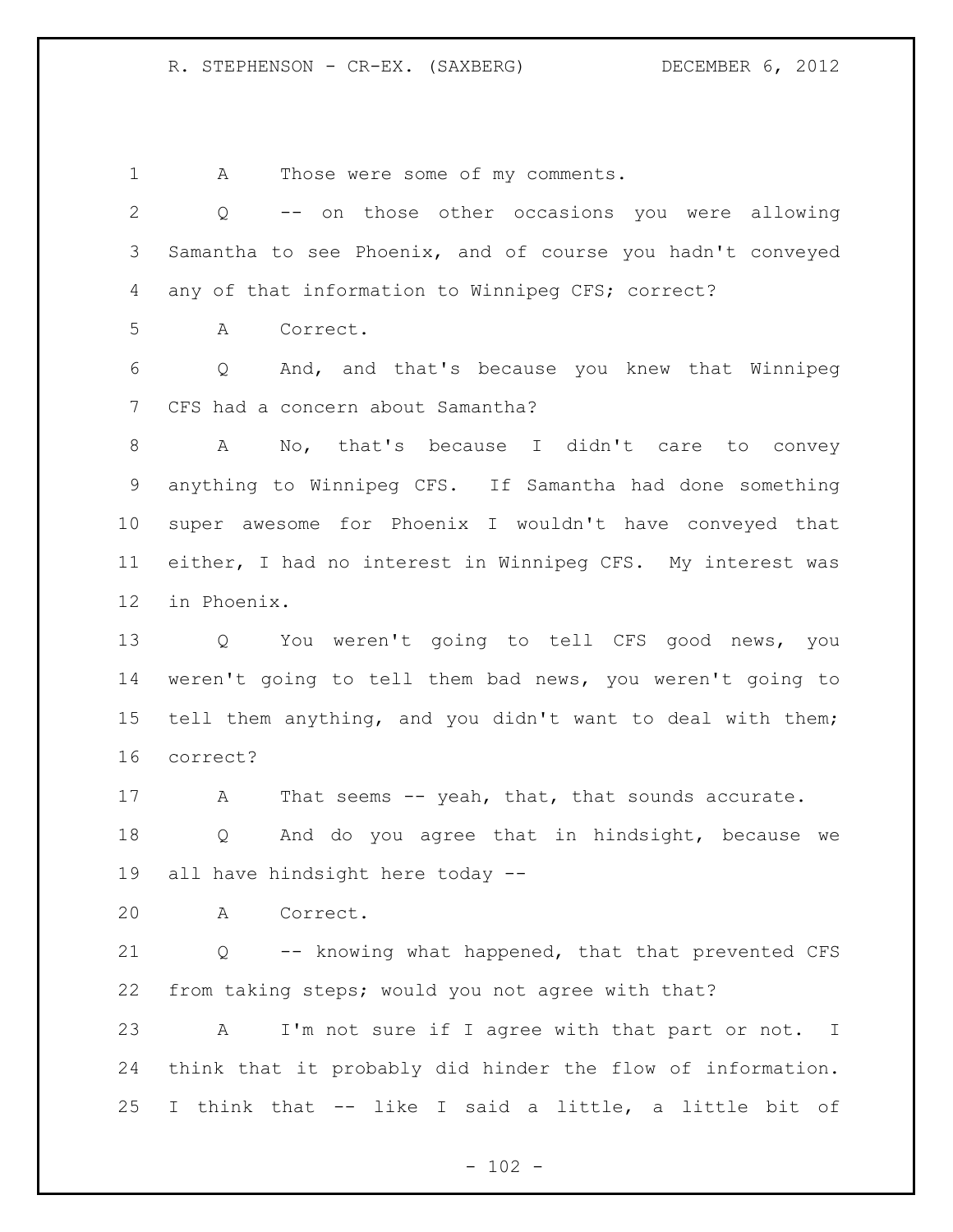A Those were some of my comments.

Q -- on those other occasions you were allowing Samantha to see Phoenix, and of course you hadn't conveyed any of that information to Winnipeg CFS; correct?

A Correct.

Q And, and that's because you knew that Winnipeg CFS had a concern about Samantha?

A No, that's because I didn't care to convey anything to Winnipeg CFS. If Samantha had done something super awesome for Phoenix I wouldn't have conveyed that either, I had no interest in Winnipeg CFS. My interest was in Phoenix.

Q You weren't going to tell CFS good news, you weren't going to tell them bad news, you weren't going to tell them anything, and you didn't want to deal with them; correct?

A That seems -- yeah, that, that sounds accurate.

Q And do you agree that in hindsight, because we all have hindsight here today --

A Correct.

Q -- knowing what happened, that that prevented CFS from taking steps; would you not agree with that?

A I'm not sure if I agree with that part or not. I think that it probably did hinder the flow of information. I think that -- like I said a little, a little bit of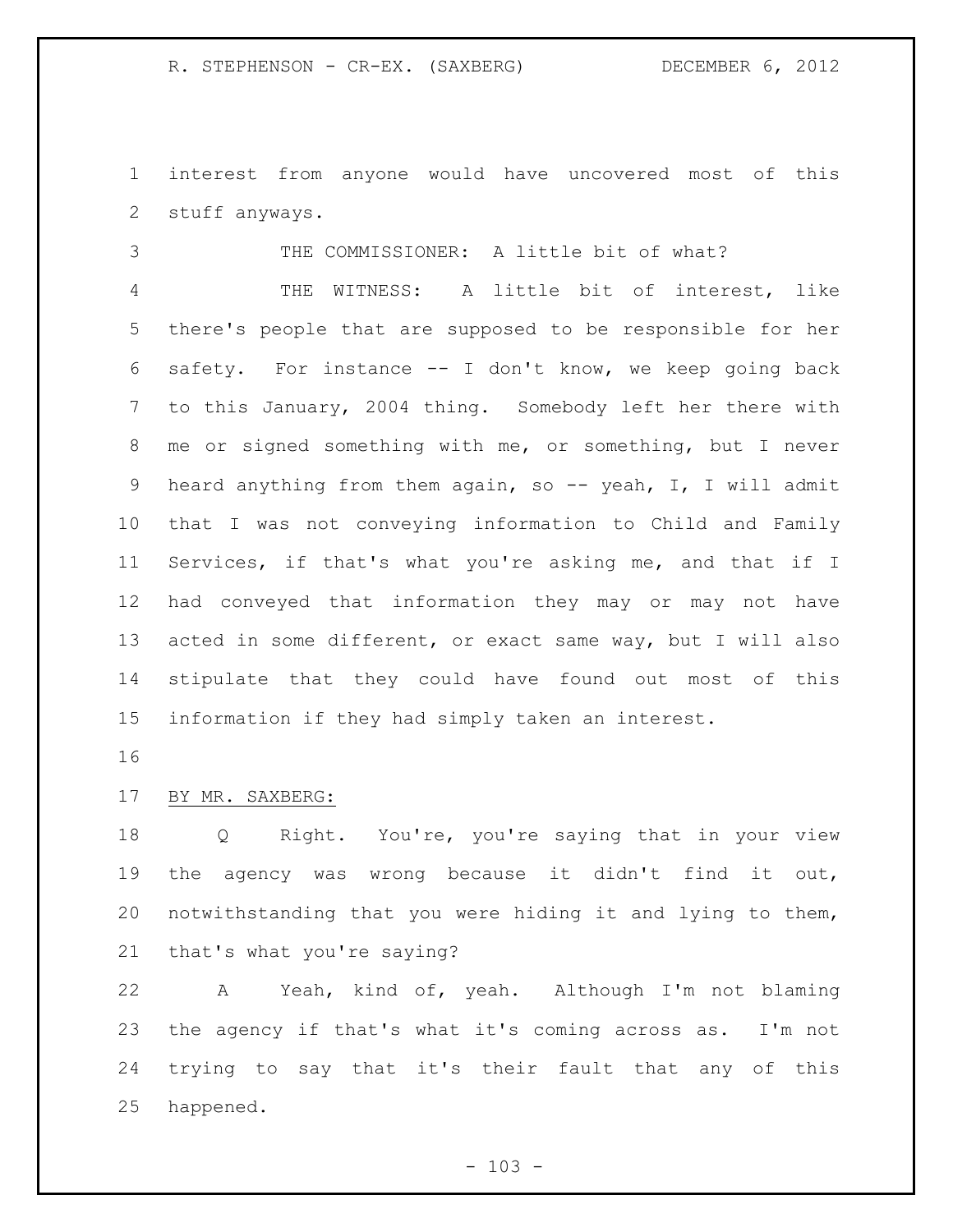interest from anyone would have uncovered most of this stuff anyways.

THE COMMISSIONER: A little bit of what?

THE WITNESS: A little bit of interest, like there's people that are supposed to be responsible for her safety. For instance -- I don't know, we keep going back to this January, 2004 thing. Somebody left her there with me or signed something with me, or something, but I never heard anything from them again, so -- yeah, I, I will admit that I was not conveying information to Child and Family Services, if that's what you're asking me, and that if I had conveyed that information they may or may not have acted in some different, or exact same way, but I will also stipulate that they could have found out most of this information if they had simply taken an interest.

BY MR. SAXBERG:

Q Right. You're, you're saying that in your view the agency was wrong because it didn't find it out, notwithstanding that you were hiding it and lying to them, that's what you're saying?

A Yeah, kind of, yeah. Although I'm not blaming the agency if that's what it's coming across as. I'm not trying to say that it's their fault that any of this happened.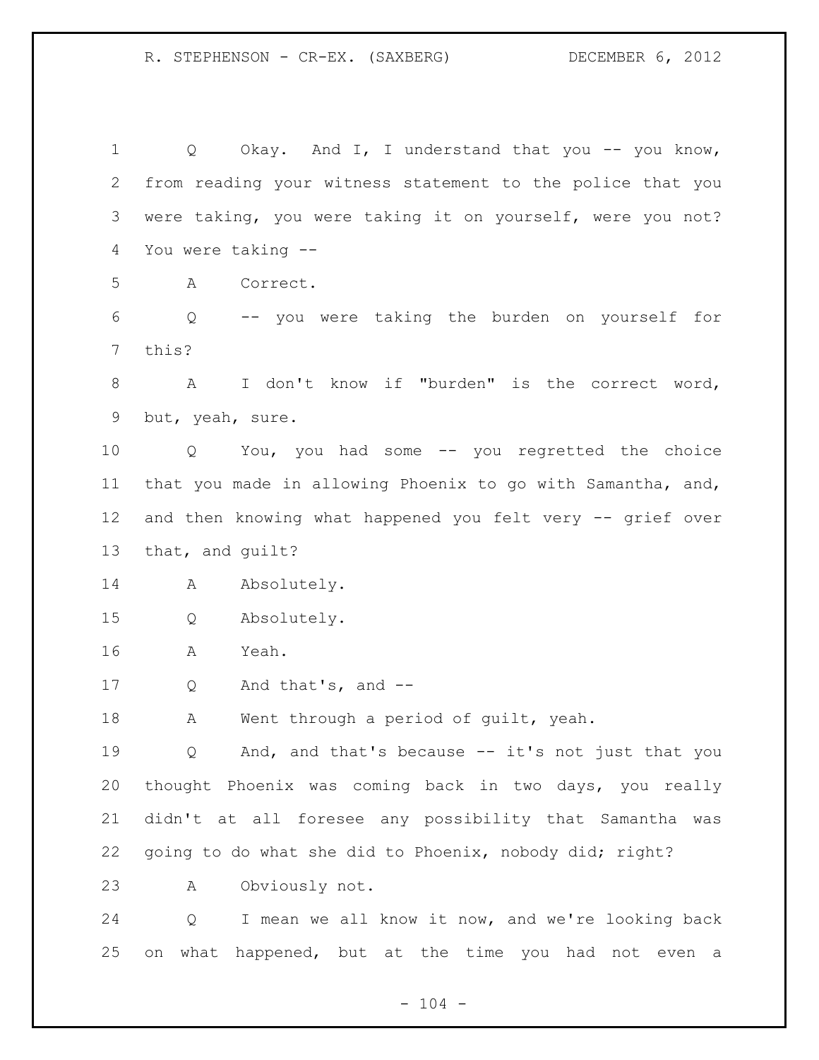Q Okay. And I, I understand that you -- you know, from reading your witness statement to the police that you were taking, you were taking it on yourself, were you not? You were taking --

A Correct.

Q -- you were taking the burden on yourself for this?

A I don't know if "burden" is the correct word, but, yeah, sure.

Q You, you had some -- you regretted the choice that you made in allowing Phoenix to go with Samantha, and, and then knowing what happened you felt very -- grief over that, and guilt?

A Absolutely.

Q Absolutely.

A Yeah.

Q And that's, and --

A Went through a period of guilt, yeah.

Q And, and that's because -- it's not just that you thought Phoenix was coming back in two days, you really didn't at all foresee any possibility that Samantha was going to do what she did to Phoenix, nobody did; right?

A Obviously not.

Q I mean we all know it now, and we're looking back on what happened, but at the time you had not even a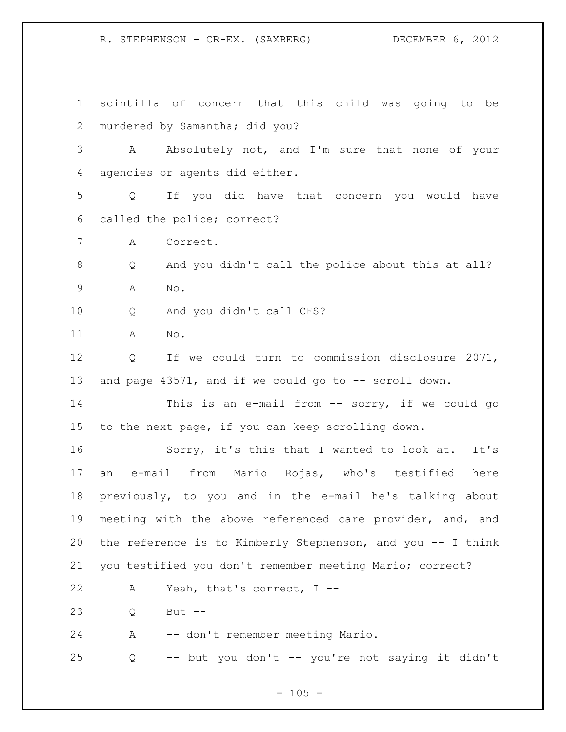scintilla of concern that this child was going to be murdered by Samantha; did you?

A Absolutely not, and I'm sure that none of your agencies or agents did either.

Q If you did have that concern you would have called the police; correct?

A Correct.

Q And you didn't call the police about this at all?

A No.

Q And you didn't call CFS?

A No.

Q If we could turn to commission disclosure 2071, and page 43571, and if we could go to -- scroll down.

This is an e-mail from -- sorry, if we could go to the next page, if you can keep scrolling down.

Sorry, it's this that I wanted to look at. It's an e-mail from Mario Rojas, who's testified here previously, to you and in the e-mail he's talking about meeting with the above referenced care provider, and, and the reference is to Kimberly Stephenson, and you -- I think you testified you don't remember meeting Mario; correct?

A Yeah, that's correct, I --

Q But --

A -- don't remember meeting Mario.

Q -- but you don't -- you're not saying it didn't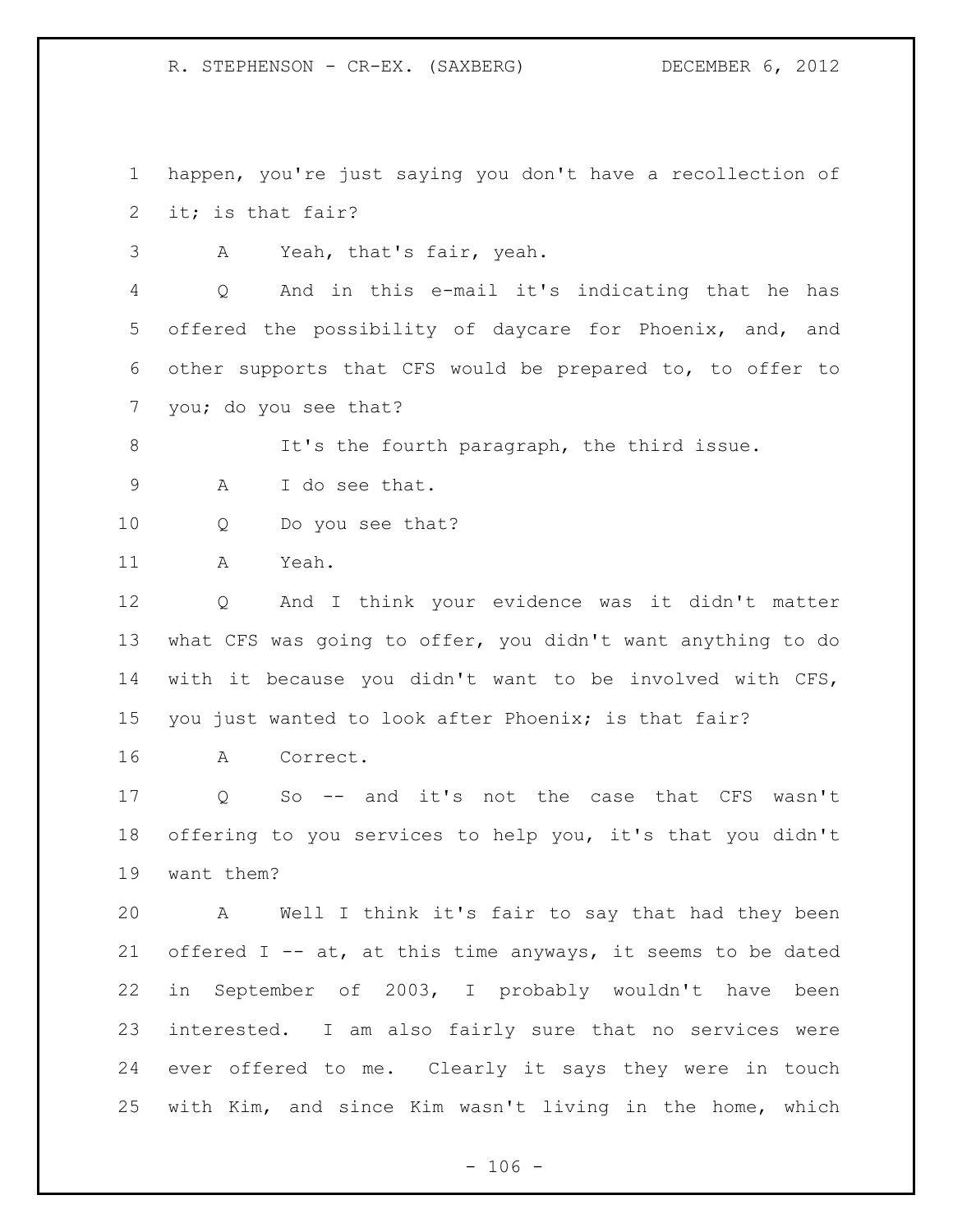happen, you're just saying you don't have a recollection of it; is that fair?

A Yeah, that's fair, yeah.

Q And in this e-mail it's indicating that he has offered the possibility of daycare for Phoenix, and, and other supports that CFS would be prepared to, to offer to you; do you see that?

It's the fourth paragraph, the third issue.

A I do see that.

Q Do you see that?

A Yeah.

Q And I think your evidence was it didn't matter what CFS was going to offer, you didn't want anything to do with it because you didn't want to be involved with CFS, you just wanted to look after Phoenix; is that fair?

A Correct.

Q So -- and it's not the case that CFS wasn't offering to you services to help you, it's that you didn't want them?

A Well I think it's fair to say that had they been offered I -- at, at this time anyways, it seems to be dated in September of 2003, I probably wouldn't have been interested. I am also fairly sure that no services were ever offered to me. Clearly it says they were in touch with Kim, and since Kim wasn't living in the home, which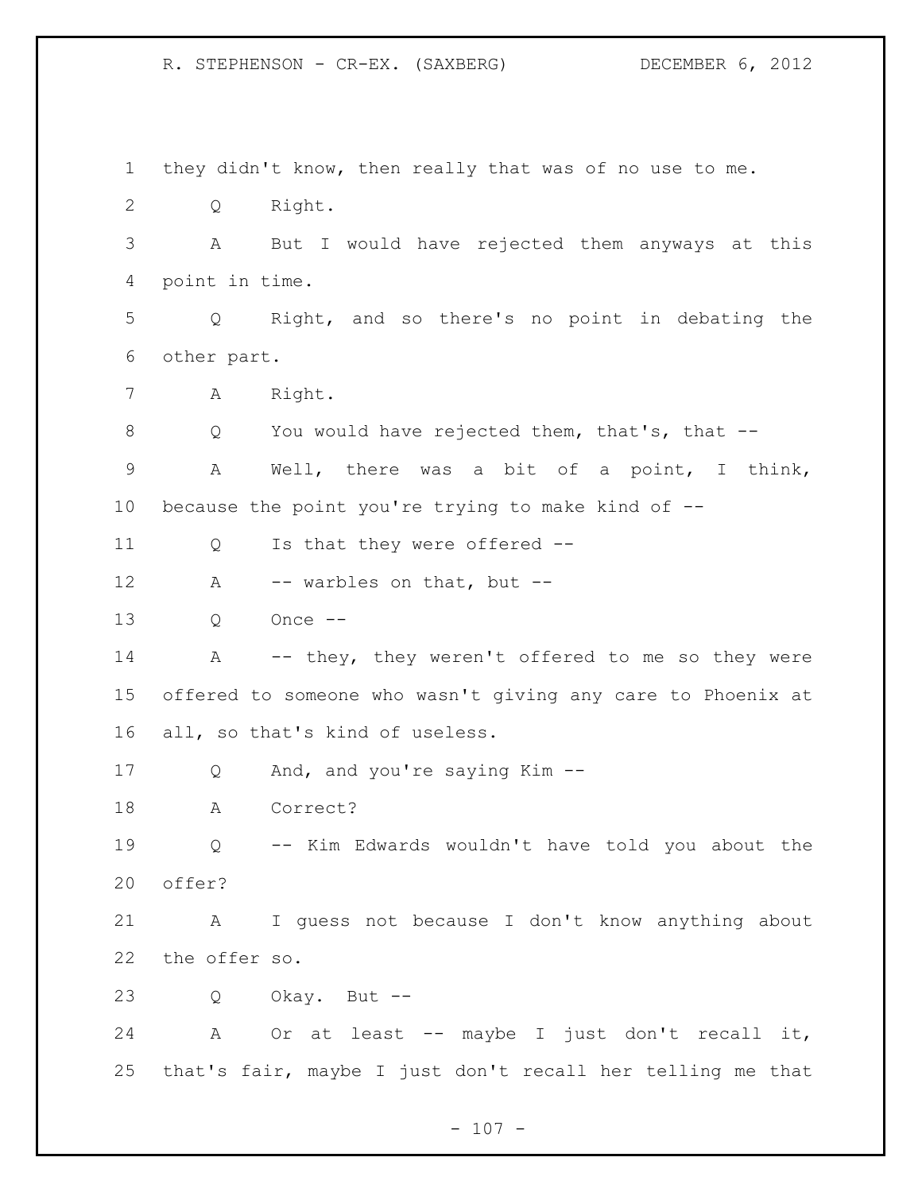they didn't know, then really that was of no use to me.

Q Right.

A But I would have rejected them anyways at this point in time.

Q Right, and so there's no point in debating the other part.

A Right.

Q You would have rejected them, that's, that --

A Well, there was a bit of a point, I think, because the point you're trying to make kind of --

Q Is that they were offered --

A -- warbles on that, but --

Q Once --

A -- they, they weren't offered to me so they were offered to someone who wasn't giving any care to Phoenix at all, so that's kind of useless.

Q And, and you're saying Kim --

A Correct?

Q -- Kim Edwards wouldn't have told you about the offer?

A I guess not because I don't know anything about the offer so.

Q Okay. But --

A Or at least -- maybe I just don't recall it, that's fair, maybe I just don't recall her telling me that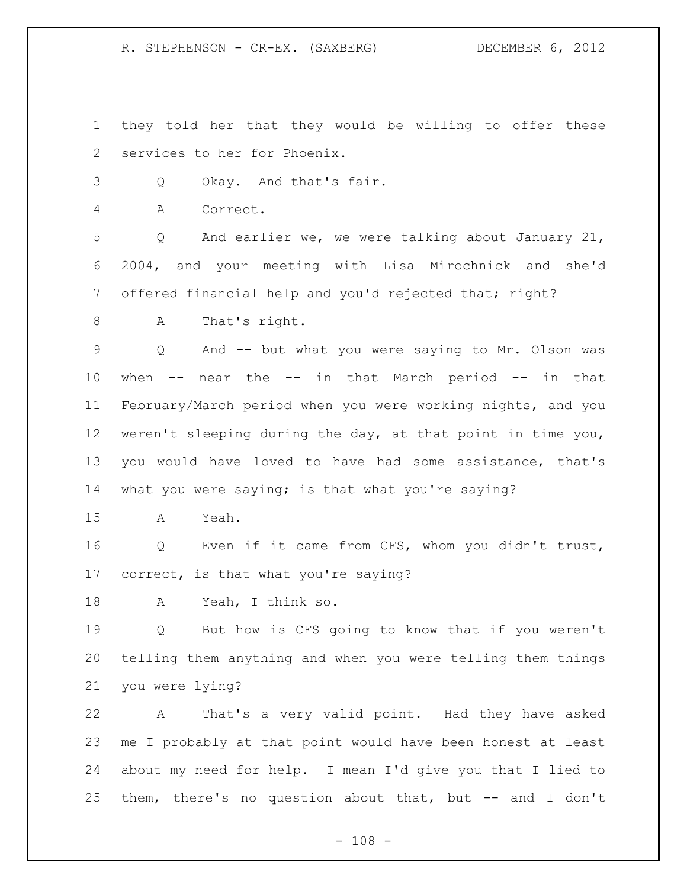they told her that they would be willing to offer these services to her for Phoenix.

Q Okay. And that's fair.

A Correct.

Q And earlier we, we were talking about January 21, 2004, and your meeting with Lisa Mirochnick and she'd offered financial help and you'd rejected that; right?

A That's right.

Q And -- but what you were saying to Mr. Olson was when -- near the -- in that March period -- in that February/March period when you were working nights, and you weren't sleeping during the day, at that point in time you, you would have loved to have had some assistance, that's what you were saying; is that what you're saying?

A Yeah.

Q Even if it came from CFS, whom you didn't trust, correct, is that what you're saying?

A Yeah, I think so.

Q But how is CFS going to know that if you weren't telling them anything and when you were telling them things you were lying?

A That's a very valid point. Had they have asked me I probably at that point would have been honest at least about my need for help. I mean I'd give you that I lied to them, there's no question about that, but -- and I don't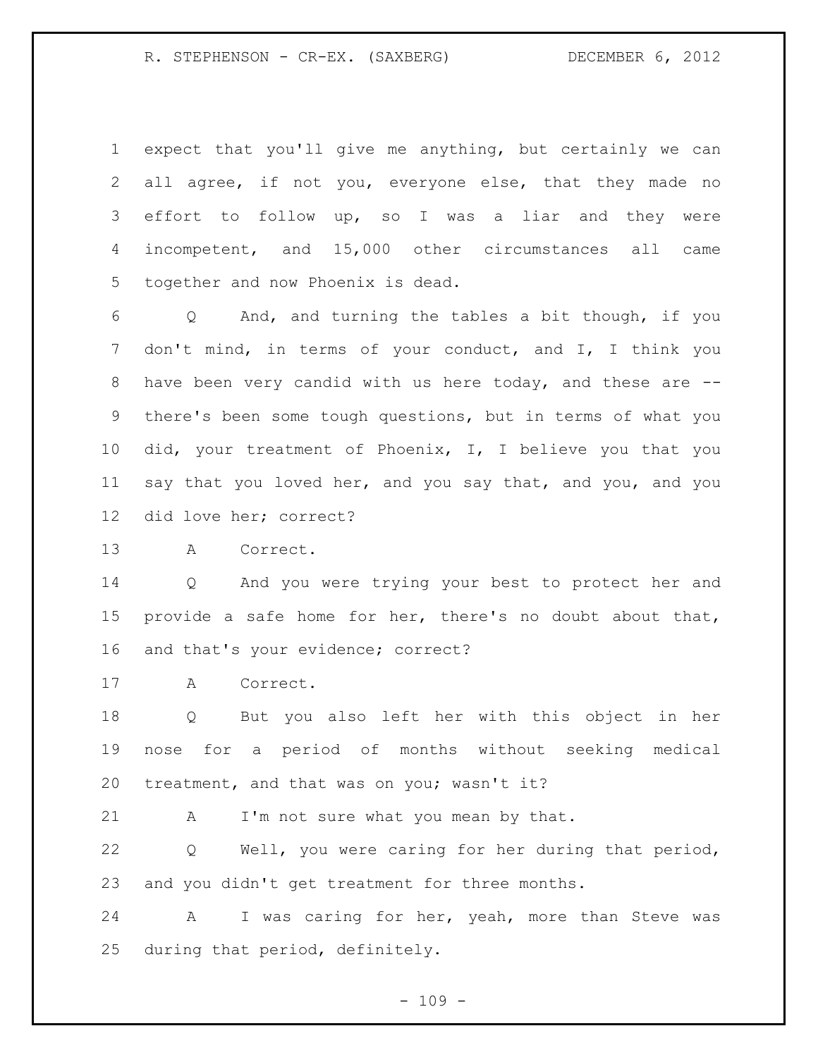expect that you'll give me anything, but certainly we can all agree, if not you, everyone else, that they made no effort to follow up, so I was a liar and they were incompetent, and 15,000 other circumstances all came together and now Phoenix is dead.

Q And, and turning the tables a bit though, if you don't mind, in terms of your conduct, and I, I think you have been very candid with us here today, and these are -- there's been some tough questions, but in terms of what you did, your treatment of Phoenix, I, I believe you that you say that you loved her, and you say that, and you, and you did love her; correct?

A Correct.

Q And you were trying your best to protect her and provide a safe home for her, there's no doubt about that, and that's your evidence; correct?

A Correct.

Q But you also left her with this object in her nose for a period of months without seeking medical treatment, and that was on you; wasn't it?

A I'm not sure what you mean by that.

Q Well, you were caring for her during that period, and you didn't get treatment for three months.

A I was caring for her, yeah, more than Steve was during that period, definitely.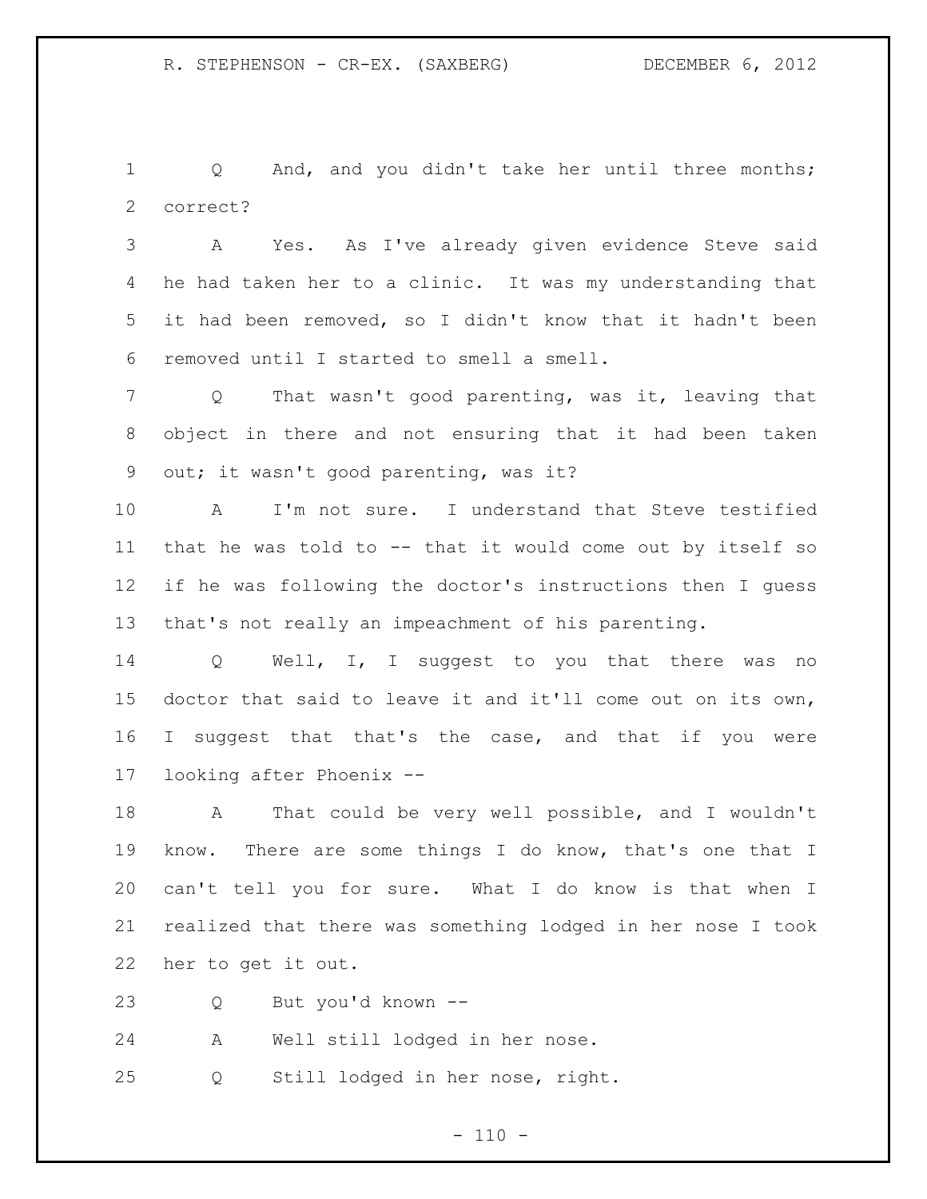Q And, and you didn't take her until three months; correct?

A Yes. As I've already given evidence Steve said he had taken her to a clinic. It was my understanding that it had been removed, so I didn't know that it hadn't been removed until I started to smell a smell.

Q That wasn't good parenting, was it, leaving that object in there and not ensuring that it had been taken out; it wasn't good parenting, was it?

A I'm not sure. I understand that Steve testified that he was told to -- that it would come out by itself so if he was following the doctor's instructions then I guess that's not really an impeachment of his parenting.

Q Well, I, I suggest to you that there was no doctor that said to leave it and it'll come out on its own, I suggest that that's the case, and that if you were looking after Phoenix --

A That could be very well possible, and I wouldn't know. There are some things I do know, that's one that I can't tell you for sure. What I do know is that when I realized that there was something lodged in her nose I took her to get it out.

Q But you'd known --

A Well still lodged in her nose.

Q Still lodged in her nose, right.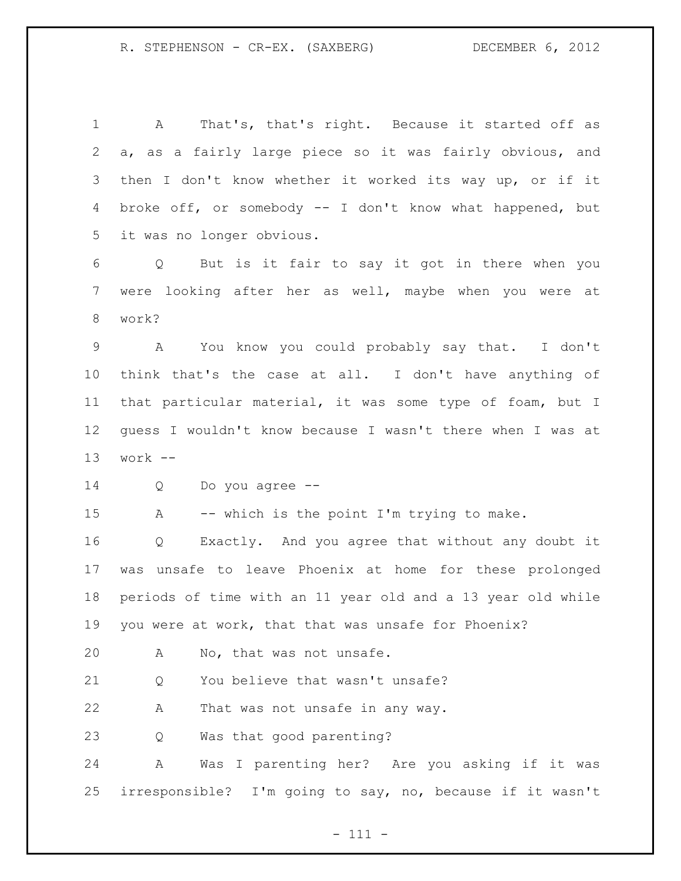A That's, that's right. Because it started off as a, as a fairly large piece so it was fairly obvious, and then I don't know whether it worked its way up, or if it broke off, or somebody -- I don't know what happened, but it was no longer obvious.

Q But is it fair to say it got in there when you were looking after her as well, maybe when you were at work?

A You know you could probably say that. I don't think that's the case at all. I don't have anything of that particular material, it was some type of foam, but I guess I wouldn't know because I wasn't there when I was at work --

Q Do you agree --

A -- which is the point I'm trying to make.

Q Exactly. And you agree that without any doubt it was unsafe to leave Phoenix at home for these prolonged periods of time with an 11 year old and a 13 year old while you were at work, that that was unsafe for Phoenix?

A No, that was not unsafe.

Q You believe that wasn't unsafe?

A That was not unsafe in any way.

Q Was that good parenting?

A Was I parenting her? Are you asking if it was irresponsible? I'm going to say, no, because if it wasn't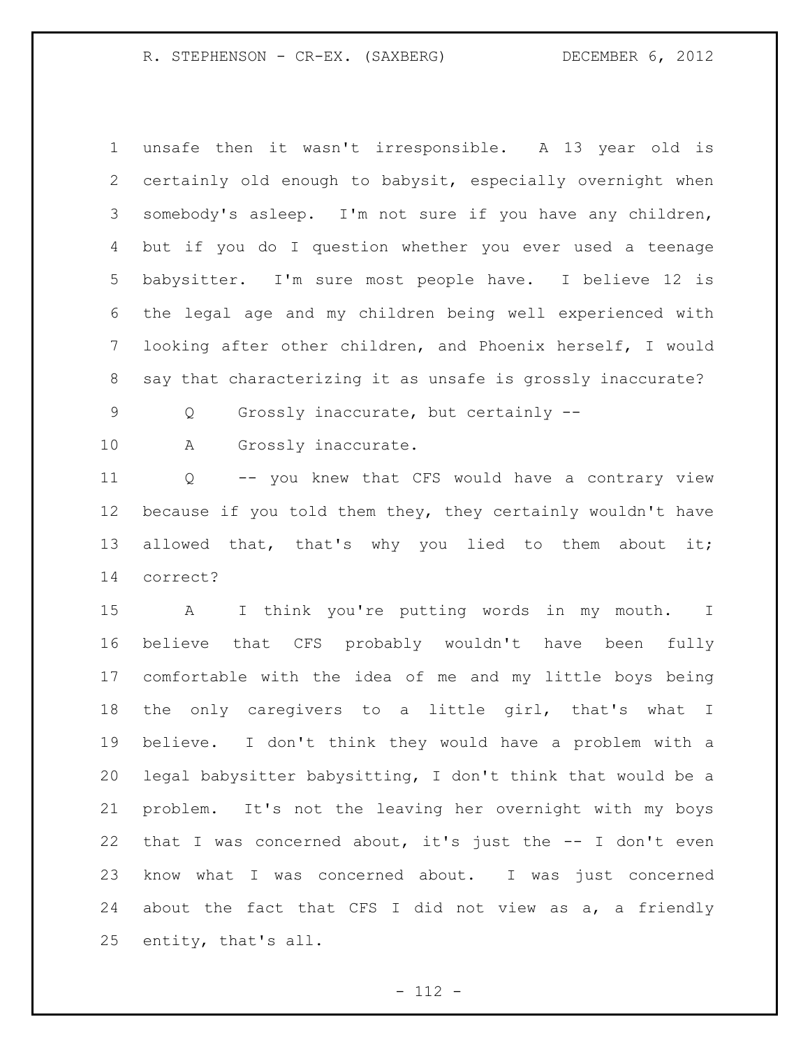unsafe then it wasn't irresponsible. A 13 year old is certainly old enough to babysit, especially overnight when somebody's asleep. I'm not sure if you have any children, but if you do I question whether you ever used a teenage babysitter. I'm sure most people have. I believe 12 is the legal age and my children being well experienced with looking after other children, and Phoenix herself, I would say that characterizing it as unsafe is grossly inaccurate?

Q Grossly inaccurate, but certainly --

A Grossly inaccurate.

Q -- you knew that CFS would have a contrary view because if you told them they, they certainly wouldn't have allowed that, that's why you lied to them about it; correct?

A I think you're putting words in my mouth. I believe that CFS probably wouldn't have been fully comfortable with the idea of me and my little boys being the only caregivers to a little girl, that's what I believe. I don't think they would have a problem with a legal babysitter babysitting, I don't think that would be a problem. It's not the leaving her overnight with my boys that I was concerned about, it's just the -- I don't even know what I was concerned about. I was just concerned about the fact that CFS I did not view as a, a friendly entity, that's all.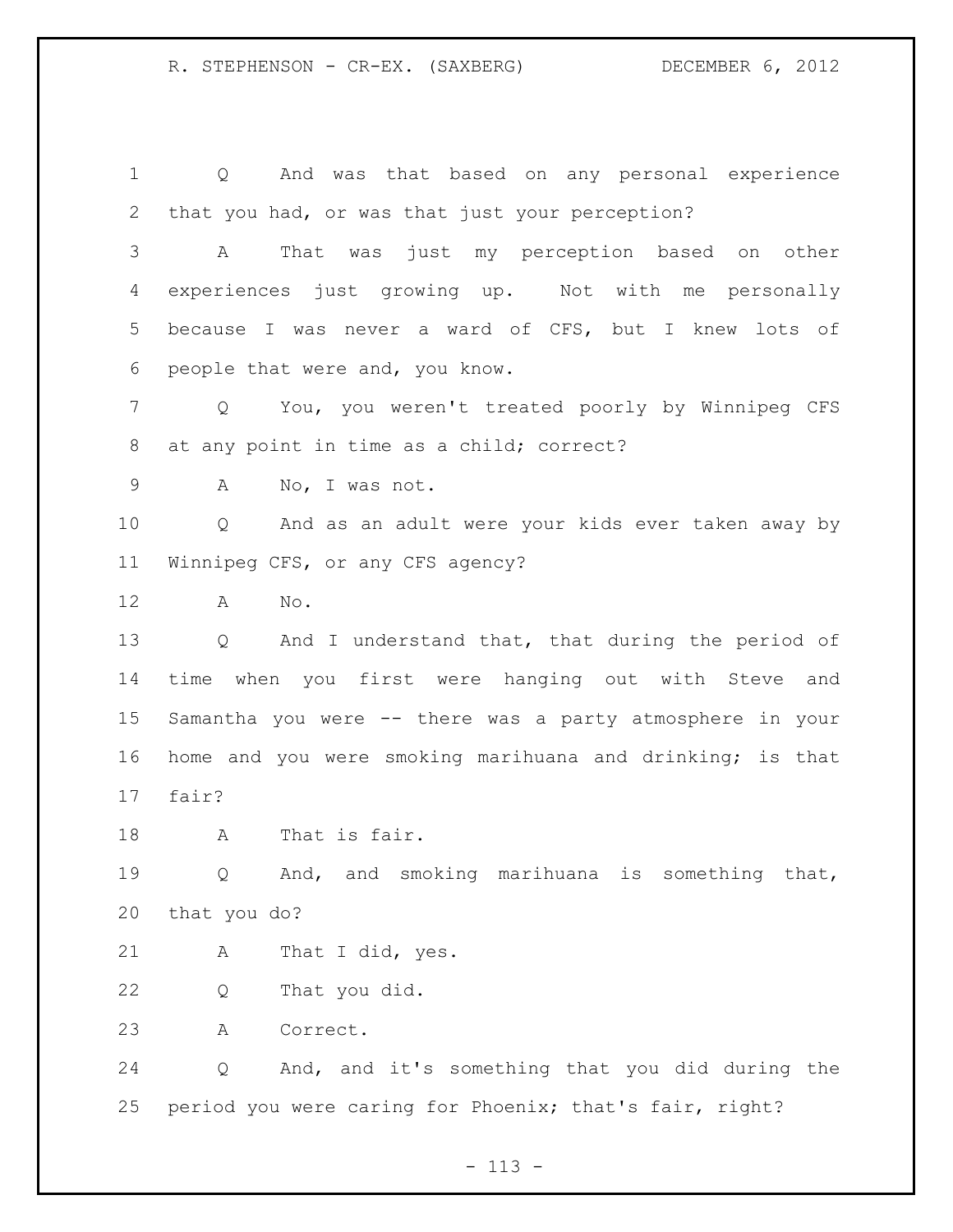Q And was that based on any personal experience that you had, or was that just your perception?

A That was just my perception based on other experiences just growing up. Not with me personally because I was never a ward of CFS, but I knew lots of people that were and, you know.

Q You, you weren't treated poorly by Winnipeg CFS at any point in time as a child; correct?

A No, I was not.

Q And as an adult were your kids ever taken away by Winnipeg CFS, or any CFS agency?

A No.

Q And I understand that, that during the period of time when you first were hanging out with Steve and Samantha you were -- there was a party atmosphere in your home and you were smoking marihuana and drinking; is that fair?

A That is fair.

Q And, and smoking marihuana is something that, that you do?

A That I did, yes.

Q That you did.

A Correct.

Q And, and it's something that you did during the period you were caring for Phoenix; that's fair, right?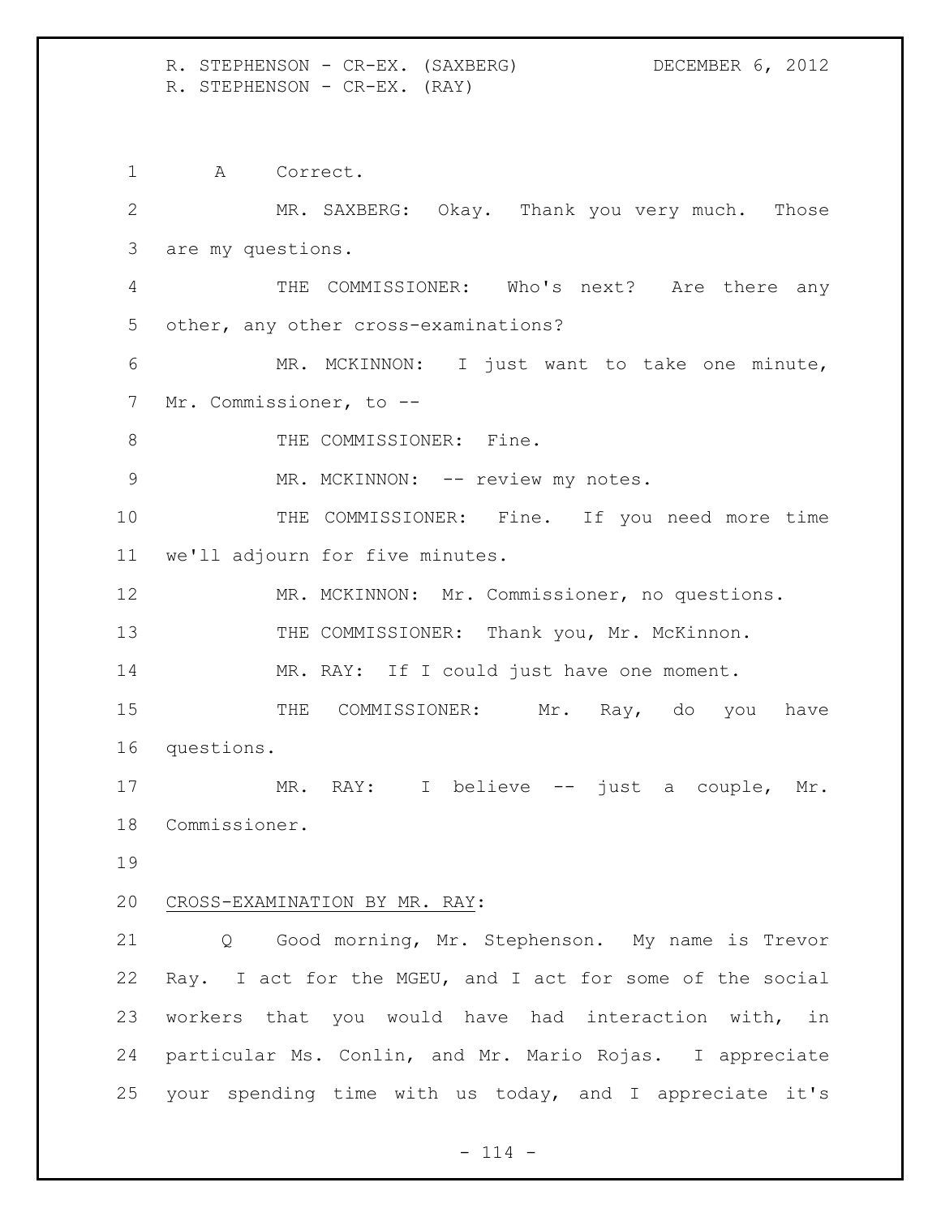A Correct.

MR. SAXBERG: Okay. Thank you very much. Those are my questions.

THE COMMISSIONER: Who's next? Are there any other, any other cross-examinations?

MR. MCKINNON: I just want to take one minute, Mr. Commissioner, to --

THE COMMISSIONER: Fine.

MR. MCKINNON: -- review my notes.

THE COMMISSIONER: Fine. If you need more time we'll adjourn for five minutes.

MR. MCKINNON: Mr. Commissioner, no questions.

THE COMMISSIONER: Thank you, Mr. McKinnon.

MR. RAY: If I could just have one moment.

THE COMMISSIONER: Mr. Ray, do you have questions.

MR. RAY: I believe -- just a couple, Mr. Commissioner.

CROSS-EXAMINATION BY MR. RAY:

Q Good morning, Mr. Stephenson. My name is Trevor Ray. I act for the MGEU, and I act for some of the social workers that you would have had interaction with, in particular Ms. Conlin, and Mr. Mario Rojas. I appreciate your spending time with us today, and I appreciate it's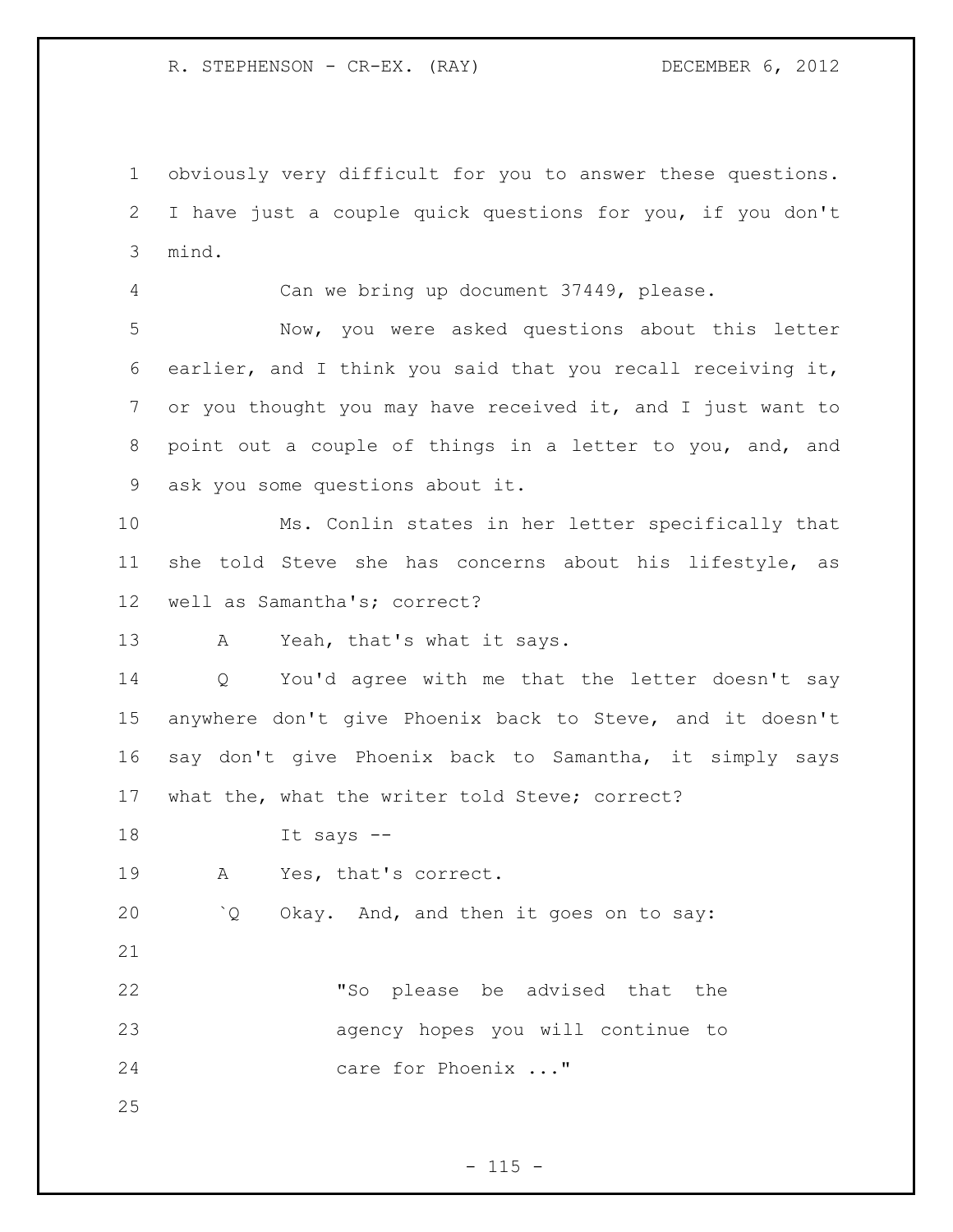obviously very difficult for you to answer these questions. I have just a couple quick questions for you, if you don't mind.

Can we bring up document 37449, please.

Now, you were asked questions about this letter earlier, and I think you said that you recall receiving it, or you thought you may have received it, and I just want to point out a couple of things in a letter to you, and, and ask you some questions about it.

Ms. Conlin states in her letter specifically that she told Steve she has concerns about his lifestyle, as well as Samantha's; correct?

A Yeah, that's what it says.

Q You'd agree with me that the letter doesn't say anywhere don't give Phoenix back to Steve, and it doesn't say don't give Phoenix back to Samantha, it simply says what the, what the writer told Steve; correct?

It says --

A Yes, that's correct.

`Q Okay. And, and then it goes on to say:

> "So please be advised that the agency hopes you will continue to care for Phoenix ..."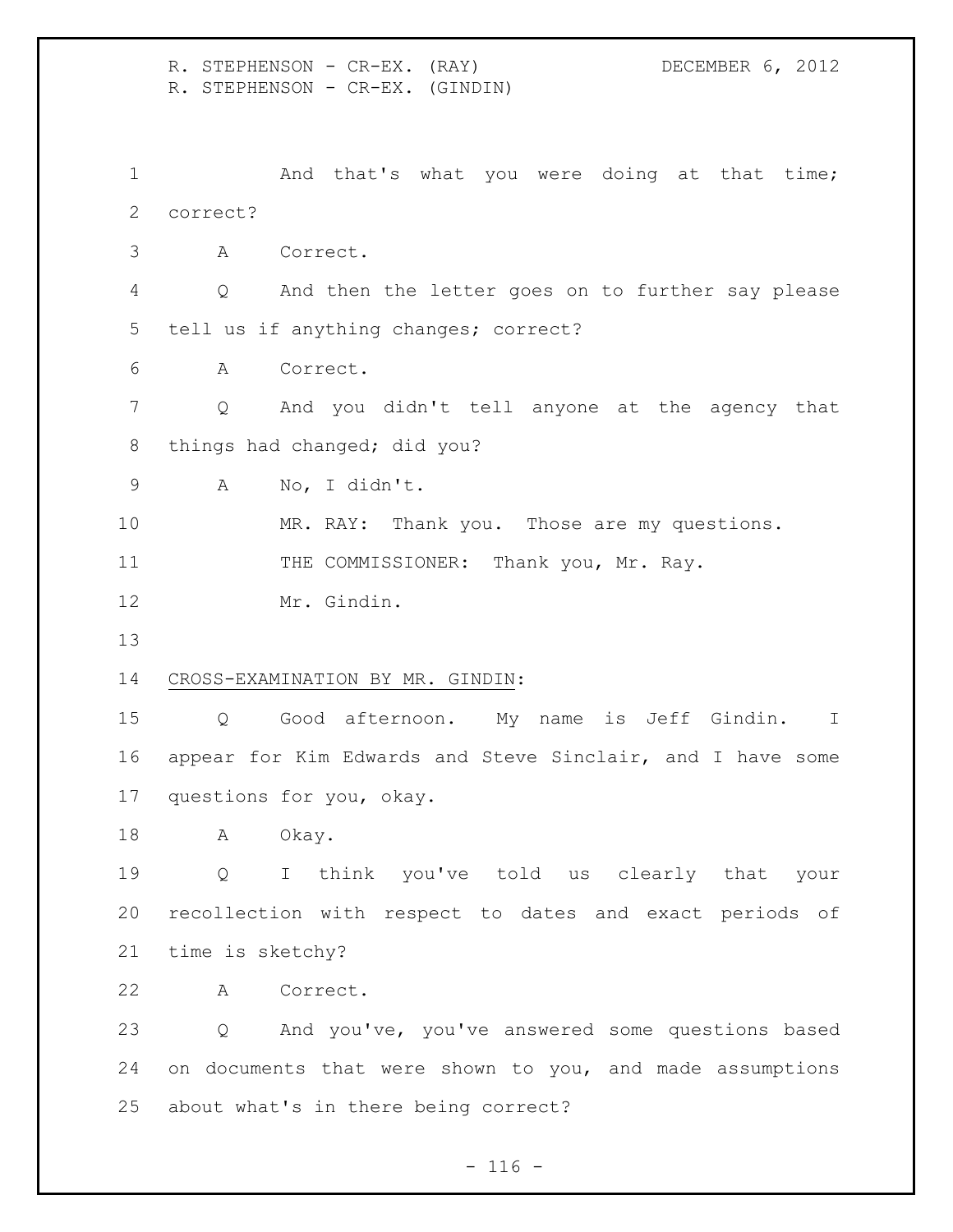And that's what you were doing at that time; correct?

A Correct.

Q And then the letter goes on to further say please tell us if anything changes; correct?

A Correct.

Q And you didn't tell anyone at the agency that things had changed; did you?

A No, I didn't.

MR. RAY: Thank you. Those are my questions.

THE COMMISSIONER: Thank you, Mr. Ray.

Mr. Gindin.

CROSS-EXAMINATION BY MR. GINDIN:

Q Good afternoon. My name is Jeff Gindin. I appear for Kim Edwards and Steve Sinclair, and I have some questions for you, okay.

A Okay.

Q I think you've told us clearly that your recollection with respect to dates and exact periods of time is sketchy?

A Correct.

Q And you've, you've answered some questions based on documents that were shown to you, and made assumptions about what's in there being correct?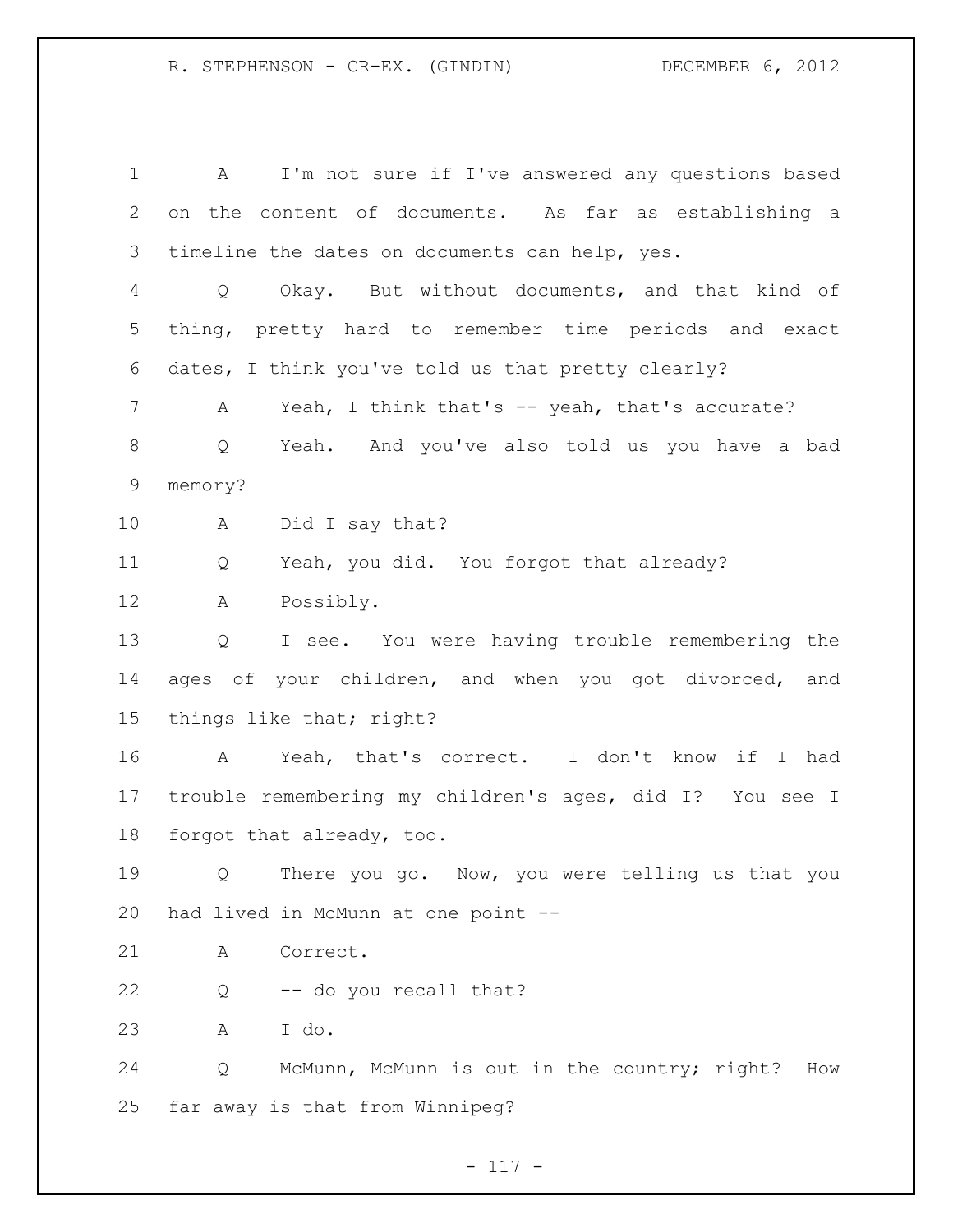A I'm not sure if I've answered any questions based on the content of documents. As far as establishing a timeline the dates on documents can help, yes.

Q Okay. But without documents, and that kind of thing, pretty hard to remember time periods and exact dates, I think you've told us that pretty clearly?

A Yeah, I think that's -- yeah, that's accurate?

Q Yeah. And you've also told us you have a bad memory?

A Did I say that?

Q Yeah, you did. You forgot that already?

A Possibly.

Q I see. You were having trouble remembering the ages of your children, and when you got divorced, and things like that; right?

A Yeah, that's correct. I don't know if I had trouble remembering my children's ages, did I? You see I forgot that already, too.

Q There you go. Now, you were telling us that you had lived in McMunn at one point --

A Correct.

Q -- do you recall that?

A I do.

Q McMunn, McMunn is out in the country; right? How far away is that from Winnipeg?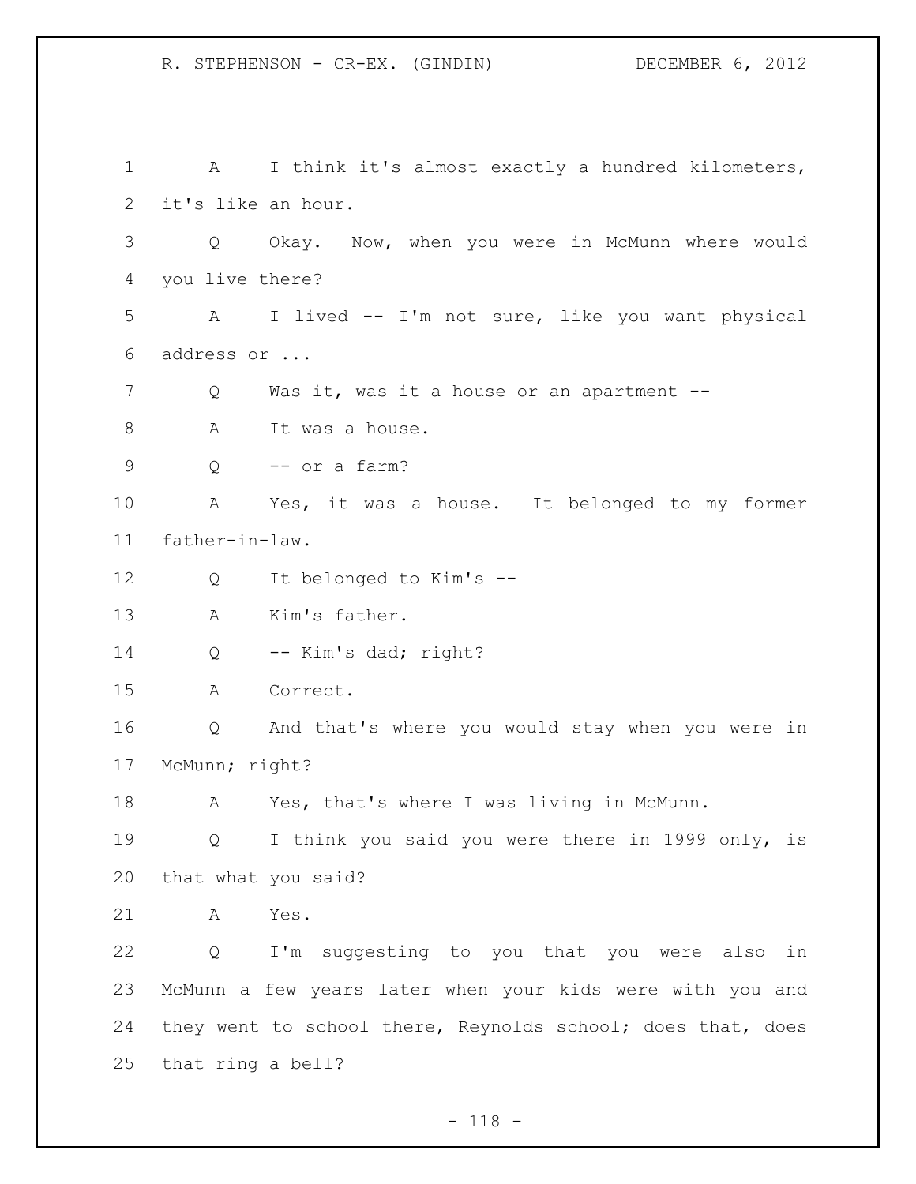1 A I think it's almost exactly a hundred kilometers, 2 it's like an hour.

3 Q Okay. Now, when you were in McMunn where would 4 you live there?

5 A I lived -- I'm not sure, like you want physical 6 address or ...

7 Q Was it, was it a house or an apartment --

8 A It was a house.

9 Q -- or a farm?

10 A Yes, it was a house. It belonged to my former 11 father-in-law.

12 Q It belonged to Kim's --

13 A Kim's father.

14 Q -- Kim's dad; right?

15 A Correct.

16 Q And that's where you would stay when you were in 17 McMunn; right?

18 A Yes, that's where I was living in McMunn.

19 Q I think you said you were there in 1999 only, is 20 that what you said?

21 A Yes.

22 Q I'm suggesting to you that you were also in 23 McMunn a few years later when your kids were with you and 24 they went to school there, Reynolds school; does that, does 25 that ring a bell?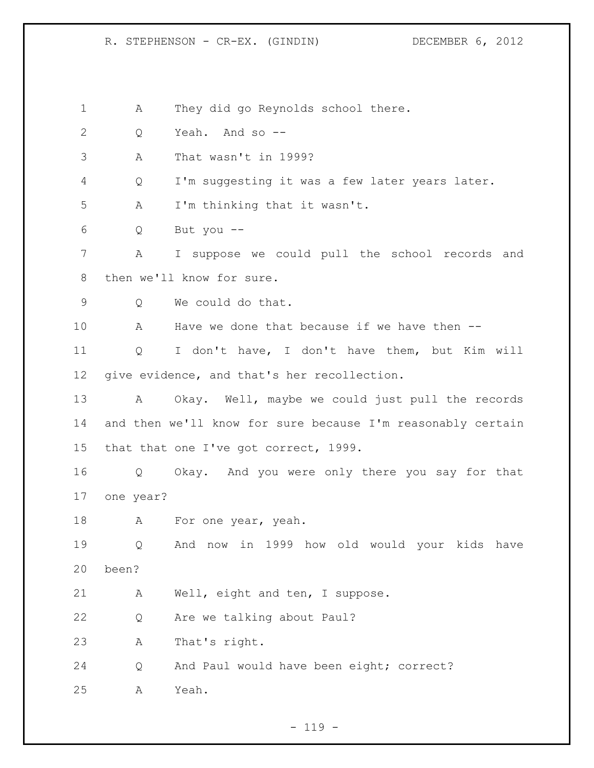A They did go Reynolds school there.

Q Yeah. And so --

A That wasn't in 1999?

Q I'm suggesting it was a few later years later.

A I'm thinking that it wasn't.

Q But you --

A I suppose we could pull the school records and then we'll know for sure.

Q We could do that.

A Have we done that because if we have then --

Q I don't have, I don't have them, but Kim will give evidence, and that's her recollection.

A Okay. Well, maybe we could just pull the records and then we'll know for sure because I'm reasonably certain that that one I've got correct, 1999.

Q Okay. And you were only there you say for that one year?

A For one year, yeah.

Q And now in 1999 how old would your kids have been?

A Well, eight and ten, I suppose.

Q Are we talking about Paul?

A That's right.

Q And Paul would have been eight; correct?

A Yeah.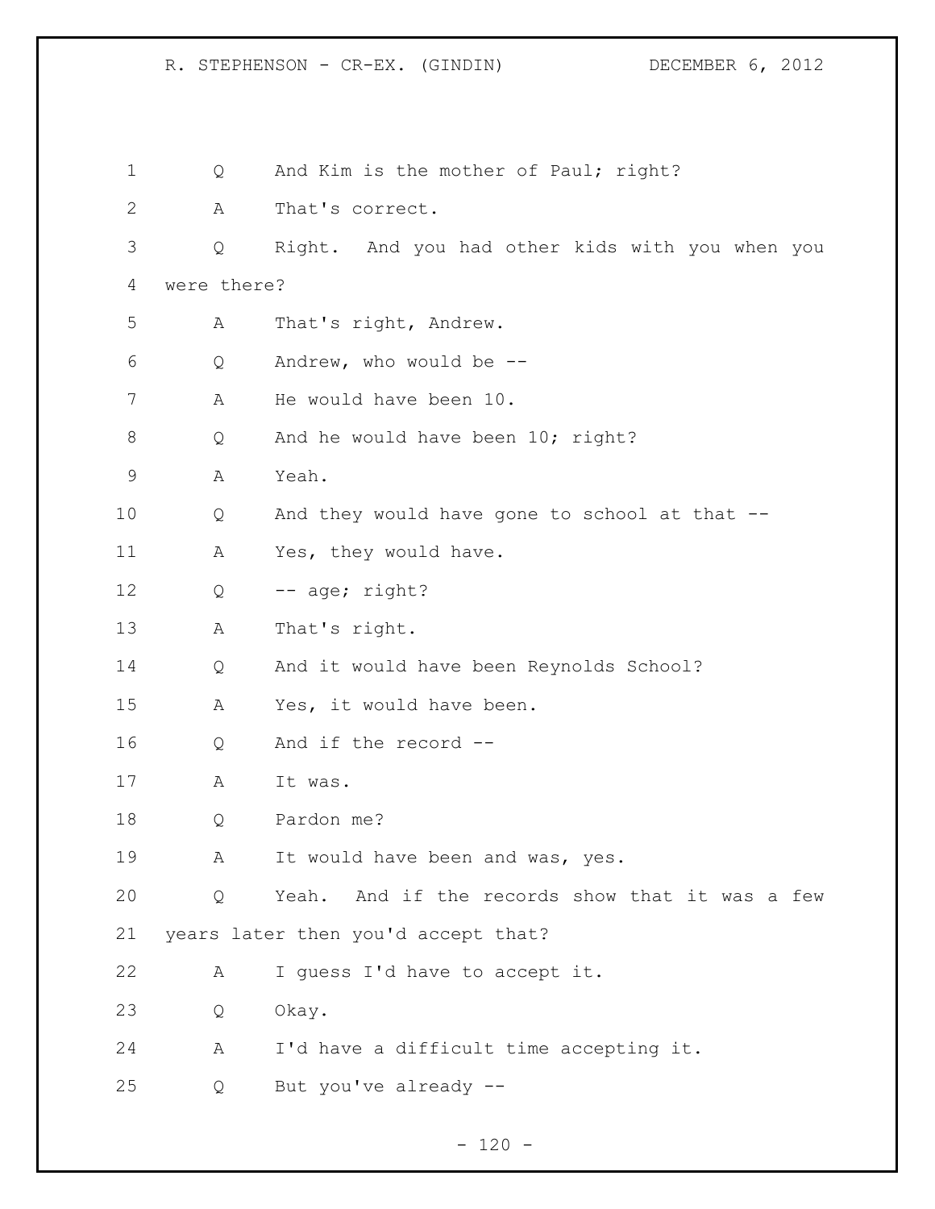Q And Kim is the mother of Paul; right?

A That's correct.

Q Right. And you had other kids with you when you were there?

A That's right, Andrew.

Q Andrew, who would be --

A He would have been 10.

Q And he would have been 10; right?

A Yeah.

Q And they would have gone to school at that --

A Yes, they would have.

Q -- age; right?

A That's right.

Q And it would have been Reynolds School?

A Yes, it would have been.

Q And if the record --

A It was.

Q Pardon me?

A It would have been and was, yes.

Q Yeah. And if the records show that it was a few years later then you'd accept that?

A I guess I'd have to accept it.

Q Okay.

A I'd have a difficult time accepting it.

Q But you've already --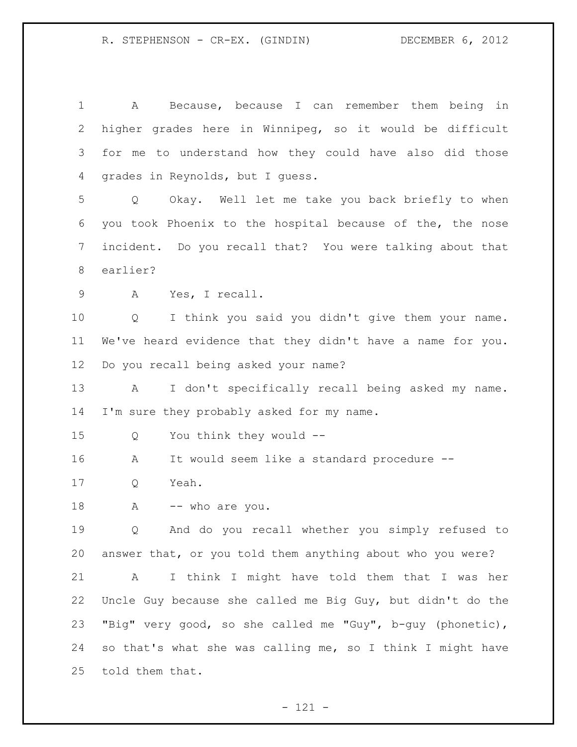A Because, because I can remember them being in higher grades here in Winnipeg, so it would be difficult for me to understand how they could have also did those grades in Reynolds, but I guess.

Q Okay. Well let me take you back briefly to when you took Phoenix to the hospital because of the, the nose incident. Do you recall that? You were talking about that earlier?

A Yes, I recall.

Q I think you said you didn't give them your name. We've heard evidence that they didn't have a name for you. Do you recall being asked your name?

A I don't specifically recall being asked my name. I'm sure they probably asked for my name.

Q You think they would --

A It would seem like a standard procedure --

Q Yeah.

A -- who are you.

Q And do you recall whether you simply refused to answer that, or you told them anything about who you were?

A I think I might have told them that I was her Uncle Guy because she called me Big Guy, but didn't do the "Big" very good, so she called me "Guy", b-guy (phonetic), so that's what she was calling me, so I think I might have told them that.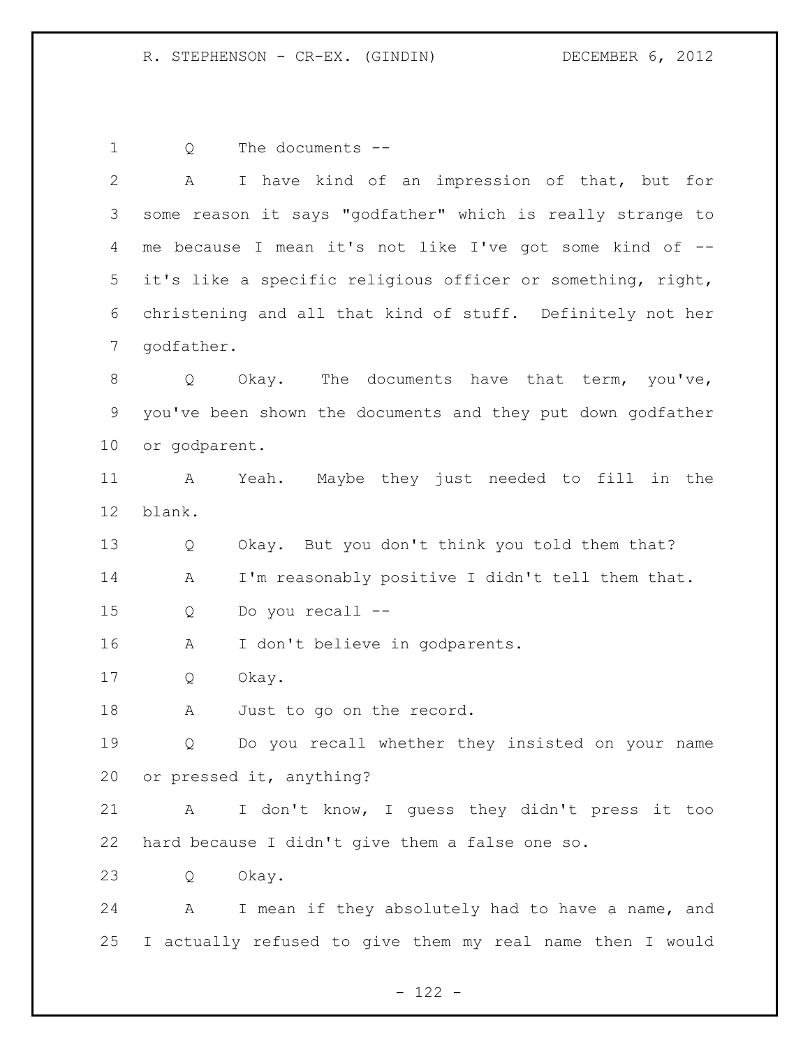Q The documents --

A I have kind of an impression of that, but for some reason it says "godfather" which is really strange to me because I mean it's not like I've got some kind of -- it's like a specific religious officer or something, right, christening and all that kind of stuff. Definitely not her godfather.

Q Okay. The documents have that term, you've, you've been shown the documents and they put down godfather or godparent.

A Yeah. Maybe they just needed to fill in the blank.

Q Okay. But you don't think you told them that?

A I'm reasonably positive I didn't tell them that.

Q Do you recall --

A I don't believe in godparents.

Q Okay.

A Just to go on the record.

Q Do you recall whether they insisted on your name or pressed it, anything?

A I don't know, I guess they didn't press it too hard because I didn't give them a false one so.

Q Okay.

A I mean if they absolutely had to have a name, and I actually refused to give them my real name then I would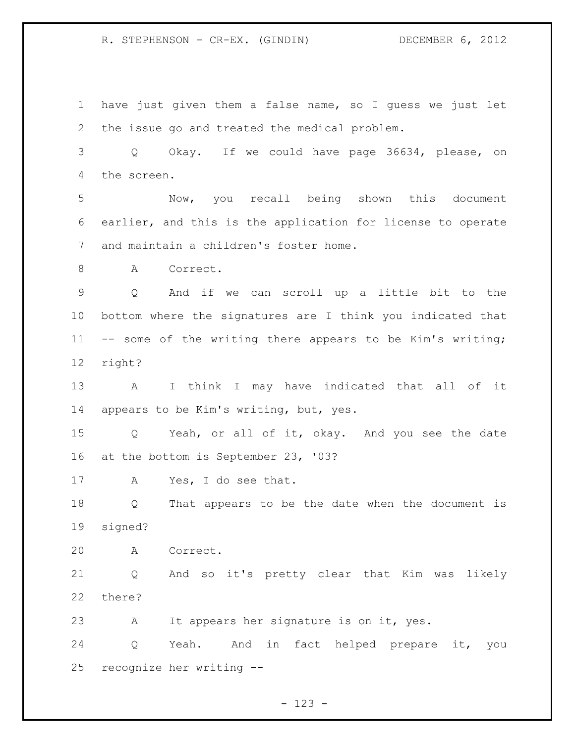1 have just given them a false name, so I guess we just let
2 the issue go and treated the medical problem.

3 Q Okay. If we could have page 36634, please, on
4 the screen.

5 Now, you recall being shown this document
6 earlier, and this is the application for license to operate
7 and maintain a children's foster home.

8 A Correct.

9 Q And if we can scroll up a little bit to the
10 bottom where the signatures are I think you indicated that
11 -- some of the writing there appears to be Kim's writing;
12 right?

13 A I think I may have indicated that all of it
14 appears to be Kim's writing, but, yes.

15 Q Yeah, or all of it, okay. And you see the date
16 at the bottom is September 23, '03?

17 A Yes, I do see that.

18 Q That appears to be the date when the document is
19 signed?

20 A Correct.

21 Q And so it's pretty clear that Kim was likely
22 there?

23 A It appears her signature is on it, yes.

24 Q Yeah. And in fact helped prepare it, you
25 recognize her writing --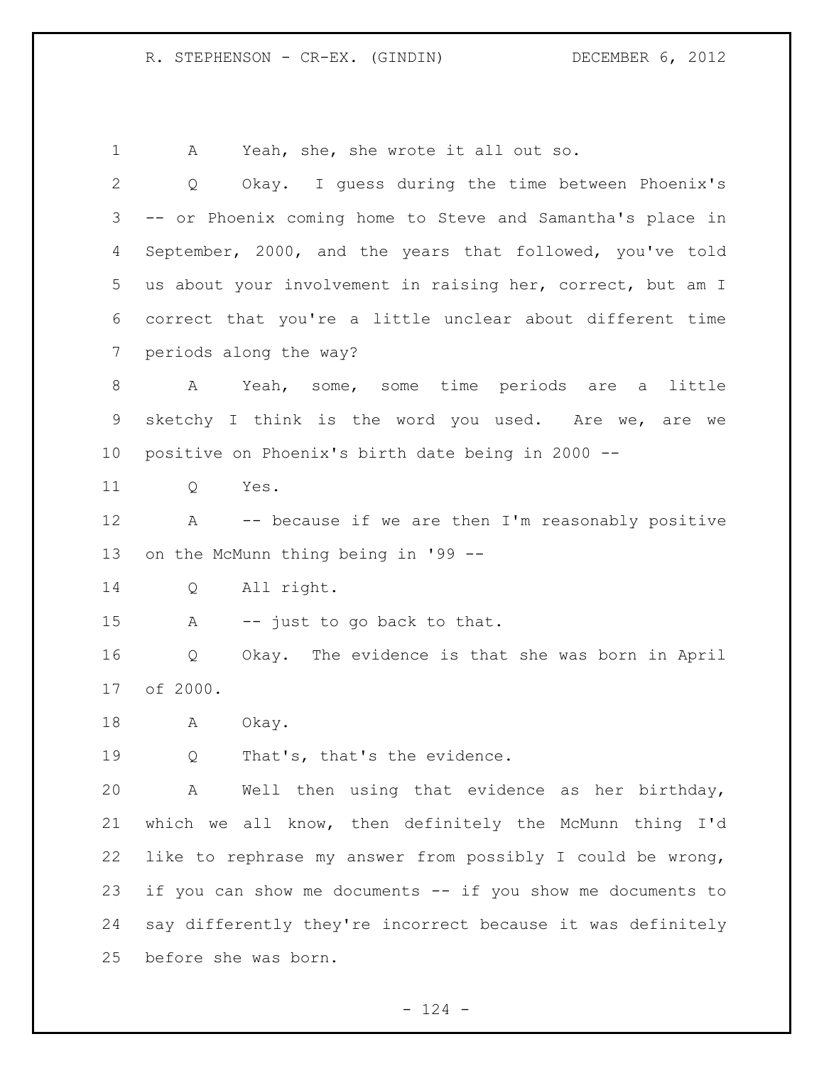1 A Yeah, she, she wrote it all out so.

2 Q Okay. I guess during the time between Phoenix's

3 -- or Phoenix coming home to Steve and Samantha's place in

4 September, 2000, and the years that followed, you've told

5 us about your involvement in raising her, correct, but am I

6 correct that you're a little unclear about different time

7 periods along the way?

8 A Yeah, some, some time periods are a little

9 sketchy I think is the word you used. Are we, are we

10 positive on Phoenix's birth date being in 2000 --

11 Q Yes.

12 A -- because if we are then I'm reasonably positive

13 on the McMunn thing being in '99 --

14 Q All right.

15 A -- just to go back to that.

16 Q Okay. The evidence is that she was born in April

17 of 2000.

18 A Okay.

19 Q That's, that's the evidence.

20 A Well then using that evidence as her birthday,

21 which we all know, then definitely the McMunn thing I'd

22 like to rephrase my answer from possibly I could be wrong,

23 if you can show me documents -- if you show me documents to

24 say differently they're incorrect because it was definitely

25 before she was born.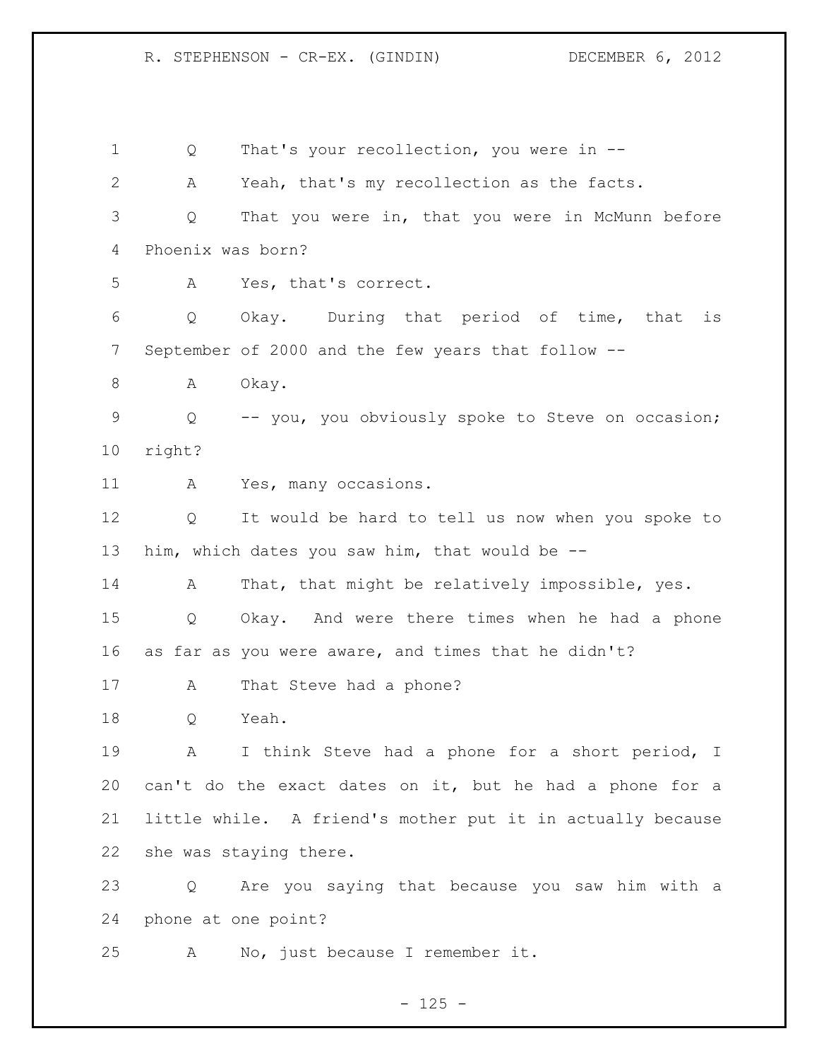1 Q That's your recollection, you were in --

2 A Yeah, that's my recollection as the facts.

3 Q That you were in, that you were in McMunn before

4 Phoenix was born?

5 A Yes, that's correct.

6 Q Okay. During that period of time, that is

7 September of 2000 and the few years that follow --

8 A Okay.

9 Q -- you, you obviously spoke to Steve on occasion;

10 right?

11 A Yes, many occasions.

12 Q It would be hard to tell us now when you spoke to

13 him, which dates you saw him, that would be --

14 A That, that might be relatively impossible, yes.

15 Q Okay. And were there times when he had a phone

16 as far as you were aware, and times that he didn't?

17 A That Steve had a phone?

18 Q Yeah.

19 A I think Steve had a phone for a short period, I

20 can't do the exact dates on it, but he had a phone for a

21 little while. A friend's mother put it in actually because

22 she was staying there.

23 Q Are you saying that because you saw him with a

24 phone at one point?

25 A No, just because I remember it.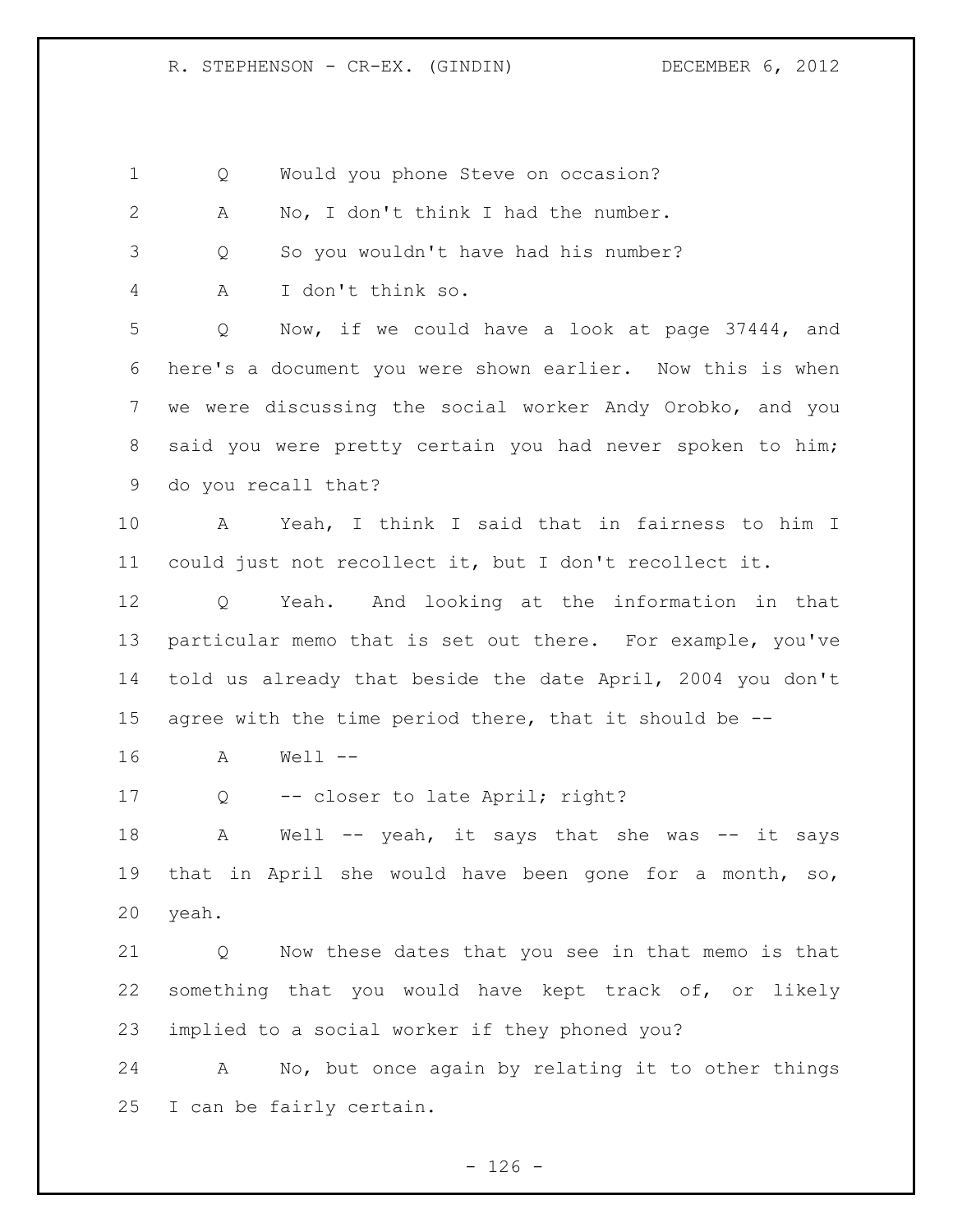1 Q Would you phone Steve on occasion?

2 A No, I don't think I had the number.

3 Q So you wouldn't have had his number?

4 A I don't think so.

5 Q Now, if we could have a look at page 37444, and
6 here's a document you were shown earlier. Now this is when
7 we were discussing the social worker Andy Orobko, and you
8 said you were pretty certain you had never spoken to him;
9 do you recall that?

10 A Yeah, I think I said that in fairness to him I
11 could just not recollect it, but I don't recollect it.

12 Q Yeah. And looking at the information in that
13 particular memo that is set out there. For example, you've
14 told us already that beside the date April, 2004 you don't
15 agree with the time period there, that it should be --

16 A Well --

17 Q -- closer to late April; right?

18 A Well -- yeah, it says that she was -- it says
19 that in April she would have been gone for a month, so,
20 yeah.

21 Q Now these dates that you see in that memo is that
22 something that you would have kept track of, or likely
23 implied to a social worker if they phoned you?

24 A No, but once again by relating it to other things
25 I can be fairly certain.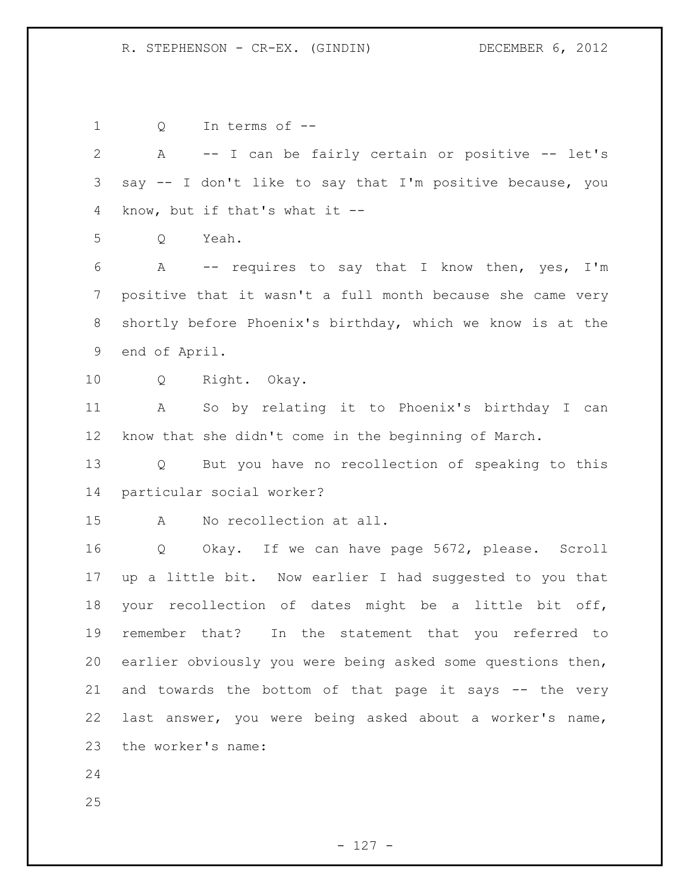Q In terms of --

A -- I can be fairly certain or positive -- let's say -- I don't like to say that I'm positive because, you know, but if that's what it --

Q Yeah.

A -- requires to say that I know then, yes, I'm positive that it wasn't a full month because she came very shortly before Phoenix's birthday, which we know is at the end of April.

Q Right. Okay.

A So by relating it to Phoenix's birthday I can know that she didn't come in the beginning of March.

Q But you have no recollection of speaking to this particular social worker?

A No recollection at all.

Q Okay. If we can have page 5672, please. Scroll up a little bit. Now earlier I had suggested to you that your recollection of dates might be a little bit off, remember that? In the statement that you referred to earlier obviously you were being asked some questions then, and towards the bottom of that page it says -- the very last answer, you were being asked about a worker's name, the worker's name: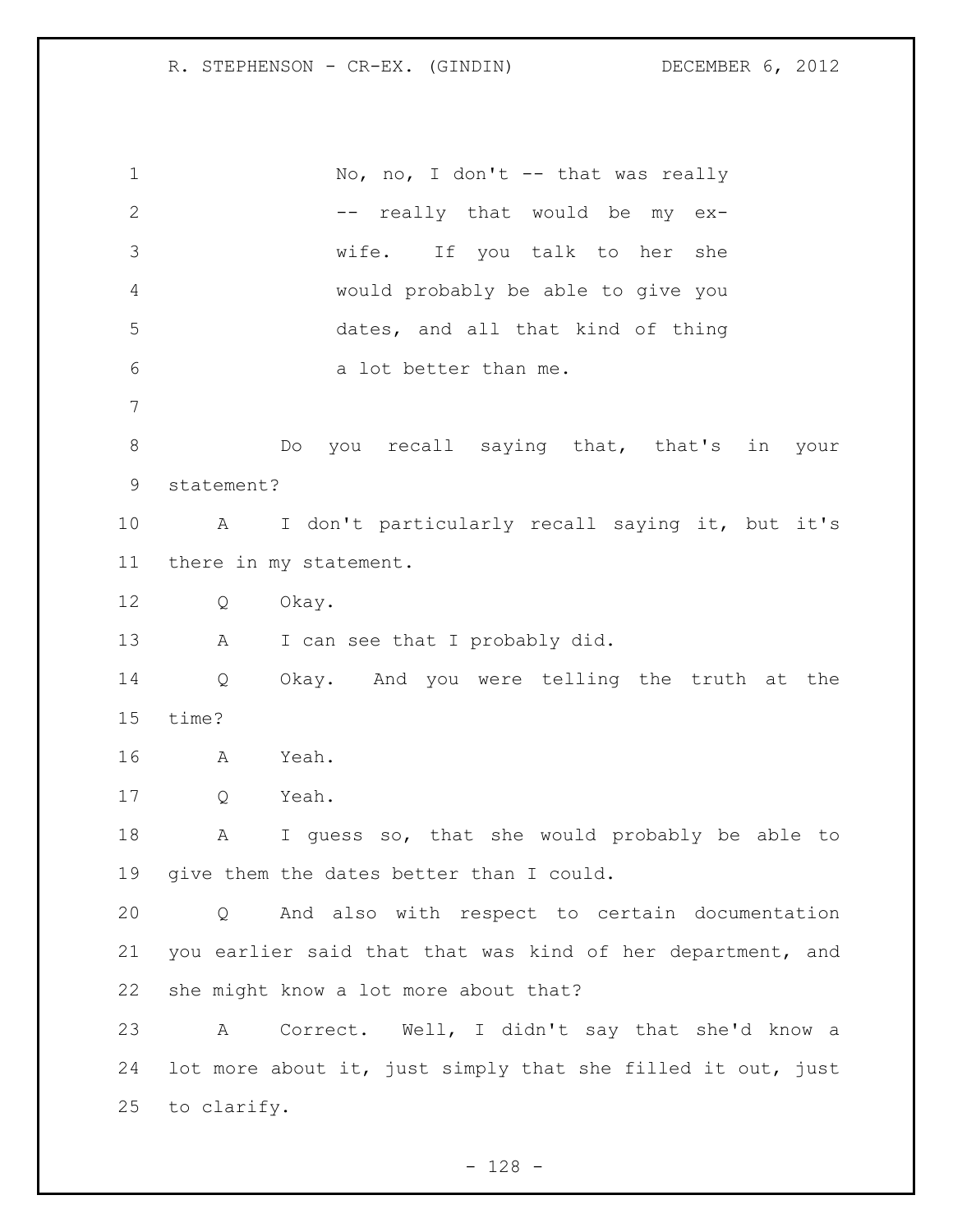> No, no, I don't -- that was really -- really that would be my ex-wife. If you talk to her she would probably be able to give you dates, and all that kind of thing a lot better than me.

Do you recall saying that, that's in your statement?

A I don't particularly recall saying it, but it's there in my statement.

Q Okay.

A I can see that I probably did.

Q Okay. And you were telling the truth at the time?

A Yeah.

Q Yeah.

A I guess so, that she would probably be able to give them the dates better than I could.

Q And also with respect to certain documentation you earlier said that that was kind of her department, and she might know a lot more about that?

A Correct. Well, I didn't say that she'd know a lot more about it, just simply that she filled it out, just to clarify.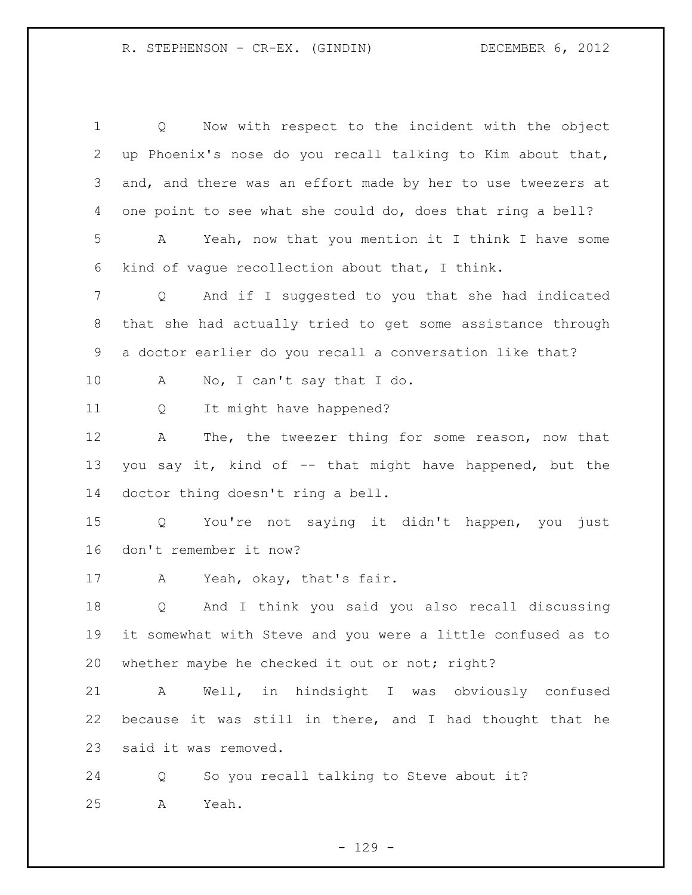Q Now with respect to the incident with the object up Phoenix's nose do you recall talking to Kim about that, and, and there was an effort made by her to use tweezers at one point to see what she could do, does that ring a bell?

A Yeah, now that you mention it I think I have some kind of vague recollection about that, I think.

Q And if I suggested to you that she had indicated that she had actually tried to get some assistance through a doctor earlier do you recall a conversation like that?

A No, I can't say that I do.

Q It might have happened?

A The, the tweezer thing for some reason, now that you say it, kind of -- that might have happened, but the doctor thing doesn't ring a bell.

Q You're not saying it didn't happen, you just don't remember it now?

A Yeah, okay, that's fair.

Q And I think you said you also recall discussing it somewhat with Steve and you were a little confused as to whether maybe he checked it out or not; right?

A Well, in hindsight I was obviously confused because it was still in there, and I had thought that he said it was removed.

Q So you recall talking to Steve about it?

A Yeah.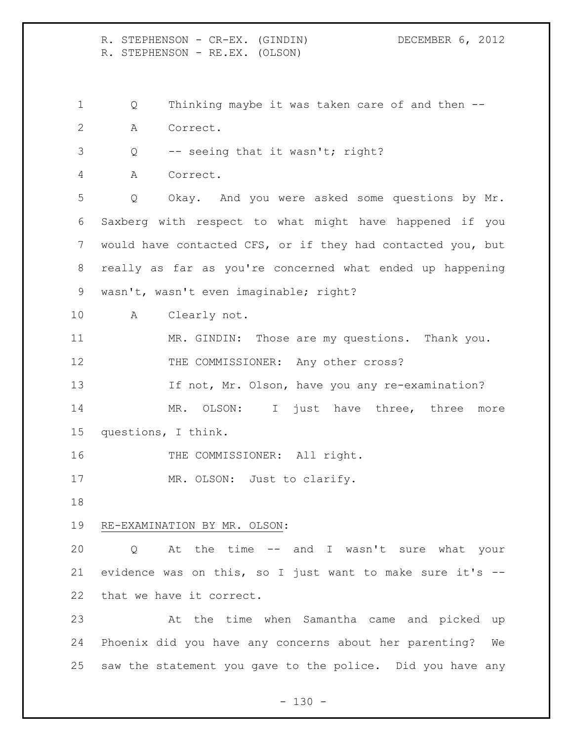Q Thinking maybe it was taken care of and then --

A Correct.

Q -- seeing that it wasn't; right?

A Correct.

Q Okay. And you were asked some questions by Mr. Saxberg with respect to what might have happened if you would have contacted CFS, or if they had contacted you, but really as far as you're concerned what ended up happening wasn't, wasn't even imaginable; right?

A Clearly not.

MR. GINDIN: Those are my questions. Thank you.

THE COMMISSIONER: Any other cross?

If not, Mr. Olson, have you any re-examination?

MR. OLSON: I just have three, three more questions, I think.

THE COMMISSIONER: All right.

MR. OLSON: Just to clarify.

RE-EXAMINATION BY MR. OLSON:

Q At the time -- and I wasn't sure what your evidence was on this, so I just want to make sure it's -- that we have it correct.

At the time when Samantha came and picked up Phoenix did you have any concerns about her parenting? We saw the statement you gave to the police. Did you have any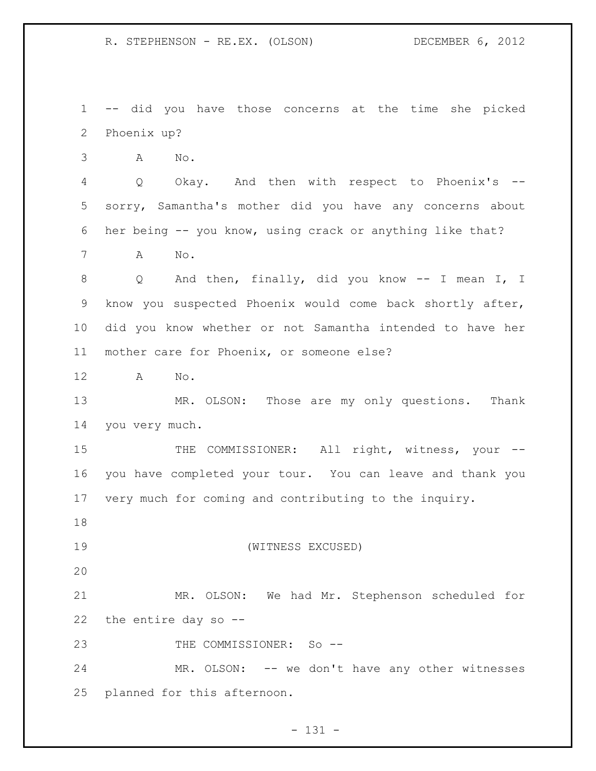-- did you have those concerns at the time she picked Phoenix up?

A No.

Q Okay. And then with respect to Phoenix's -- sorry, Samantha's mother did you have any concerns about her being -- you know, using crack or anything like that?

A No.

Q And then, finally, did you know -- I mean I, I know you suspected Phoenix would come back shortly after, did you know whether or not Samantha intended to have her mother care for Phoenix, or someone else?

A No.

MR. OLSON: Those are my only questions. Thank you very much.

THE COMMISSIONER: All right, witness, your -- you have completed your tour. You can leave and thank you very much for coming and contributing to the inquiry.

(WITNESS EXCUSED)

MR. OLSON: We had Mr. Stephenson scheduled for the entire day so --

THE COMMISSIONER: So --

MR. OLSON: -- we don't have any other witnesses planned for this afternoon.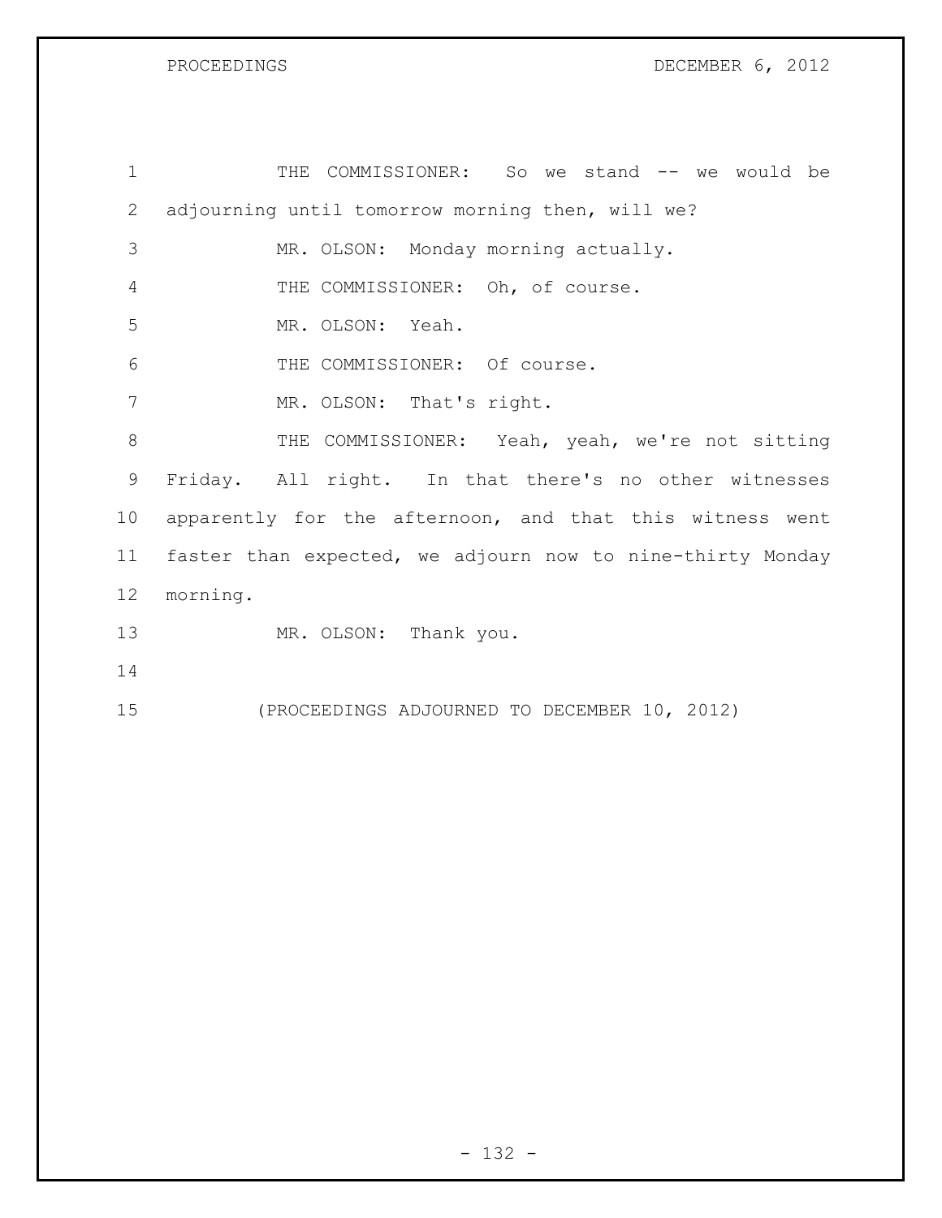THE COMMISSIONER: So we stand -- we would be adjourning until tomorrow morning then, will we?

MR. OLSON: Monday morning actually.

THE COMMISSIONER: Oh, of course.

MR. OLSON: Yeah.

THE COMMISSIONER: Of course.

MR. OLSON: That's right.

THE COMMISSIONER: Yeah, yeah, we're not sitting Friday. All right. In that there's no other witnesses apparently for the afternoon, and that this witness went faster than expected, we adjourn now to nine-thirty Monday morning.

MR. OLSON: Thank you.

(PROCEEDINGS ADJOURNED TO DECEMBER 10, 2012)